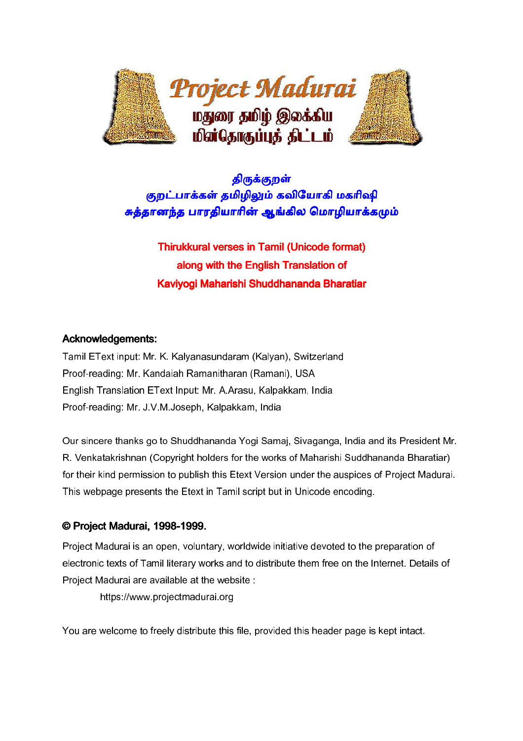# திருக்குறள்

## குறட்பாக்கள் தமிழிலும் கவியோகி மகரிஷி சுத்தானந்த பாரதியாரின் ஆங்கில மொழியாக்கமும்

## Thirukkural verses in Tamil (Unicode format) along with the English Translation of Kaviyogi Maharishi Shuddhananda Bharatiar

**Acknowledgements:**

Tamil EText input: Mr. K. Kalyanasundaram (Kalyan), Switzerland
Proof-reading: Mr. Kandaiah Ramanitharan (Ramani), USA
English Translation EText Input: Mr. A.Arasu, Kalpakkam, India
Proof-reading: Mr. J.V.M.Joseph, Kalpakkam, India

Our sincere thanks go to Shuddhananda Yogi Samaj, Sivaganga, India and its President Mr. R. Venkatakrishnan (Copyright holders for the works of Maharishi Suddhananda Bharatiar) for their kind permission to publish this Etext Version under the auspices of Project Madurai. This webpage presents the Etext in Tamil script but in Unicode encoding.

**© Project Madurai, 1998-1999.**

Project Madurai is an open, voluntary, worldwide initiative devoted to the preparation of electronic texts of Tamil literary works and to distribute them free on the Internet. Details of Project Madurai are available at the website :

https://www.projectmadurai.org

You are welcome to freely distribute this file, provided this header page is kept intact.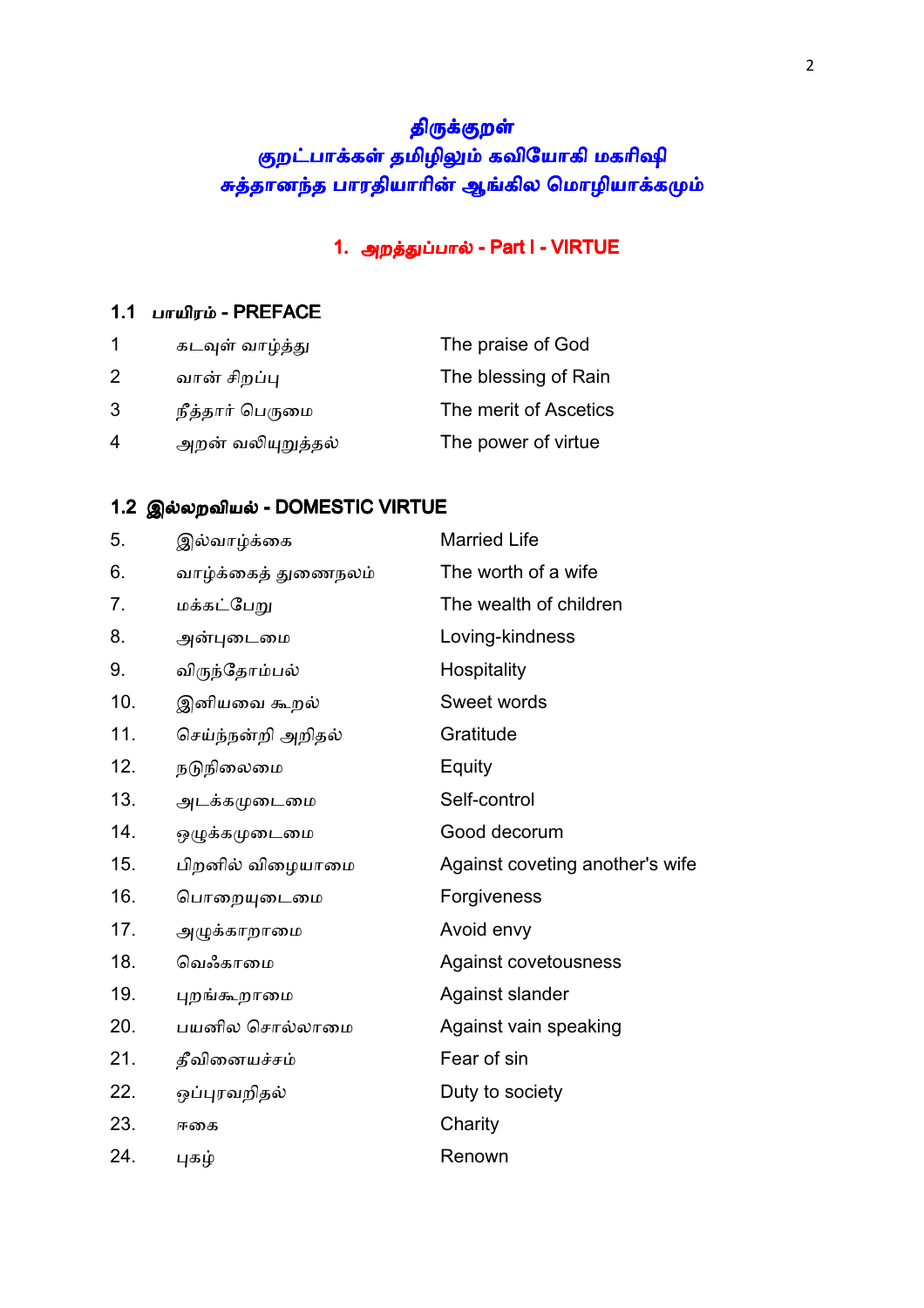# திருக்குறள்
## குறட்பாக்கள் தமிழிலும் கவியோகி மகரிஷி சுத்தானந்த பாரதியாரின் ஆங்கில மொழியாக்கமும்

## 1. அறத்துப்பால் - Part I - VIRTUE

### 1.1 பாயிரம் - PREFACE

| | | |
|---|---|---|
| 1 | கடவுள் வாழ்த்து | The praise of God |
| 2 | வான் சிறப்பு | The blessing of Rain |
| 3 | நீத்தார் பெருமை | The merit of Ascetics |
| 4 | அறன் வலியுறுத்தல் | The power of virtue |

### 1.2 இல்லறவியல் - DOMESTIC VIRTUE

| | | |
|---|---|---|
| 5. | இல்வாழ்க்கை | Married Life |
| 6. | வாழ்க்கைத் துணைநலம் | The worth of a wife |
| 7. | மக்கட்பேறு | The wealth of children |
| 8. | அன்புடைமை | Loving-kindness |
| 9. | விருந்தோம்பல் | Hospitality |
| 10. | இனியவை கூறல் | Sweet words |
| 11. | செய்ந்நன்றி அறிதல் | Gratitude |
| 12. | நடுநிலைமை | Equity |
| 13. | அடக்கமுடைமை | Self-control |
| 14. | ஒழுக்கமுடைமை | Good decorum |
| 15. | பிறனில் விழையாமை | Against coveting another's wife |
| 16. | பொறையுடைமை | Forgiveness |
| 17. | அழுக்காறாமை | Avoid envy |
| 18. | வெஃகாமை | Against covetousness |
| 19. | புறங்கூறாமை | Against slander |
| 20. | பயனில சொல்லாமை | Against vain speaking |
| 21. | தீவினையச்சம் | Fear of sin |
| 22. | ஒப்புரவறிதல் | Duty to society |
| 23. | ஈகை | Charity |
| 24. | புகழ் | Renown |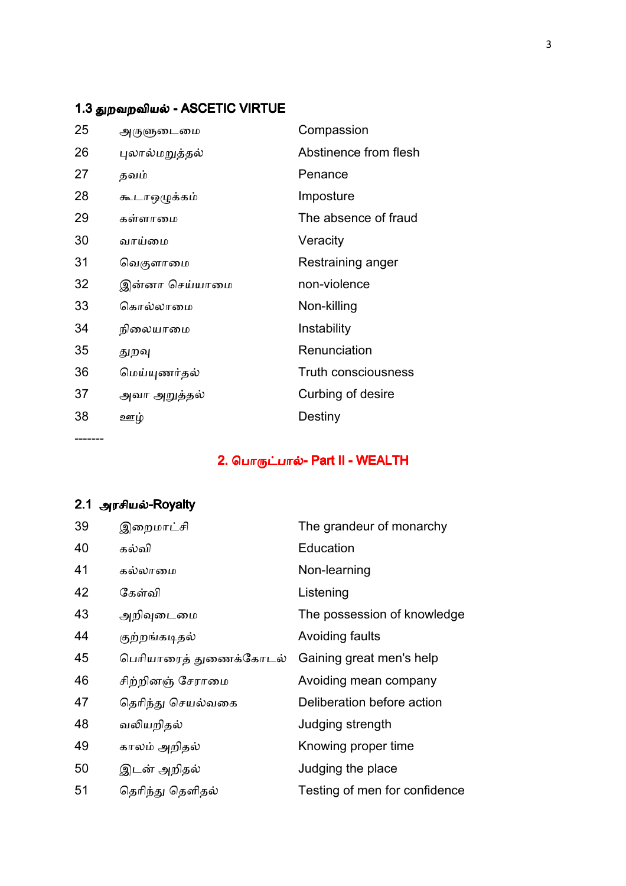### 1.3 துறவறவியல் - ASCETIC VIRTUE

| | | |
|---|---|---|
| 25 | அருளுடைமை | Compassion |
| 26 | புலால்மறுத்தல் | Abstinence from flesh |
| 27 | தவம் | Penance |
| 28 | கூடாஒழுக்கம் | Imposture |
| 29 | கள்ளாமை | The absence of fraud |
| 30 | வாய்மை | Veracity |
| 31 | வெகுளாமை | Restraining anger |
| 32 | இன்னா செய்யாமை | non-violence |
| 33 | கொல்லாமை | Non-killing |
| 34 | நிலையாமை | Instability |
| 35 | துறவு | Renunciation |
| 36 | மெய்யுணர்தல் | Truth consciousness |
| 37 | அவா அறுத்தல் | Curbing of desire |
| 38 | ஊழ் | Destiny |

-------

## 2. பொருட்பால்- Part II - WEALTH

### 2.1 அரசியல்-Royalty

| | | |
|---|---|---|
| 39 | இறைமாட்சி | The grandeur of monarchy |
| 40 | கல்வி | Education |
| 41 | கல்லாமை | Non-learning |
| 42 | கேள்வி | Listening |
| 43 | அறிவுடைமை | The possession of knowledge |
| 44 | குற்றங்கடிதல் | Avoiding faults |
| 45 | பெரியாரைத் துணைக்கோடல் | Gaining great men's help |
| 46 | சிற்றினஞ் சேராமை | Avoiding mean company |
| 47 | தெரிந்து செயல்வகை | Deliberation before action |
| 48 | வலியறிதல் | Judging strength |
| 49 | காலம் அறிதல் | Knowing proper time |
| 50 | இடன் அறிதல் | Judging the place |
| 51 | தெரிந்து தெளிதல் | Testing of men for confidence |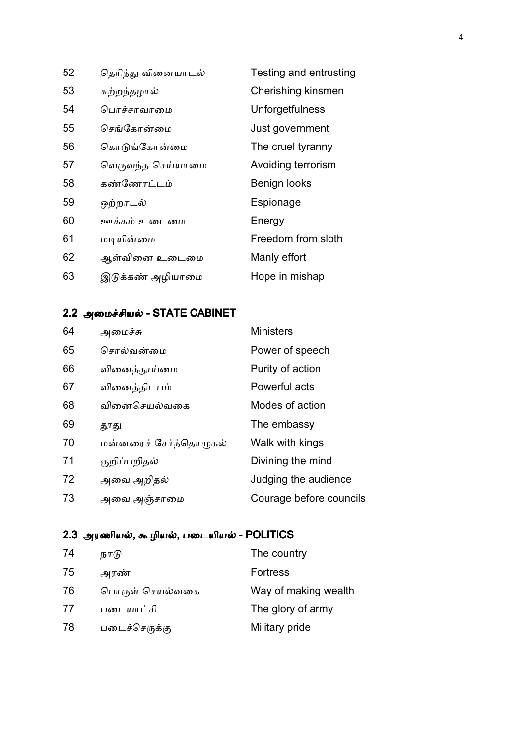| | | |
|---|---|---|
| 52 | தெரிந்து வினையாடல் | Testing and entrusting |
| 53 | சுற்றந்தழால் | Cherishing kinsmen |
| 54 | பொச்சாவாமை | Unforgetfulness |
| 55 | செங்கோன்மை | Just government |
| 56 | கொடுங்கோன்மை | The cruel tyranny |
| 57 | வெருவந்த செய்யாமை | Avoiding terrorism |
| 58 | கண்ணோட்டம் | Benign looks |
| 59 | ஒற்றாடல் | Espionage |
| 60 | ஊக்கம் உடைமை | Energy |
| 61 | மடியின்மை | Freedom from sloth |
| 62 | ஆள்வினை உடைமை | Manly effort |
| 63 | இடுக்கண் அழியாமை | Hope in mishap |

## 2.2 அமைச்சியல் - STATE CABINET

| | | |
|---|---|---|
| 64 | அமைச்சு | Ministers |
| 65 | சொல்வன்மை | Power of speech |
| 66 | வினைத்தூய்மை | Purity of action |
| 67 | வினைத்திடபம் | Powerful acts |
| 68 | வினைசெயல்வகை | Modes of action |
| 69 | தூது | The embassy |
| 70 | மன்னரைச் சேர்ந்தொழுகல் | Walk with kings |
| 71 | குறிப்பறிதல் | Divining the mind |
| 72 | அவை அறிதல் | Judging the audience |
| 73 | அவை அஞ்சாமை | Courage before councils |

## 2.3 அரணியல், கூழியல், படையியல் - POLITICS

| | | |
|---|---|---|
| 74 | நாடு | The country |
| 75 | அரண் | Fortress |
| 76 | பொருள் செயல்வகை | Way of making wealth |
| 77 | படையாட்சி | The glory of army |
| 78 | படைச்செருக்கு | Military pride |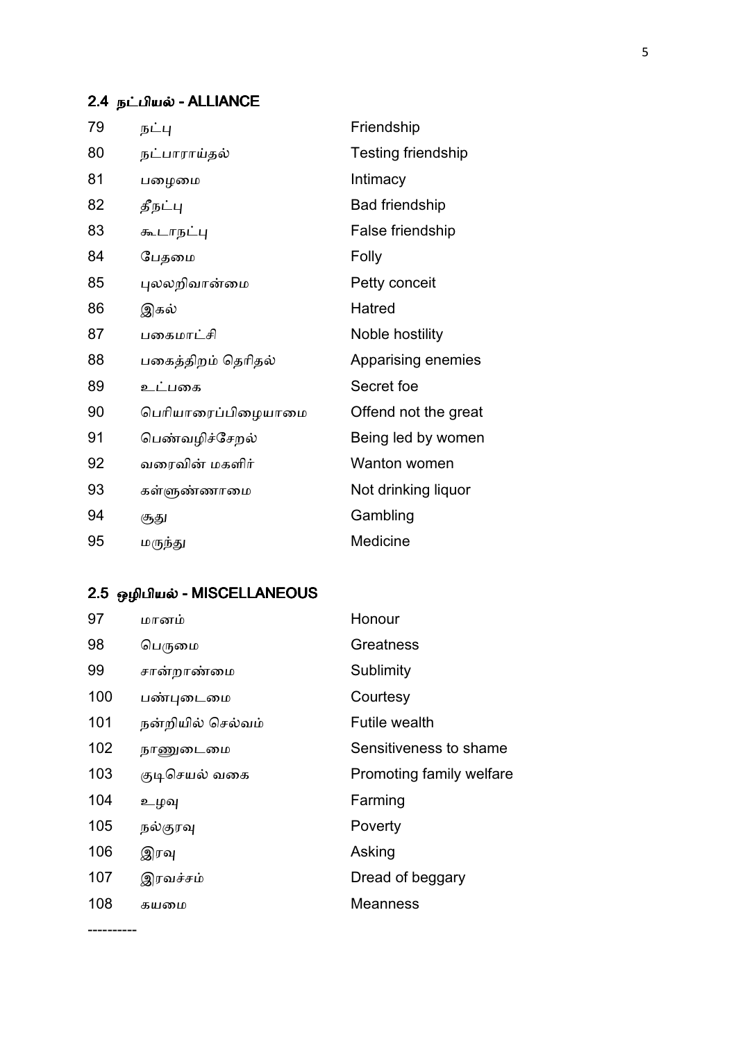## 2.4 நட்பியல் - ALLIANCE

| | | |
|---|---|---|
| 79 | நட்பு | Friendship |
| 80 | நட்பாராய்தல் | Testing friendship |
| 81 | பழைமை | Intimacy |
| 82 | தீநட்பு | Bad friendship |
| 83 | கூடாநட்பு | False friendship |
| 84 | பேதமை | Folly |
| 85 | புலலறிவான்மை | Petty conceit |
| 86 | இகல் | Hatred |
| 87 | பகைமாட்சி | Noble hostility |
| 88 | பகைத்திறம் தெரிதல் | Apparising enemies |
| 89 | உட்பகை | Secret foe |
| 90 | பெரியாரைப்பிழையாமை | Offend not the great |
| 91 | பெண்வழிச்சேறல் | Being led by women |
| 92 | வரைவின் மகளிர் | Wanton women |
| 93 | கள்ளுண்ணாமை | Not drinking liquor |
| 94 | சூது | Gambling |
| 95 | மருந்து | Medicine |

## 2.5 ஒழிபியல் - MISCELLANEOUS

| | | |
|---|---|---|
| 97 | மானம் | Honour |
| 98 | பெருமை | Greatness |
| 99 | சான்றாண்மை | Sublimity |
| 100 | பண்புடைமை | Courtesy |
| 101 | நன்றியில் செல்வம் | Futile wealth |
| 102 | நாணுடைமை | Sensitiveness to shame |
| 103 | குடிசெயல் வகை | Promoting family welfare |
| 104 | உழவு | Farming |
| 105 | நல்குரவு | Poverty |
| 106 | இரவு | Asking |
| 107 | இரவச்சம் | Dread of beggary |
| 108 | கயமை | Meanness |

----------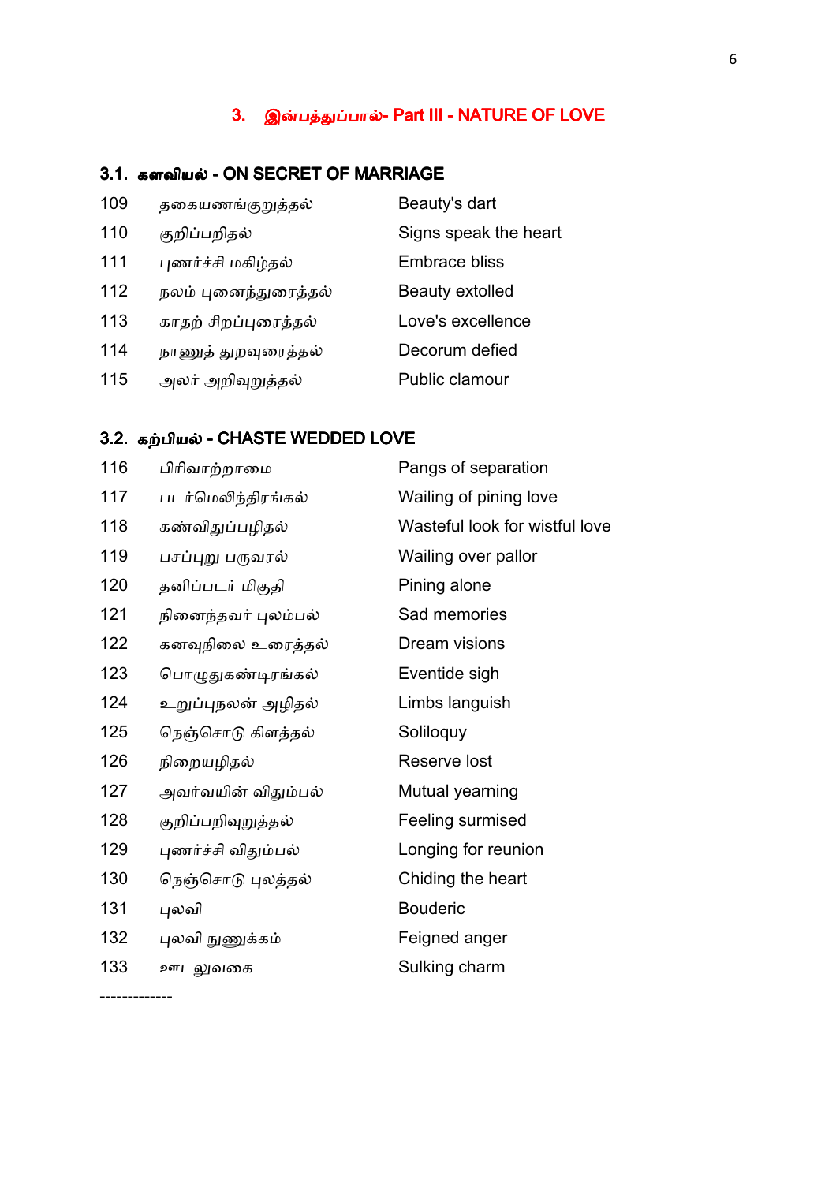## 3. இன்பத்துப்பால்- Part III - NATURE OF LOVE

### 3.1. களவியல் - ON SECRET OF MARRIAGE

| | | |
|---|---|---|
| 109 | தகையணங்குறுத்தல் | Beauty's dart |
| 110 | குறிப்பறிதல் | Signs speak the heart |
| 111 | புணர்ச்சி மகிழ்தல் | Embrace bliss |
| 112 | நலம் புனைந்துரைத்தல் | Beauty extolled |
| 113 | காதற் சிறப்புரைத்தல் | Love's excellence |
| 114 | நாணுத் துறவுரைத்தல் | Decorum defied |
| 115 | அலர் அறிவுறுத்தல் | Public clamour |

### 3.2. கற்பியல் - CHASTE WEDDED LOVE

| | | |
|---|---|---|
| 116 | பிரிவாற்றாமை | Pangs of separation |
| 117 | படர்மெலிந்திரங்கல் | Wailing of pining love |
| 118 | கண்விதுப்பழிதல் | Wasteful look for wistful love |
| 119 | பசப்புறு பருவரல் | Wailing over pallor |
| 120 | தனிப்படர் மிகுதி | Pining alone |
| 121 | நினைந்தவர் புலம்பல் | Sad memories |
| 122 | கனவுநிலை உரைத்தல் | Dream visions |
| 123 | பொழுதுகண்டிரங்கல் | Eventide sigh |
| 124 | உறுப்புநலன் அழிதல் | Limbs languish |
| 125 | நெஞ்சொடு கிளத்தல் | Soliloquy |
| 126 | நிறையழிதல் | Reserve lost |
| 127 | அவர்வயின் விதும்பல் | Mutual yearning |
| 128 | குறிப்பறிவுறுத்தல் | Feeling surmised |
| 129 | புணர்ச்சி விதும்பல் | Longing for reunion |
| 130 | நெஞ்சொடு புலத்தல் | Chiding the heart |
| 131 | புலவி | Bouderic |
| 132 | புலவி நுணுக்கம் | Feigned anger |
| 133 | ஊடலுவகை | Sulking charm |

-------------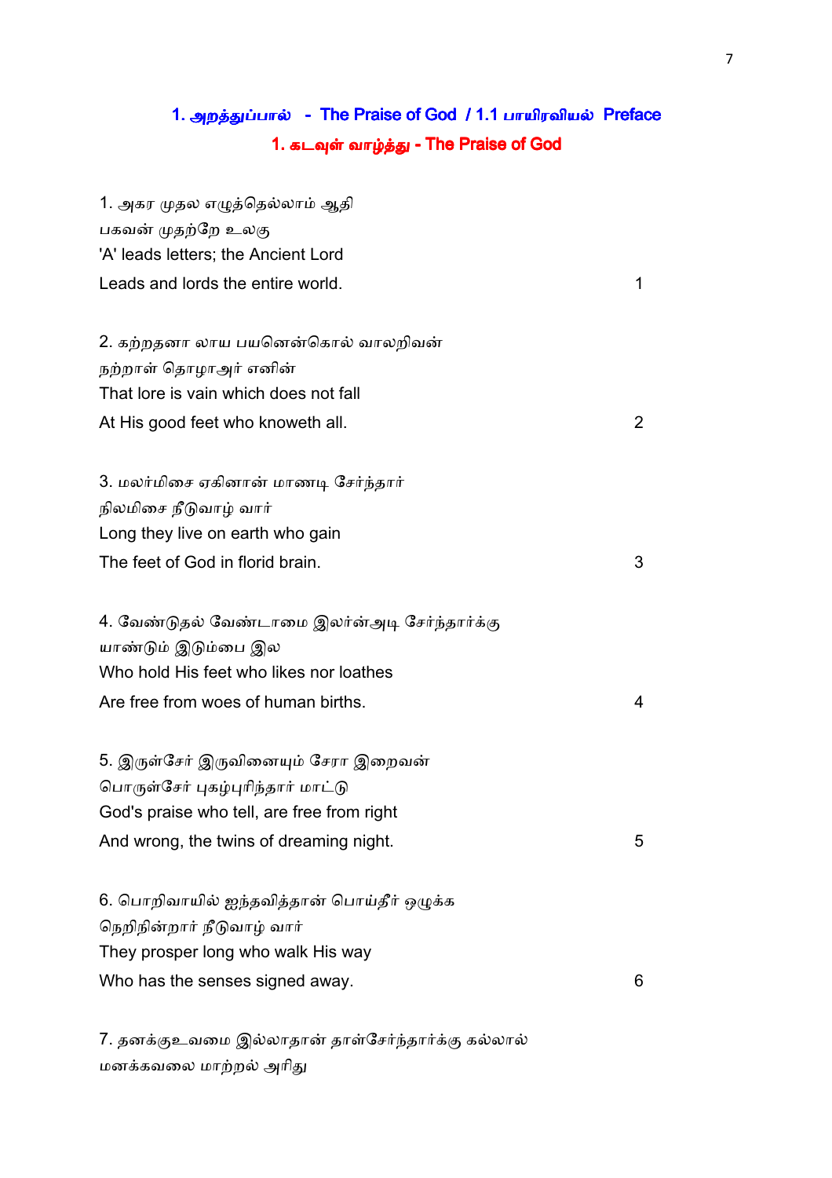## 1. அறத்துப்பால் - The Praise of God / 1.1 பாயிரவியல் Preface

### 1. கடவுள் வாழ்த்து - The Praise of God

1. அகர முதல எழுத்தெல்லாம் ஆதி
பகவன் முதற்றே உலகு
'A' leads letters; the Ancient Lord
Leads and lords the entire world. 1

2. கற்றதனா லாய பயனென்கொல் வாலறிவன்
நற்றாள் தொழாஅர் எனின்
That lore is vain which does not fall
At His good feet who knoweth all. 2

3. மலர்மிசை ஏகினான் மாணடி சேர்ந்தார்
நிலமிசை நீடுவாழ் வார்
Long they live on earth who gain
The feet of God in florid brain. 3

4. வேண்டுதல் வேண்டாமை இலான்அடி சேர்ந்தார்க்கு
யாண்டும் இடும்பை இல
Who hold His feet who likes nor loathes
Are free from woes of human births. 4

5. இருள்சேர் இருவினையும் சேரா இறைவன்
பொருள்சேர் புகழ்புரிந்தார் மாட்டு
God's praise who tell, are free from right
And wrong, the twins of dreaming night. 5

6. பொறிவாயில் ஐந்தவித்தான் பொய்தீர் ஒழுக்க
நெறிநின்றார் நீடுவாழ் வார்
They prosper long who walk His way
Who has the senses signed away. 6

7. தனக்குஉவமை இல்லாதான் தாள்சேர்ந்தார்க்கு கல்லால்
மனக்கவலை மாற்றல் அரிது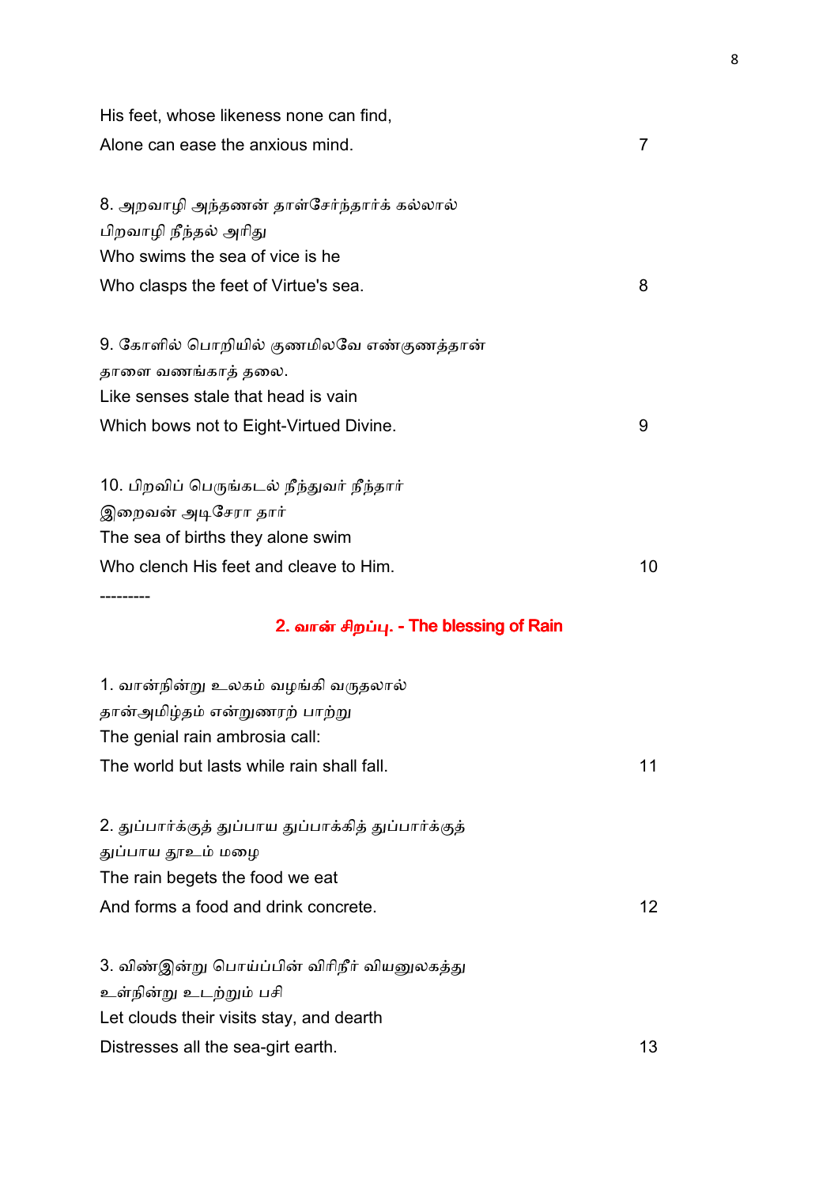His feet, whose likeness none can find,
Alone can ease the anxious mind. 7

8. அறவாழி அந்தணன் தாள்சேர்ந்தார்க் கல்லால்
பிறவாழி நீந்தல் அரிது
Who swims the sea of vice is he
Who clasps the feet of Virtue's sea. 8

9. கோளில் பொறியில் குணமிலவே எண்குணத்தான்
தாளை வணங்காத் தலை.
Like senses stale that head is vain
Which bows not to Eight-Virtued Divine. 9

10. பிறவிப் பெருங்கடல் நீந்துவர் நீந்தார்
இறைவன் அடிசேரா தார்
The sea of births they alone swim
Who clench His feet and cleave to Him. 10

---------

## 2. வான் சிறப்பு. - The blessing of Rain

1. வான்நின்று உலகம் வழங்கி வருதலால்
தான்அமிழ்தம் என்றுணரற் பாற்று
The genial rain ambrosia call:
The world but lasts while rain shall fall. 11

2. துப்பார்க்குத் துப்பாய துப்பாக்கித் துப்பார்க்குத்
துப்பாய தூஉம் மழை
The rain begets the food we eat
And forms a food and drink concrete. 12

3. விண்இன்று பொய்ப்பின் விரிநீர் வியனுலகத்து
உள்நின்று உடற்றும் பசி
Let clouds their visits stay, and dearth
Distresses all the sea-girt earth. 13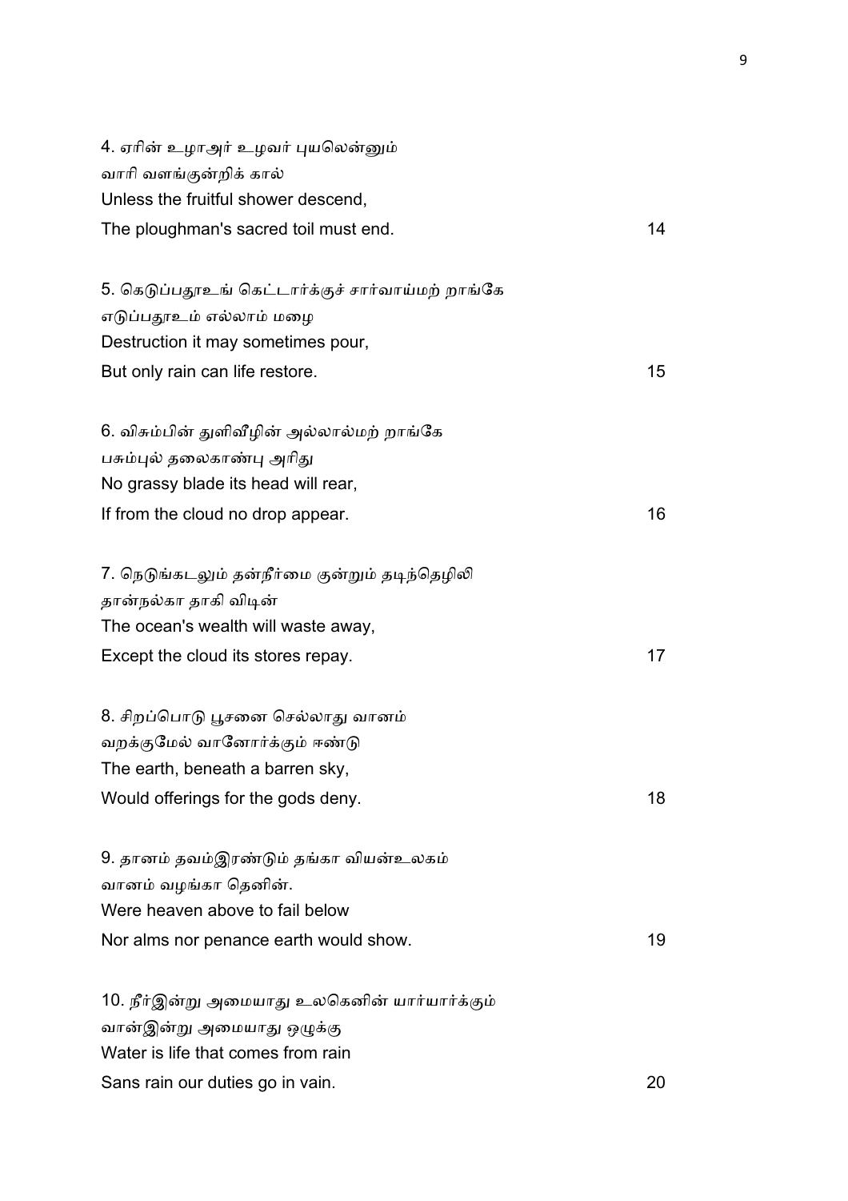4. ஏரின் உழாஅர் உழவர் புயலென்னும்
வாரி வளங்குன்றிக் கால்
Unless the fruitful shower descend,
The ploughman's sacred toil must end. 14

5. கெடுப்பதூஉங் கெட்டார்க்குச் சார்வாய்மற் றாங்கே
எடுப்பதூஉம் எல்லாம் மழை
Destruction it may sometimes pour,
But only rain can life restore. 15

6. விசும்பின் துளிவீழின் அல்லால்மற் றாங்கே
பசும்புல் தலைகாண்பு அரிது
No grassy blade its head will rear,
If from the cloud no drop appear. 16

7. நெடுங்கடலும் தன்நீர்மை குன்றும் தடிந்தெழிலி
தான்நல்கா தாகி விடின்
The ocean's wealth will waste away,
Except the cloud its stores repay. 17

8. சிறப்பொடு பூசனை செல்லாது வானம்
வறக்குமேல் வானோர்க்கும் ஈண்டு
The earth, beneath a barren sky,
Would offerings for the gods deny. 18

9. தானம் தவம்இரண்டும் தங்கா வியன்உலகம்
வானம் வழங்கா தெனின்.
Were heaven above to fail below
Nor alms nor penance earth would show. 19

10. நீர்இன்று அமையாது உலகெனின் யார்யார்க்கும்
வான்இன்று அமையாது ஒழுக்கு
Water is life that comes from rain
Sans rain our duties go in vain. 20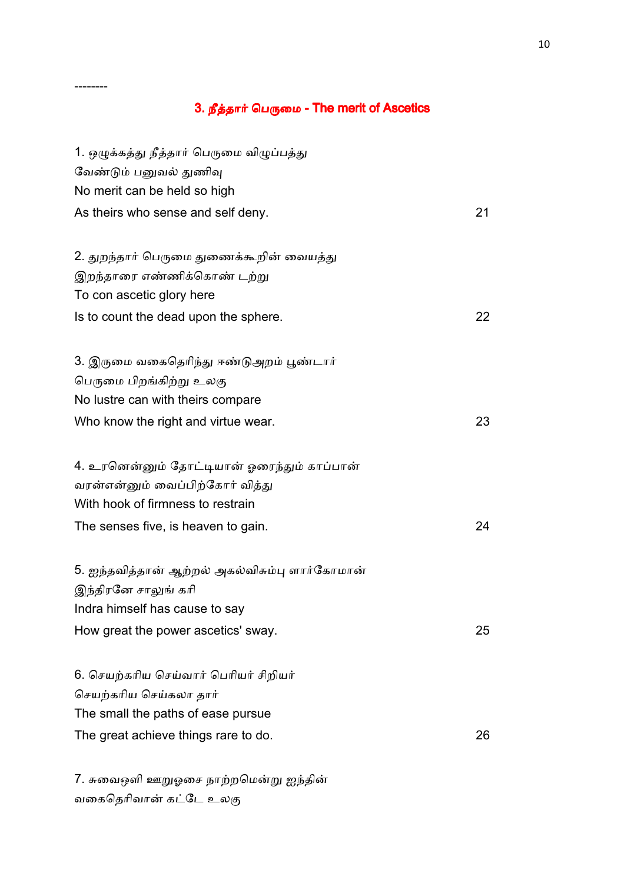--------

## 3. நீத்தார் பெருமை - The merit of Ascetics

1. ஒழுக்கத்து நீத்தார் பெருமை விழுப்பத்து
வேண்டும் பனுவல் துணிவு
No merit can be held so high
As theirs who sense and self deny. 21

2. துறந்தார் பெருமை துணைக்கூறின் வையத்து
இறந்தாரை எண்ணிக்கொண் டற்று
To con ascetic glory here
Is to count the dead upon the sphere. 22

3. இருமை வகைதெரிந்து ஈண்டுஅறம் பூண்டார்
பெருமை பிறங்கிற்று உலகு
No lustre can with theirs compare
Who know the right and virtue wear. 23

4. உரனென்னும் தோட்டியான் ஓரைந்தும் காப்பான்
வரன்என்னும் வைப்பிற்கோர் வித்து
With hook of firmness to restrain
The senses five, is heaven to gain. 24

5. ஐந்தவித்தான் ஆற்றல் அகல்விசும்பு ளார்கோமான்
இந்திரனே சாலுங் கரி
Indra himself has cause to say
How great the power ascetics' sway. 25

6. செயற்கரிய செய்வார் பெரியர் சிறியர்
செயற்கரிய செய்கலா தார்
The small the paths of ease pursue
The great achieve things rare to do. 26

7. சுவைஒளி ஊறுஓசை நாற்றமென்று ஐந்தின்
வகைதெரிவான் கட்டே உலகு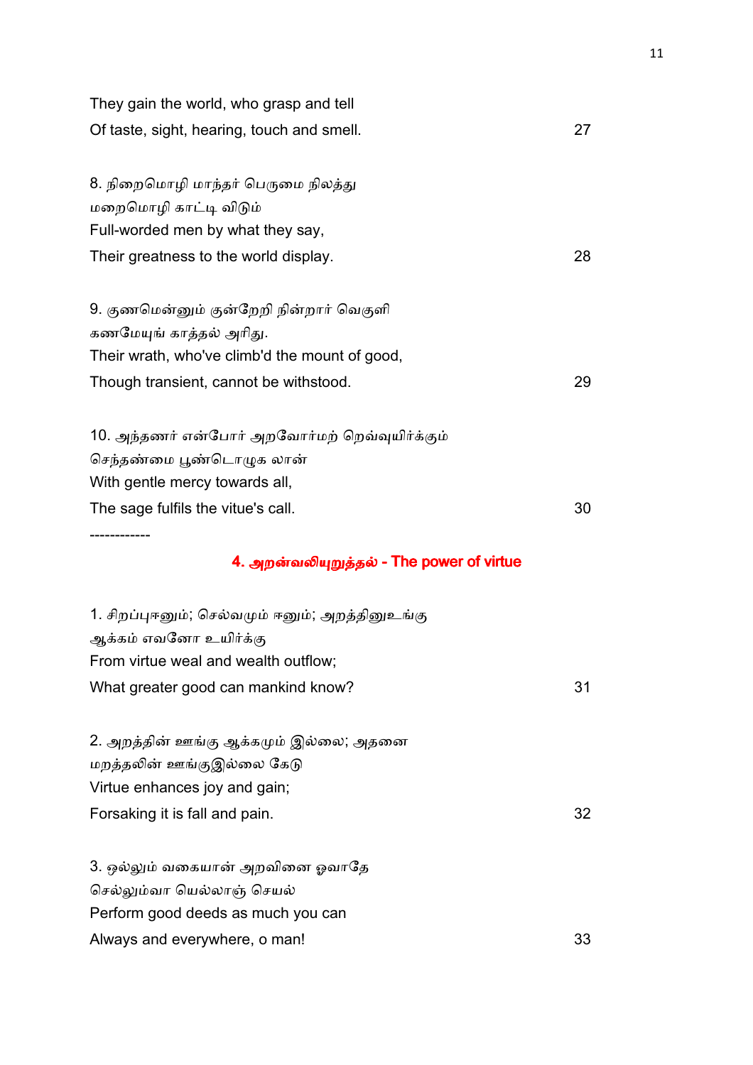They gain the world, who grasp and tell
Of taste, sight, hearing, touch and smell. 27

8. நிறைமொழி மாந்தர் பெருமை நிலத்து
மறைமொழி காட்டி விடும்
Full-worded men by what they say,
Their greatness to the world display. 28

9. குணமென்னும் குன்றேறி நின்றார் வெகுளி
கணமேயுங் காத்தல் அரிது.
Their wrath, who've climb'd the mount of good,
Though transient, cannot be withstood. 29

10. அந்தணர் என்போர் அறவோர்மற் றெவ்வுயிர்க்கும்
செந்தண்மை பூண்டொழுக லான்
With gentle mercy towards all,
The sage fulfils the vitue's call. 30

------------

## 4. அறன்வலியுறுத்தல் - The power of virtue

1. சிறப்புஈனும்; செல்வமும் ஈனும்; அறத்தினுஉங்கு
ஆக்கம் எவனோ உயிர்க்கு
From virtue weal and wealth outflow;
What greater good can mankind know? 31

2. அறத்தின் ஊங்கு ஆக்கமும் இல்லை; அதனை
மறத்தலின் ஊங்குஇல்லை கேடு
Virtue enhances joy and gain;
Forsaking it is fall and pain. 32

3. ஒல்லும் வகையான் அறவினை ஓவாதே
செல்லும்வா யெல்லாஞ் செயல்
Perform good deeds as much you can
Always and everywhere, o man! 33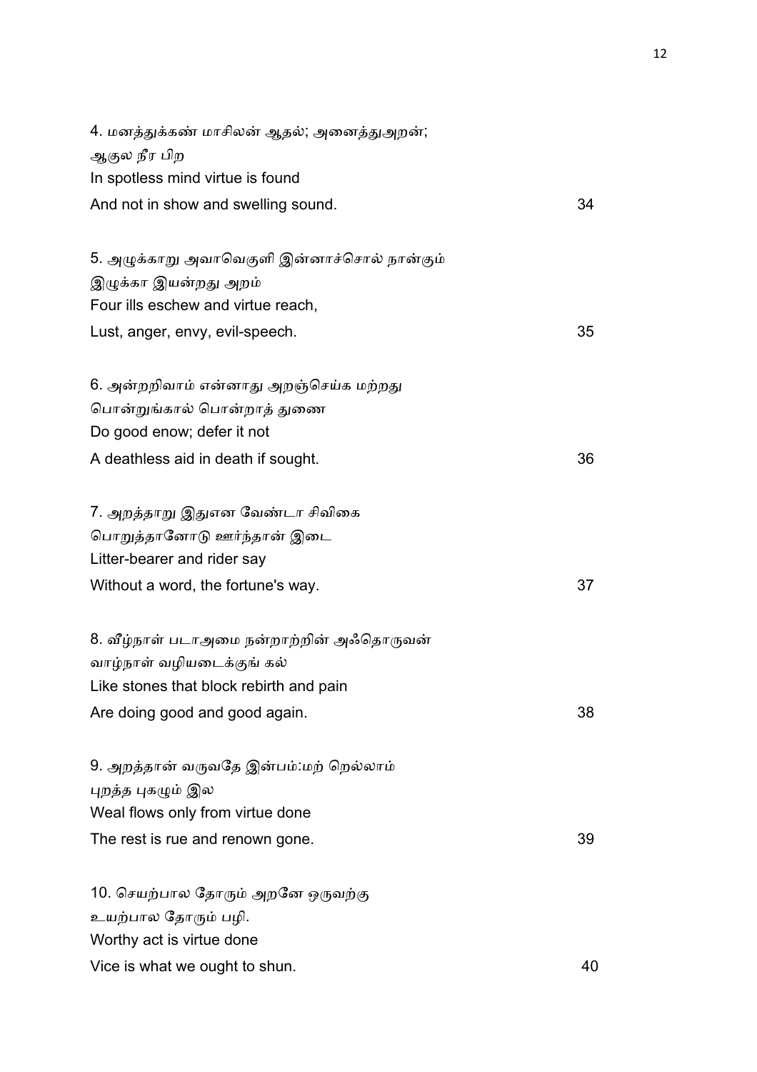4. மனத்துக்கண் மாசிலன் ஆதல்; அனைத்துஅறன்;
ஆகுல நீர பிற
In spotless mind virtue is found
And not in show and swelling sound. 34

5. அழுக்காறு அவாவெகுளி இன்னாச்சொல் நான்கும்
இழுக்கா இயன்றது அறம்
Four ills eschew and virtue reach,
Lust, anger, envy, evil-speech. 35

6. அன்றறிவாம் என்னாது அறஞ்செய்க மற்றது
பொன்றுங்கால் பொன்றாத் துணை
Do good enow; defer it not
A deathless aid in death if sought. 36

7. அறத்தாறு இதுஎன வேண்டா சிவிகை
பொறுத்தானோடு ஊர்ந்தான் இடை
Litter-bearer and rider say
Without a word, the fortune's way. 37

8. வீழ்நாள் படாஅமை நன்றாற்றின் அஃதொருவன்
வாழ்நாள் வழியடைக்குங் கல்
Like stones that block rebirth and pain
Are doing good and good again. 38

9. அறத்தான் வருவதே இன்பம்:மற் றெல்லாம்
புறத்த புகழும் இல
Weal flows only from virtue done
The rest is rue and renown gone. 39

10. செயற்பால தோரும் அறனே ஒருவற்கு
உயற்பால தோரும் பழி.
Worthy act is virtue done
Vice is what we ought to shun. 40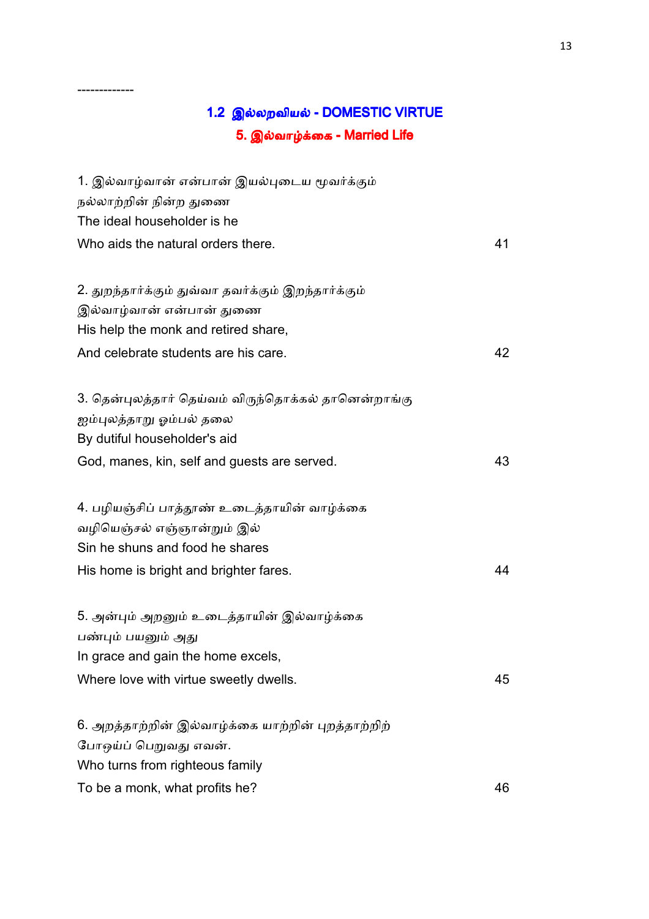-------------

## 1.2 இல்லறவியல் - DOMESTIC VIRTUE

### 5. இல்வாழ்க்கை - Married Life

1. இல்வாழ்வான் என்பான் இயல்புடைய மூவர்க்கும்
நல்லாற்றின் நின்ற துணை
The ideal householder is he
Who aids the natural orders there. 41

2. துறந்தார்க்கும் துவ்வா தவர்க்கும் இறந்தார்க்கும்
இல்வாழ்வான் என்பான் துணை
His help the monk and retired share,
And celebrate students are his care. 42

3. தென்புலத்தார் தெய்வம் விருந்தொக்கல் தானென்றாங்கு
ஐம்புலத்தாறு ஓம்பல் தலை
By dutiful householder's aid
God, manes, kin, self and guests are served. 43

4. பழியஞ்சிப் பாத்தூண் உடைத்தாயின் வாழ்க்கை
வழியெஞ்சல் எஞ்ஞான்றும் இல்
Sin he shuns and food he shares
His home is bright and brighter fares. 44

5. அன்பும் அறனும் உடைத்தாயின் இல்வாழ்க்கை
பண்பும் பயனும் அது
In grace and gain the home excels,
Where love with virtue sweetly dwells. 45

6. அறத்தாற்றின் இல்வாழ்க்கை யாற்றின் புறத்தாற்றிற்
போஒய்ப் பெறுவது எவன்.
Who turns from righteous family
To be a monk, what profits he? 46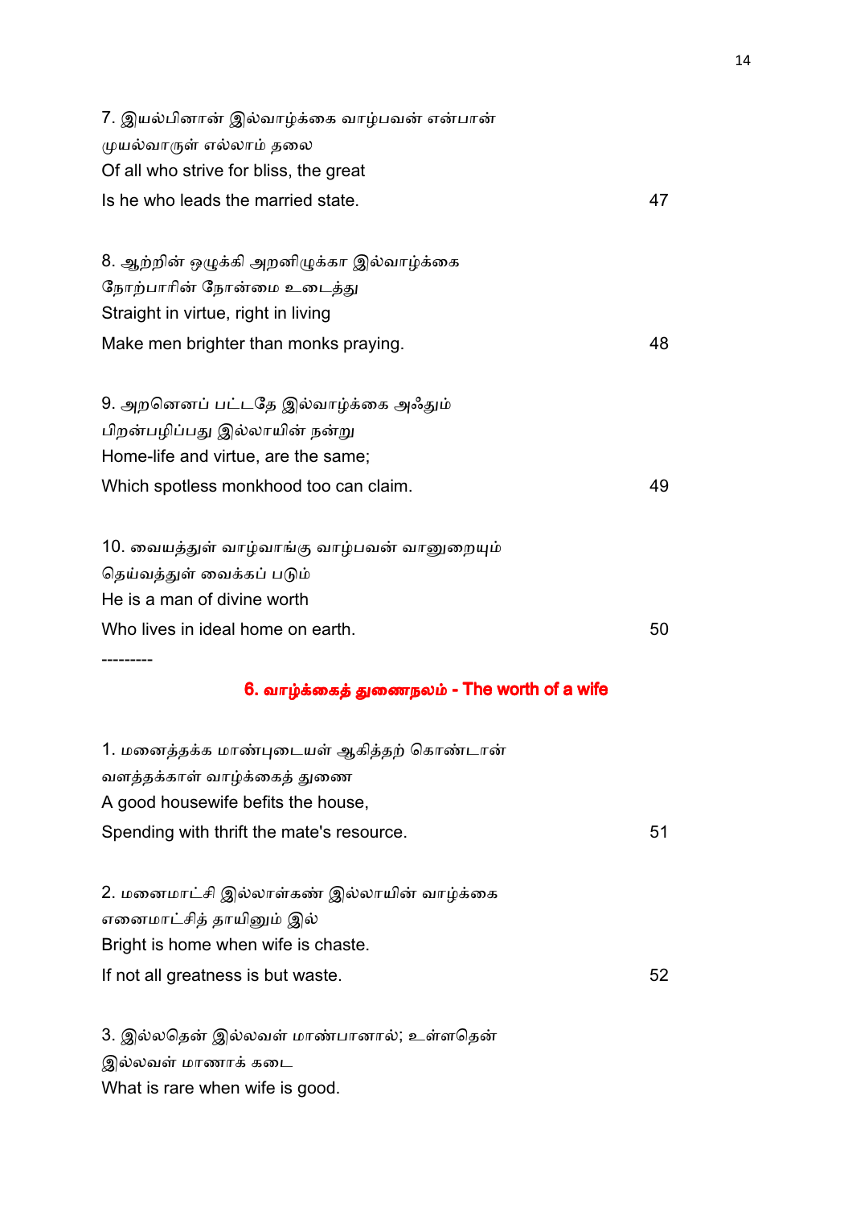7. இயல்பினான் இல்வாழ்க்கை வாழ்பவன் என்பான்
முயல்வாருள் எல்லாம் தலை
Of all who strive for bliss, the great
Is he who leads the married state. 47

8. ஆற்றின் ஒழுக்கி அறனிழுக்கா இல்வாழ்க்கை
நோற்பாரின் நோன்மை உடைத்து
Straight in virtue, right in living
Make men brighter than monks praying. 48

9. அறனெனப் பட்டதே இல்வாழ்க்கை அஃதும்
பிறன்பழிப்பது இல்லாயின் நன்று
Home-life and virtue, are the same;
Which spotless monkhood too can claim. 49

10. வையத்துள் வாழ்வாங்கு வாழ்பவன் வானுறையும்
தெய்வத்துள் வைக்கப் படும்
He is a man of divine worth
Who lives in ideal home on earth. 50

---------

## 6. வாழ்க்கைத் துணைநலம் - The worth of a wife

1. மனைத்தக்க மாண்புடையள் ஆகித்தற் கொண்டான்
வளத்தக்காள் வாழ்க்கைத் துணை
A good housewife befits the house,
Spending with thrift the mate's resource. 51

2. மனைமாட்சி இல்லாள்கண் இல்லாயின் வாழ்க்கை
எனைமாட்சித் தாயினும் இல்
Bright is home when wife is chaste.
If not all greatness is but waste. 52

3. இல்லதென் இல்லவள் மாண்பானால்; உள்ளதென்
இல்லவள் மாணாக் கடை
What is rare when wife is good.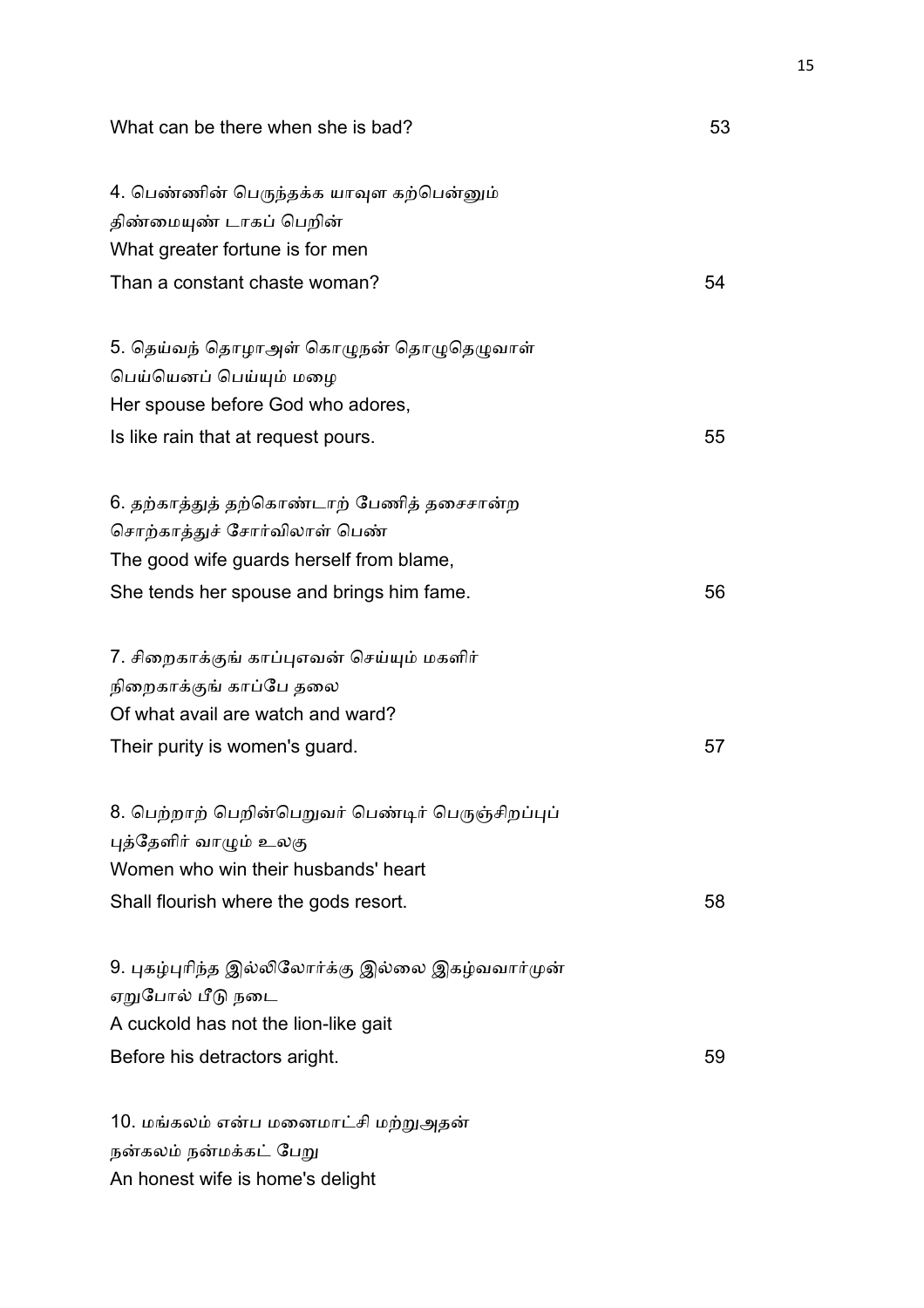What can be there when she is bad? 53

4. பெண்ணின் பெருந்தக்க யாவுள கற்பென்னும்
திண்மையுண் டாகப் பெறின்
What greater fortune is for men
Than a constant chaste woman? 54

5. தெய்வந் தொழாஅள் கொழுநன் தொழுதெழுவாள்
பெய்யெனப் பெய்யும் மழை
Her spouse before God who adores,
Is like rain that at request pours. 55

6. தற்காத்துத் தற்கொண்டாற் பேணித் தகைசான்ற
சொற்காத்துச் சோர்விலாள் பெண்
The good wife guards herself from blame,
She tends her spouse and brings him fame. 56

7. சிறைகாக்குங் காப்புஎவன் செய்யும் மகளிர்
நிறைகாக்குங் காப்பே தலை
Of what avail are watch and ward?
Their purity is women's guard. 57

8. பெற்றாற் பெறின்பெறுவர் பெண்டிர் பெருஞ்சிறப்புப்
புத்தேளிர் வாழும் உலகு
Women who win their husbands' heart
Shall flourish where the gods resort. 58

9. புகழ்புரிந்த இல்லிலோர்க்கு இல்லை இகழ்வார்முன்
ஏறுபோல் பீடு நடை
A cuckold has not the lion-like gait
Before his detractors aright. 59

10. மங்கலம் என்ப மனைமாட்சி மற்றுஅதன்
நன்கலம் நன்மக்கட் பேறு
An honest wife is home's delight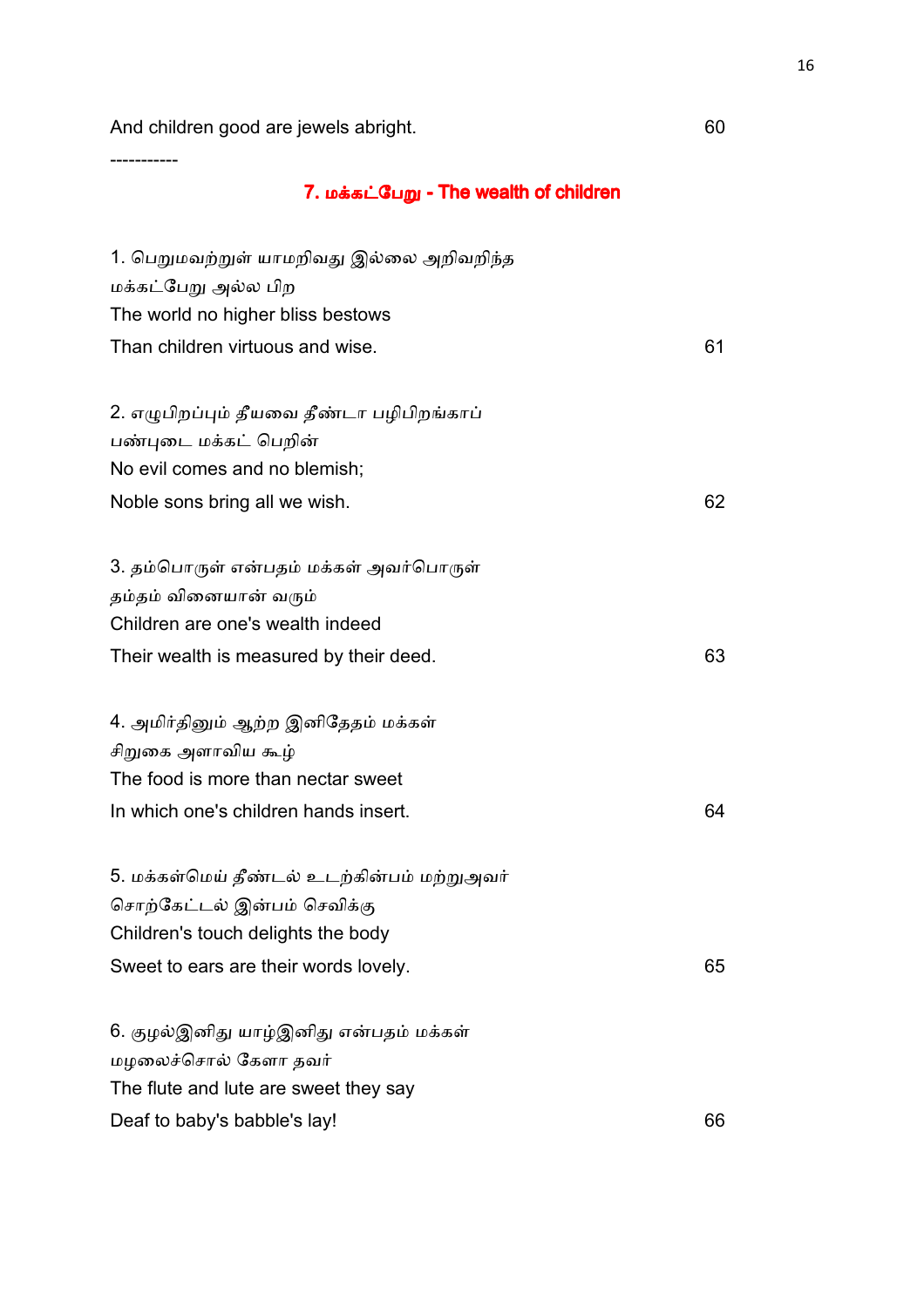And children good are jewels abright. 60

-----------

## 7. மக்கட்பேறு - The wealth of children

1. பெறுமவற்றுள் யாமறிவது இல்லை அறிவறிந்த
மக்கட்பேறு அல்ல பிற
The world no higher bliss bestows
Than children virtuous and wise. 61

2. எழுபிறப்பும் தீயவை தீண்டா பழிபிறங்காப்
பண்புடை மக்கட் பெறின்
No evil comes and no blemish;
Noble sons bring all we wish. 62

3. தம்பொருள் என்பதம் மக்கள் அவர்பொருள்
தம்தம் வினையான் வரும்
Children are one's wealth indeed
Their wealth is measured by their deed. 63

4. அமிர்தினும் ஆற்ற இனிதேதம் மக்கள்
சிறுகை அளாவிய கூழ்
The food is more than nectar sweet
In which one's children hands insert. 64

5. மக்கள்மெய் தீண்டல் உடற்கின்பம் மற்றுஅவர்
சொற்கேட்டல் இன்பம் செவிக்கு
Children's touch delights the body
Sweet to ears are their words lovely. 65

6. குழல்இனிது யாழ்இனிது என்பதம் மக்கள்
மழலைச்சொல் கேளா தவர்
The flute and lute are sweet they say
Deaf to baby's babble's lay! 66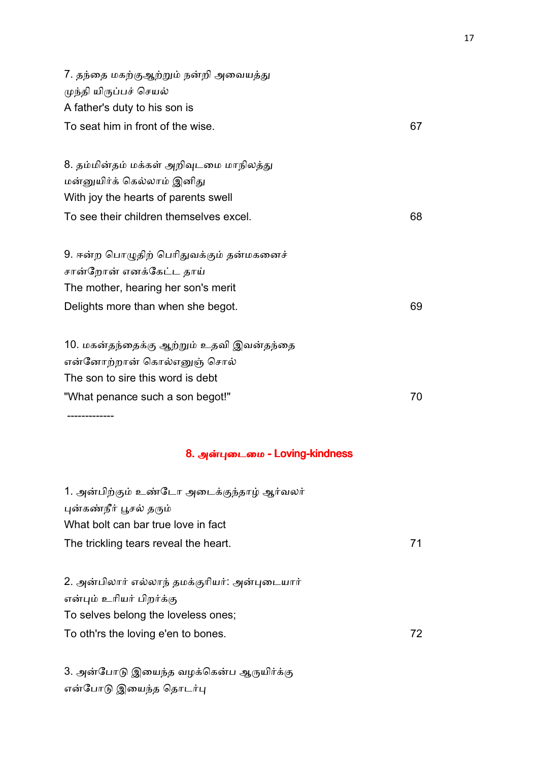7. தந்தை மகற்குஆற்றும் நன்றி அவையத்து
முந்தி யிருப்பச் செயல்
A father's duty to his son is
To seat him in front of the wise. 67

8. தம்மின்தம் மக்கள் அறிவுடைமை மாநிலத்து
மன்னுயிர்க் கெல்லாம் இனிது
With joy the hearts of parents swell
To see their children themselves excel. 68

9. ஈன்ற பொழுதிற் பெரிதுவக்கும் தன்மகனைச்
சான்றோன் எனக்கேட்ட தாய்
The mother, hearing her son's merit
Delights more than when she begot. 69

10. மகன்தந்தைக்கு ஆற்றும் உதவி இவன்தந்தை
என்னோற்றான் கொல்எனுஞ் சொல்
The son to sire this word is debt
"What penance such a son begot!" 70

-------------

## 8. அன்புடைமை - Loving-kindness

1. அன்பிற்கும் உண்டோ அடைக்குந்தாழ் ஆர்வலர்
புன்கண்நீர் பூசல் தரும்
What bolt can bar true love in fact
The trickling tears reveal the heart. 71

2. அன்பிலார் எல்லாந் தமக்குரியர்: அன்புடையார்
என்பும் உரியர் பிறர்க்கு
To selves belong the loveless ones;
To oth'rs the loving e'en to bones. 72

3. அன்போடு இயைந்த வழக்கென்ப ஆருயிர்க்கு
என்போடு இயைந்த தொடர்பு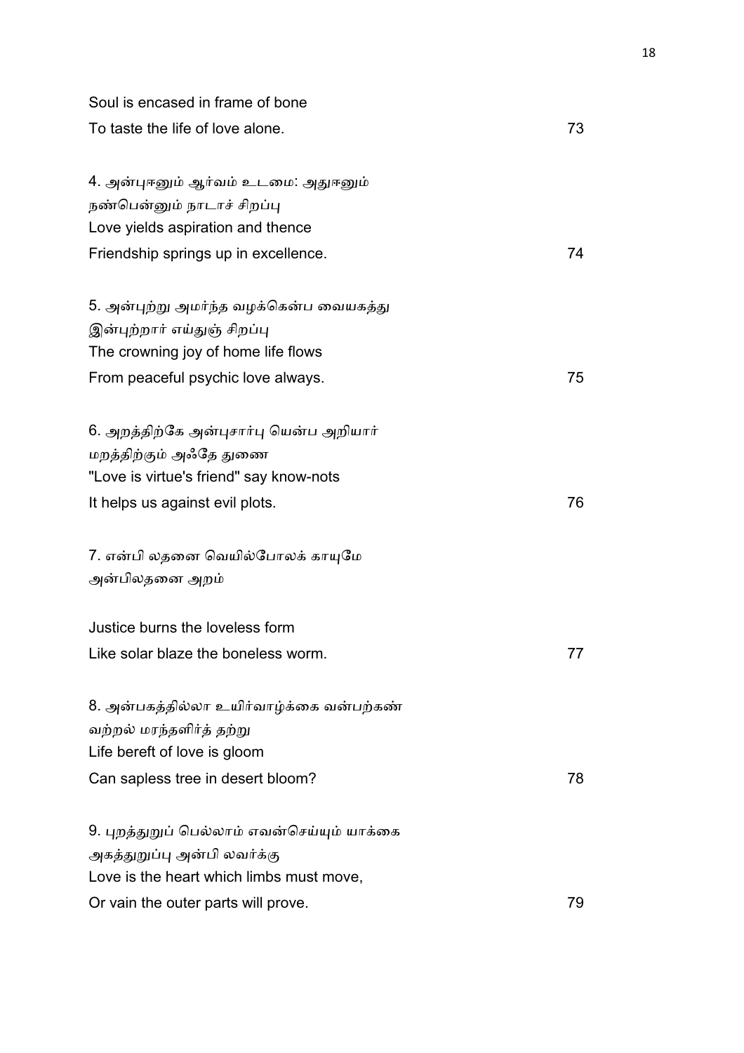Soul is encased in frame of bone
To taste the life of love alone. 73

4. அன்புஈனும் ஆர்வம் உடைமை: அதுஈனும்
நண்பென்னும் நாடாச் சிறப்பு
Love yields aspiration and thence
Friendship springs up in excellence. 74

5. அன்புற்று அமர்ந்த வழக்கென்ப வையகத்து
இன்புற்றார் எய்துஞ் சிறப்பு
The crowning joy of home life flows
From peaceful psychic love always. 75

6. அறத்திற்கே அன்புசார்பு யென்ப அறியார்
மறத்திற்கும் அஃதே துணை
"Love is virtue's friend" say know-nots
It helps us against evil plots. 76

7. என்பி லதனை வெயில்போலக் காயுமே
அன்பிலதனை அறம்

Justice burns the loveless form
Like solar blaze the boneless worm. 77

8. அன்பகத்தில்லா உயிர்வாழ்க்கை வன்பற்கண்
வற்றல் மரந்தளிர்த் தற்று
Life bereft of love is gloom
Can sapless tree in desert bloom? 78

9. புறத்துறுப் பெல்லாம் எவன்செய்யும் யாக்கை
அகத்துறுப்பு அன்பி லவர்க்கு
Love is the heart which limbs must move,
Or vain the outer parts will prove. 79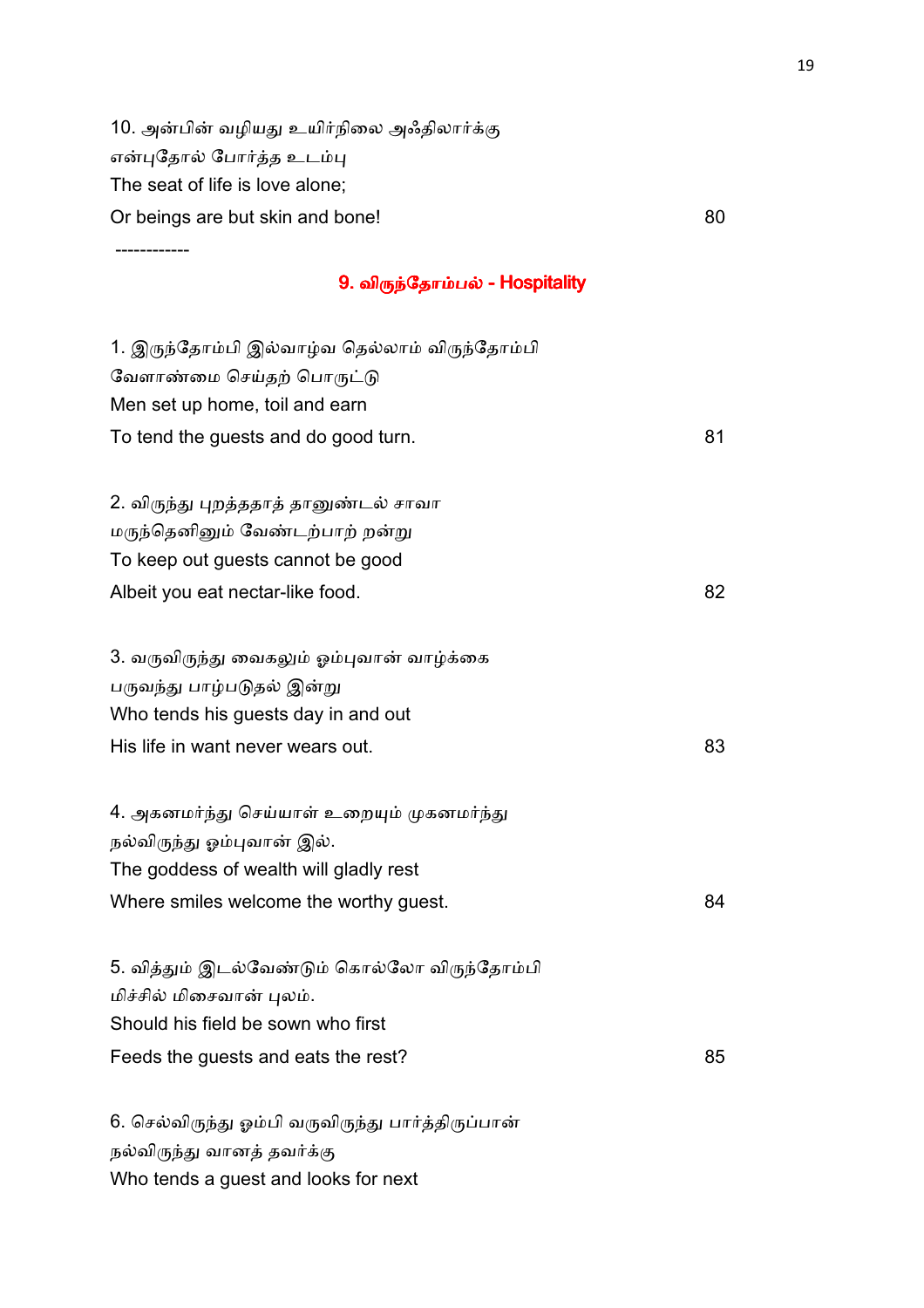10. அன்பின் வழியது உயிர்நிலை அஃதிலார்க்கு
என்புதோல் போர்த்த உடம்பு
The seat of life is love alone;
Or beings are but skin and bone! 80

------------

## 9. விருந்தோம்பல் - Hospitality

1. இருந்தோம்பி இல்வாழ்வ தெல்லாம் விருந்தோம்பி
வேளாண்மை செய்தற் பொருட்டு
Men set up home, toil and earn
To tend the guests and do good turn. 81

2. விருந்து புறத்ததாத் தானுண்டல் சாவா
மருந்தெனினும் வேண்டற்பாற் றன்று
To keep out guests cannot be good
Albeit you eat nectar-like food. 82

3. வருவிருந்து வைகலும் ஓம்புவான் வாழ்க்கை
பருவந்து பாழ்படுதல் இன்று
Who tends his guests day in and out
His life in want never wears out. 83

4. அகனமர்ந்து செய்யாள் உறையும் முகனமர்ந்து
நல்விருந்து ஓம்புவான் இல்.
The goddess of wealth will gladly rest
Where smiles welcome the worthy guest. 84

5. வித்தும் இடல்வேண்டும் கொல்லோ விருந்தோம்பி
மிச்சில் மிசைவான் புலம்.
Should his field be sown who first
Feeds the guests and eats the rest? 85

6. செல்விருந்து ஓம்பி வருவிருந்து பார்த்திருப்பான்
நல்விருந்து வானத் தவர்க்கு
Who tends a guest and looks for next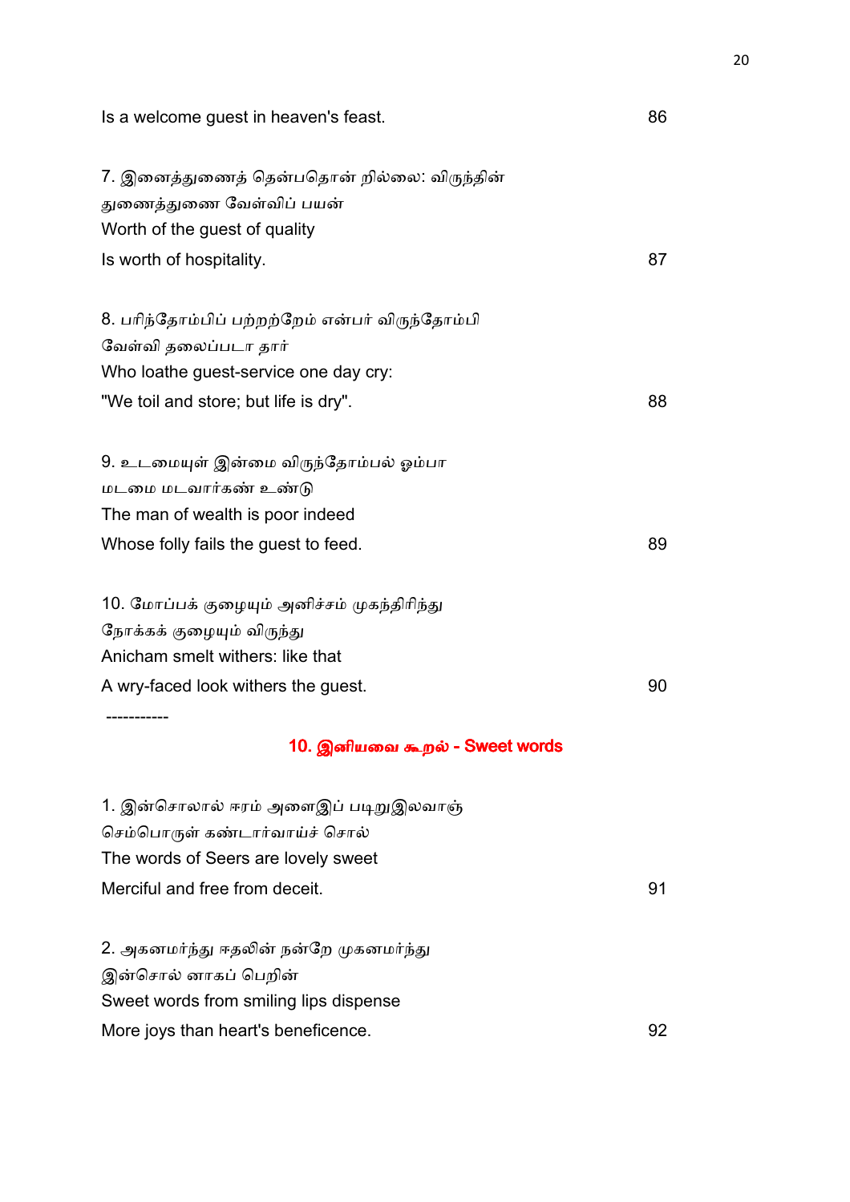Is a welcome guest in heaven's feast. 86

7. இனைத்துணைத் தென்பதொன் றில்லை: விருந்தின்
துணைத்துணை வேள்விப் பயன்
Worth of the guest of quality
Is worth of hospitality. 87

8. பரிந்தோம்பிப் பற்றற்றேம் என்பர் விருந்தோம்பி
வேள்வி தலைப்படா தார்
Who loathe guest-service one day cry:
"We toil and store; but life is dry". 88

9. உடைமையுள் இன்மை விருந்தோம்பல் ஓம்பா
மடமை மடவார்கண் உண்டு
The man of wealth is poor indeed
Whose folly fails the guest to feed. 89

10. மோப்பக் குழையும் அனிச்சம் முகந்திரிந்து
நோக்கக் குழையும் விருந்து
Anicham smelt withers: like that
A wry-faced look withers the guest. 90

-----------

## 10. இனியவை கூறல் - Sweet words

1. இன்சொலால் ஈரம் அளைஇப் படிறுஇலவாஞ்
செம்பொருள் கண்டார்வாய்ச் சொல்
The words of Seers are lovely sweet
Merciful and free from deceit. 91

2. அகனமர்ந்து ஈதலின் நன்றே முகனமர்ந்து
இன்சொல் னாகப் பெறின்
Sweet words from smiling lips dispense
More joys than heart's beneficence. 92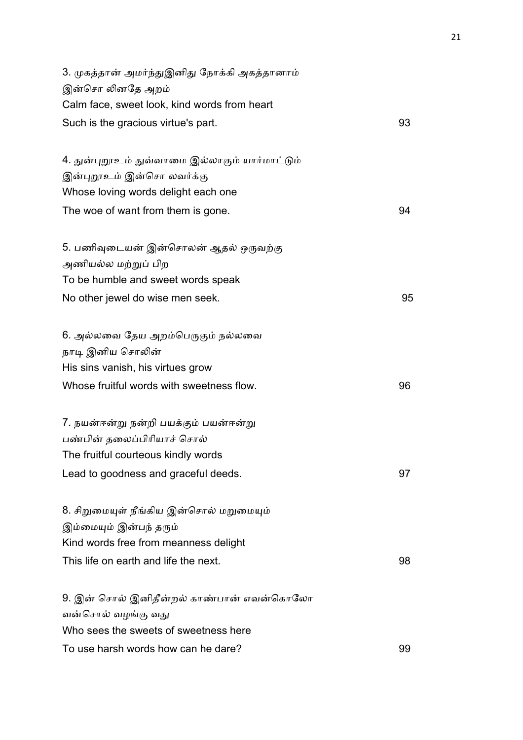3. முகத்தான் அமர்ந்துஇனிது நோக்கி அகத்தானாம்
இன்சொ லினதே அறம்
Calm face, sweet look, kind words from heart
Such is the gracious virtue's part. 93

4. துன்புறூஉம் துவ்வாமை இல்லாகும் யார்மாட்டும்
இன்புறூஉம் இன்சொ லவர்க்கு
Whose loving words delight each one
The woe of want from them is gone. 94

5. பணிவுடையன் இன்சொலன் ஆதல் ஒருவற்கு
அணியல்ல மற்றுப் பிற
To be humble and sweet words speak
No other jewel do wise men seek. 95

6. அல்லவை தேய அறம்பெருகும் நல்லவை
நாடி இனிய சொலின்
His sins vanish, his virtues grow
Whose fruitful words with sweetness flow. 96

7. நயன்ஈன்று நன்றி பயக்கும் பயன்ஈன்று
பண்பின் தலைப்பிரியாச் சொல்
The fruitful courteous kindly words
Lead to goodness and graceful deeds. 97

8. சிறுமையுள் நீங்கிய இன்சொல் மறுமையும்
இம்மையும் இன்பந் தரும்
Kind words free from meanness delight
This life on earth and life the next. 98

9. இன் சொல் இனிதீன்றல் காண்பான் எவன்கொலோ
வன்சொல் வழங்கு வது
Who sees the sweets of sweetness here
To use harsh words how can he dare? 99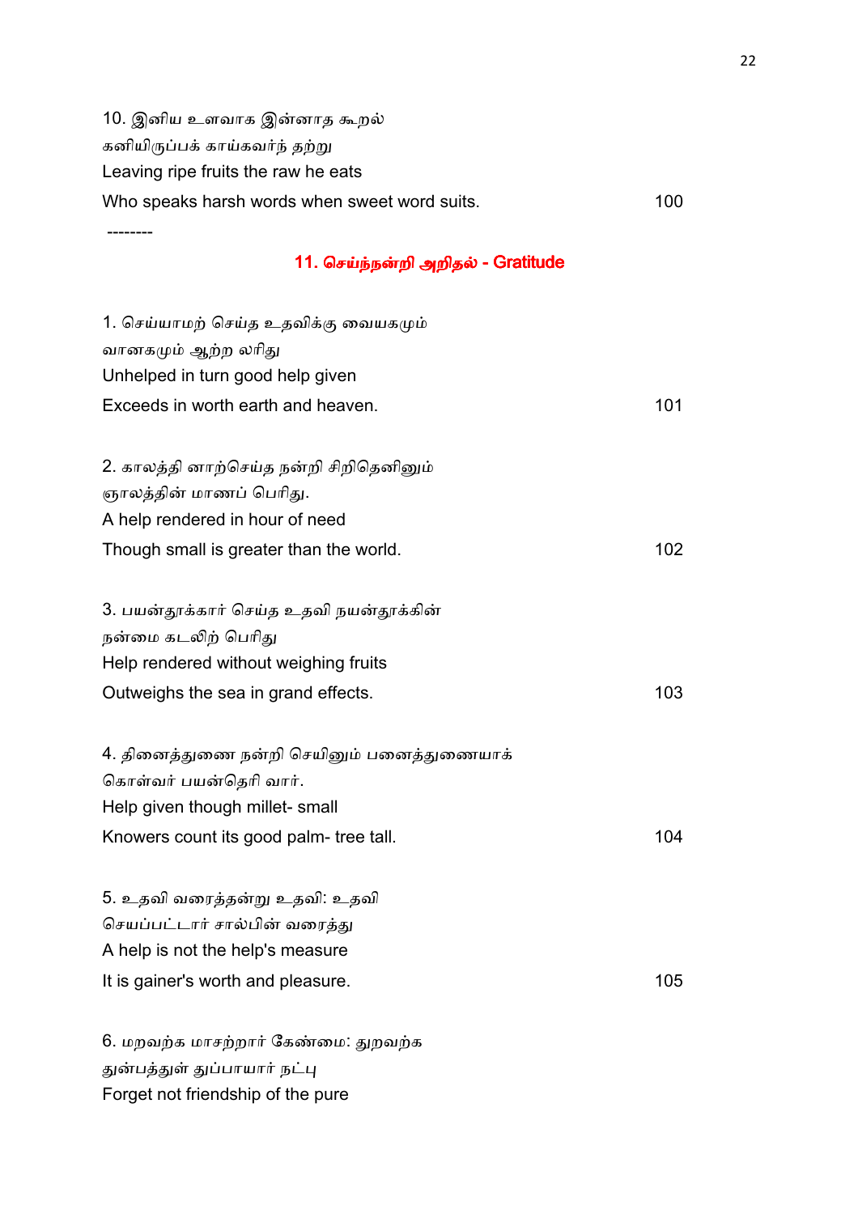10. இனிய உளவாக இன்னாத கூறல்
கனியிருப்பக் காய்கவர்ந் தற்று
Leaving ripe fruits the raw he eats
Who speaks harsh words when sweet word suits. 100

--------

## 11. செய்ந்நன்றி அறிதல் - Gratitude

1. செய்யாமற் செய்த உதவிக்கு வையகமும்
வானகமும் ஆற்ற லரிது
Unhelped in turn good help given
Exceeds in worth earth and heaven. 101

2. காலத்தி னாற்செய்த நன்றி சிறிதெனினும்
ஞாலத்தின் மாணப் பெரிது.
A help rendered in hour of need
Though small is greater than the world. 102

3. பயன்தூக்கார் செய்த உதவி நயன்தூக்கின்
நன்மை கடலிற் பெரிது
Help rendered without weighing fruits
Outweighs the sea in grand effects. 103

4. தினைத்துணை நன்றி செயினும் பனைத்துணையாக்
கொள்வர் பயன்தெரி வார்.
Help given though millet- small
Knowers count its good palm- tree tall. 104

5. உதவி வரைத்தன்று உதவி: உதவி
செயப்பட்டார் சால்பின் வரைத்து
A help is not the help's measure
It is gainer's worth and pleasure. 105

6. மறவற்க மாசற்றார் கேண்மை: துறவற்க
துன்பத்துள் துப்பாயார் நட்பு
Forget not friendship of the pure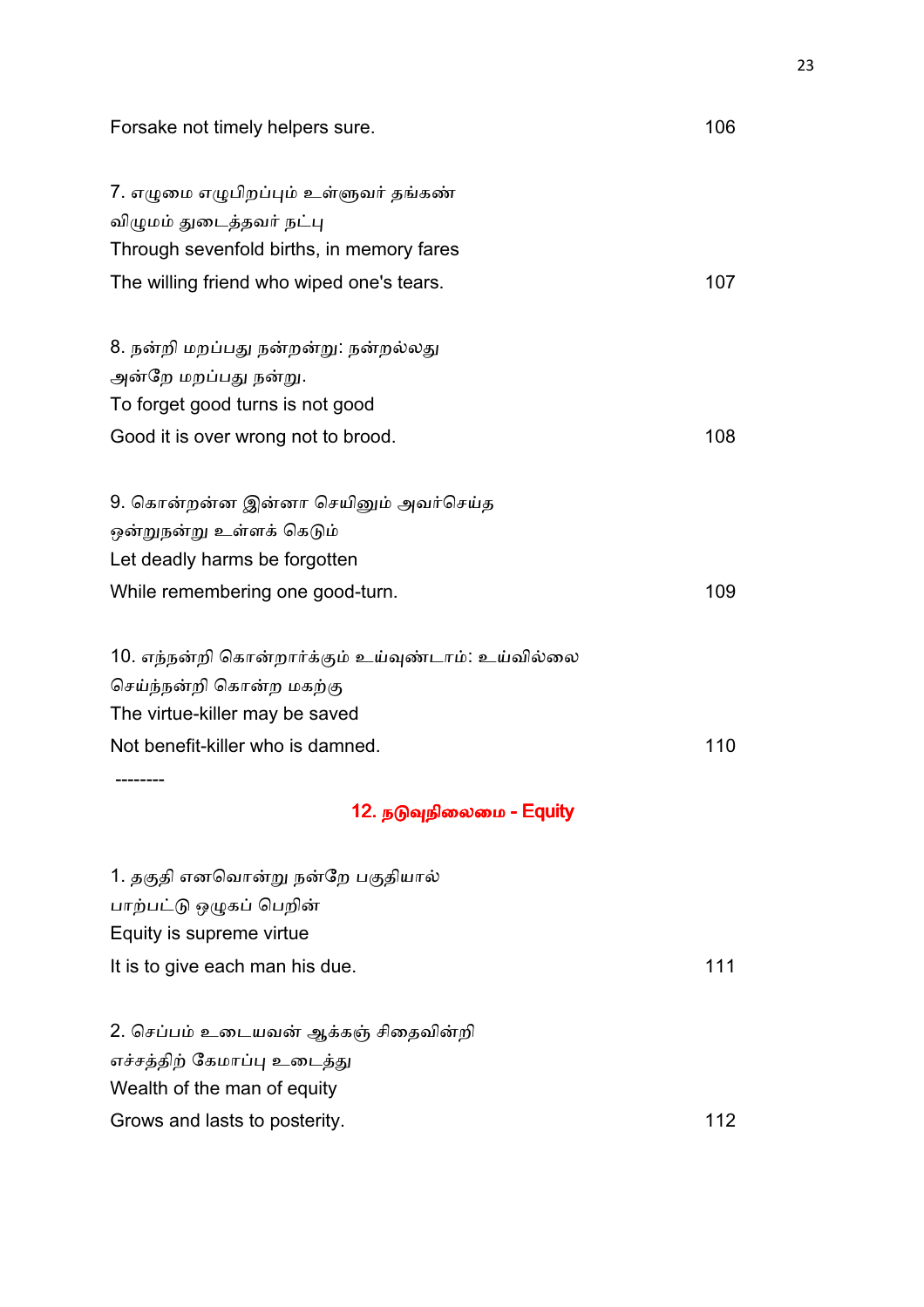Forsake not timely helpers sure. 106

7. எழுமை எழுபிறப்பும் உள்ளுவர் தங்கண்
விழுமம் துடைத்தவர் நட்பு
Through sevenfold births, in memory fares
The willing friend who wiped one's tears. 107

8. நன்றி மறப்பது நன்றன்று: நன்றல்லது
அன்றே மறப்பது நன்று.
To forget good turns is not good
Good it is over wrong not to brood. 108

9. கொன்றன்ன இன்னா செயினும் அவர்செய்த
ஒன்றுநன்று உள்ளக் கெடும்
Let deadly harms be forgotten
While remembering one good-turn. 109

10. எந்நன்றி கொன்றார்க்கும் உய்வுண்டாம்: உய்வில்லை
செய்ந்நன்றி கொன்ற மகற்கு
The virtue-killer may be saved
Not benefit-killer who is damned. 110

--------

## 12. நடுவுநிலைமை - Equity

1. தகுதி எனவொன்று நன்றே பகுதியால்
பாற்பட்டு ஒழுகப் பெறின்
Equity is supreme virtue
It is to give each man his due. 111

2. செப்பம் உடையவன் ஆக்கஞ் சிதைவின்றி
எச்சத்திற் கேமாப்பு உடைத்து
Wealth of the man of equity
Grows and lasts to posterity. 112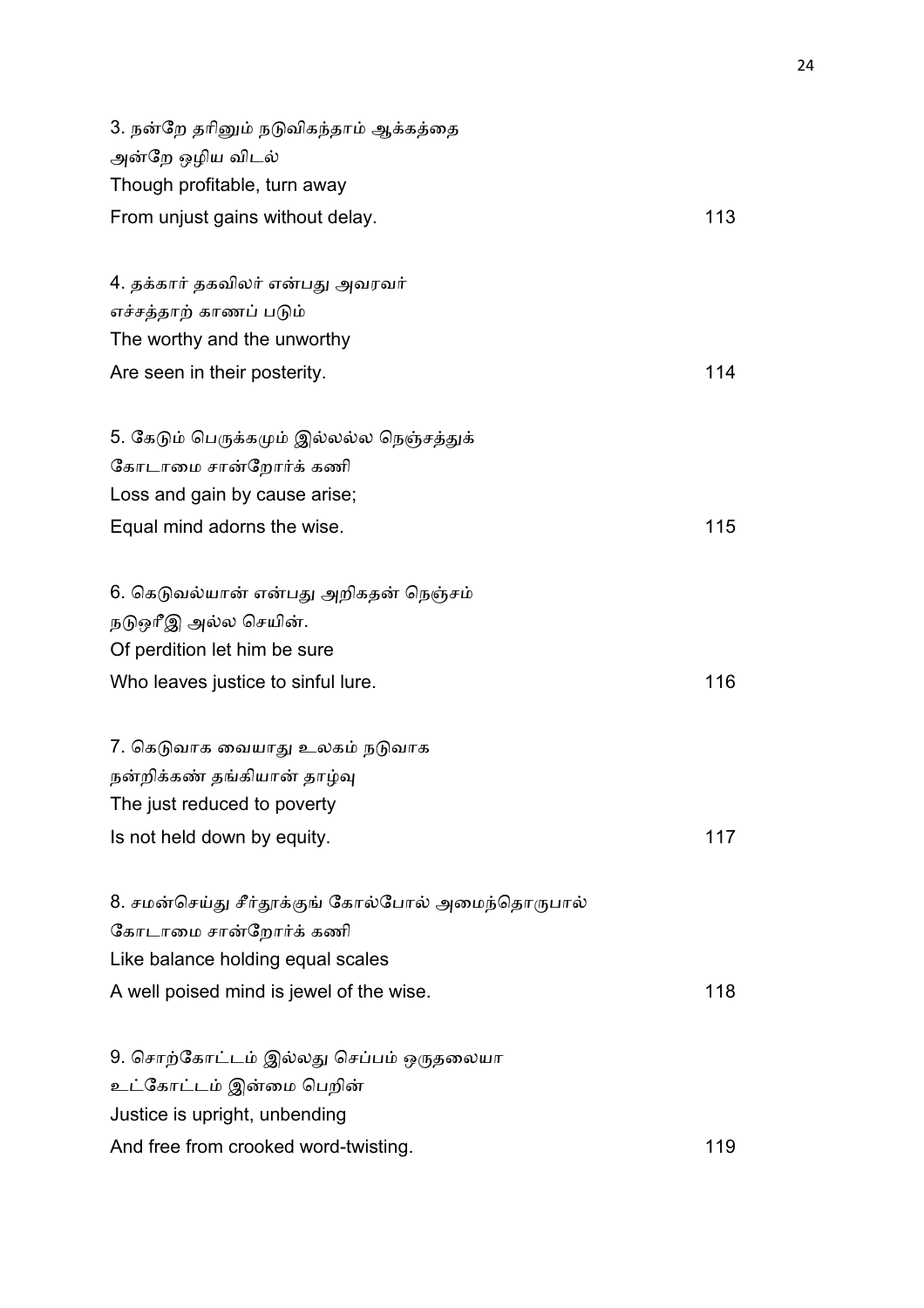3. நன்றே தரினும் நடுவிகந்தாம் ஆக்கத்தை
அன்றே ஒழிய விடல்
Though profitable, turn away
From unjust gains without delay. 113

4. தக்கார் தகவிலர் என்பது அவரவர்
எச்சத்தாற் காணப் படும்
The worthy and the unworthy
Are seen in their posterity. 114

5. கேடும் பெருக்கமும் இல்லல்ல நெஞ்சத்துக்
கோடாமை சான்றோர்க் கணி
Loss and gain by cause arise;
Equal mind adorns the wise. 115

6. கெடுவல்யான் என்பது அறிகதன் நெஞ்சம்
நடுஒரீஇ அல்ல செயின்.
Of perdition let him be sure
Who leaves justice to sinful lure. 116

7. கெடுவாக வையாது உலகம் நடுவாக
நன்றிக்கண் தங்கியான் தாழ்வு
The just reduced to poverty
Is not held down by equity. 117

8. சமன்செய்து சீர்தூக்குங் கோல்போல் அமைந்தொருபால்
கோடாமை சான்றோர்க் கணி
Like balance holding equal scales
A well poised mind is jewel of the wise. 118

9. சொற்கோட்டம் இல்லது செப்பம் ஒருதலையா
உட்கோட்டம் இன்மை பெறின்
Justice is upright, unbending
And free from crooked word-twisting. 119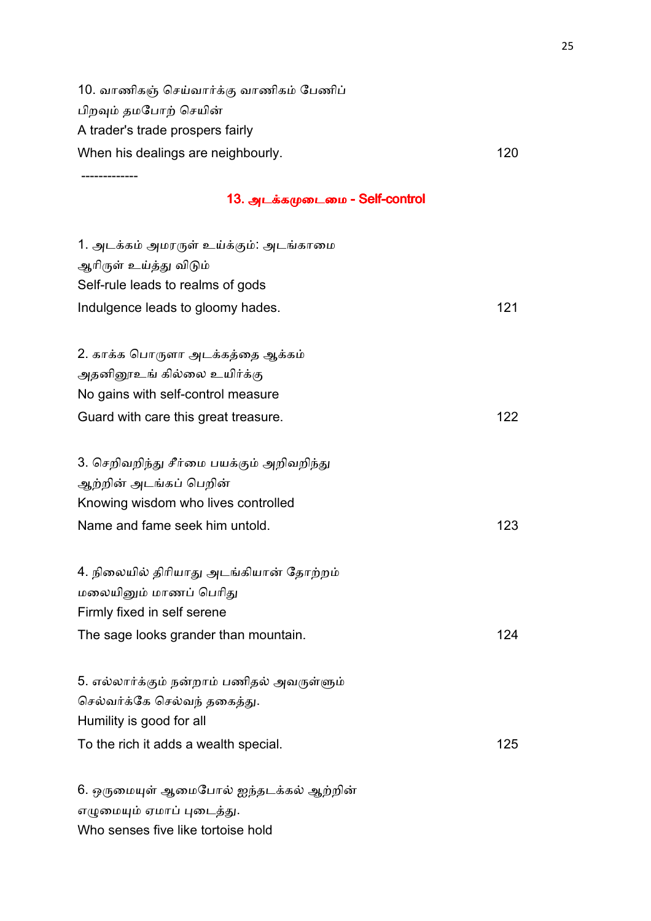10. வாணிகஞ் செய்வார்க்கு வாணிகம் பேணிப்
பிறவும் தமபோற் செயின்
A trader's trade prospers fairly
When his dealings are neighbourly. 120

-------------

## 13. அடக்கமுடைமை - Self-control

1. அடக்கம் அமரருள் உய்க்கும்: அடங்காமை
ஆரிருள் உய்த்து விடும்
Self-rule leads to realms of gods
Indulgence leads to gloomy hades. 121

2. காக்க பொருளா அடக்கத்தை ஆக்கம்
அதனினூஉங் கில்லை உயிர்க்கு
No gains with self-control measure
Guard with care this great treasure. 122

3. செறிவறிந்து சீர்மை பயக்கும் அறிவறிந்து
ஆற்றின் அடங்கப் பெறின்
Knowing wisdom who lives controlled
Name and fame seek him untold. 123

4. நிலையில் திரியாது அடங்கியான் தோற்றம்
மலையினும் மாணப் பெரிது
Firmly fixed in self serene
The sage looks grander than mountain. 124

5. எல்லார்க்கும் நன்றாம் பணிதல் அவருள்ளும்
செல்வர்க்கே செல்வந் தகைத்து.
Humility is good for all
To the rich it adds a wealth special. 125

6. ஒருமையுள் ஆமைபோல் ஐந்தடக்கல் ஆற்றின்
எழுமையும் ஏமாப் புடைத்து.
Who senses five like tortoise hold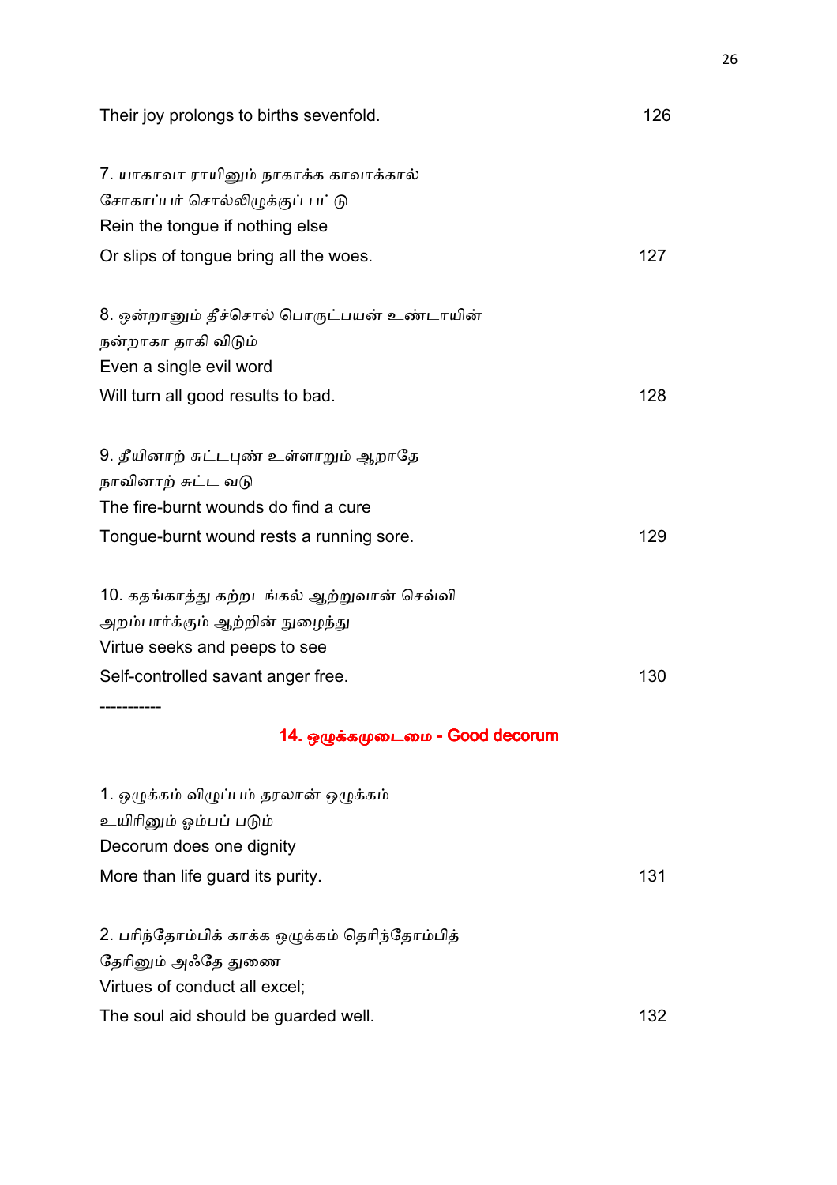Their joy prolongs to births sevenfold. 126

7. யாகாவா ராயினும் நாகாக்க காவாக்கால்
சோகாப்பர் சொல்லிழுக்குப் பட்டு
Rein the tongue if nothing else
Or slips of tongue bring all the woes. 127

8. ஒன்றானும் தீச்சொல் பொருட்பயன் உண்டாயின்
நன்றாகா தாகி விடும்
Even a single evil word
Will turn all good results to bad. 128

9. தீயினாற் சுட்டபுண் உள்ளாறும் ஆறாதே
நாவினாற் சுட்ட வடு
The fire-burnt wounds do find a cure
Tongue-burnt wound rests a running sore. 129

10. கதங்காத்து கற்றடங்கல் ஆற்றுவான் செவ்வி
அறம்பார்க்கும் ஆற்றின் நுழைந்து
Virtue seeks and peeps to see
Self-controlled savant anger free. 130

-----------

## 14. ஒழுக்கமுடைமை - Good decorum

1. ஒழுக்கம் விழுப்பம் தரலான் ஒழுக்கம்
உயிரினும் ஓம்பப் படும்
Decorum does one dignity
More than life guard its purity. 131

2. பரிந்தோம்பிக் காக்க ஒழுக்கம் தெரிந்தோம்பித்
தேரினும் அஃதே துணை
Virtues of conduct all excel;
The soul aid should be guarded well. 132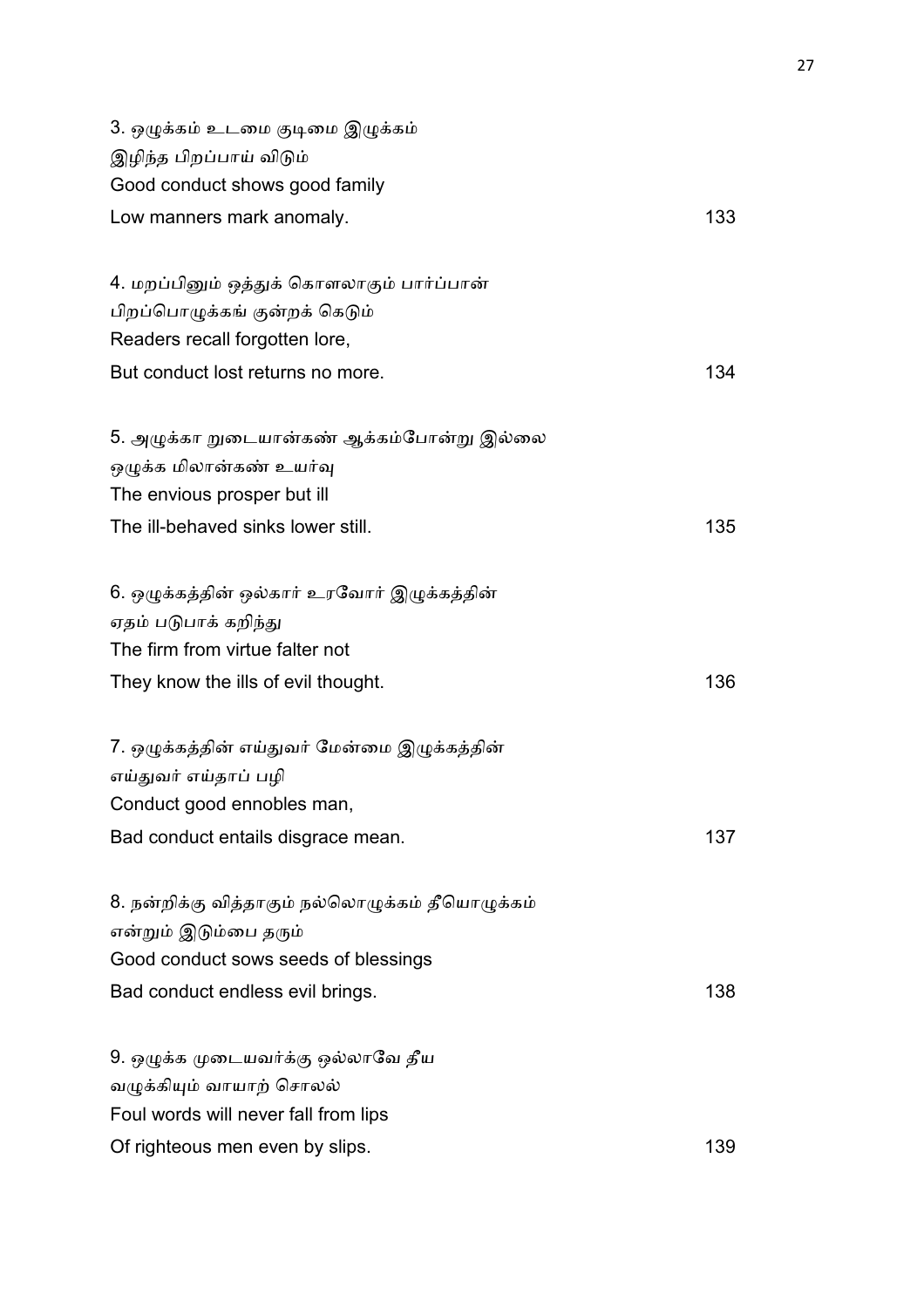3. ஒழுக்கம் உடமை குடிமை இழுக்கம்
இழிந்த பிறப்பாய் விடும்
Good conduct shows good family
Low manners mark anomaly. 133

4. மறப்பினும் ஒத்துக் கொளலாகும் பார்ப்பான்
பிறப்பொழுக்கங் குன்றக் கெடும்
Readers recall forgotten lore,
But conduct lost returns no more. 134

5. அழுக்கா றுடையான்கண் ஆக்கம்போன்று இல்லை
ஒழுக்க மிலான்கண் உயர்வு
The envious prosper but ill
The ill-behaved sinks lower still. 135

6. ஒழுக்கத்தின் ஒல்கார் உரவோர் இழுக்கத்தின்
ஏதம் படுபாக் கறிந்து
The firm from virtue falter not
They know the ills of evil thought. 136

7. ஒழுக்கத்தின் எய்துவர் மேன்மை இழுக்கத்தின்
எய்துவர் எய்தாப் பழி
Conduct good ennobles man,
Bad conduct entails disgrace mean. 137

8. நன்றிக்கு வித்தாகும் நல்லொழுக்கம் தீயொழுக்கம்
என்றும் இடும்பை தரும்
Good conduct sows seeds of blessings
Bad conduct endless evil brings. 138

9. ஒழுக்க முடையவர்க்கு ஒல்லாவே தீய
வழுக்கியும் வாயாற் சொலல்
Foul words will never fall from lips
Of righteous men even by slips. 139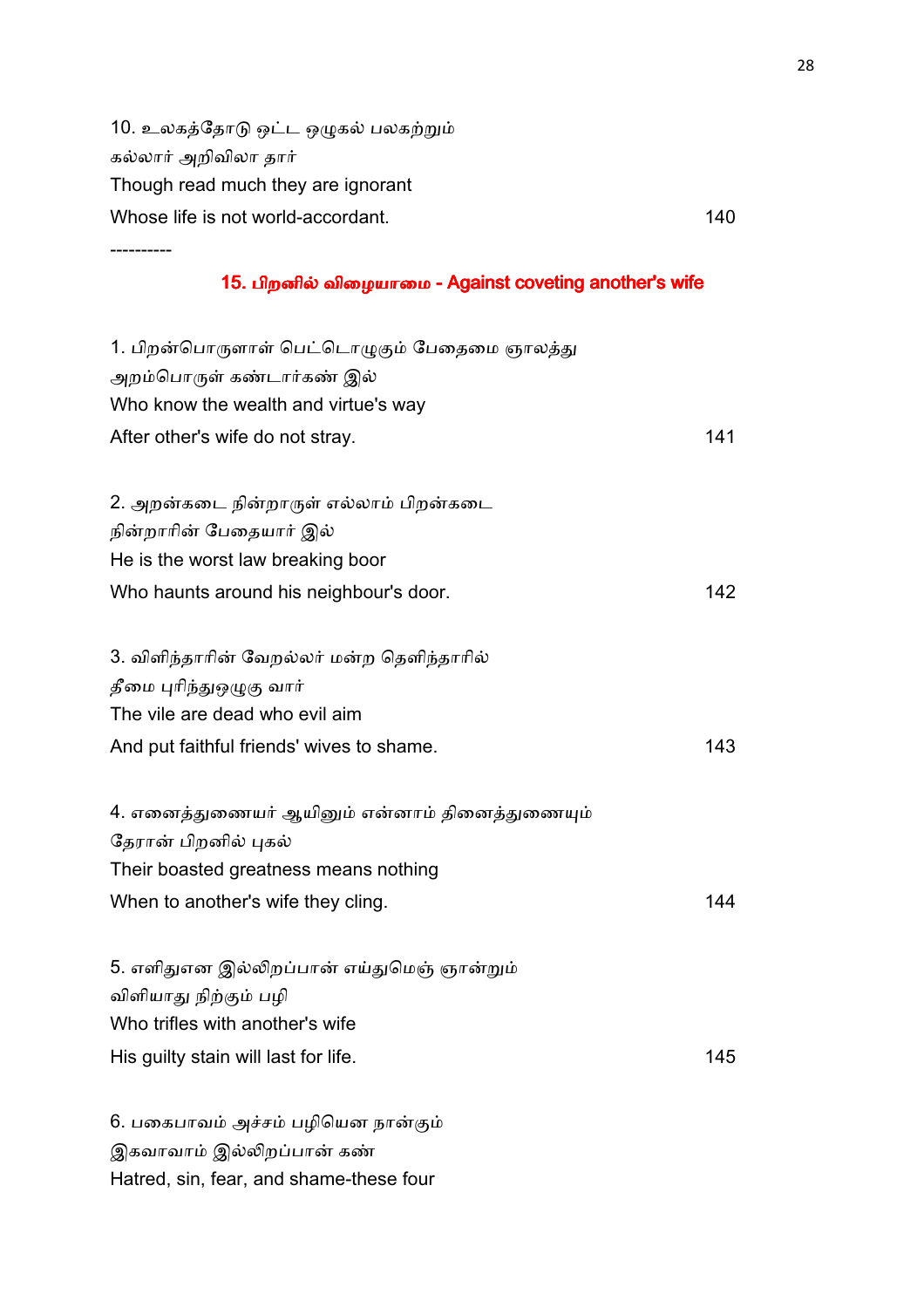10. உலகத்தோடு ஒட்ட ஒழுகல் பலகற்றும்
கல்லார் அறிவிலா தார்
Though read much they are ignorant
Whose life is not world-accordant. 140

----------

## 15. பிறனில் விழையாமை - Against coveting another's wife

1. பிறன்பொருளாள் பெட்டொழுகும் பேதைமை ஞாலத்து
அறம்பொருள் கண்டார்கண் இல்
Who know the wealth and virtue's way
After other's wife do not stray. 141

2. அறன்கடை நின்றாருள் எல்லாம் பிறன்கடை
நின்றாரின் பேதையார் இல்
He is the worst law breaking boor
Who haunts around his neighbour's door. 142

3. விளிந்தாரின் வேறல்லர் மன்ற தெளிந்தாரில்
தீமை புரிந்துஒழுகு வார்
The vile are dead who evil aim
And put faithful friends' wives to shame. 143

4. எனைத்துணையர் ஆயினும் என்னாம் தினைத்துணையும்
தேரான் பிறனில் புகல்
Their boasted greatness means nothing
When to another's wife they cling. 144

5. எளிதுஎன இல்லிறப்பான் எய்துமெஞ் ஞான்றும்
விளியாது நிற்கும் பழி
Who trifles with another's wife
His guilty stain will last for life. 145

6. பகைபாவம் அச்சம் பழியென நான்கும்
இகவாவாம் இல்லிறப்பான் கண்
Hatred, sin, fear, and shame-these four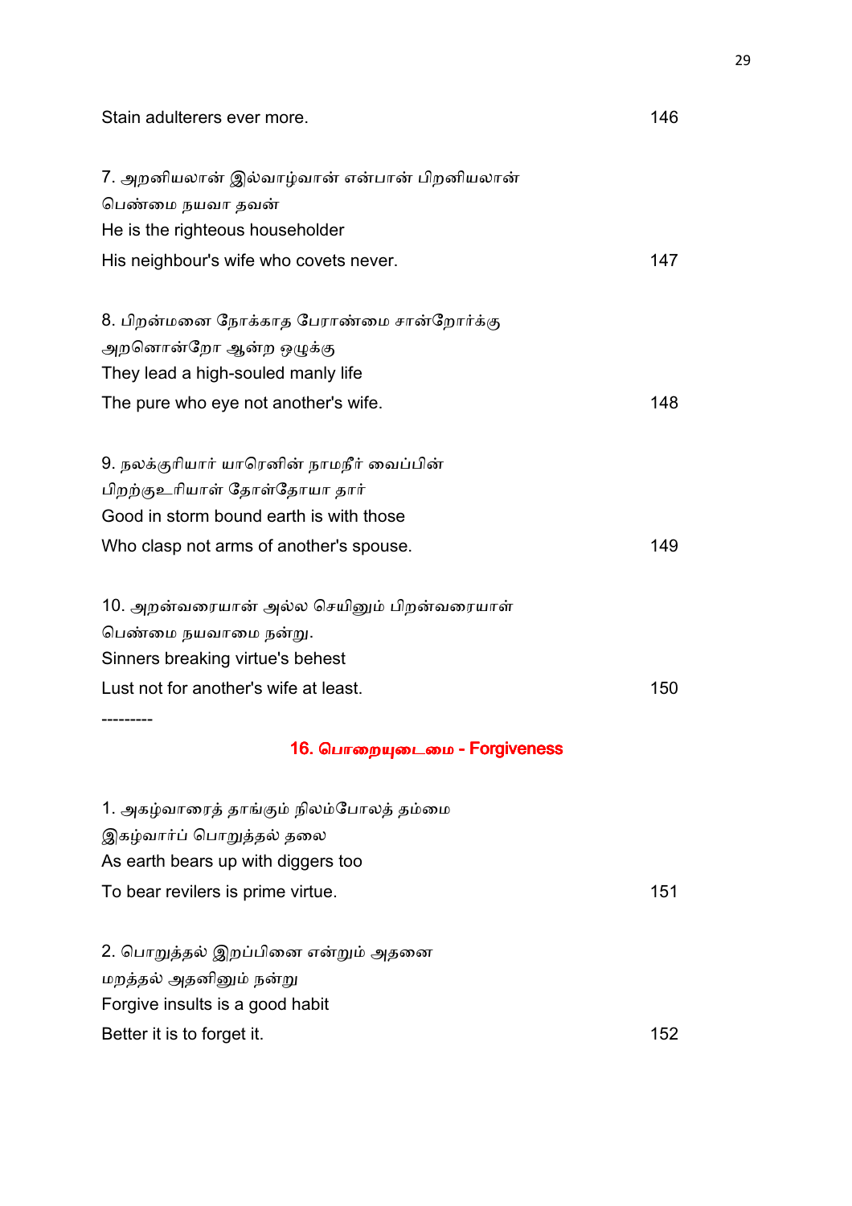Stain adulterers ever more. 146

7. அறனியலான் இல்வாழ்வான் என்பான் பிறனியலாள்
பெண்மை நயவா தவன்
He is the righteous householder
His neighbour's wife who covets never. 147

8. பிறன்மனை நோக்காத பேராண்மை சான்றோர்க்கு
அறனொன்றோ ஆன்ற ஒழுக்கு
They lead a high-souled manly life
The pure who eye not another's wife. 148

9. நலக்குரியார் யாரெனின் நாமநீர் வைப்பின்
பிறற்குஉரியாள் தோள்தோயா தார்
Good in storm bound earth is with those
Who clasp not arms of another's spouse. 149

10. அறன்வரையான் அல்ல செயினும் பிறன்வரையாள்
பெண்மை நயவாமை நன்று.
Sinners breaking virtue's behest
Lust not for another's wife at least. 150

---------

## 16. பொறையுடைமை - Forgiveness

1. அகழ்வாரைத் தாங்கும் நிலம்போலத் தம்மை
இகழ்வார்ப் பொறுத்தல் தலை
As earth bears up with diggers too
To bear revilers is prime virtue. 151

2. பொறுத்தல் இறப்பினை என்றும் அதனை
மறத்தல் அதனினும் நன்று
Forgive insults is a good habit
Better it is to forget it. 152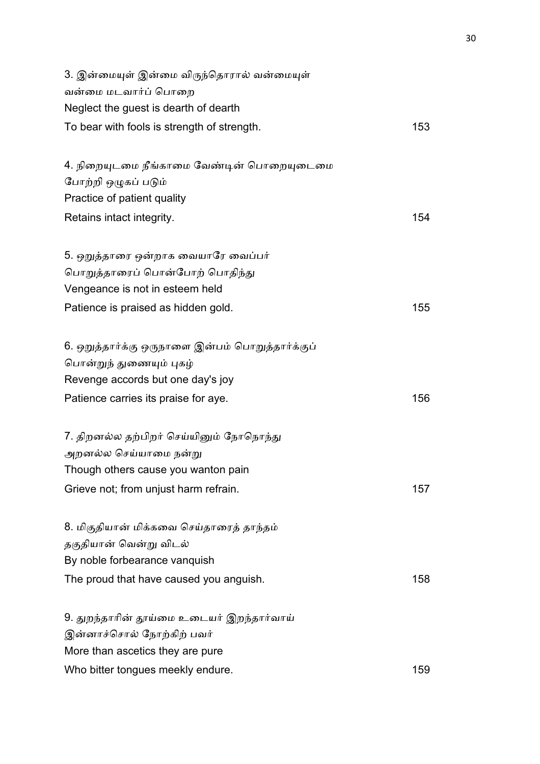3. இன்மையுள் இன்மை விருந்தொரால் வன்மையுள்
வன்மை மடவார்ப் பொறை
Neglect the guest is dearth of dearth
To bear with fools is strength of strength. 153

4. நிறையுடமை நீங்காமை வேண்டின் பொறையுடைமை
போற்றி ஒழுகப் படும்
Practice of patient quality
Retains intact integrity. 154

5. ஒறுத்தாரை ஒன்றாக வையாரே வைப்பர்
பொறுத்தாரைப் பொன்போற் பொதிந்து
Vengeance is not in esteem held
Patience is praised as hidden gold. 155

6. ஒறுத்தார்க்கு ஒருநாளை இன்பம் பொறுத்தார்க்குப்
பொன்றுந் துணையும் புகழ்
Revenge accords but one day's joy
Patience carries its praise for aye. 156

7. திறனல்ல தற்பிறர் செய்யினும் நோநொந்து
அறனல்ல செய்யாமை நன்று
Though others cause you wanton pain
Grieve not; from unjust harm refrain. 157

8. மிகுதியான் மிக்கவை செய்தாரைத் தாந்தம்
தகுதியான் வென்று விடல்
By noble forbearance vanquish
The proud that have caused you anguish. 158

9. துறந்தாரின் தூய்மை உடையர் இறந்தார்வாய்
இன்னாச்சொல் நோற்கிற் பவர்
More than ascetics they are pure
Who bitter tongues meekly endure. 159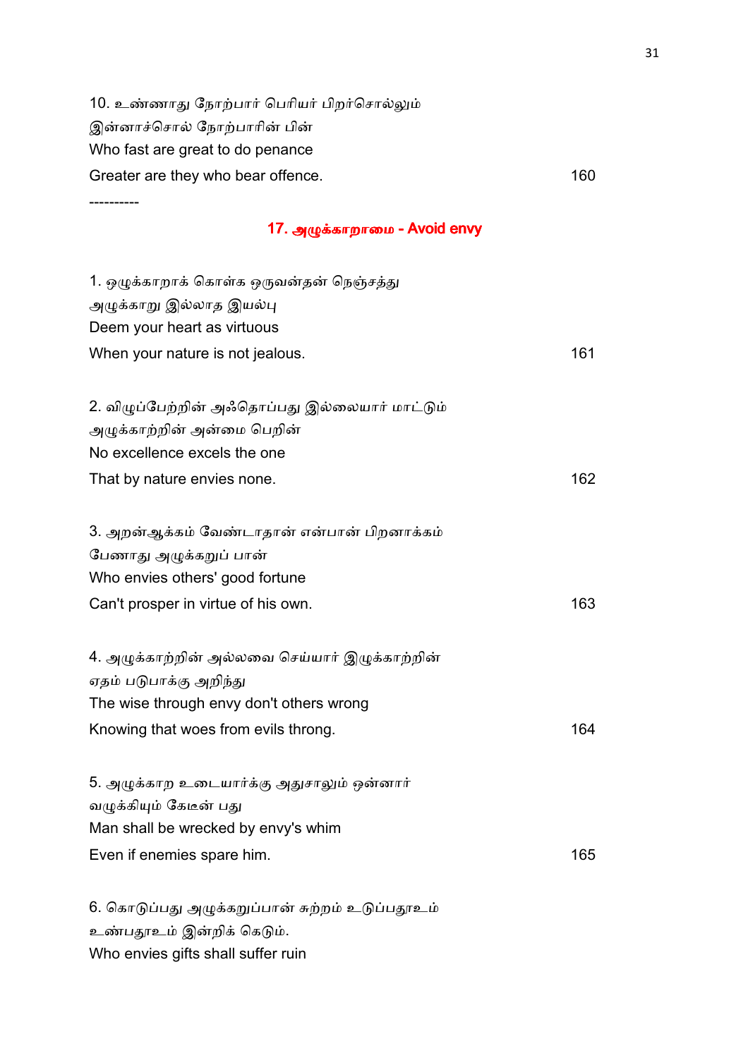10. உண்ணாது நோற்பார் பெரியர் பிறர்சொல்லும்
இன்னாச்சொல் நோற்பாரின் பின்
Who fast are great to do penance
Greater are they who bear offence. 160

----------

## 17. அழுக்காறாமை - Avoid envy

1. ஒழுக்காறாக் கொள்க ஒருவன்தன் நெஞ்சத்து
அழுக்காறு இல்லாத இயல்பு
Deem your heart as virtuous
When your nature is not jealous. 161

2. விழுப்பேற்றின் அஃதொப்பது இல்லையார் மாட்டும்
அழுக்காற்றின் அன்மை பெறின்
No excellence excels the one
That by nature envies none. 162

3. அறன்ஆக்கம் வேண்டாதான் என்பான் பிறனாக்கம்
பேணாது அழுக்கறுப் பான்
Who envies others' good fortune
Can't prosper in virtue of his own. 163

4. அழுக்காற்றின் அல்லவை செய்யார் இழுக்காற்றின்
ஏதம் படுபாக்கு அறிந்து
The wise through envy don't others wrong
Knowing that woes from evils throng. 164

5. அழுக்காற உடையார்க்கு அதுசாலும் ஒன்னார்
வழுக்கியும் கேடீன் பது
Man shall be wrecked by envy's whim
Even if enemies spare him. 165

6. கொடுப்பது அழுக்கறுப்பான் சுற்றம் உடுப்பதூஉம்
உண்பதூஉம் இன்றிக் கெடும்.
Who envies gifts shall suffer ruin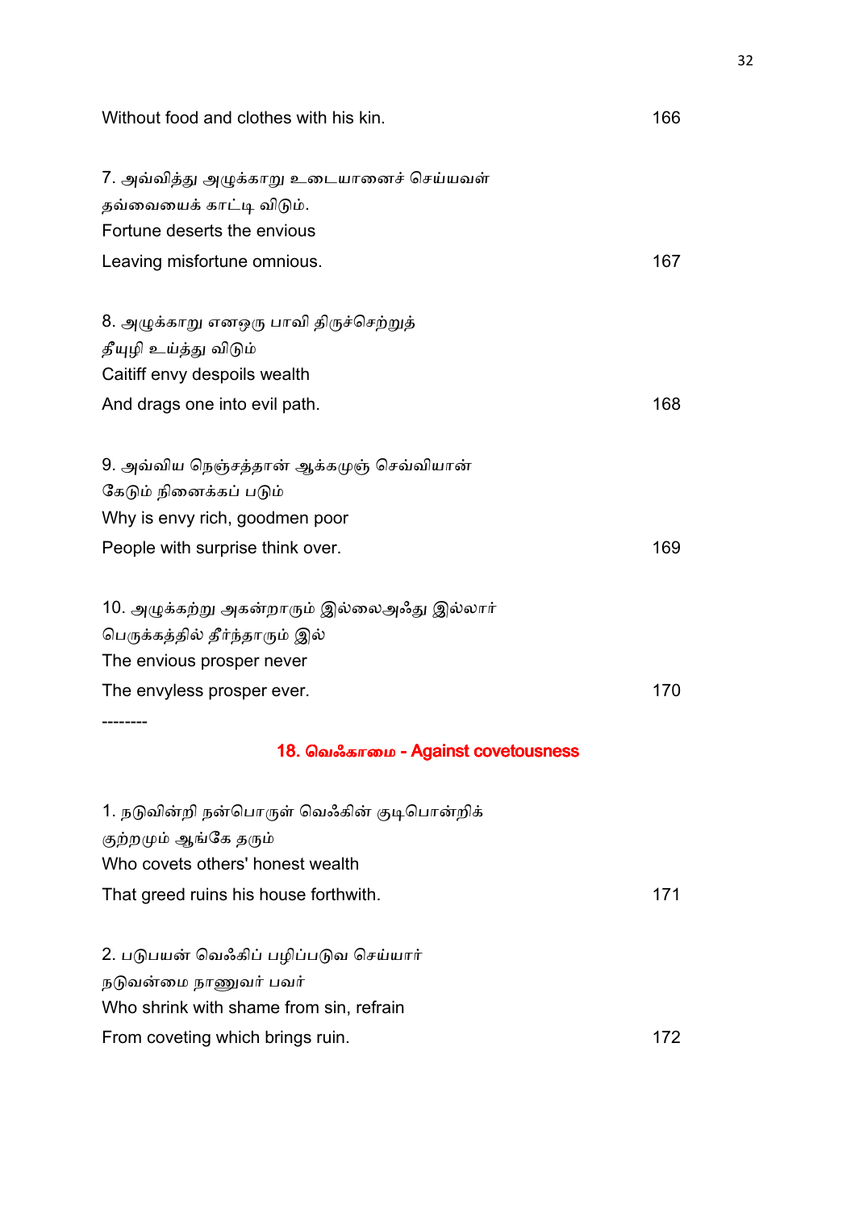Without food and clothes with his kin. 166

7. அவ்வித்து அழுக்காறு உடையானைச் செய்யவள்
தவ்வையைக் காட்டி விடும்.
Fortune deserts the envious
Leaving misfortune omnious. 167

8. அழுக்காறு எனஒரு பாவி திருச்செற்றுத்
தீயுழி உய்த்து விடும்
Caitiff envy despoils wealth
And drags one into evil path. 168

9. அவ்விய நெஞ்சத்தான் ஆக்கமுஞ் செவ்வியான்
கேடும் நினைக்கப் படும்
Why is envy rich, goodmen poor
People with surprise think over. 169

10. அழுக்கற்று அகன்றாரும் இல்லைஅஃது இல்லார்
பெருக்கத்தில் தீர்ந்தாரும் இல்
The envious prosper never
The envyless prosper ever. 170

--------

## 18. வெஃகாமை - Against covetousness

1. நடுவின்றி நன்பொருள் வெஃகின் குடிபொன்றிக்
குற்றமும் ஆங்கே தரும்
Who covets others' honest wealth
That greed ruins his house forthwith. 171

2. படுபயன் வெஃகிப் பழிப்படுவ செய்யார்
நடுவன்மை நாணுவர் பவர்
Who shrink with shame from sin, refrain
From coveting which brings ruin. 172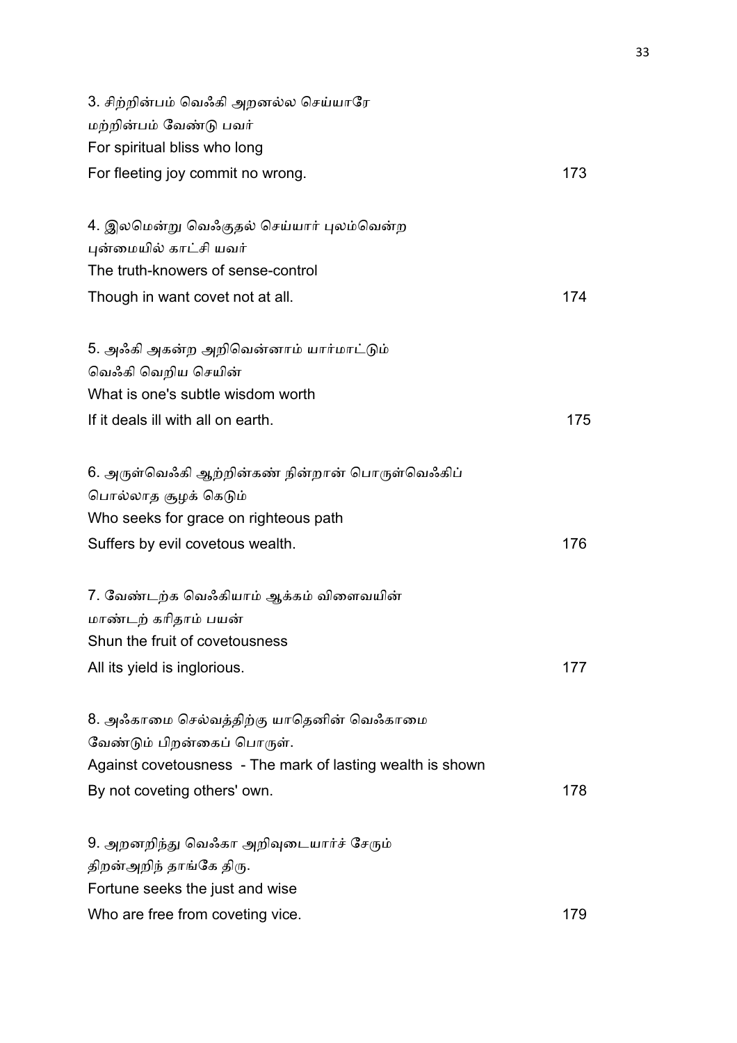3. சிற்றின்பம் வெஃகி அறனல்ல செய்யாரே
மற்றின்பம் வேண்டு பவர்
For spiritual bliss who long
For fleeting joy commit no wrong. 173

4. இலமென்று வெஃகுதல் செய்யார் புலம்வென்ற
புன்மையில் காட்சி யவர்
The truth-knowers of sense-control
Though in want covet not at all. 174

5. அஃகி அகன்ற அறிவென்னாம் யார்மாட்டும்
வெஃகி வெறிய செயின்
What is one's subtle wisdom worth
If it deals ill with all on earth. 175

6. அருள்வெஃகி ஆற்றின்கண் நின்றான் பொருள்வெஃகிப்
பொல்லாத சூழக் கெடும்
Who seeks for grace on righteous path
Suffers by evil covetous wealth. 176

7. வேண்டற்க வெஃகியாம் ஆக்கம் விளைவயின்
மாண்டற் கரிதாம் பயன்
Shun the fruit of covetousness
All its yield is inglorious. 177

8. அஃகாமை செல்வத்திற்கு யாதெனின் வெஃகாமை
வேண்டும் பிறன்கைப் பொருள்.
Against covetousness - The mark of lasting wealth is shown
By not coveting others' own. 178

9. அறனறிந்து வெஃகா அறிவுடையார்ச் சேரும்
திறன்அறிந் தாங்கே திரு.
Fortune seeks the just and wise
Who are free from coveting vice. 179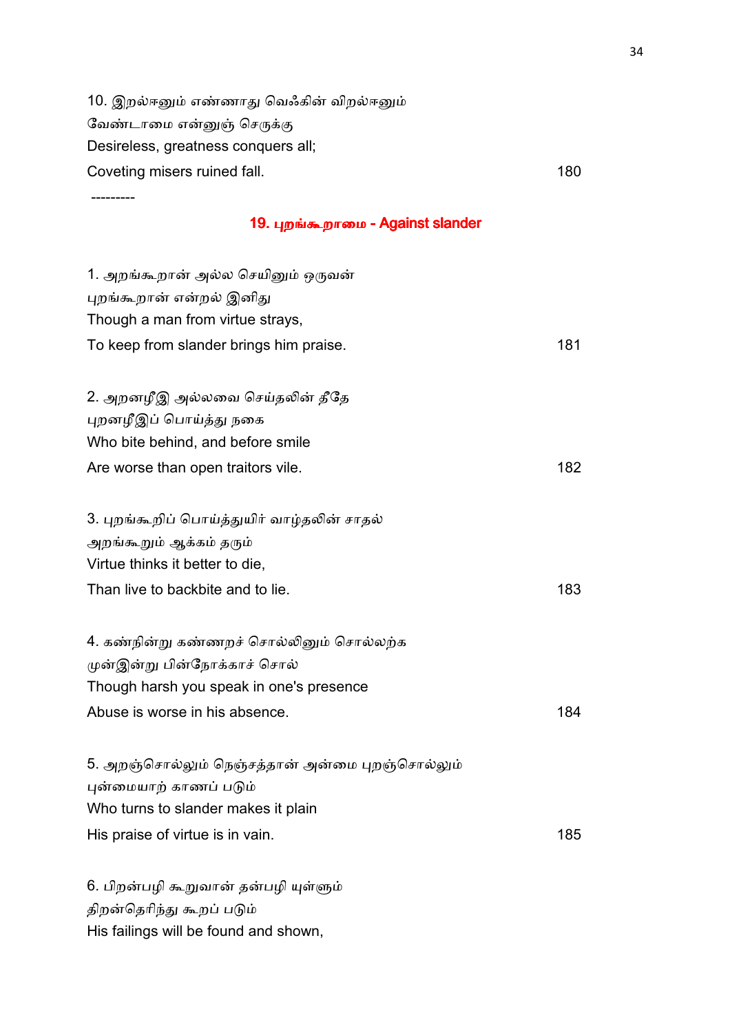10. இறல்ஈனும் எண்ணாது வெஃகின் விறல்ஈனும்
வேண்டாமை என்னுஞ் செருக்கு
Desireless, greatness conquers all;
Coveting misers ruined fall. 180

---------

## 19. புறங்கூறாமை - Against slander

1. அறங்கூறான் அல்ல செயினும் ஒருவன்
புறங்கூறான் என்றல் இனிது
Though a man from virtue strays,
To keep from slander brings him praise. 181

2. அறனழீஇ அல்லவை செய்தலின் தீதே
புறனழீஇப் பொய்த்து நகை
Who bite behind, and before smile
Are worse than open traitors vile. 182

3. புறங்கூறிப் பொய்த்துயிர் வாழ்தலின் சாதல்
அறங்கூறும் ஆக்கம் தரும்
Virtue thinks it better to die,
Than live to backbite and to lie. 183

4. கண்நின்று கண்ணறச் சொல்லினும் சொல்லற்க
முன்இன்று பின்நோக்காச் சொல்
Though harsh you speak in one's presence
Abuse is worse in his absence. 184

5. அறஞ்சொல்லும் நெஞ்சத்தான் அன்மை புறஞ்சொல்லும்
புன்மையாற் காணப் படும்
Who turns to slander makes it plain
His praise of virtue is in vain. 185

6. பிறன்பழி கூறுவான் தன்பழி யுள்ளும்
திறன்தெரிந்து கூறப் படும்
His failings will be found and shown,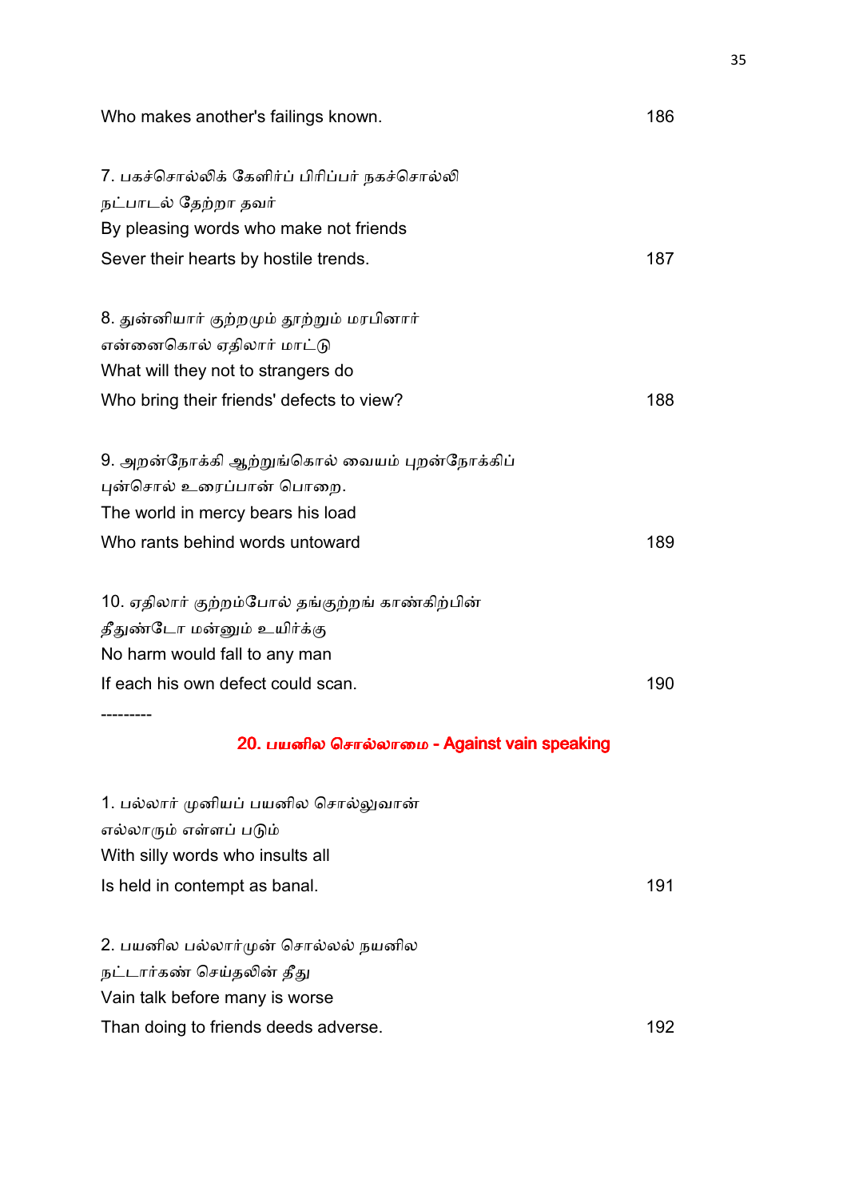Who makes another's failings known. 186

7. பகச்சொல்லிக் கேளிர்ப் பிரிப்பர் நகச்சொல்லி
நட்பாடல் தேற்றா தவர்
By pleasing words who make not friends
Sever their hearts by hostile trends. 187

8. துன்னியார் குற்றமும் தூற்றும் மரபினார்
என்னைகொல் ஏதிலார் மாட்டு
What will they not to strangers do
Who bring their friends' defects to view? 188

9. அறன்நோக்கி ஆற்றுங்கொல் வையம் புறன்நோக்கிப்
புன்சொல் உரைப்பான் பொறை.
The world in mercy bears his load
Who rants behind words untoward 189

10. ஏதிலார் குற்றம்போல் தங்குற்றங் காண்கிற்பின்
தீதுண்டோ மன்னும் உயிர்க்கு
No harm would fall to any man
If each his own defect could scan. 190

---------

## 20. பயனில சொல்லாமை - Against vain speaking

1. பல்லார் முனியப் பயனில சொல்லுவான்
எல்லாரும் எள்ளப் படும்
With silly words who insults all
Is held in contempt as banal. 191

2. பயனில பல்லார்முன் சொல்லல் நயனில
நட்டார்கண் செய்தலின் தீது
Vain talk before many is worse
Than doing to friends deeds adverse. 192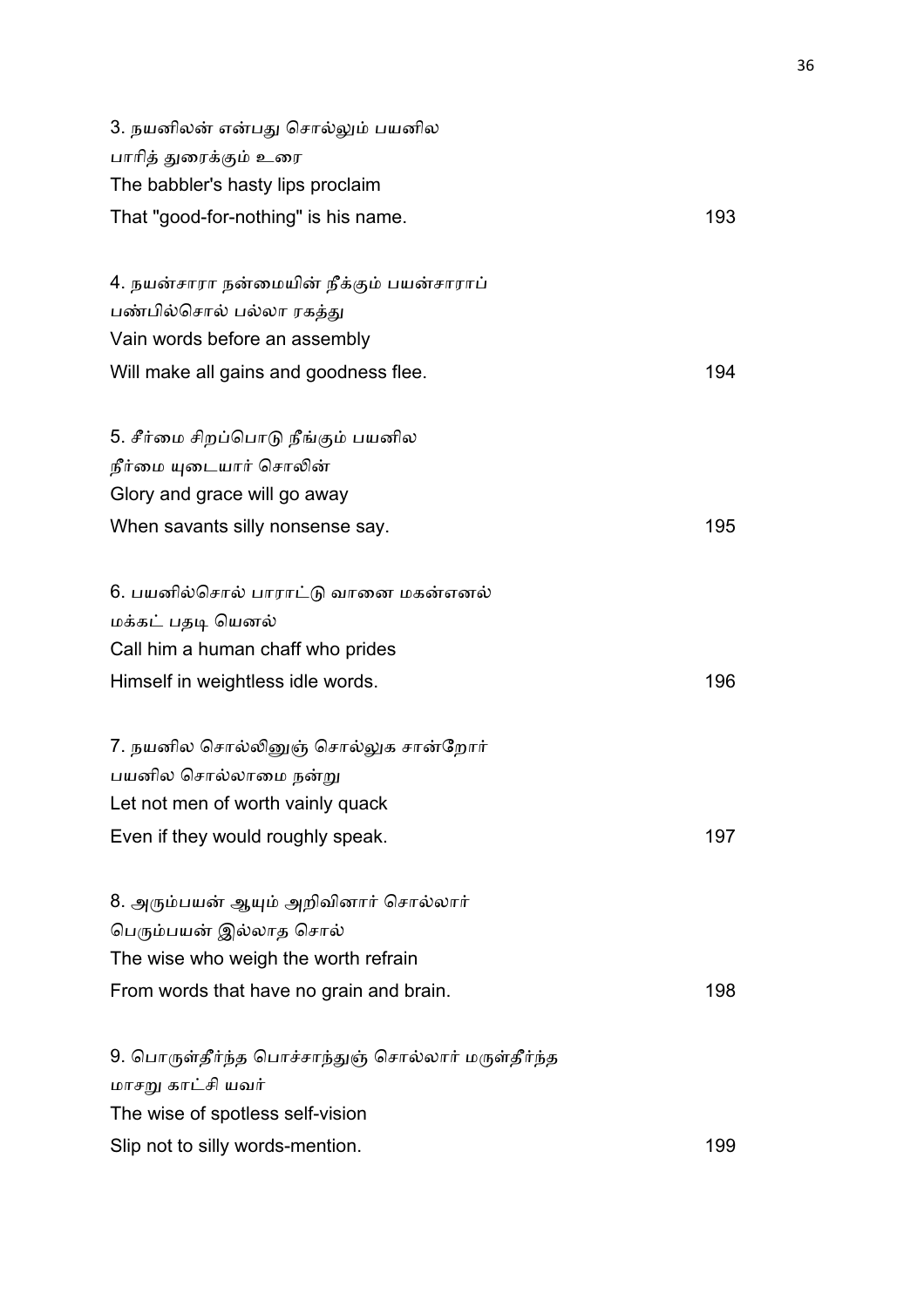3. நயனிலன் என்பது சொல்லும் பயனில
பாரித் துரைக்கும் உரை
The babbler's hasty lips proclaim
That "good-for-nothing" is his name. 193

4. நயன்சாரா நன்மையின் நீக்கும் பயன்சாராப்
பண்பில்சொல் பல்லா ரகத்து
Vain words before an assembly
Will make all gains and goodness flee. 194

5. சீர்மை சிறப்பொடு நீங்கும் பயனில
நீர்மை யுடையார் சொலின்
Glory and grace will go away
When savants silly nonsense say. 195

6. பயனில்சொல் பாராட்டு வானை மகன்எனல்
மக்கட் பதடி யெனல்
Call him a human chaff who prides
Himself in weightless idle words. 196

7. நயனில சொல்லினுஞ் சொல்லுக சான்றோர்
பயனில சொல்லாமை நன்று
Let not men of worth vainly quack
Even if they would roughly speak. 197

8. அரும்பயன் ஆயும் அறிவினார் சொல்லார்
பெரும்பயன் இல்லாத சொல்
The wise who weigh the worth refrain
From words that have no grain and brain. 198

9. பொருள்தீர்ந்த பொச்சாந்துஞ் சொல்லார் மருள்தீர்ந்த
மாசறு காட்சி யவர்
The wise of spotless self-vision
Slip not to silly words-mention. 199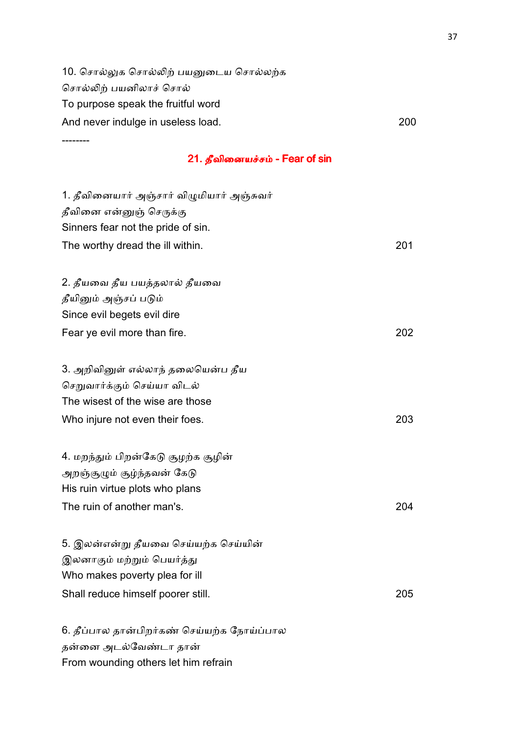10. சொல்லுக சொல்லிற் பயனுடைய சொல்லற்க
சொல்லிற் பயனிலாச் சொல்
To purpose speak the fruitful word
And never indulge in useless load. 200

--------

## 21. தீவினையச்சம் - Fear of sin

1. தீவினையார் அஞ்சார் விழுமியார் அஞ்சுவர்
தீவினை என்னுஞ் செருக்கு
Sinners fear not the pride of sin.
The worthy dread the ill within. 201

2. தீயவை தீய பயத்தலால் தீயவை
தீயினும் அஞ்சப் படும்
Since evil begets evil dire
Fear ye evil more than fire. 202

3. அறிவினுள் எல்லாந் தலையென்ப தீய
செறுவார்க்கும் செய்யா விடல்
The wisest of the wise are those
Who injure not even their foes. 203

4. மறந்தும் பிறன்கேடு சூழற்க சூழின்
அறஞ்சூழும் சூழ்ந்தவன் கேடு
His ruin virtue plots who plans
The ruin of another man's. 204

5. இலன்என்று தீயவை செய்யற்க செய்யின்
இலனாகும் மற்றும் பெயர்த்து
Who makes poverty plea for ill
Shall reduce himself poorer still. 205

6. தீப்பால தான்பிறர்கண் செய்யற்க நோய்ப்பால
தன்னை அடல்வேண்டா தான்
From wounding others let him refrain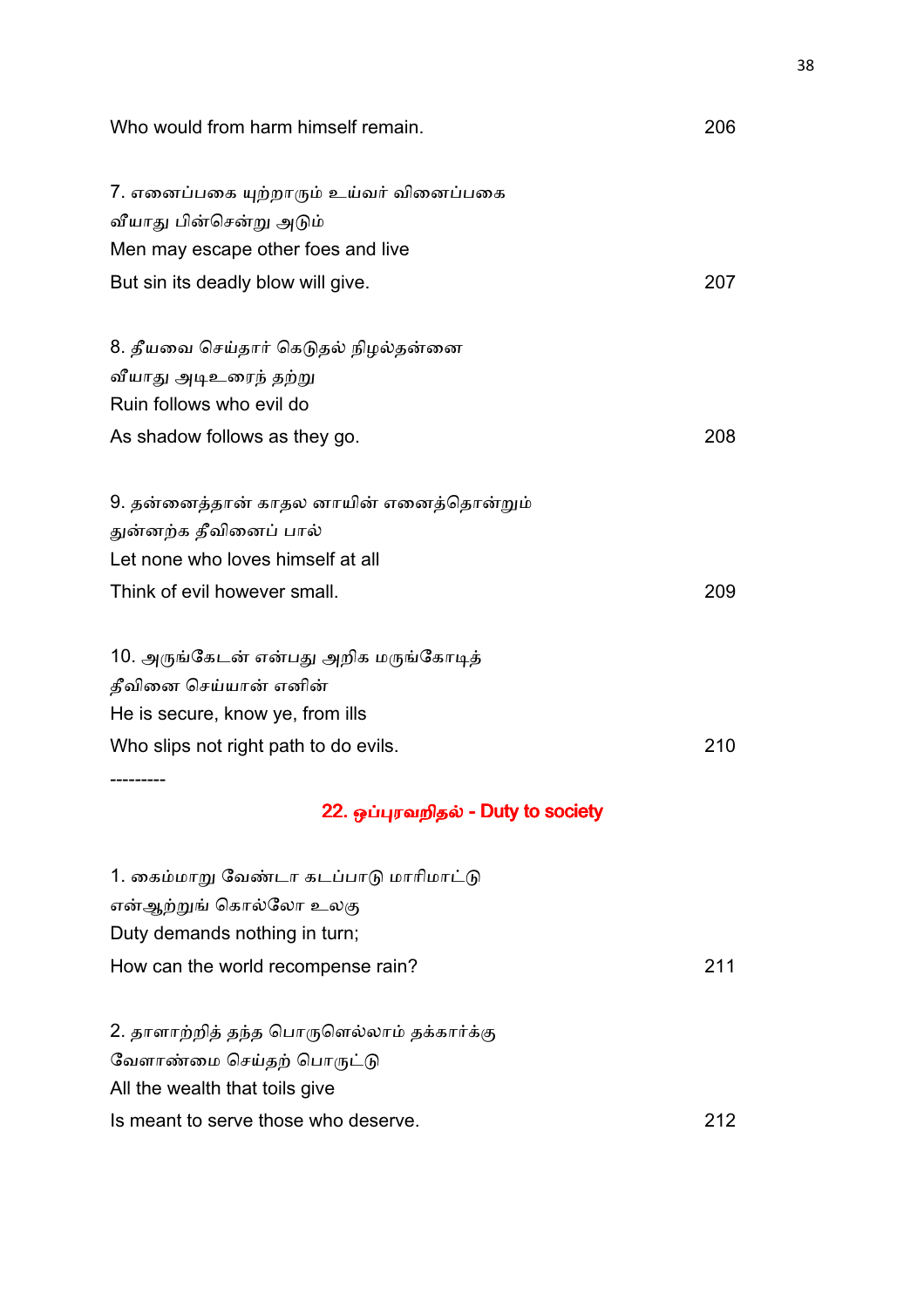Who would from harm himself remain. 206

7. எனைப்பகை யுற்றாரும் உய்வர் வினைப்பகை
வீயாது பின்சென்று அடும்
Men may escape other foes and live
But sin its deadly blow will give. 207

8. தீயவை செய்தார் கெடுதல் நிழல்தன்னை
வீயாது அடிஉறைந் தற்று
Ruin follows who evil do
As shadow follows as they go. 208

9. தன்னைத்தான் காதல னாயின் எனைத்தொன்றும்
துன்னற்க தீவினைப் பால்
Let none who loves himself at all
Think of evil however small. 209

10. அருங்கேடன் என்பது அறிக மருங்கோடித்
தீவினை செய்யான் எனின்
He is secure, know ye, from ills
Who slips not right path to do evils. 210

---------

## 22. ஒப்புரவறிதல் - Duty to society

1. கைம்மாறு வேண்டா கடப்பாடு மாரிமாட்டு
என்ஆற்றுங் கொல்லோ உலகு
Duty demands nothing in turn;
How can the world recompense rain? 211

2. தாளாற்றித் தந்த பொருளெல்லாம் தக்கார்க்கு
வேளாண்மை செய்தற் பொருட்டு
All the wealth that toils give
Is meant to serve those who deserve. 212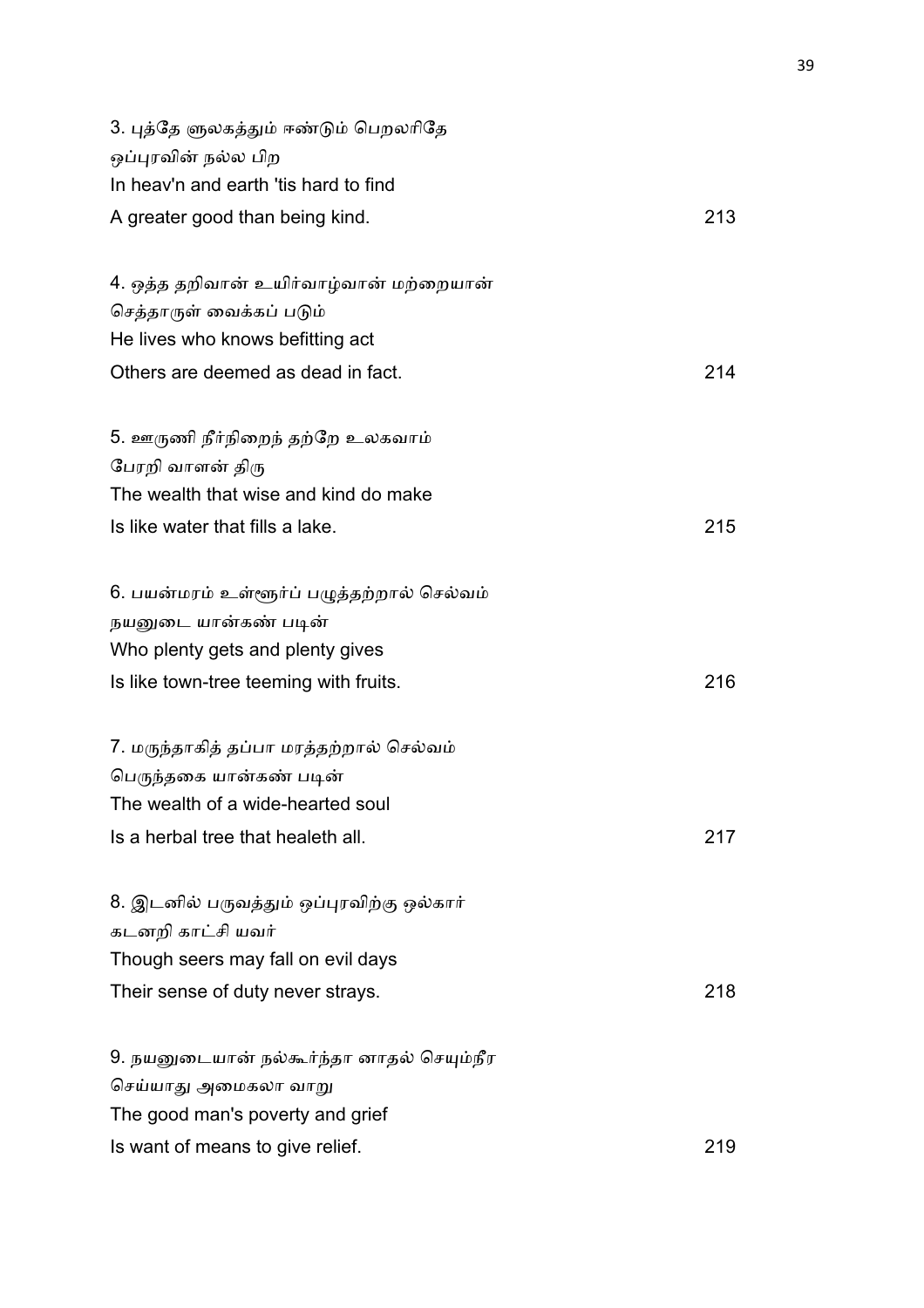3. புத்தே ளுலகத்தும் ஈண்டும் பெறலரிதே
ஒப்புரவின் நல்ல பிற
In heav'n and earth 'tis hard to find
A greater good than being kind. 213

4. ஒத்த தறிவான் உயிர்வாழ்வான் மற்றையான்
செத்தாருள் வைக்கப் படும்
He lives who knows befitting act
Others are deemed as dead in fact. 214

5. ஊருணி நீர்நிறைந் தற்றே உலகவாம்
பேரறி வாளன் திரு
The wealth that wise and kind do make
Is like water that fills a lake. 215

6. பயன்மரம் உள்ளூர்ப் பழுத்தற்றால் செல்வம்
நயனுடை யான்கண் படின்
Who plenty gets and plenty gives
Is like town-tree teeming with fruits. 216

7. மருந்தாகித் தப்பா மரத்தற்றால் செல்வம்
பெருந்தகை யான்கண் படின்
The wealth of a wide-hearted soul
Is a herbal tree that healeth all. 217

8. இடனில் பருவத்தும் ஒப்புரவிற்கு ஒல்கார்
கடனறி காட்சி யவர்
Though seers may fall on evil days
Their sense of duty never strays. 218

9. நயனுடையான் நல்கூர்ந்தா னாதல் செயும்நீர
செய்யாது அமைகலா வாறு
The good man's poverty and grief
Is want of means to give relief. 219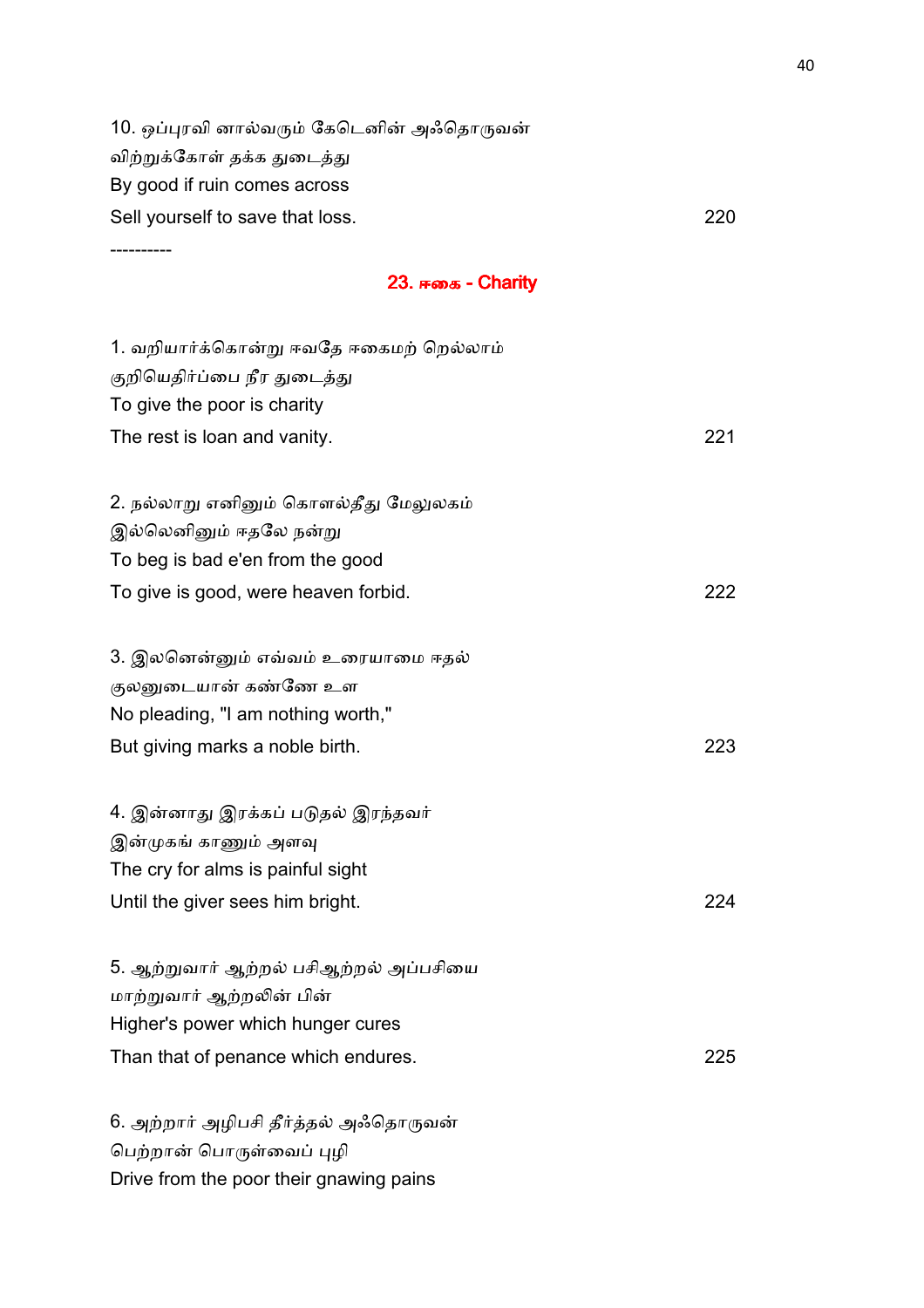10. ஒப்புரவி னால்வரும் கேடெனின் அஃதொருவன்
விற்றுக்கோள் தக்க துடைத்து
By good if ruin comes across
Sell yourself to save that loss. 220

----------

## 23. ஈகை - Charity

1. வறியார்க்கொன்று ஈவதே ஈகைமற் றெல்லாம்
குறியெதிர்ப்பை நீர துடைத்து
To give the poor is charity
The rest is loan and vanity. 221

2. நல்லாறு எனினும் கொளல்தீது மேலுலகம்
இல்லெனினும் ஈதலே நன்று
To beg is bad e'en from the good
To give is good, were heaven forbid. 222

3. இலனென்னும் எவ்வம் உரையாமை ஈதல்
குலனுடையான் கண்ணே உள
No pleading, "I am nothing worth,"
But giving marks a noble birth. 223

4. இன்னாது இரக்கப் படுதல் இரந்தவர்
இன்முகங் காணும் அளவு
The cry for alms is painful sight
Until the giver sees him bright. 224

5. ஆற்றுவார் ஆற்றல் பசிஆற்றல் அப்பசியை
மாற்றுவார் ஆற்றலின் பின்
Higher's power which hunger cures
Than that of penance which endures. 225

6. அற்றார் அழிபசி தீர்த்தல் அஃதொருவன்
பெற்றான் பொருள்வைப் புழி
Drive from the poor their gnawing pains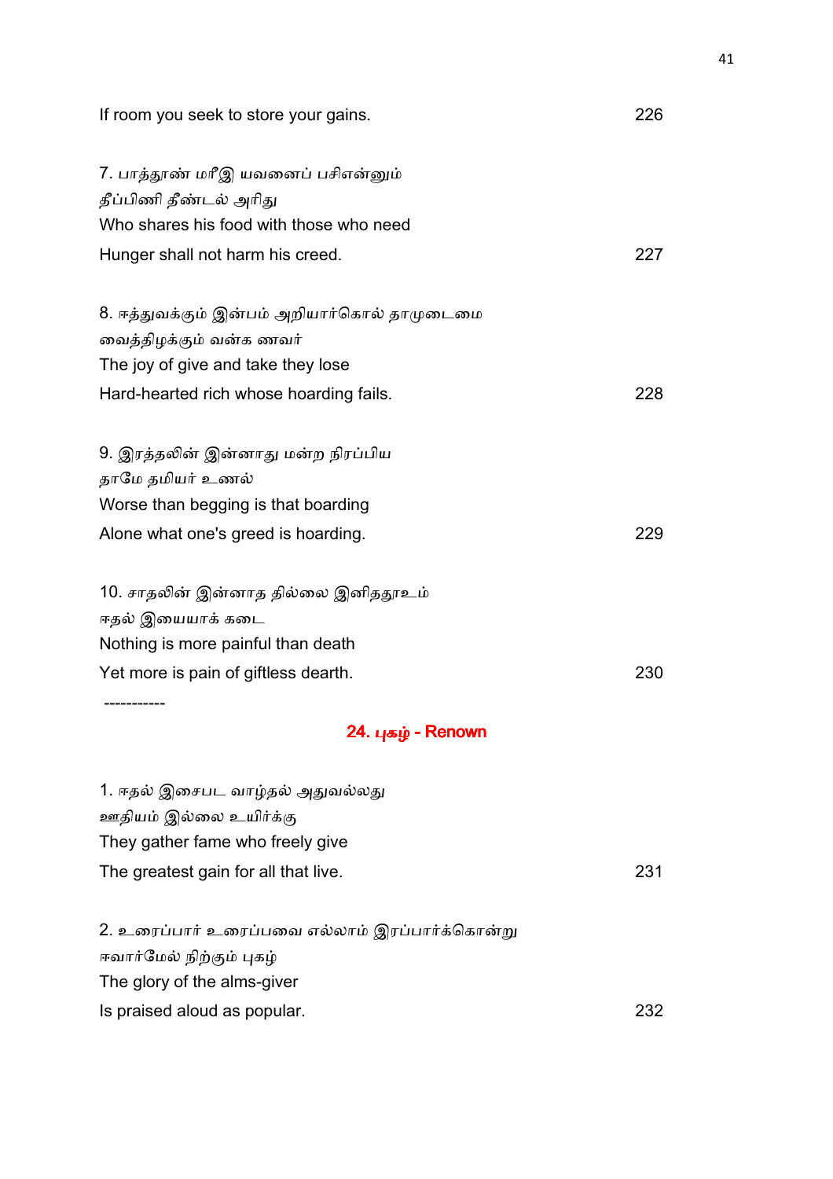If room you seek to store your gains. 226

7. பாத்தூண் மரீஇ யவனைப் பசிஎன்னும்
தீப்பிணி தீண்டல் அரிது
Who shares his food with those who need
Hunger shall not harm his creed. 227

8. ஈத்துவக்கும் இன்பம் அறியார்கொல் தாமுடைமை
வைத்திழக்கும் வன்க ணவர்
The joy of give and take they lose
Hard-hearted rich whose hoarding fails. 228

9. இரத்தலின் இன்னாது மன்ற நிரப்பிய
தாமே தமியர் உணல்
Worse than begging is that boarding
Alone what one's greed is hoarding. 229

10. சாதலின் இன்னாத தில்லை இனிததூஉம்
ஈதல் இயையாக் கடை
Nothing is more painful than death
Yet more is pain of giftless dearth. 230

-----------

## 24. புகழ் - Renown

1. ஈதல் இசைபட வாழ்தல் அதுவல்லது
ஊதியம் இல்லை உயிர்க்கு
They gather fame who freely give
The greatest gain for all that live. 231

2. உரைப்பார் உரைப்பவை எல்லாம் இரப்பார்க்கொன்று
ஈவார்மேல் நிற்கும் புகழ்
The glory of the alms-giver
Is praised aloud as popular. 232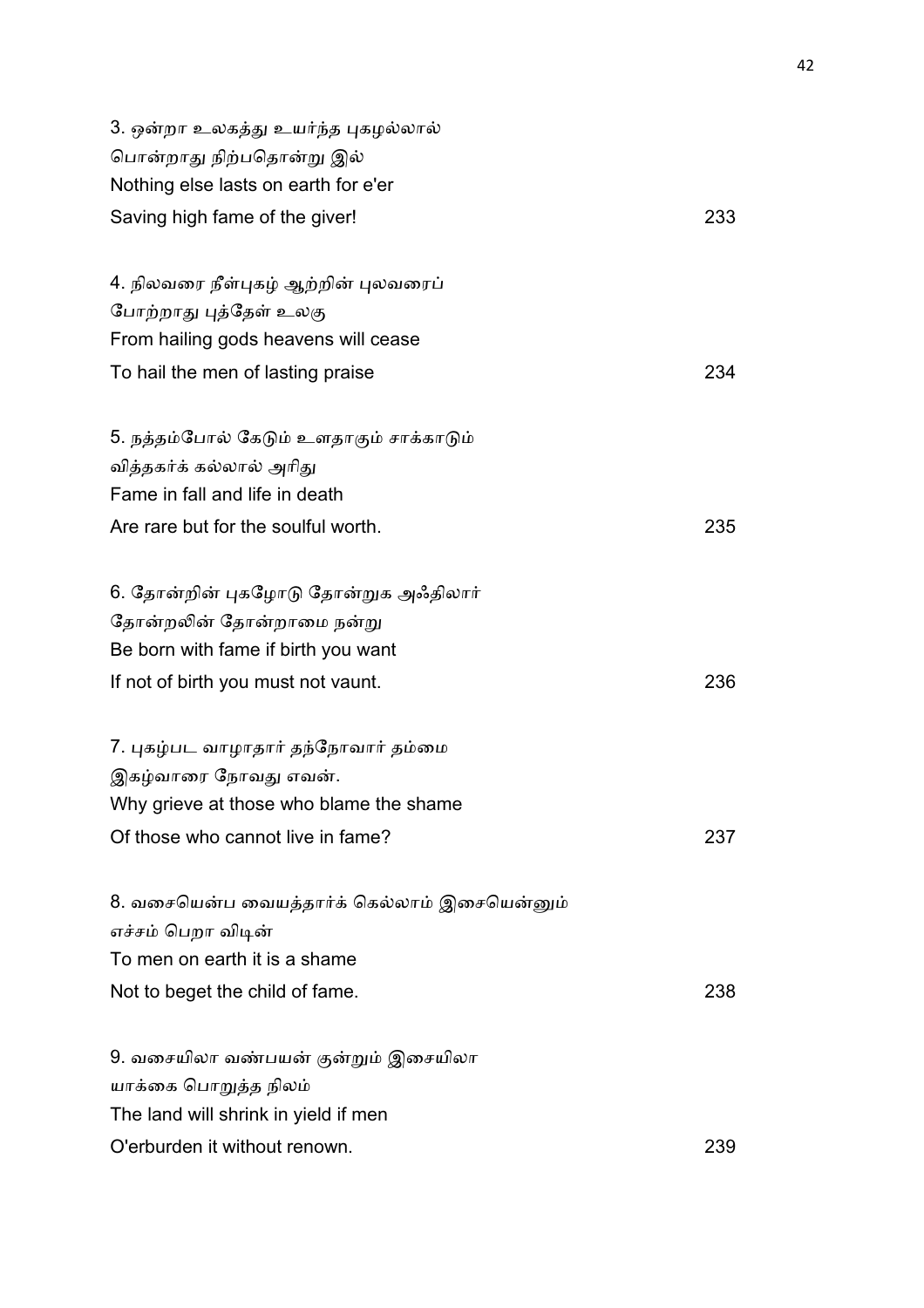3. ஒன்றா உலகத்து உயர்ந்த புகழல்லால்
பொன்றாது நிற்பதொன்று இல்
Nothing else lasts on earth for e'er
Saving high fame of the giver! 233

4. நிலவரை நீள்புகழ் ஆற்றின் புலவரைப்
போற்றாது புத்தேள் உலகு
From hailing gods heavens will cease
To hail the men of lasting praise 234

5. நத்தம்போல் கேடும் உளதாகும் சாக்காடும்
வித்தகர்க் கல்லால் அரிது
Fame in fall and life in death
Are rare but for the soulful worth. 235

6. தோன்றின் புகழோடு தோன்றுக அஃதிலார்
தோன்றலின் தோன்றாமை நன்று
Be born with fame if birth you want
If not of birth you must not vaunt. 236

7. புகழ்பட வாழாதார் தந்நோவார் தம்மை
இகழ்வாரை நோவது எவன்.
Why grieve at those who blame the shame
Of those who cannot live in fame? 237

8. வசையென்ப வையத்தார்க் கெல்லாம் இசையென்னும்
எச்சம் பெறா விடின்
To men on earth it is a shame
Not to beget the child of fame. 238

9. வசையிலா வண்பயன் குன்றும் இசையிலா
யாக்கை பொறுத்த நிலம்
The land will shrink in yield if men
O'erburden it without renown. 239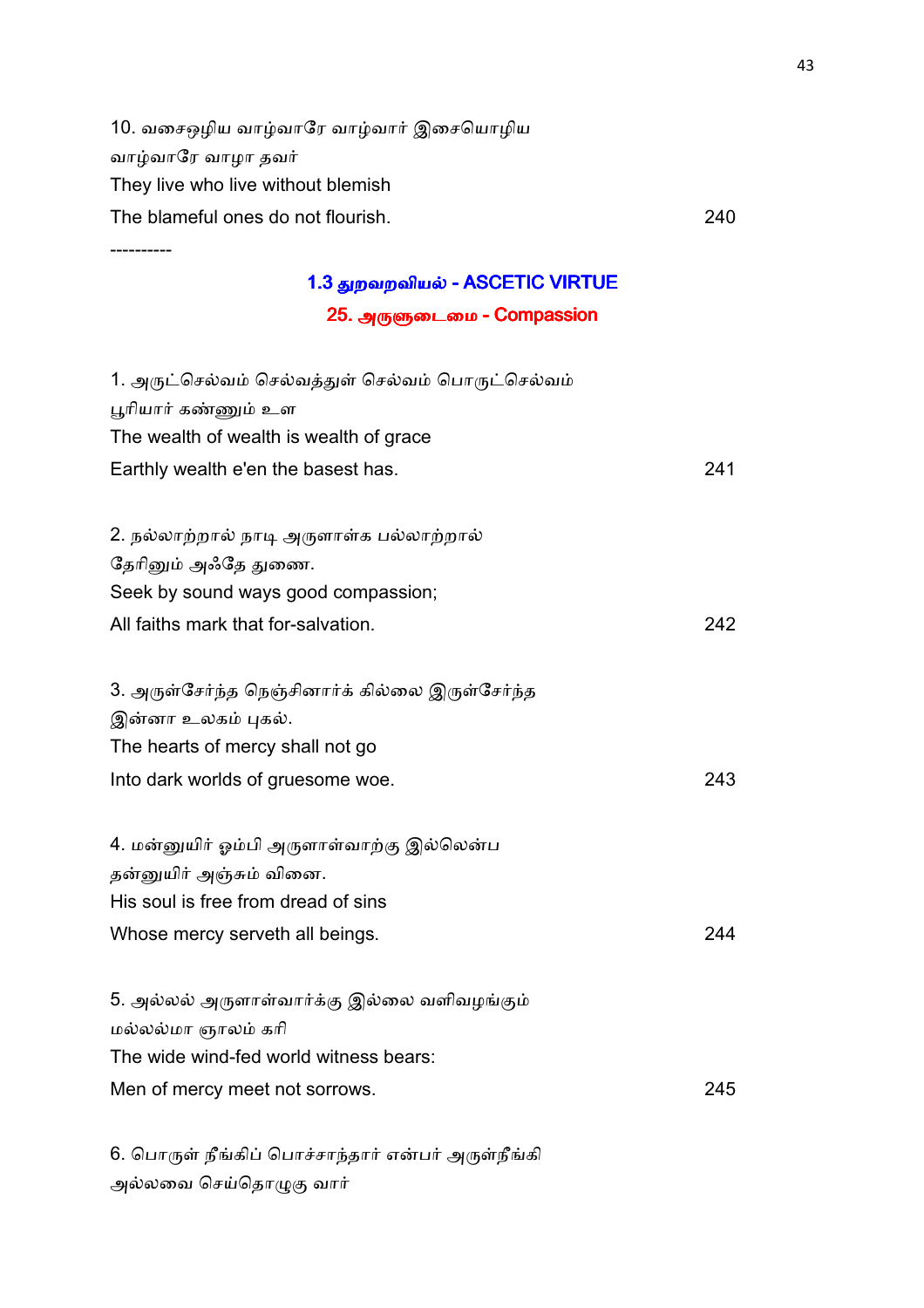10. வசைஒழிய வாழ்வாரே வாழ்வார் இசையொழிய
வாழ்வாரே வாழா தவர்
They live who live without blemish
The blameful ones do not flourish. 240

----------

## 1.3 துறவறவியல் - ASCETIC VIRTUE

### 25. அருளுடைமை - Compassion

1. அருட்செல்வம் செல்வத்துள் செல்வம் பொருட்செல்வம்
பூரியார் கண்ணும் உள
The wealth of wealth is wealth of grace
Earthly wealth e'en the basest has. 241

2. நல்லாற்றால் நாடி அருளாள்க பல்லாற்றால்
தேரினும் அஃதே துணை.
Seek by sound ways good compassion;
All faiths mark that for-salvation. 242

3. அருள்சேர்ந்த நெஞ்சினார்க் கில்லை இருள்சேர்ந்த
இன்னா உலகம் புகல்.
The hearts of mercy shall not go
Into dark worlds of gruesome woe. 243

4. மன்னுயிர் ஓம்பி அருளாள்வாற்கு இல்லென்ப
தன்னுயிர் அஞ்சும் வினை.
His soul is free from dread of sins
Whose mercy serveth all beings. 244

5. அல்லல் அருளாள்வார்க்கு இல்லை வளிவழங்கும்
மல்லல்மா ஞாலம் கரி
The wide wind-fed world witness bears:
Men of mercy meet not sorrows. 245

6. பொருள் நீங்கிப் பொச்சாந்தார் என்பர் அருள்நீங்கி
அல்லவை செய்தொழுகு வார்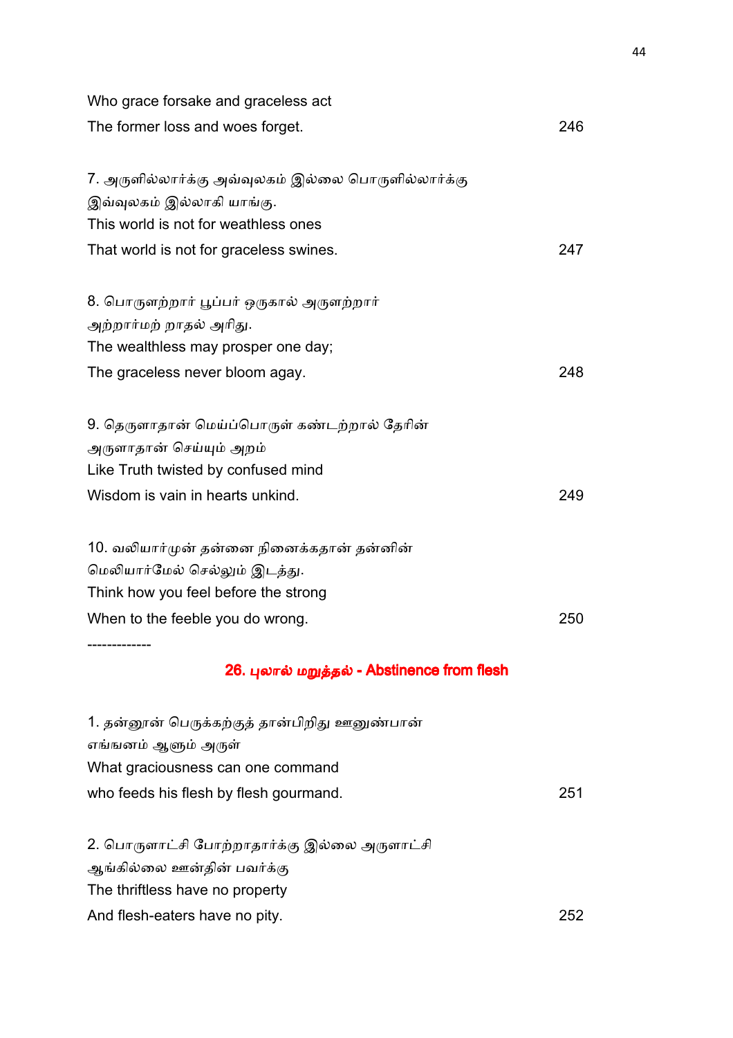Who grace forsake and graceless act
The former loss and woes forget. 246

7. அருளில்லார்க்கு அவ்வுலகம் இல்லை பொருளில்லார்க்கு
இவ்வுலகம் இல்லாகி யாங்கு.
This world is not for weathless ones
That world is not for graceless swines. 247

8. பொருளற்றார் பூப்பர் ஒருகால் அருளற்றார்
அற்றார்மற் றாதல் அரிது.
The wealthless may prosper one day;
The graceless never bloom agay. 248

9. தெருளாதான் மெய்ப்பொருள் கண்டற்றால் தேரின்
அருளாதான் செய்யும் அறம்
Like Truth twisted by confused mind
Wisdom is vain in hearts unkind. 249

10. வலியார்முன் தன்னை நினைக்கதான் தன்னின்
மெலியார்மேல் செல்லும் இடத்து.
Think how you feel before the strong
When to the feeble you do wrong. 250

-------------

## 26. புலால் மறுத்தல் - Abstinence from flesh

1. தன்னூன் பெருக்கற்குத் தான்பிறிது ஊனுண்பான்
எங்ஙனம் ஆளும் அருள்
What graciousness can one command
who feeds his flesh by flesh gourmand. 251

2. பொருளாட்சி போற்றாதார்க்கு இல்லை அருளாட்சி
ஆங்கில்லை ஊன்தின் பவர்க்கு
The thriftless have no property
And flesh-eaters have no pity. 252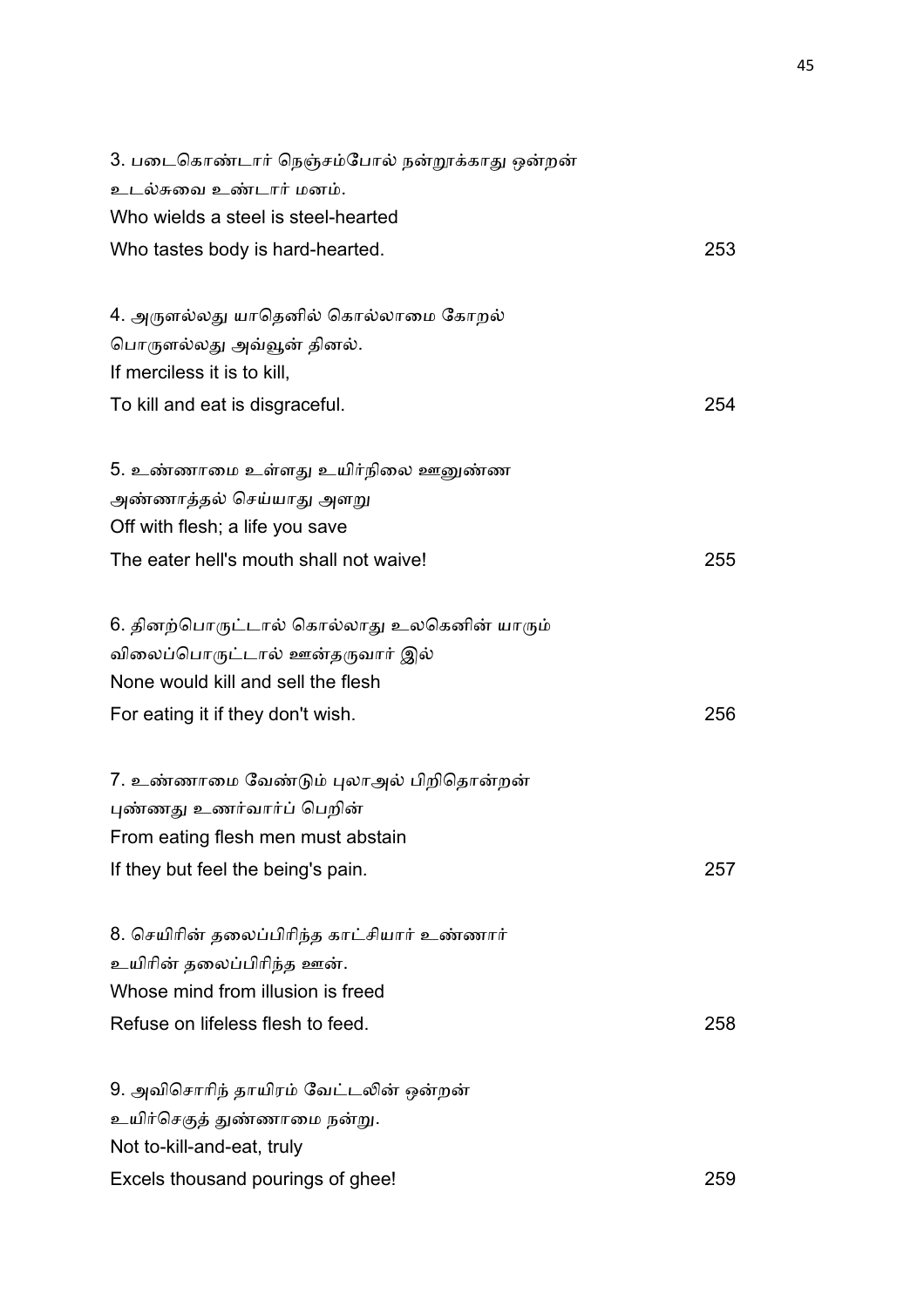3. படைகொண்டார் நெஞ்சம்போல் நன்றூக்காது ஒன்றன்
உடல்சுவை உண்டார் மனம்.
Who wields a steel is steel-hearted
Who tastes body is hard-hearted. 253

4. அருளல்லது யாதெனில் கொல்லாமை கோறல்
பொருளல்லது அவ்வூன் தினல்.
If merciless it is to kill,
To kill and eat is disgraceful. 254

5. உண்ணாமை உள்ளது உயிர்நிலை ஊனுண்ண
அண்ணாத்தல் செய்யாது அளறு
Off with flesh; a life you save
The eater hell's mouth shall not waive! 255

6. தினற்பொருட்டால் கொல்லாது உலகெனின் யாரும்
விலைப்பொருட்டால் ஊன்தருவார் இல்
None would kill and sell the flesh
For eating it if they don't wish. 256

7. உண்ணாமை வேண்டும் புலாஅல் பிறிதொன்றன்
புண்ணது உணர்வார்ப் பெறின்
From eating flesh men must abstain
If they but feel the being's pain. 257

8. செயிரின் தலைப்பிரிந்த காட்சியார் உண்ணார்
உயிரின் தலைப்பிரிந்த ஊன்.
Whose mind from illusion is freed
Refuse on lifeless flesh to feed. 258

9. அவிசொரிந் தாயிரம் வேட்டலின் ஒன்றன்
உயிர்செகுத் துண்ணாமை நன்று.
Not to-kill-and-eat, truly
Excels thousand pourings of ghee! 259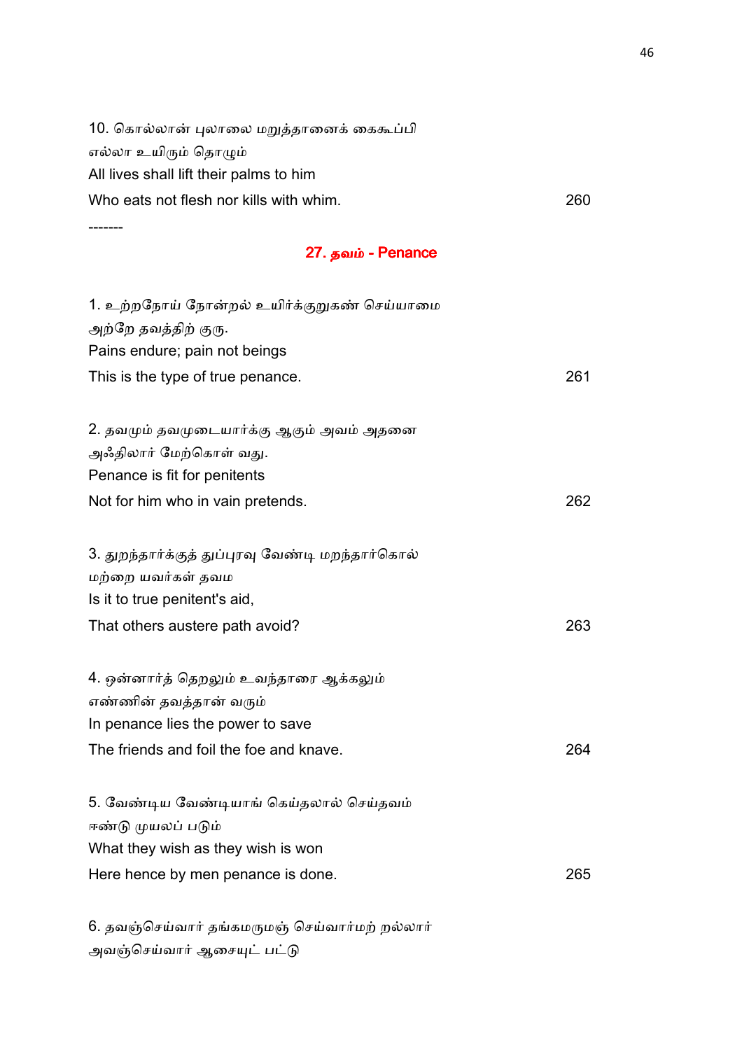10. கொல்லான் புலாலை மறுத்தானைக் கைகூப்பி
எல்லா உயிரும் தொழும்
All lives shall lift their palms to him
Who eats not flesh nor kills with whim. 260

-------

## 27. தவம் - Penance

1. உற்றநோய் நோன்றல் உயிர்க்குறுகண் செய்யாமை
அற்றே தவத்திற் குரு.
Pains endure; pain not beings
This is the type of true penance. 261

2. தவமும் தவமுடையார்க்கு ஆகும் அவம் அதனை
அஃதிலார் மேற்கொள் வது.
Penance is fit for penitents
Not for him who in vain pretends. 262

3. துறந்தார்க்குத் துப்புரவு வேண்டி மறந்தார்கொல்
மற்றை யவர்கள் தவம
Is it to true penitent's aid,
That others austere path avoid? 263

4. ஒன்னார்த் தெறலும் உவந்தாரை ஆக்கலும்
எண்ணின் தவத்தான் வரும்
In penance lies the power to save
The friends and foil the foe and knave. 264

5. வேண்டிய வேண்டியாங் கெய்தலால் செய்தவம்
ஈண்டு முயலப் படும்
What they wish as they wish is won
Here hence by men penance is done. 265

6. தவஞ்செய்வார் தங்கமருமஞ் செய்வார்மற் றல்லார்
அவஞ்செய்வார் ஆசையுட் பட்டு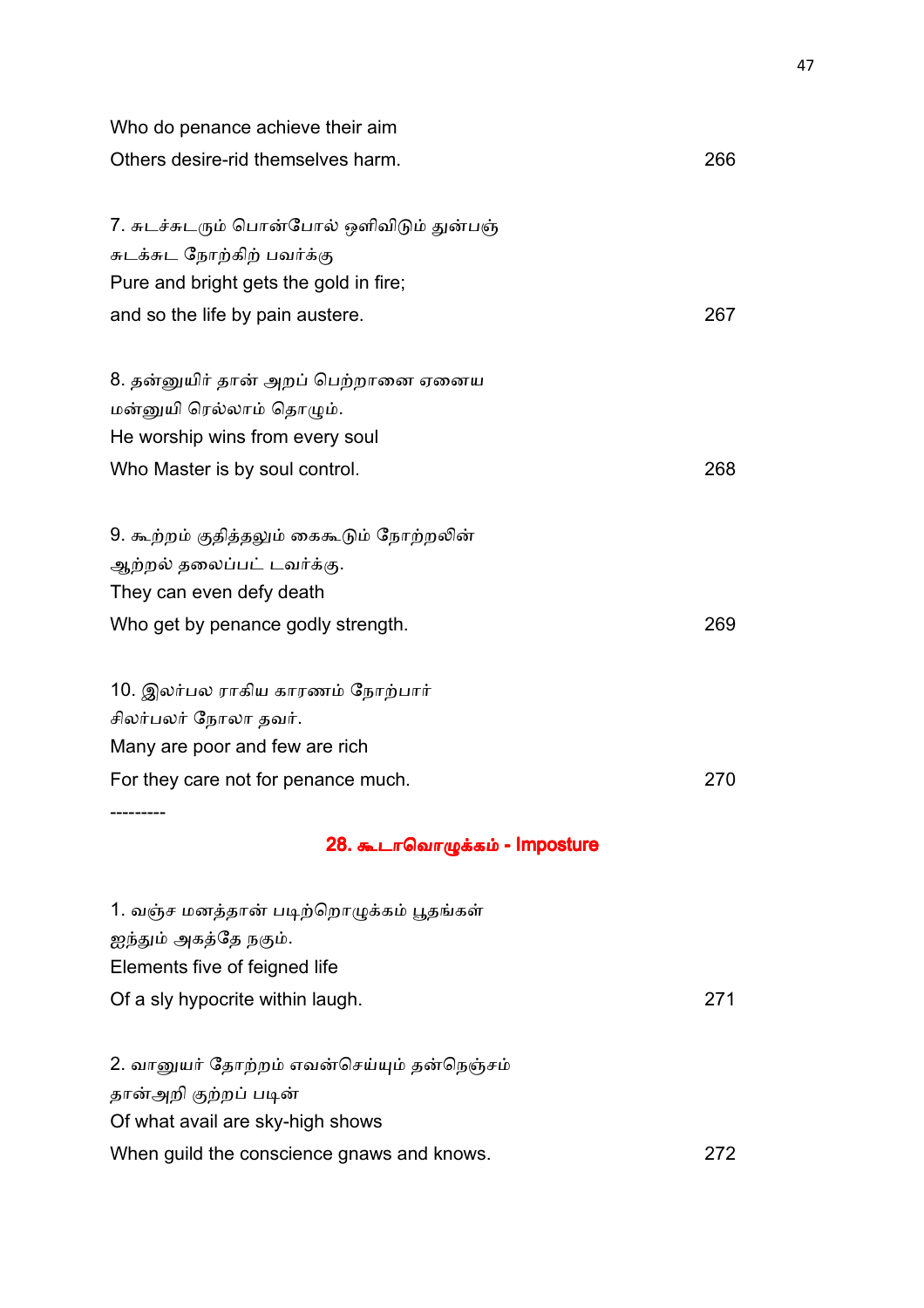Who do penance achieve their aim
Others desire-rid themselves harm. 266

7. சுடச்சுடரும் பொன்போல் ஒளிவிடும் துன்பஞ்
சுடக்சுட நோற்கிற் பவர்க்கு
Pure and bright gets the gold in fire;
and so the life by pain austere. 267

8. தன்னுயிர் தான் அறப் பெற்றானை ஏனைய
மன்னுயி ரெல்லாம் தொழும்.
He worship wins from every soul
Who Master is by soul control. 268

9. கூற்றம் குதித்தலும் கைகூடும் நோற்றலின்
ஆற்றல் தலைப்பட் டவர்க்கு.
They can even defy death
Who get by penance godly strength. 269

10. இலர்பல ராகிய காரணம் நோற்பார்
சிலர்பலர் நோலா தவர்.
Many are poor and few are rich
For they care not for penance much. 270

---------

## 28. கூடாவொழுக்கம் - Imposture

1. வஞ்ச மனத்தான் படிற்றொழுக்கம் பூதங்கள்
ஐந்தும் அகத்தே நகும்.
Elements five of feigned life
Of a sly hypocrite within laugh. 271

2. வானுயர் தோற்றம் எவன்செய்யும் தன்நெஞ்சம்
தான்அறி குற்றப் படின்
Of what avail are sky-high shows
When guild the conscience gnaws and knows. 272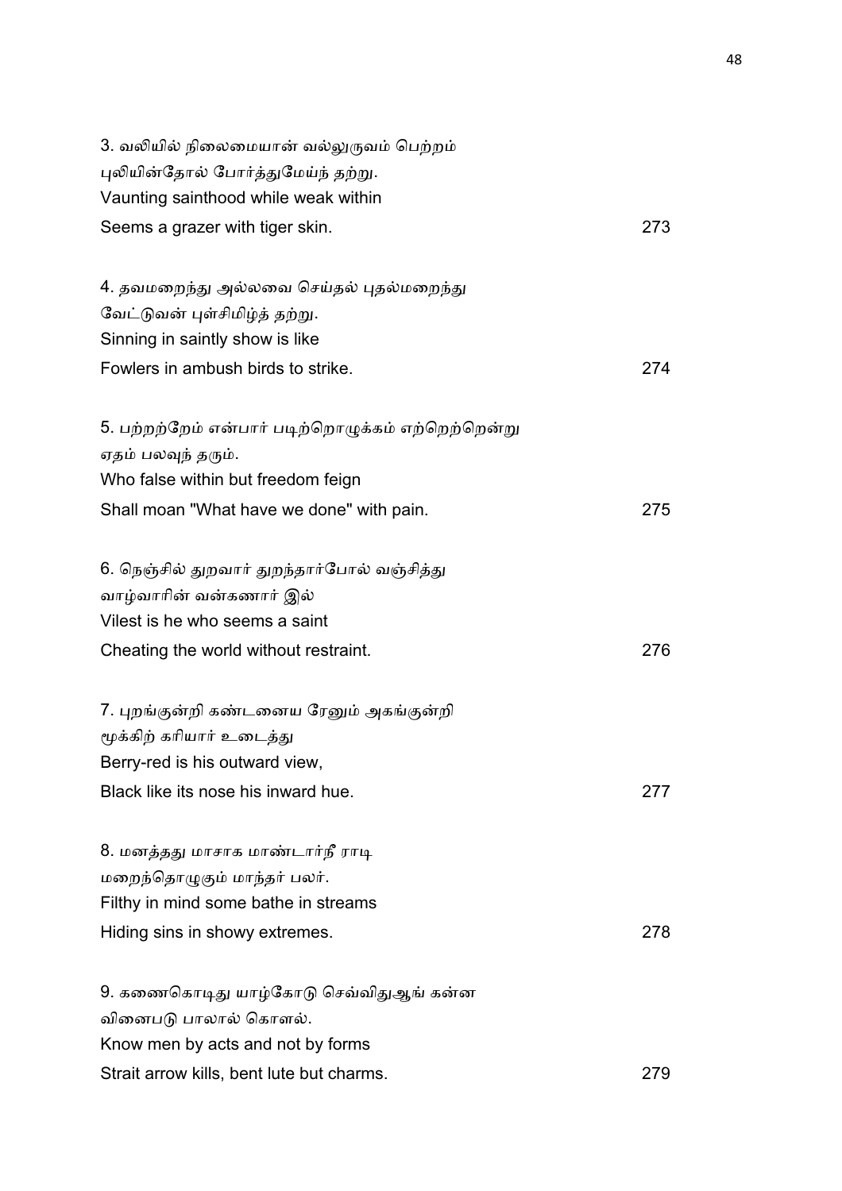3. வலியில் நிலைமையான் வல்லுருவம் பெற்றம்
புலியின்தோல் போர்த்துமேய்ந் தற்று.
Vaunting sainthood while weak within
Seems a grazer with tiger skin. 273

4. தவமறைந்து அல்லவை செய்தல் புதல்மறைந்து
வேட்டுவன் புள்சிமிழ்த் தற்று.
Sinning in saintly show is like
Fowlers in ambush birds to strike. 274

5. பற்றற்றேம் என்பார் படிற்றொழுக்கம் எற்றெற்றென்று
ஏதம் பலவுந் தரும்.
Who false within but freedom feign
Shall moan "What have we done" with pain. 275

6. நெஞ்சில் துறவார் துறந்தார்போல் வஞ்சித்து
வாழ்வாரின் வன்கணார் இல்
Vilest is he who seems a saint
Cheating the world without restraint. 276

7. புறங்குன்றி கண்டனைய ரேனும் அகங்குன்றி
மூக்கிற் கரியார் உடைத்து
Berry-red is his outward view,
Black like its nose his inward hue. 277

8. மனத்தது மாசாக மாண்டார்நீ ராடி
மறைந்தொழுகும் மாந்தர் பலர்.
Filthy in mind some bathe in streams
Hiding sins in showy extremes. 278

9. கணைகொடிது யாழ்கோடு செவ்விதுஆங் கன்ன
வினைபடு பாலால் கொளல்.
Know men by acts and not by forms
Strait arrow kills, bent lute but charms. 279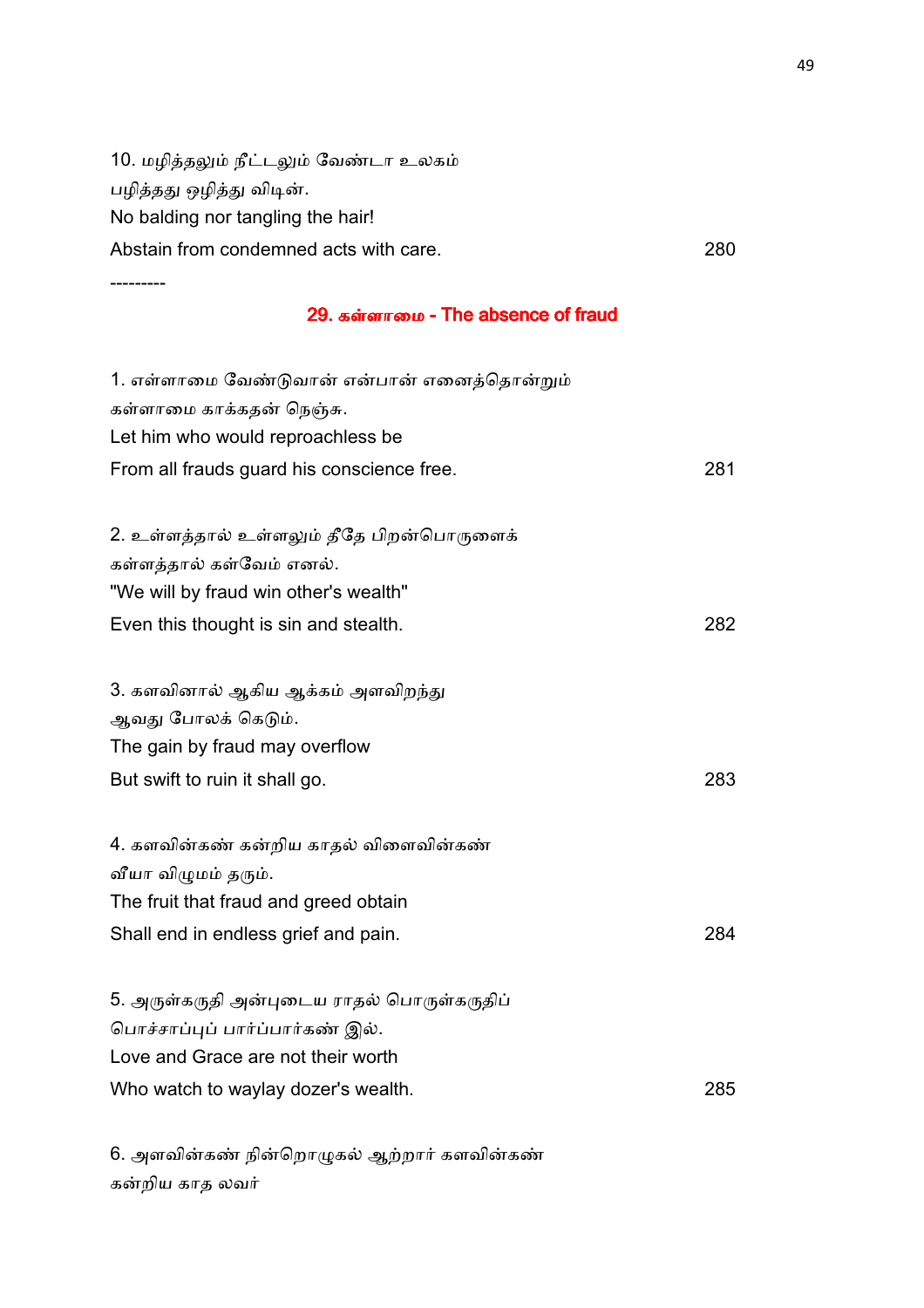10. மழித்தலும் நீட்டலும் வேண்டா உலகம்
பழித்தது ஒழித்து விடின்.
No balding nor tangling the hair!
Abstain from condemned acts with care. 280

---------

## 29. கள்ளாமை - The absence of fraud

1. எள்ளாமை வேண்டுவான் என்பான் எனைத்தொன்றும்
கள்ளாமை காக்கதன் நெஞ்சு.
Let him who would reproachless be
From all frauds guard his conscience free. 281

2. உள்ளத்தால் உள்ளலும் தீதே பிறன்பொருளைக்
கள்ளத்தால் கள்வேம் எனல்.
"We will by fraud win other's wealth"
Even this thought is sin and stealth. 282

3. களவினால் ஆகிய ஆக்கம் அளவிறந்து
ஆவது போலக் கெடும்.
The gain by fraud may overflow
But swift to ruin it shall go. 283

4. களவின்கண் கன்றிய காதல் விளைவின்கண்
வீயா விழுமம் தரும்.
The fruit that fraud and greed obtain
Shall end in endless grief and pain. 284

5. அருள்கருதி அன்புடைய ராதல் பொருள்கருதிப்
பொச்சாப்புப் பார்ப்பார்கண் இல்.
Love and Grace are not their worth
Who watch to waylay dozer's wealth. 285

6. அளவின்கண் நின்றொழுகல் ஆற்றார் களவின்கண்
கன்றிய காத லவர்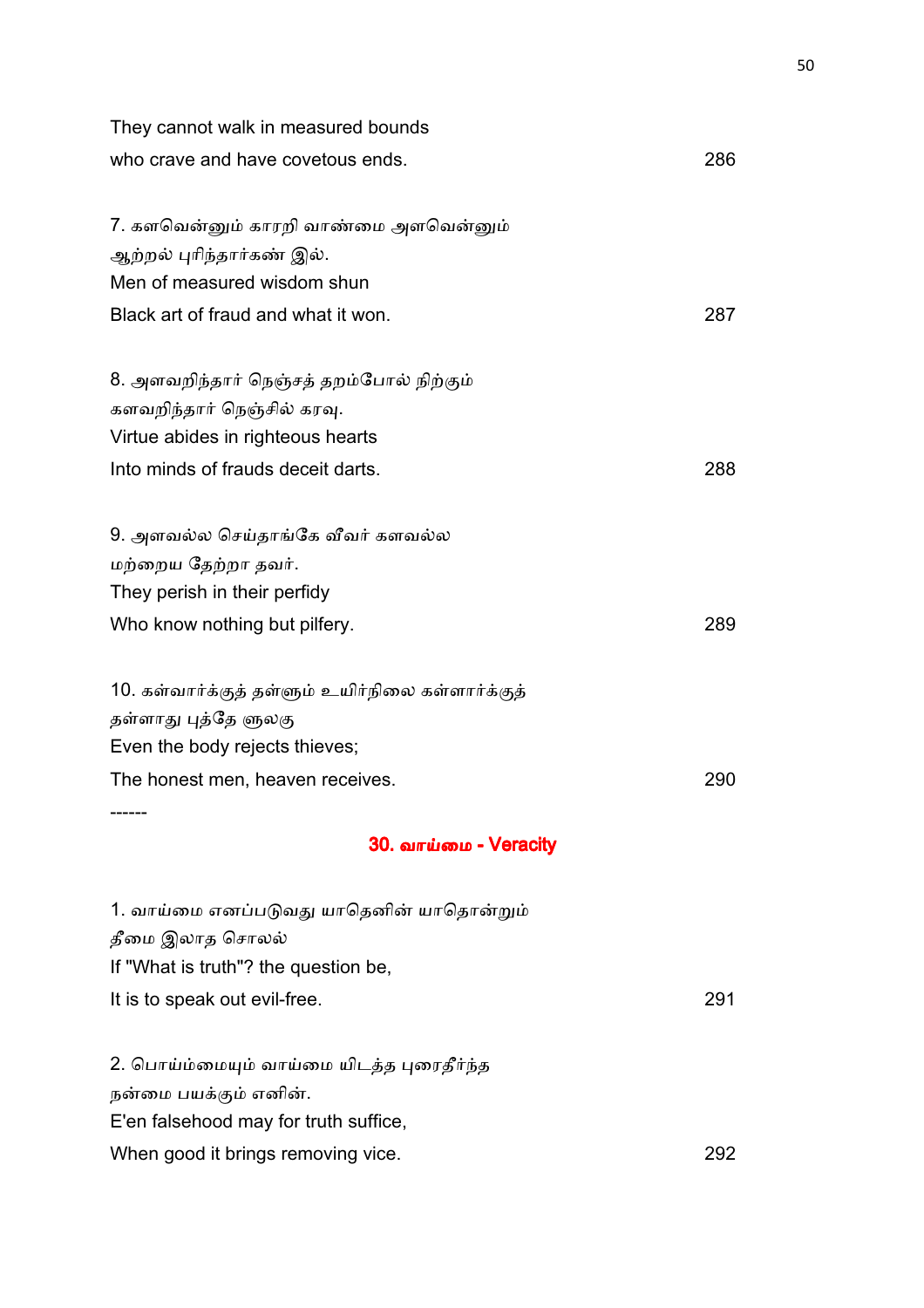They cannot walk in measured bounds  
who crave and have covetous ends. 286

7. களவென்னும் காரறி வாண்மை அளவென்னும்  
ஆற்றல் புரிந்தார்கண் இல்.  
Men of measured wisdom shun  
Black art of fraud and what it won. 287

8. அளவறிந்தார் நெஞ்சத் தறம்போல் நிற்கும்  
களவறிந்தார் நெஞ்சில் கரவு.  
Virtue abides in righteous hearts  
Into minds of frauds deceit darts. 288

9. அளவல்ல செய்தாங்கே வீவர் களவல்ல  
மற்றைய தேற்றா தவர்.  
They perish in their perfidy  
Who know nothing but pilfery. 289

10. கள்வார்க்குத் தள்ளும் உயிர்நிலை கள்ளார்க்குத்  
தள்ளாது புத்தே ளுலகு  
Even the body rejects thieves;  
The honest men, heaven receives. 290

------

## 30. வாய்மை - Veracity

1. வாய்மை எனப்படுவது யாதெனின் யாதொன்றும்  
தீமை இலாத சொலல்  
If "What is truth"? the question be,  
It is to speak out evil-free. 291

2. பொய்ம்மையும் வாய்மை யிடத்த புரைதீர்ந்த  
நன்மை பயக்கும் எனின்.  
E'en falsehood may for truth suffice,  
When good it brings removing vice. 292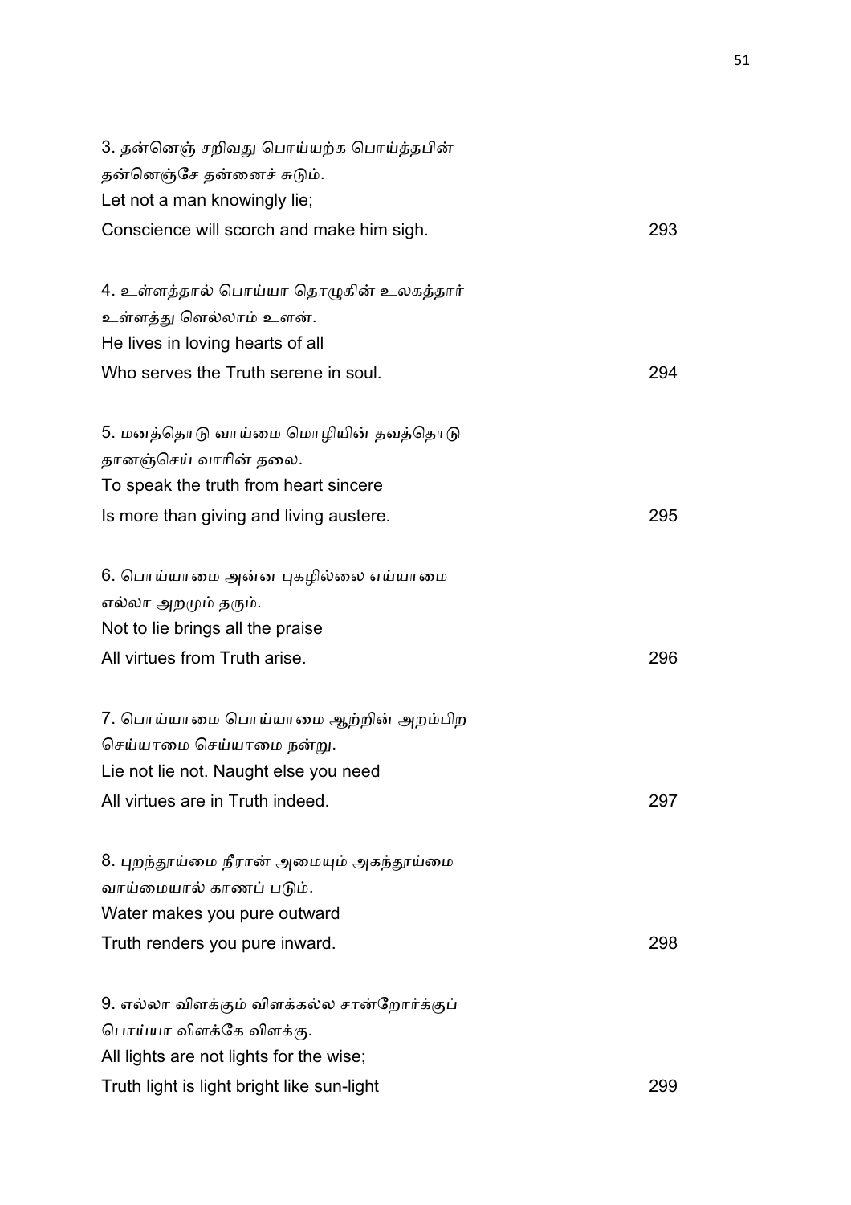3. தன்னெஞ் சறிவது பொய்யற்க பொய்த்தபின்
தன்னெஞ்சே தன்னைச் சுடும்.
Let not a man knowingly lie;
Conscience will scorch and make him sigh. 293

4. உள்ளத்தால் பொய்யா தொழுகின் உலகத்தார்
உள்ளத்து ளெல்லாம் உளன்.
He lives in loving hearts of all
Who serves the Truth serene in soul. 294

5. மனத்தொடு வாய்மை மொழியின் தவத்தொடு
தானஞ்செய் வாரின் தலை.
To speak the truth from heart sincere
Is more than giving and living austere. 295

6. பொய்யாமை அன்ன புகழில்லை எய்யாமை
எல்லா அறமும் தரும்.
Not to lie brings all the praise
All virtues from Truth arise. 296

7. பொய்யாமை பொய்யாமை ஆற்றின் அறம்பிற
செய்யாமை செய்யாமை நன்று.
Lie not lie not. Naught else you need
All virtues are in Truth indeed. 297

8. புறந்தூய்மை நீரான் அமையும் அகந்தூய்மை
வாய்மையால் காணப் படும்.
Water makes you pure outward
Truth renders you pure inward. 298

9. எல்லா விளக்கும் விளக்கல்ல சான்றோர்க்குப்
பொய்யா விளக்கே விளக்கு.
All lights are not lights for the wise;
Truth light is light bright like sun-light 299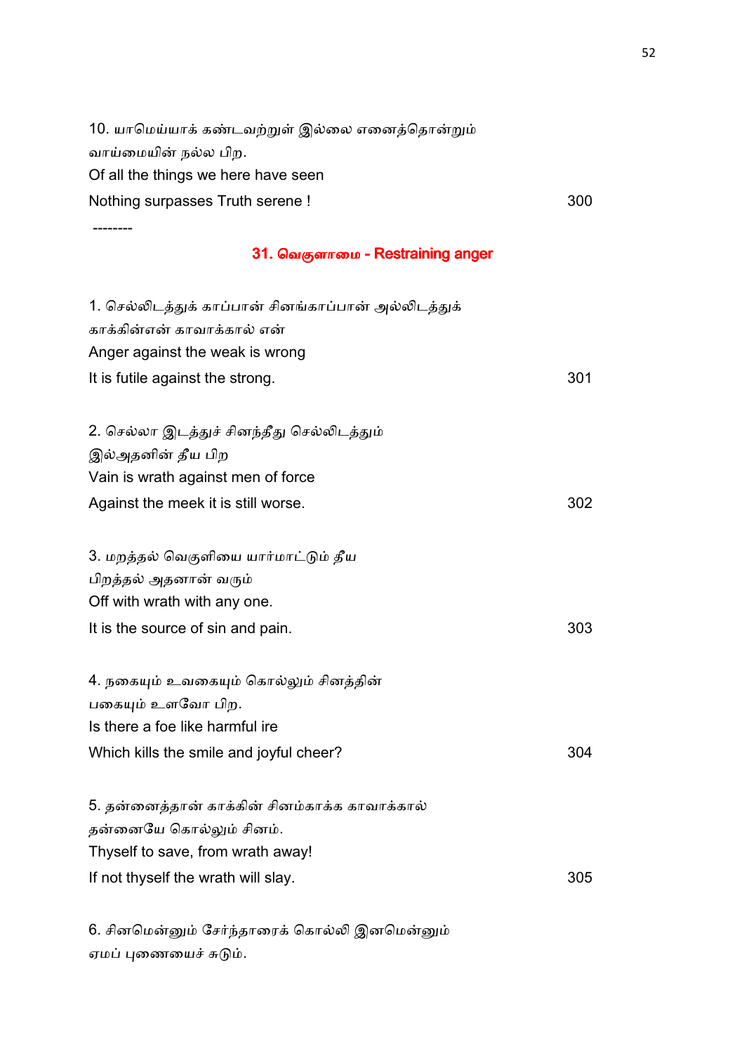10. யாமெய்யாக் கண்டவற்றுள் இல்லை எனைத்தொன்றும்
வாய்மையின் நல்ல பிற.
Of all the things we here have seen
Nothing surpasses Truth serene ! 300

--------

## 31. வெகுளாமை - Restraining anger

1. செல்லிடத்துக் காப்பான் சினங்காப்பான் அல்லிடத்துக்
காக்கின்என் காவாக்கால் என்
Anger against the weak is wrong
It is futile against the strong. 301

2. செல்லா இடத்துச் சினந்தீது செல்லிடத்தும்
இல்அதனின் தீய பிற
Vain is wrath against men of force
Against the meek it is still worse. 302

3. மறத்தல் வெகுளியை யார்மாட்டும் தீய
பிறத்தல் அதனான் வரும்
Off with wrath with any one.
It is the source of sin and pain. 303

4. நகையும் உவகையும் கொல்லும் சினத்தின்
பகையும் உளவோ பிற.
Is there a foe like harmful ire
Which kills the smile and joyful cheer? 304

5. தன்னைத்தான் காக்கின் சினம்காக்க காவாக்கால்
தன்னையே கொல்லும் சினம்.
Thyself to save, from wrath away!
If not thyself the wrath will slay. 305

6. சினமென்னும் சேர்ந்தாரைக் கொல்லி இனமென்னும்
ஏமப் புணையைச் சுடும்.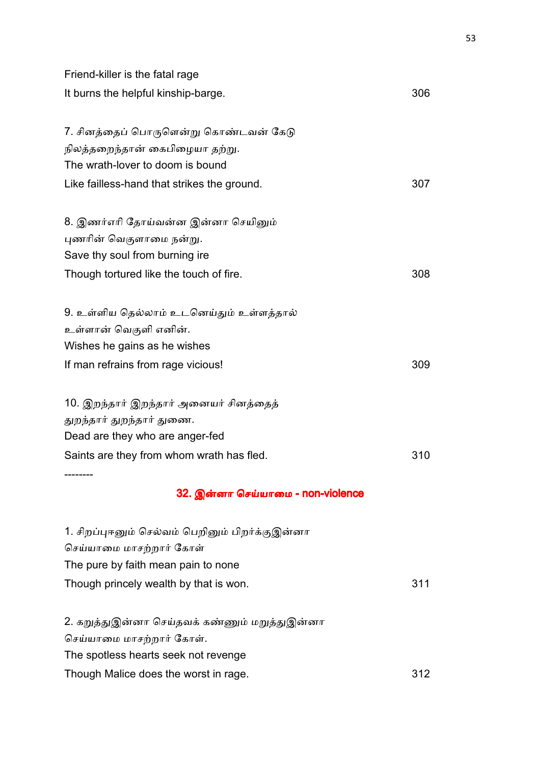Friend-killer is the fatal rage
It burns the helpful kinship-barge. 306

7. சினத்தைப் பொருளென்று கொண்டவன் கேடு
நிலத்தறைந்தான் கைபிழையா தற்று.
The wrath-lover to doom is bound
Like failless-hand that strikes the ground. 307

8. இணர்எரி தோய்வன்ன இன்னா செயினும்
புணரின் வெகுளாமை நன்று.
Save thy soul from burning ire
Though tortured like the touch of fire. 308

9. உள்ளிய தெல்லாம் உடனெய்தும் உள்ளத்தால்
உள்ளான் வெகுளி எனின்.
Wishes he gains as he wishes
If man refrains from rage vicious! 309

10. இறந்தார் இறந்தார் அனையர் சினத்தைத்
துறந்தார் துறந்தார் துணை.
Dead are they who are anger-fed
Saints are they from whom wrath has fled. 310

--------

## 32. இன்னா செய்யாமை - non-violence

1. சிறப்புஈனும் செல்வம் பெறினும் பிறர்க்குஇன்னா
செய்யாமை மாசற்றார் கோள்
The pure by faith mean pain to none
Though princely wealth by that is won. 311

2. கறுத்துஇன்னா செய்தவக் கண்ணும் மறுத்துஇன்னா
செய்யாமை மாசற்றார் கோள்.
The spotless hearts seek not revenge
Though Malice does the worst in rage. 312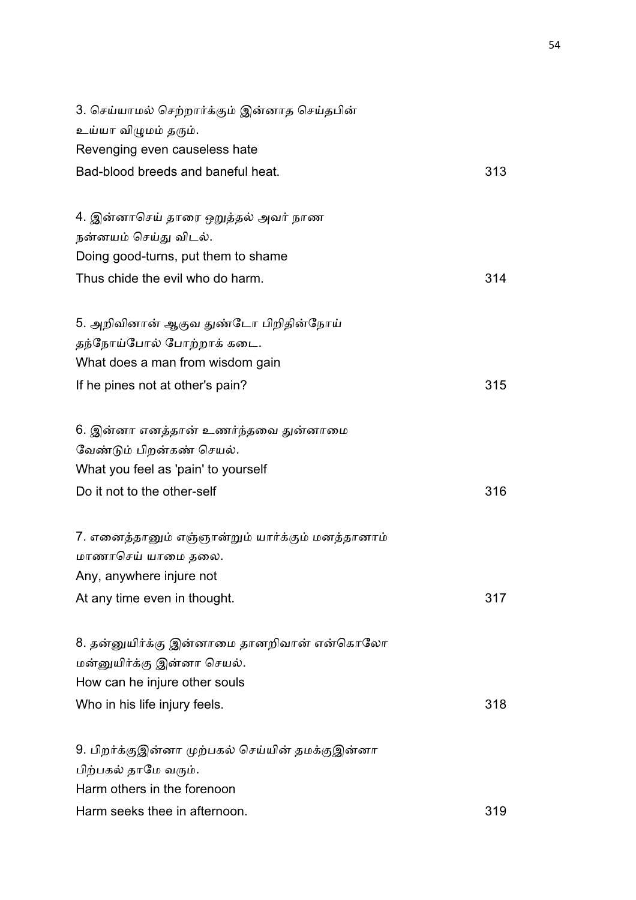3. செய்யாமல் செற்றார்க்கும் இன்னாத செய்தபின்
உய்யா விழுமம் தரும்.
Revenging even causeless hate
Bad-blood breeds and baneful heat. 313

4. இன்னாசெய் தாரை ஒறுத்தல் அவர் நாண
நன்னயம் செய்து விடல்.
Doing good-turns, put them to shame
Thus chide the evil who do harm. 314

5. அறிவினான் ஆகுவ துண்டோ பிறிதின்நோய்
தந்நோய்போல் போற்றாக் கடை.
What does a man from wisdom gain
If he pines not at other's pain? 315

6. இன்னா எனத்தான் உணர்ந்தவை துன்னாமை
வேண்டும் பிறன்கண் செயல்.
What you feel as 'pain' to yourself
Do it not to the other-self 316

7. எனைத்தானும் எஞ்ஞான்றும் யார்க்கும் மனத்தானாம்
மாணாசெய் யாமை தலை.
Any, anywhere injure not
At any time even in thought. 317

8. தன்னுயிர்க்கு இன்னாமை தானறிவான் என்கொலோ
மன்னுயிர்க்கு இன்னா செயல்.
How can he injure other souls
Who in his life injury feels. 318

9. பிறர்க்குஇன்னா முற்பகல் செய்யின் தமக்குஇன்னா
பிற்பகல் தாமே வரும்.
Harm others in the forenoon
Harm seeks thee in afternoon. 319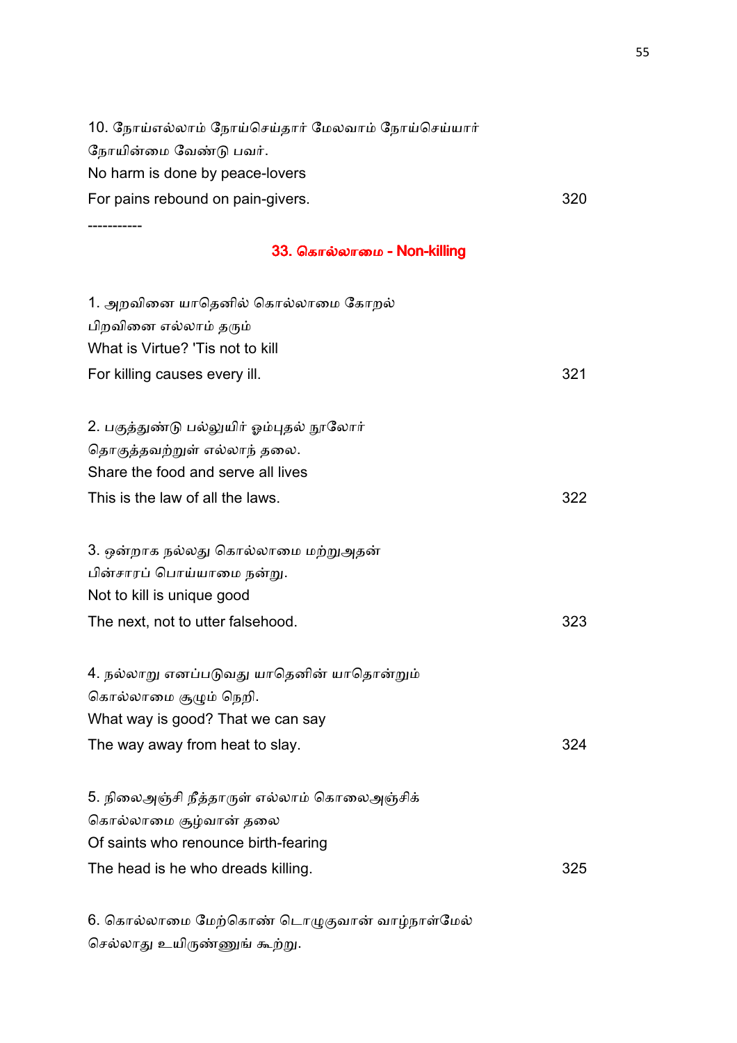10. நோய்எல்லாம் நோய்செய்தார் மேலவாம் நோய்செய்யார்
நோயின்மை வேண்டு பவர்.
No harm is done by peace-lovers
For pains rebound on pain-givers. 320

-----------

## 33. கொல்லாமை - Non-killing

1. அறவினை யாதெனில் கொல்லாமை கோறல்
பிறவினை எல்லாம் தரும்
What is Virtue? 'Tis not to kill
For killing causes every ill. 321

2. பகுத்துண்டு பல்லுயிர் ஓம்புதல் நூலோர்
தொகுத்தவற்றுள் எல்லாந் தலை.
Share the food and serve all lives
This is the law of all the laws. 322

3. ஒன்றாக நல்லது கொல்லாமை மற்றுஅதன்
பின்சாரப் பொய்யாமை நன்று.
Not to kill is unique good
The next, not to utter falsehood. 323

4. நல்லாறு எனப்படுவது யாதெனின் யாதொன்றும்
கொல்லாமை சூழும் நெறி.
What way is good? That we can say
The way away from heat to slay. 324

5. நிலைஅஞ்சி நீத்தாருள் எல்லாம் கொலைஅஞ்சிக்
கொல்லாமை சூழ்வான் தலை
Of saints who renounce birth-fearing
The head is he who dreads killing. 325

6. கொல்லாமை மேற்கொண் டொழுகுவான் வாழ்நாள்மேல்
செல்லாது உயிருண்ணுங் கூற்று.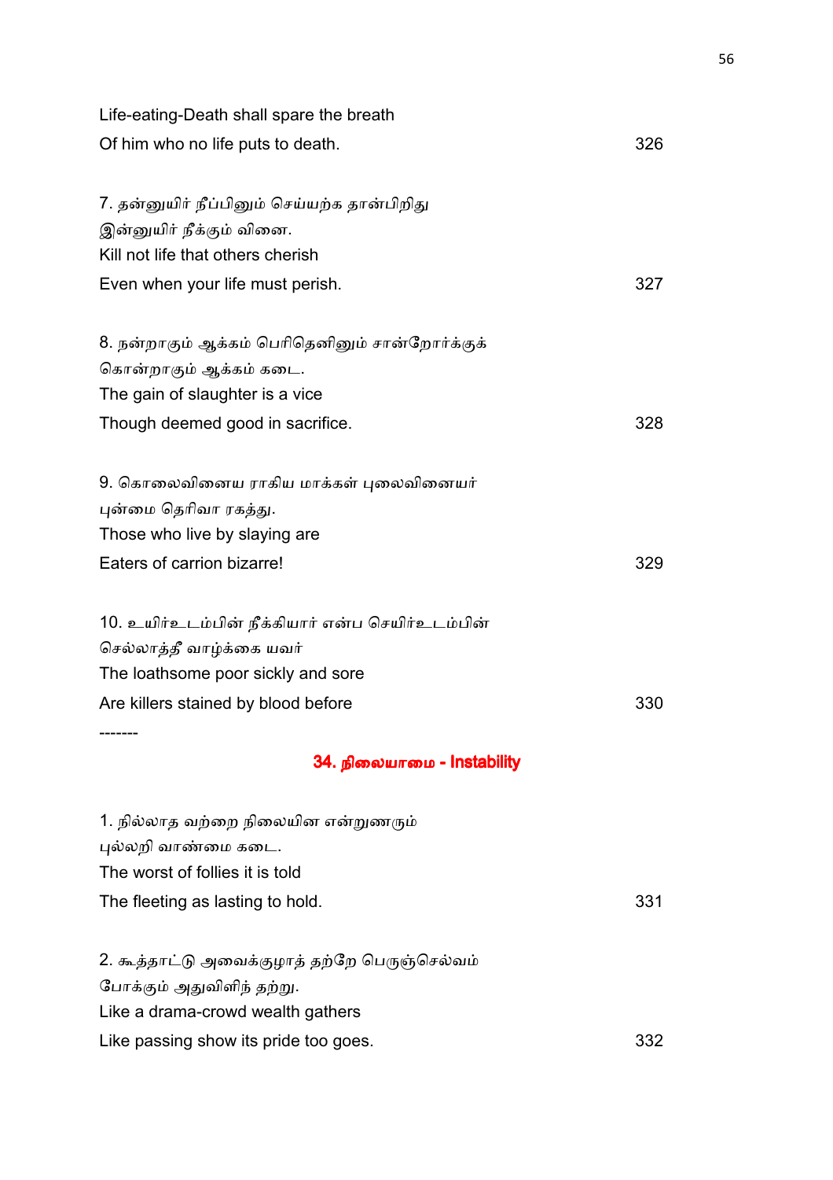Life-eating-Death shall spare the breath
Of him who no life puts to death. 326

7. தன்னுயிர் நீப்பினும் செய்யற்க தான்பிறிது
இன்னுயிர் நீக்கும் வினை.
Kill not life that others cherish
Even when your life must perish. 327

8. நன்றாகும் ஆக்கம் பெரிதெனினும் சான்றோர்க்குக்
கொன்றாகும் ஆக்கம் கடை.
The gain of slaughter is a vice
Though deemed good in sacrifice. 328

9. கொலைவினைய ராகிய மாக்கள் புலைவினையர்
புன்மை தெரிவா ரகத்து.
Those who live by slaying are
Eaters of carrion bizarre! 329

10. உயிர்உடம்பின் நீக்கியார் என்ப செயிர்உடம்பின்
செல்லாத்தீ வாழ்க்கை யவர்
The loathsome poor sickly and sore
Are killers stained by blood before 330

-------

## 34. நிலையாமை - Instability

1. நில்லாத வற்றை நிலையின என்றுணரும்
புல்லறி வாண்மை கடை.
The worst of follies it is told
The fleeting as lasting to hold. 331

2. கூத்தாட்டு அவைக்குழாத் தற்றே பெருஞ்செல்வம்
போக்கும் அதுவிளிந் தற்று.
Like a drama-crowd wealth gathers
Like passing show its pride too goes. 332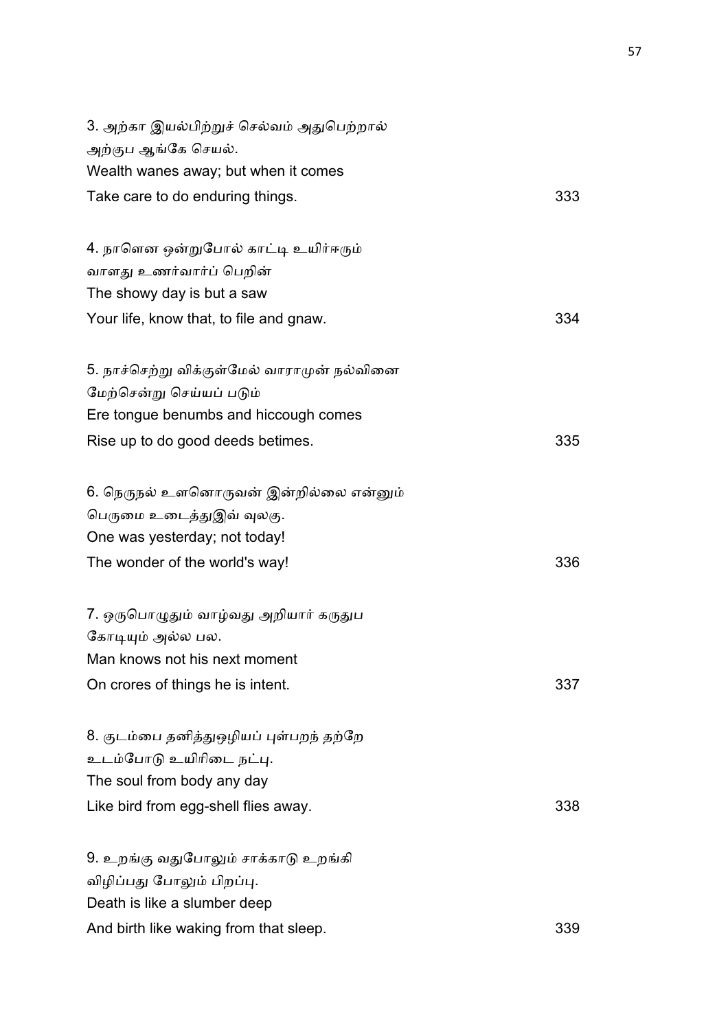3. அற்கா இயல்பிற்றுச் செல்வம் அதுபெற்றால்
அற்குப ஆங்கே செயல்.
Wealth wanes away; but when it comes
Take care to do enduring things. 333

4. நாளென ஒன்றுபோல் காட்டி உயிர்ஈரும்
வாளது உணர்வார்ப் பெறின்
The showy day is but a saw
Your life, know that, to file and gnaw. 334

5. நாச்செற்று விக்குள்மேல் வாராமுன் நல்வினை
மேற்சென்று செய்யப் படும்
Ere tongue benumbs and hiccough comes
Rise up to do good deeds betimes. 335

6. நெருநல் உளனொருவன் இன்றில்லை என்னும்
பெருமை உடைத்துஇவ் வுலகு.
One was yesterday; not today!
The wonder of the world's way! 336

7. ஒருபொழுதும் வாழ்வது அறியார் கருதுப
கோடியும் அல்ல பல.
Man knows not his next moment
On crores of things he is intent. 337

8. குடம்பை தனித்துஒழியப் புள்பறந் தற்றே
உடம்போடு உயிரிடை நட்பு.
The soul from body any day
Like bird from egg-shell flies away. 338

9. உறங்கு வதுபோலும் சாக்காடு உறங்கி
விழிப்பது போலும் பிறப்பு.
Death is like a slumber deep
And birth like waking from that sleep. 339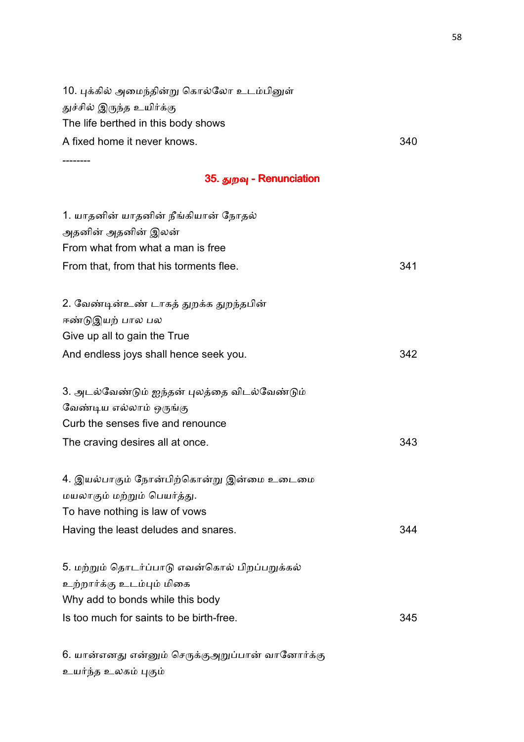10. புக்கில் அமைந்தின்று கொல்லோ உடம்பினுள்
துச்சில் இருந்த உயிர்க்கு
The life berthed in this body shows
A fixed home it never knows. 340

--------

## 35. துறவு - Renunciation

1. யாதனின் யாதனின் நீங்கியான் நோதல்
அதனின் அதனின் இலன்
From what from what a man is free
From that, from that his torments flee. 341

2. வேண்டின்உண் டாகத் துறக்க துறந்தபின்
ஈண்டுஇயற் பால பல
Give up all to gain the True
And endless joys shall hence seek you. 342

3. அடல்வேண்டும் ஐந்தன் புலத்தை விடல்வேண்டும்
வேண்டிய எல்லாம் ஒருங்கு
Curb the senses five and renounce
The craving desires all at once. 343

4. இயல்பாகும் நோன்பிற்கொன்று இன்மை உடைமை
மயலாகும் மற்றும் பெயர்த்து.
To have nothing is law of vows
Having the least deludes and snares. 344

5. மற்றும் தொடர்ப்பாடு எவன்கொல் பிறப்பறுக்கல்
உற்றார்க்கு உடம்பும் மிகை
Why add to bonds while this body
Is too much for saints to be birth-free. 345

6. யான்எனது என்னும் செருக்குஅறுப்பான் வானோர்க்கு
உயர்ந்த உலகம் புகும்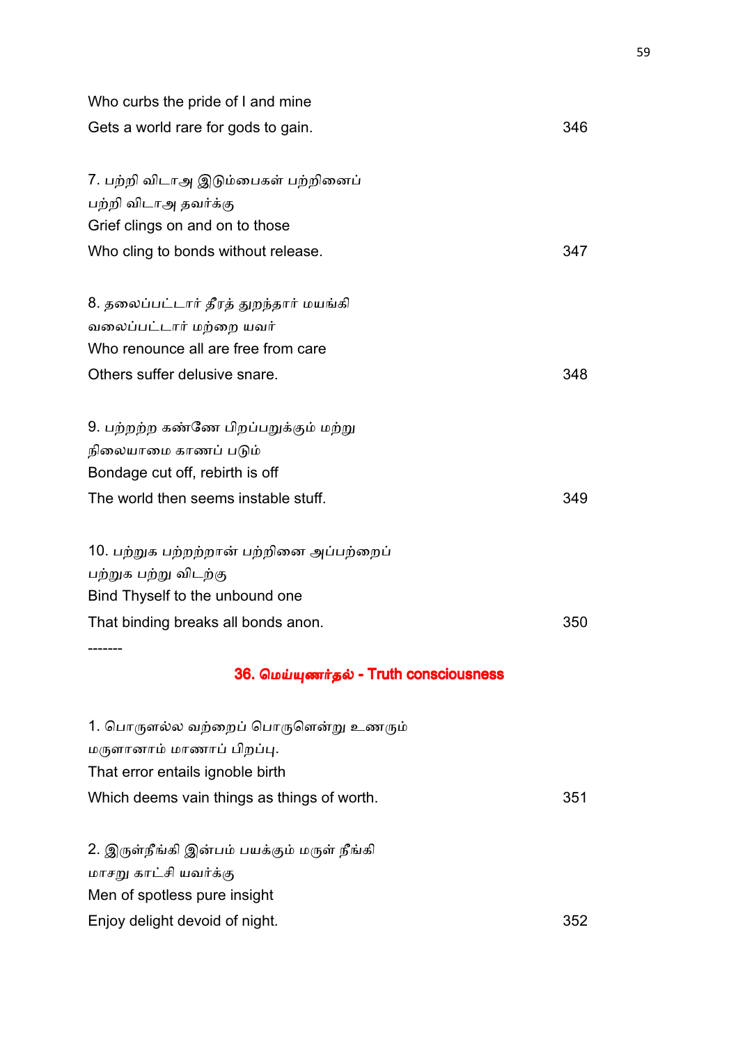Who curbs the pride of I and mine
Gets a world rare for gods to gain. 346

7. பற்றி விடாஅ இடும்பைகள் பற்றினைப்
பற்றி விடாஅ தவர்க்கு
Grief clings on and on to those
Who cling to bonds without release. 347

8. தலைப்பட்டார் தீரத் துறந்தார் மயங்கி
வலைப்பட்டார் மற்றை யவர்
Who renounce all are free from care
Others suffer delusive snare. 348

9. பற்றற்ற கண்ணே பிறப்பறுக்கும் மற்று
நிலையாமை காணப் படும்
Bondage cut off, rebirth is off
The world then seems instable stuff. 349

10. பற்றுக பற்றற்றான் பற்றினை அப்பற்றைப்
பற்றுக பற்று விடற்கு
Bind Thyself to the unbound one
That binding breaks all bonds anon. 350

-------

## 36. மெய்யுணர்தல் - Truth consciousness

1. பொருளல்ல வற்றைப் பொருளென்று உணரும்
மருளானாம் மாணாப் பிறப்பு.
That error entails ignoble birth
Which deems vain things as things of worth. 351

2. இருள்நீங்கி இன்பம் பயக்கும் மருள் நீங்கி
மாசறு காட்சி யவர்க்கு
Men of spotless pure insight
Enjoy delight devoid of night. 352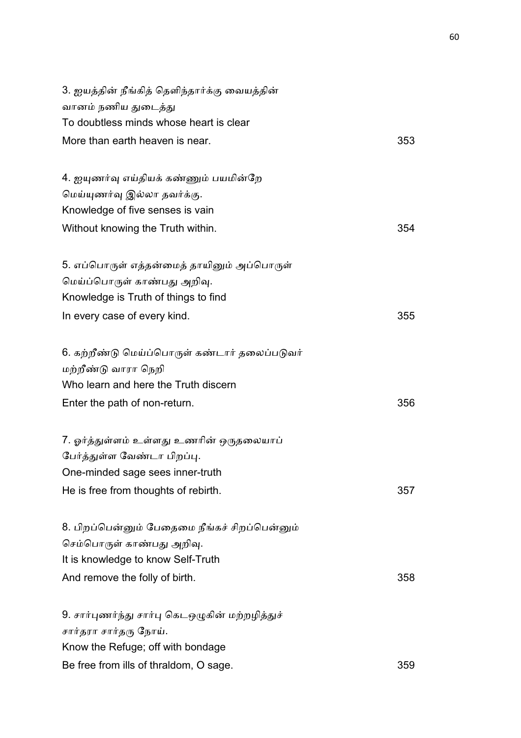3. ஐயத்தின் நீங்கித் தெளிந்தார்க்கு வையத்தின்
வானம் நணிய துடைத்து
To doubtless minds whose heart is clear
More than earth heaven is near. 353

4. ஐயுணர்வு எய்தியக் கண்ணும் பயமின்றே
மெய்யுணர்வு இல்லா தவர்க்கு.
Knowledge of five senses is vain
Without knowing the Truth within. 354

5. எப்பொருள் எத்தன்மைத் தாயினும் அப்பொருள்
மெய்ப்பொருள் காண்பது அறிவு.
Knowledge is Truth of things to find
In every case of every kind. 355

6. கற்றீண்டு மெய்ப்பொருள் கண்டார் தலைப்படுவர்
மற்றீண்டு வாரா நெறி
Who learn and here the Truth discern
Enter the path of non-return. 356

7. ஓர்த்துள்ளம் உள்ளது உணரின் ஒருதலையாப்
பேர்த்துள்ள வேண்டா பிறப்பு.
One-minded sage sees inner-truth
He is free from thoughts of rebirth. 357

8. பிறப்பென்னும் பேதைமை நீங்கச் சிறப்பென்னும்
செம்பொருள் காண்பது அறிவு.
It is knowledge to know Self-Truth
And remove the folly of birth. 358

9. சார்புணர்ந்து சார்பு கெடஒழுகின் மற்றழித்துச்
சார்தரா சார்தரு நோய்.
Know the Refuge; off with bondage
Be free from ills of thraldom, O sage. 359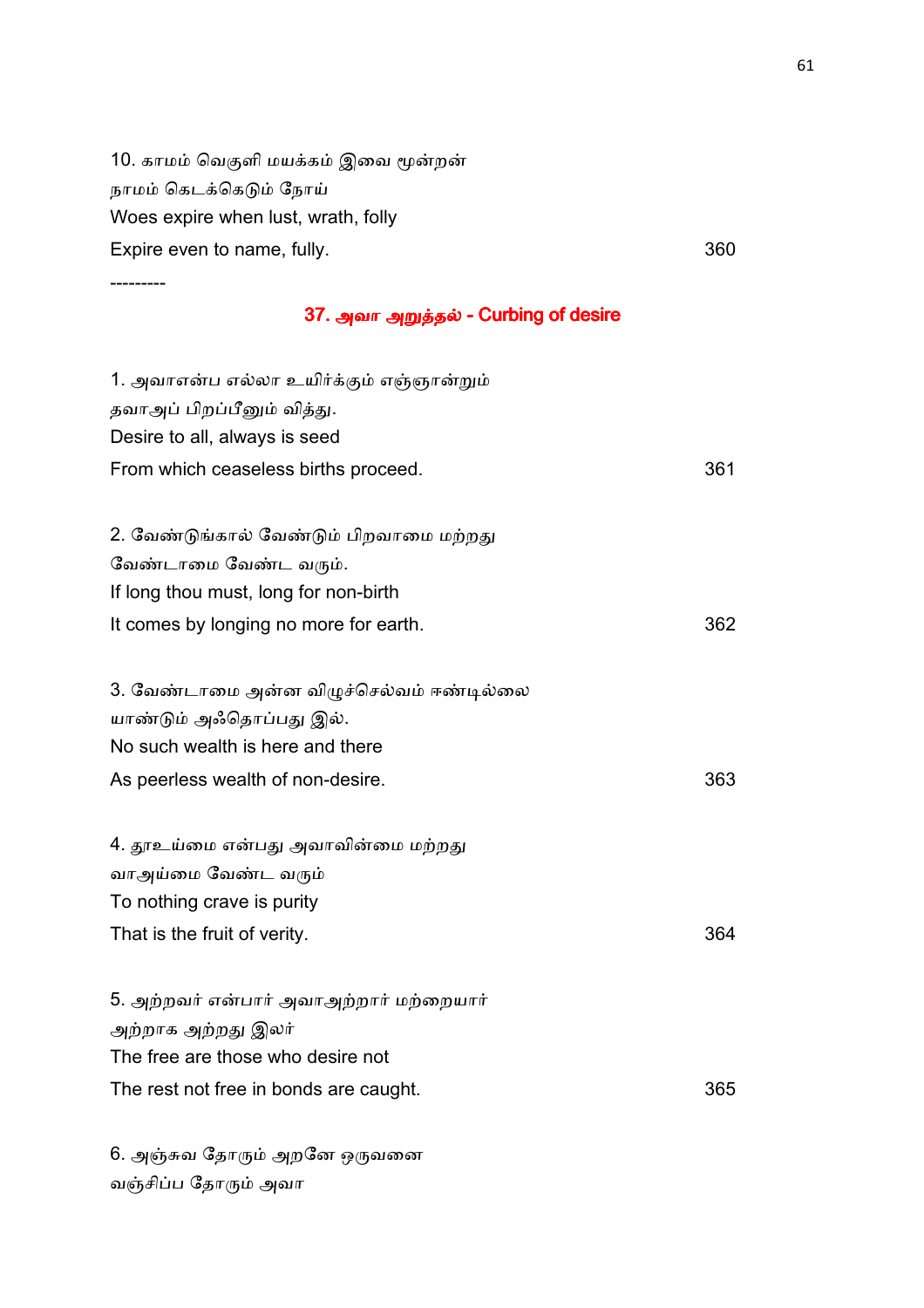10. காமம் வெகுளி மயக்கம் இவை மூன்றன்
நாமம் கெடக்கெடும் நோய்
Woes expire when lust, wrath, folly
Expire even to name, fully. 360

---------

## 37. அவா அறுத்தல் - Curbing of desire

1. அவாஎன்ப எல்லா உயிர்க்கும் எஞ்ஞான்றும்
தவாஅப் பிறப்பீனும் வித்து.
Desire to all, always is seed
From which ceaseless births proceed. 361

2. வேண்டுங்கால் வேண்டும் பிறவாமை மற்றது
வேண்டாமை வேண்ட வரும்.
If long thou must, long for non-birth
It comes by longing no more for earth. 362

3. வேண்டாமை அன்ன விழுச்செல்வம் ஈண்டில்லை
யாண்டும் அஃதொப்பது இல்.
No such wealth is here and there
As peerless wealth of non-desire. 363

4. தூஉய்மை என்பது அவாவின்மை மற்றது
வாஅய்மை வேண்ட வரும்
To nothing crave is purity
That is the fruit of verity. 364

5. அற்றவர் என்பார் அவாஅற்றார் மற்றையார்
அற்றாக அற்றது இலர்
The free are those who desire not
The rest not free in bonds are caught. 365

6. அஞ்சுவ தோரும் அறனே ஒருவனை
வஞ்சிப்ப தோரும் அவா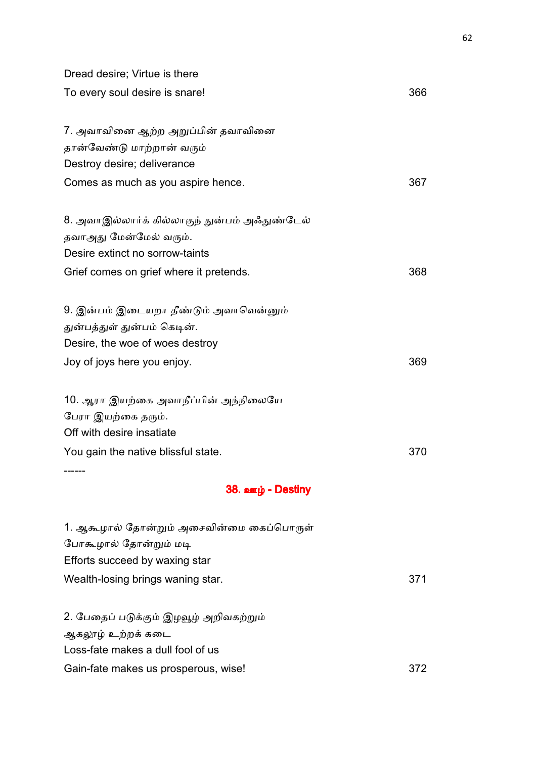Dread desire; Virtue is there
To every soul desire is snare! 366

7. அவாவினை ஆற்ற அறுப்பின் தவாவினை
தான்வேண்டு மாற்றான் வரும்
Destroy desire; deliverance
Comes as much as you aspire hence. 367

8. அவாஇல்லார்க் கில்லாகுந் துன்பம் அஃதுண்டேல்
தவாஅது மேன்மேல் வரும்.
Desire extinct no sorrow-taints
Grief comes on grief where it pretends. 368

9. இன்பம் இடையறா தீண்டும் அவாவென்னும்
துன்பத்துள் துன்பம் கெடின்.
Desire, the woe of woes destroy
Joy of joys here you enjoy. 369

10. ஆரா இயற்கை அவாநீப்பின் அந்நிலையே
பேரா இயற்கை தரும்.
Off with desire insatiate
You gain the native blissful state. 370

------

## 38. ஊழ் - Destiny

1. ஆகூழால் தோன்றும் அசைவின்மை கைப்பொருள்
போகூழால் தோன்றும் மடி
Efforts succeed by waxing star
Wealth-losing brings waning star. 371

2. பேதைப் படுக்கும் இழவூழ் அறிவகற்றும்
ஆகலூழ் உற்றக் கடை
Loss-fate makes a dull fool of us
Gain-fate makes us prosperous, wise! 372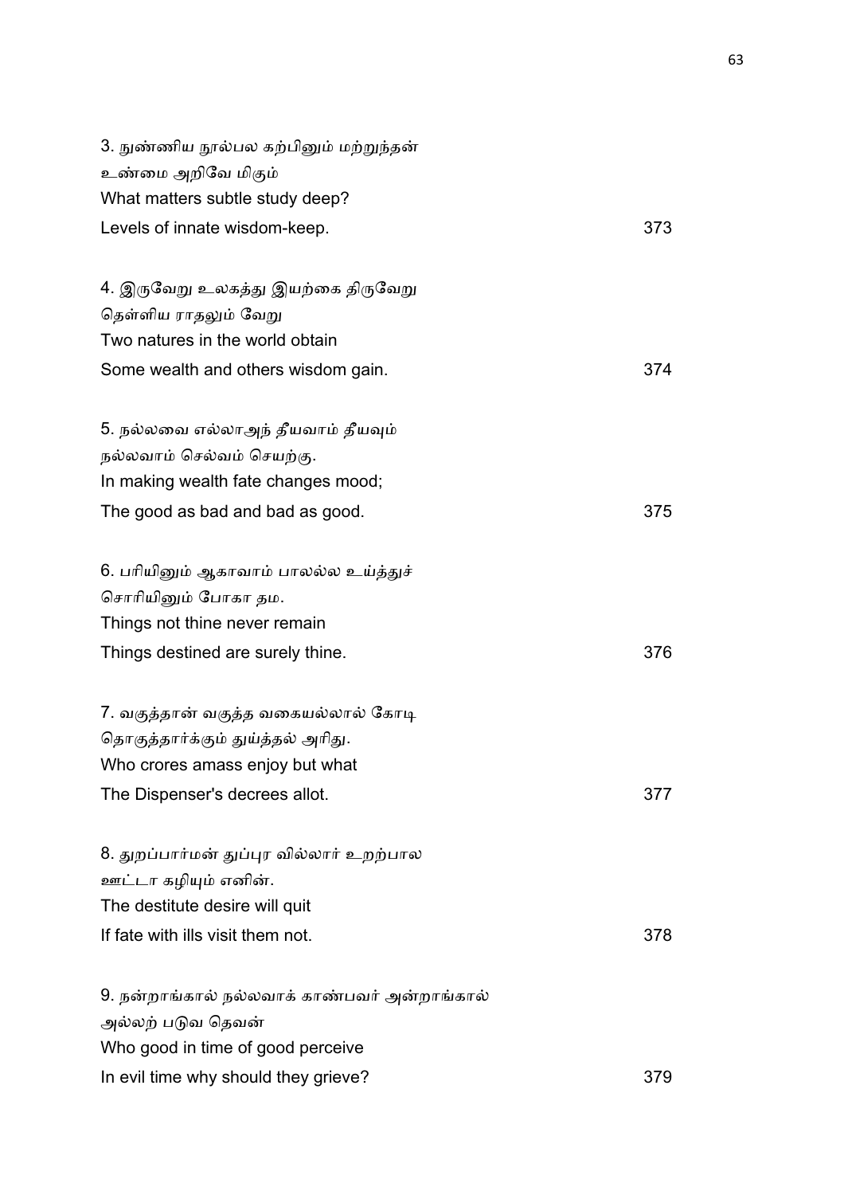3. நுண்ணிய நூல்பல கற்பினும் மற்றுந்தன்
உண்மை அறிவே மிகும்
What matters subtle study deep?
Levels of innate wisdom-keep. 373

4. இருவேறு உலகத்து இயற்கை திருவேறு
தெள்ளிய ராதலும் வேறு
Two natures in the world obtain
Some wealth and others wisdom gain. 374

5. நல்லவை எல்லாஅந் தீயவாம் தீயவும்
நல்லவாம் செல்வம் செயற்கு.
In making wealth fate changes mood;
The good as bad and bad as good. 375

6. பரியினும் ஆகாவாம் பாலல்ல உய்த்துச்
சொரியினும் போகா தம.
Things not thine never remain
Things destined are surely thine. 376

7. வகுத்தான் வகுத்த வகையல்லால் கோடி
தொகுத்தார்க்கும் துய்த்தல் அரிது.
Who crores amass enjoy but what
The Dispenser's decrees allot. 377

8. துறப்பார்மன் துப்புர வில்லார் உறற்பால
ஊட்டா கழியும் எனின்.
The destitute desire will quit
If fate with ills visit them not. 378

9. நன்றாங்கால் நல்லவாக் காண்பவர் அன்றாங்கால்
அல்லற் படுவ தெவன்
Who good in time of good perceive
In evil time why should they grieve? 379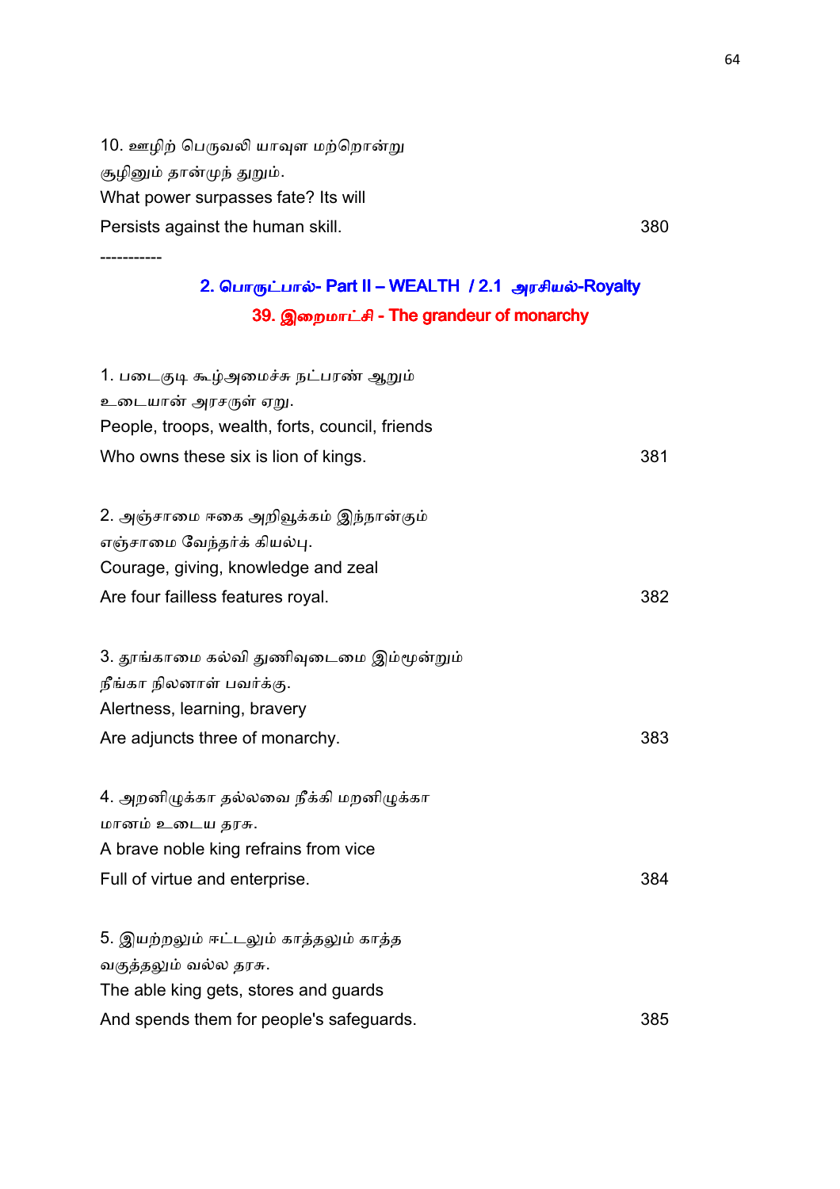10. ஊழிற் பெருவலி யாவுள மற்றொன்று
சூழினும் தான்முந் துறும்.
What power surpasses fate? Its will
Persists against the human skill. 380

-----------

## 2. பொருட்பால்- Part II – WEALTH / 2.1 அரசியல்-Royalty

### 39. இறைமாட்சி - The grandeur of monarchy

1. படைகுடி கூழ்அமைச்சு நட்பரண் ஆறும்
உடையான் அரசருள் ஏறு.
People, troops, wealth, forts, council, friends
Who owns these six is lion of kings. 381

2. அஞ்சாமை ஈகை அறிவூக்கம் இந்நான்கும்
எஞ்சாமை வேந்தர்க் கியல்பு.
Courage, giving, knowledge and zeal
Are four failless features royal. 382

3. தூங்காமை கல்வி துணிவுடைமை இம்மூன்றும்
நீங்கா நிலனாள் பவர்க்கு.
Alertness, learning, bravery
Are adjuncts three of monarchy. 383

4. அறனிழுக்கா தல்லவை நீக்கி மறனிழுக்கா
மானம் உடைய தரசு.
A brave noble king refrains from vice
Full of virtue and enterprise. 384

5. இயற்றலும் ஈட்டலும் காத்தலும் காத்த
வகுத்தலும் வல்ல தரசு.
The able king gets, stores and guards
And spends them for people's safeguards. 385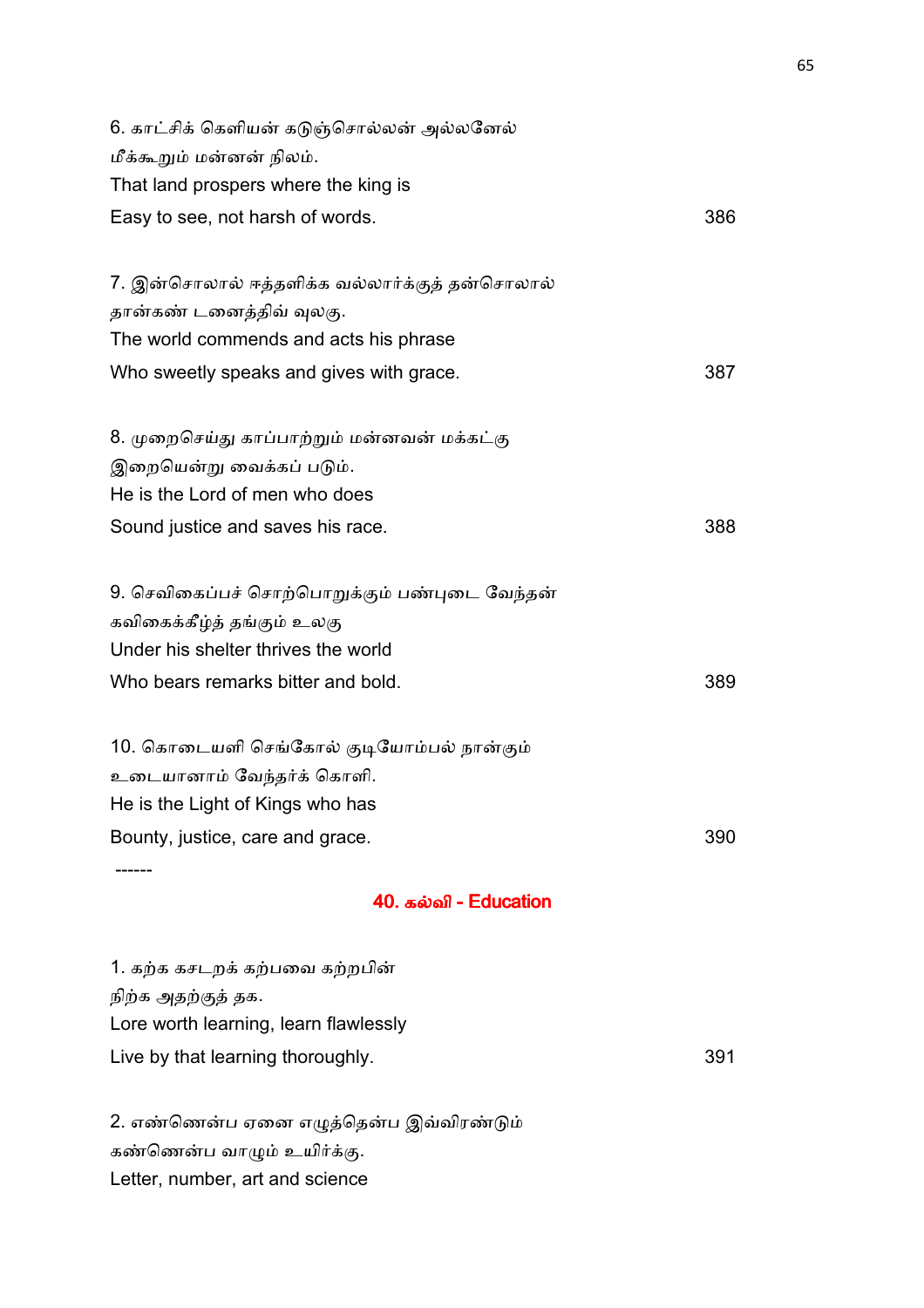6. காட்சிக் கெளியன் கடுஞ்சொல்லன் அல்லனேல்
மீக்கூறும் மன்னன் நிலம்.
That land prospers where the king is
Easy to see, not harsh of words. 386

7. இன்சொலால் ஈத்தளிக்க வல்லார்க்குத் தன்சொலால்
தான்கண் டனைத்திவ் வுலகு.
The world commends and acts his phrase
Who sweetly speaks and gives with grace. 387

8. முறைசெய்து காப்பாற்றும் மன்னவன் மக்கட்கு
இறையென்று வைக்கப் படும்.
He is the Lord of men who does
Sound justice and saves his race. 388

9. செவிகைப்பச் சொற்பொறுக்கும் பண்புடை வேந்தன்
கவிகைக்கீழ்த் தங்கும் உலகு
Under his shelter thrives the world
Who bears remarks bitter and bold. 389

10. கொடையளி செங்கோல் குடியோம்பல் நான்கும்
உடையானாம் வேந்தர்க் கொளி.
He is the Light of Kings who has
Bounty, justice, care and grace. 390

------

## 40. கல்வி - Education

1. கற்க கசடறக் கற்பவை கற்றபின்
நிற்க அதற்குத் தக.
Lore worth learning, learn flawlessly
Live by that learning thoroughly. 391

2. எண்ணென்ப ஏனை எழுத்தென்ப இவ்விரண்டும்
கண்ணென்ப வாழும் உயிர்க்கு.
Letter, number, art and science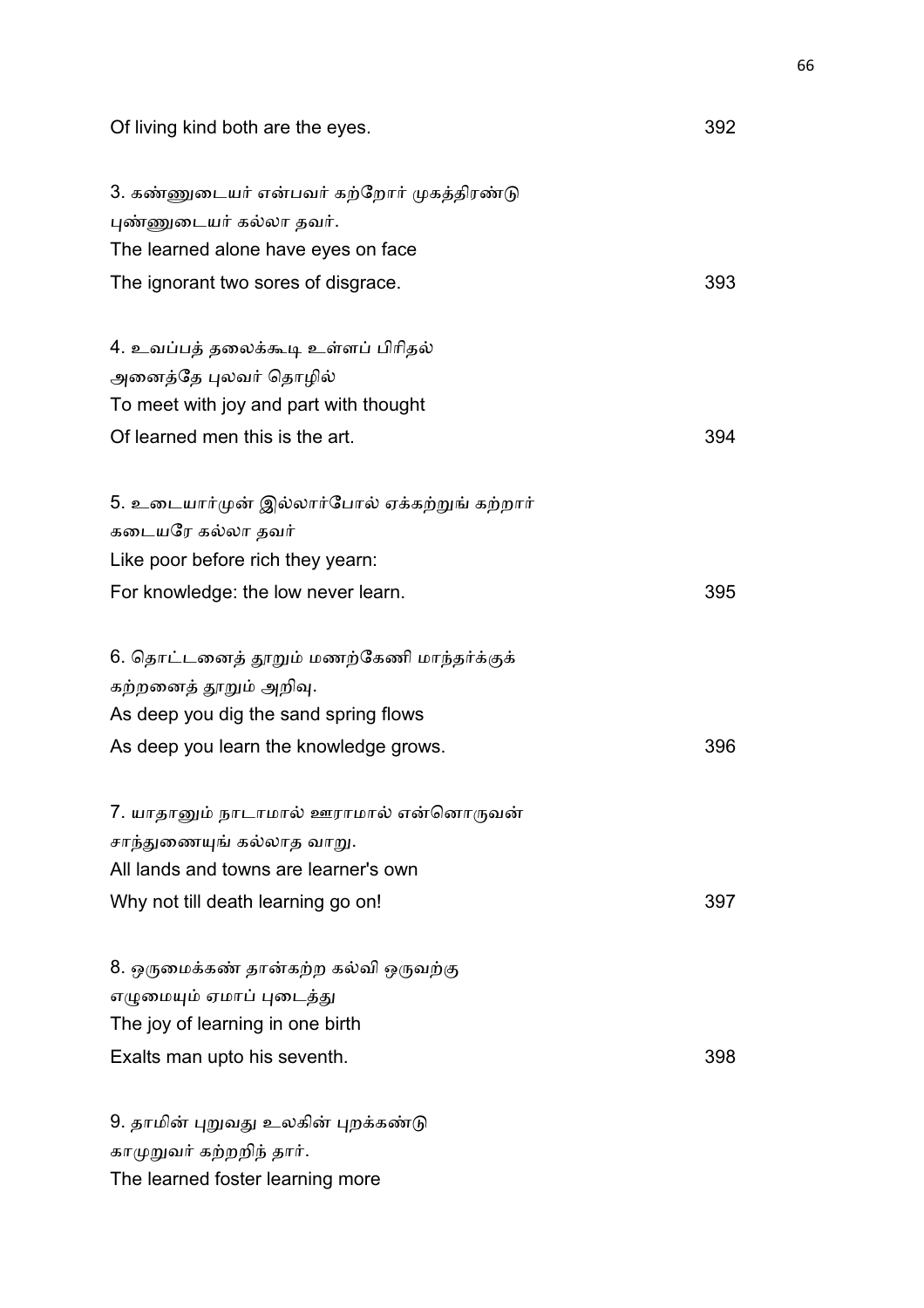Of living kind both are the eyes. 392

3. கண்ணுடையர் என்பவர் கற்றோர் முகத்திரண்டு
புண்ணுடையர் கல்லா தவர்.
The learned alone have eyes on face
The ignorant two sores of disgrace. 393

4. உவப்பத் தலைக்கூடி உள்ளப் பிரிதல்
அனைத்தே புலவர் தொழில்
To meet with joy and part with thought
Of learned men this is the art. 394

5. உடையார்முன் இல்லார்போல் ஏக்கற்றுங் கற்றார்
கடையரே கல்லா தவர்
Like poor before rich they yearn:
For knowledge: the low never learn. 395

6. தொட்டனைத் தூறும் மணற்கேணி மாந்தர்க்குக்
கற்றனைத் தூறும் அறிவு.
As deep you dig the sand spring flows
As deep you learn the knowledge grows. 396

7. யாதானும் நாடாமால் ஊராமால் என்னொருவன்
சாந்துணையுங் கல்லாத வாறு.
All lands and towns are learner's own
Why not till death learning go on! 397

8. ஒருமைக்கண் தான்கற்ற கல்வி ஒருவற்கு
எழுமையும் ஏமாப் புடைத்து
The joy of learning in one birth
Exalts man upto his seventh. 398

9. தாமின் புறுவது உலகின் புறக்கண்டு
காமுறுவர் கற்றறிந் தார்.
The learned foster learning more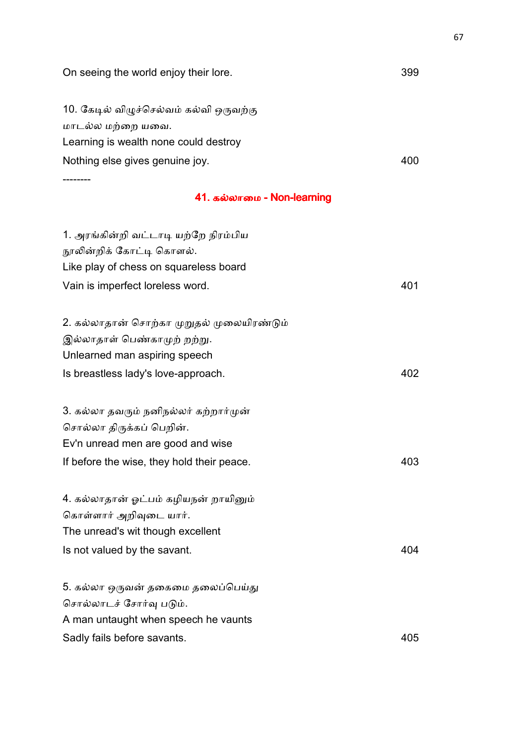On seeing the world enjoy their lore. 399

10. கேடில் விழுச்செல்வம் கல்வி ஒருவற்கு
மாடல்ல மற்றை யவை.
Learning is wealth none could destroy
Nothing else gives genuine joy. 400

--------

## 41. கல்லாமை - Non-learning

1. அரங்கின்றி வட்டாடி யற்றே நிரம்பிய
நூலின்றிக் கோட்டி கொளல்.
Like play of chess on squareless board
Vain is imperfect loreless word. 401

2. கல்லாதான் சொற்கா முறுதல் முலையிரண்டும்
இல்லாதாள் பெண்காமுற் றற்று.
Unlearned man aspiring speech
Is breastless lady's love-approach. 402

3. கல்லா தவரும் நனிநல்லர் கற்றார்முன்
சொல்லா திருக்கப் பெறின்.
Ev'n unread men are good and wise
If before the wise, they hold their peace. 403

4. கல்லாதான் ஒட்பம் கழியநன் றாயினும்
கொள்ளார் அறிவுடை யார்.
The unread's wit though excellent
Is not valued by the savant. 404

5. கல்லா ஒருவன் தகைமை தலைப்பெய்து
சொல்லாடச் சோர்வு படும்.
A man untaught when speech he vaunts
Sadly fails before savants. 405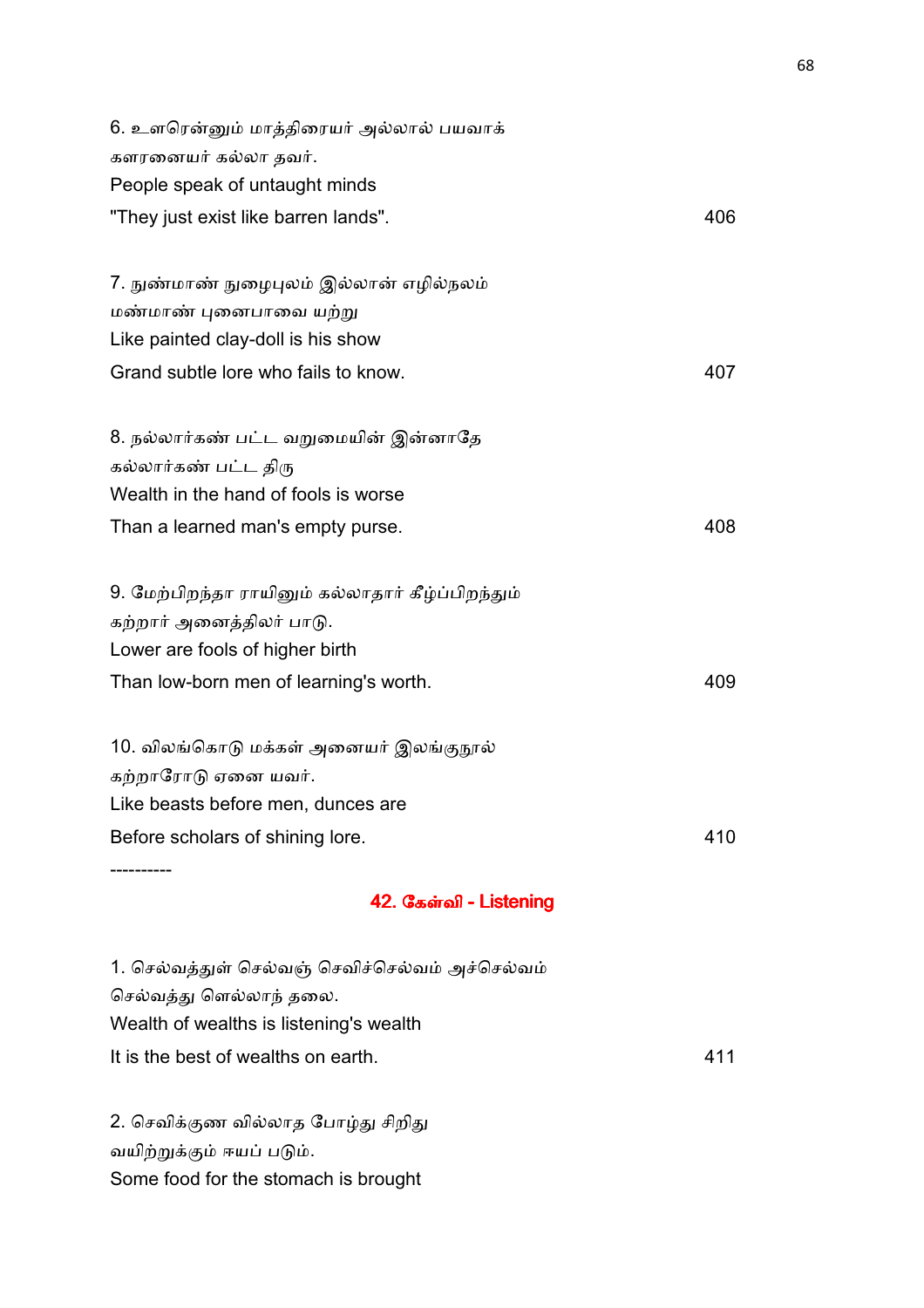6. உளரென்னும் மாத்திரையர் அல்லால் பயவாக்
களரனையர் கல்லா தவர்.
People speak of untaught minds
"They just exist like barren lands". 406

7. நுண்மாண் நுழைபுலம் இல்லான் எழில்நலம்
மண்மாண் புனைபாவை யற்று
Like painted clay-doll is his show
Grand subtle lore who fails to know. 407

8. நல்லார்கண் பட்ட வறுமையின் இன்னாதே
கல்லார்கண் பட்ட திரு
Wealth in the hand of fools is worse
Than a learned man's empty purse. 408

9. மேற்பிறந்தா ராயினும் கல்லாதார் கீழ்ப்பிறந்தும்
கற்றார் அனைத்திலர் பாடு.
Lower are fools of higher birth
Than low-born men of learning's worth. 409

10. விலங்கொடு மக்கள் அனையர் இலங்குநூல்
கற்றாரோடு ஏனை யவர்.
Like beasts before men, dunces are
Before scholars of shining lore. 410

----------

## 42. கேள்வி - Listening

1. செல்வத்துள் செல்வஞ் செவிச்செல்வம் அச்செல்வம்
செல்வத்து ளெல்லாந் தலை.
Wealth of wealths is listening's wealth
It is the best of wealths on earth. 411

2. செவிக்குண வில்லாத போழ்து சிறிது
வயிற்றுக்கும் ஈயப் படும்.
Some food for the stomach is brought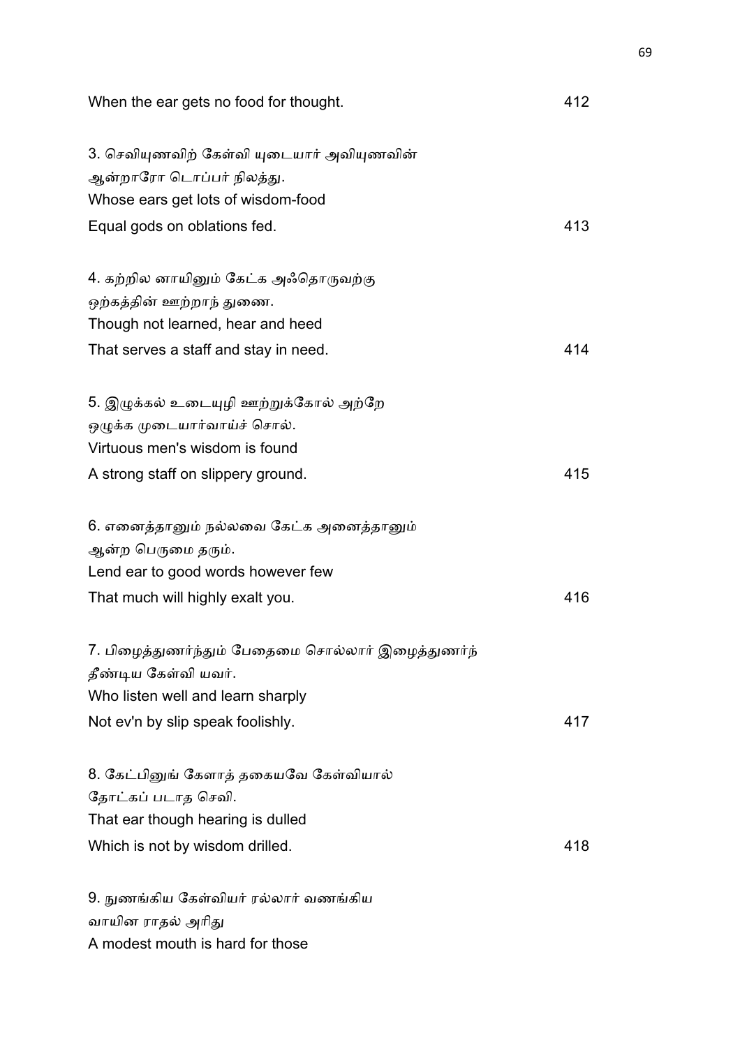When the ear gets no food for thought. 412

3. செவியுணவிற் கேள்வி யுடையார் அவியுணவின்
ஆன்றாரோ டொப்பர் நிலத்து.
Whose ears get lots of wisdom-food
Equal gods on oblations fed. 413

4. கற்றில னாயினும் கேட்க அஃதொருவற்கு
ஒற்கத்தின் ஊற்றாந் துணை.
Though not learned, hear and heed
That serves a staff and stay in need. 414

5. இழுக்கல் உடையுழி ஊற்றுக்கோல் அற்றே
ஒழுக்க முடையார்வாய்ச் சொல்.
Virtuous men's wisdom is found
A strong staff on slippery ground. 415

6. எனைத்தானும் நல்லவை கேட்க அனைத்தானும்
ஆன்ற பெருமை தரும்.
Lend ear to good words however few
That much will highly exalt you. 416

7. பிழைத்துணர்ந்தும் பேதைமை சொல்லார் இழைத்துணர்ந்
தீண்டிய கேள்வி யவர்.
Who listen well and learn sharply
Not ev'n by slip speak foolishly. 417

8. கேட்பினுங் கேளாத் தகையவே கேள்வியால்
தோட்கப் படாத செவி.
That ear though hearing is dulled
Which is not by wisdom drilled. 418

9. நுணங்கிய கேள்வியர் ரல்லார் வணங்கிய
வாயின ராதல் அரிது
A modest mouth is hard for those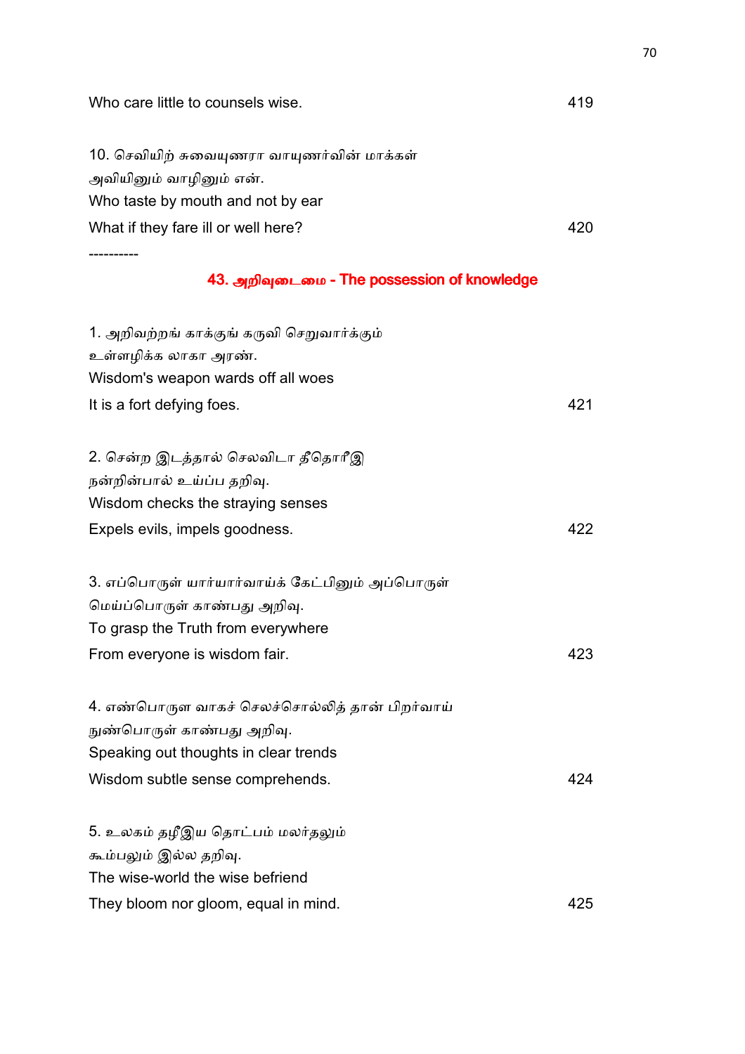Who care little to counsels wise. 419

10. செவியிற் சுவையுணரா வாயுணர்வின் மாக்கள்
அவியினும் வாழினும் என்.
Who taste by mouth and not by ear
What if they fare ill or well here? 420

----------

## 43. அறிவுடைமை - The possession of knowledge

1. அறிவற்றங் காக்குங் கருவி செறுவார்க்கும்
உள்ளழிக்க லாகா அரண்.
Wisdom's weapon wards off all woes
It is a fort defying foes. 421

2. சென்ற இடத்தால் செலவிடா தீதொரீஇ
நன்றின்பால் உய்ப்ப தறிவு.
Wisdom checks the straying senses
Expels evils, impels goodness. 422

3. எப்பொருள் யார்யார்வாய்க் கேட்பினும் அப்பொருள்
மெய்ப்பொருள் காண்பது அறிவு.
To grasp the Truth from everywhere
From everyone is wisdom fair. 423

4. எண்பொருள வாகச் செலச்சொல்லித் தான் பிறர்வாய்
நுண்பொருள் காண்பது அறிவு.
Speaking out thoughts in clear trends
Wisdom subtle sense comprehends. 424

5. உலகம் தழீஇய தொட்பம் மலர்தலும்
கூம்பலும் இல்ல தறிவு.
The wise-world the wise befriend
They bloom nor gloom, equal in mind. 425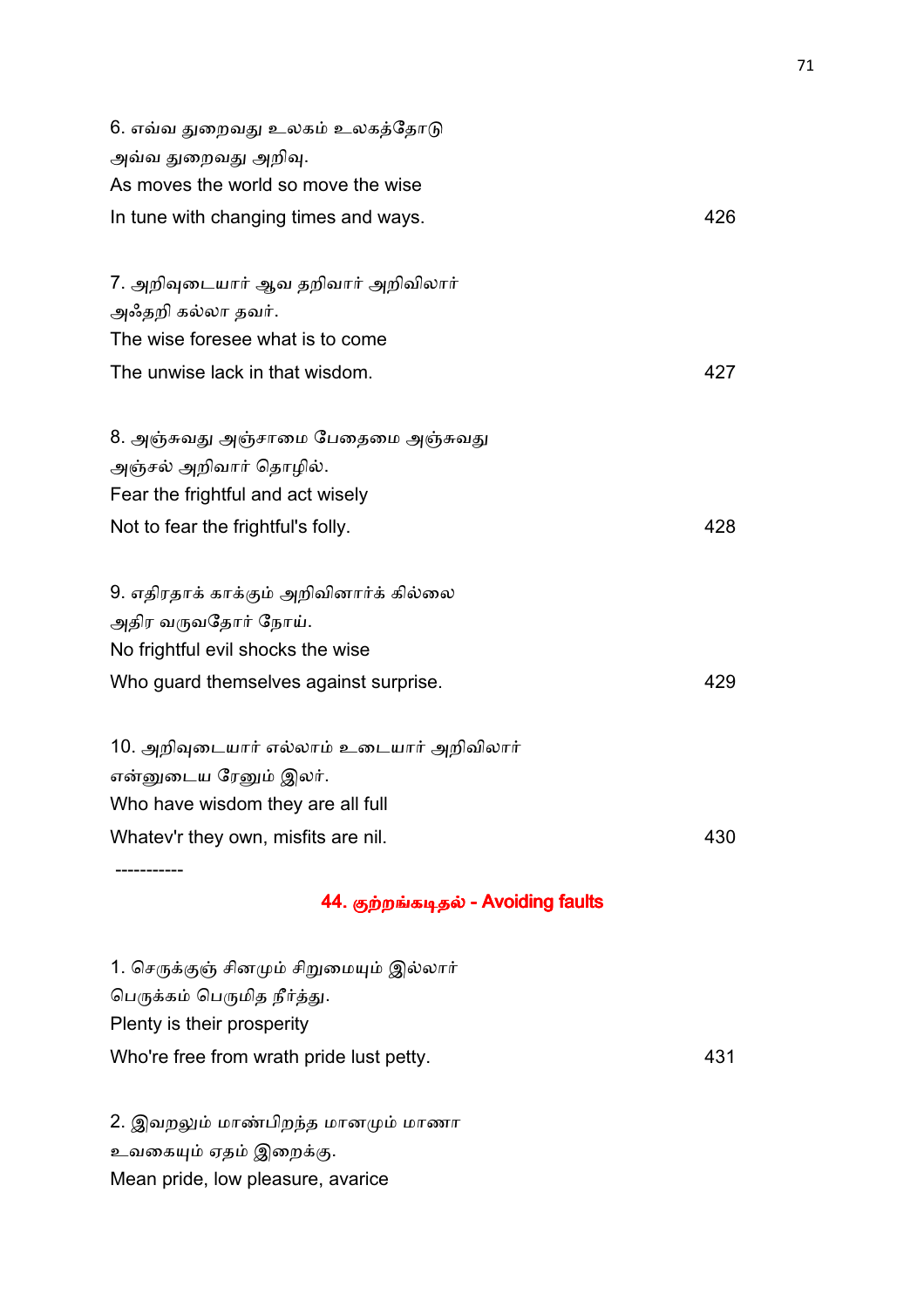6. எவ்வ துறைவது உலகம் உலகத்தோடு
அவ்வ துறைவது அறிவு.
As moves the world so move the wise
In tune with changing times and ways. 426

7. அறிவுடையார் ஆவ தறிவார் அறிவிலார்
அஃதறி கல்லா தவர்.
The wise foresee what is to come
The unwise lack in that wisdom. 427

8. அஞ்சுவது அஞ்சாமை பேதைமை அஞ்சுவது
அஞ்சல் அறிவார் தொழில்.
Fear the frightful and act wisely
Not to fear the frightful's folly. 428

9. எதிரதாக் காக்கும் அறிவினார்க் கில்லை
அதிர வருவதோர் நோய்.
No frightful evil shocks the wise
Who guard themselves against surprise. 429

10. அறிவுடையார் எல்லாம் உடையார் அறிவிலார்
என்னுடைய ரேனும் இலர்.
Who have wisdom they are all full
Whatev'r they own, misfits are nil. 430

-----------

## 44. குற்றங்கடிதல் - Avoiding faults

1. செருக்குஞ் சினமும் சிறுமையும் இல்லார்
பெருக்கம் பெருமித நீர்த்து.
Plenty is their prosperity
Who're free from wrath pride lust petty. 431

2. இவறலும் மாண்பிறந்த மானமும் மாணா
உவகையும் ஏதம் இறைக்கு.
Mean pride, low pleasure, avarice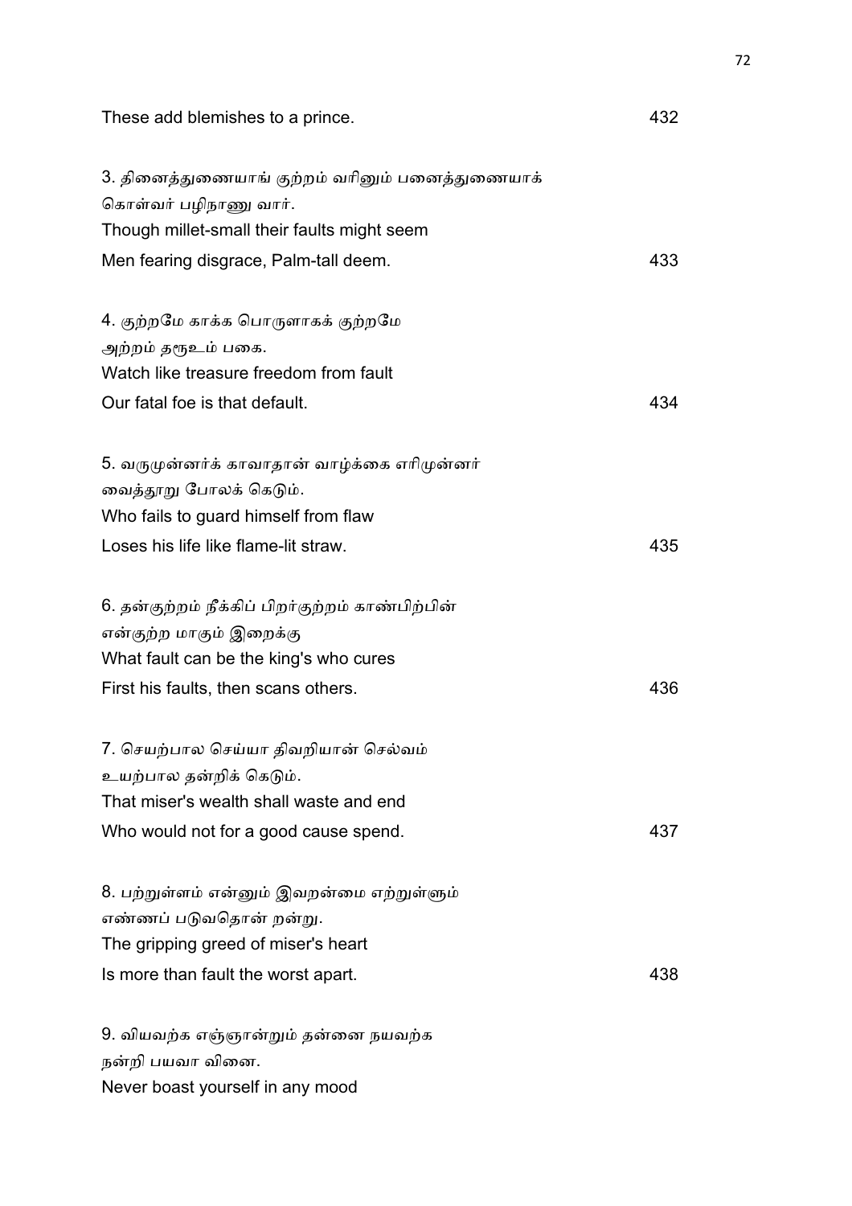These add blemishes to a prince. 432

3. தினைத்துணையாங் குற்றம் வரினும் பனைத்துணையாக்
கொள்வர் பழிநாணு வார்.
Though millet-small their faults might seem
Men fearing disgrace, Palm-tall deem. 433

4. குற்றமே காக்க பொருளாகக் குற்றமே
அற்றம் தரூஉம் பகை.
Watch like treasure freedom from fault
Our fatal foe is that default. 434

5. வருமுன்னர்க் காவாதான் வாழ்க்கை எரிமுன்னர்
வைத்தூறு போலக் கெடும்.
Who fails to guard himself from flaw
Loses his life like flame-lit straw. 435

6. தன்குற்றம் நீக்கிப் பிறர்குற்றம் காண்பிற்பின்
என்குற்ற மாகும் இறைக்கு
What fault can be the king's who cures
First his faults, then scans others. 436

7. செயற்பால செய்யா திவறியான் செல்வம்
உயற்பால தன்றிக் கெடும்.
That miser's wealth shall waste and end
Who would not for a good cause spend. 437

8. பற்றுள்ளம் என்னும் இவறன்மை எற்றுள்ளும்
எண்ணப் படுவதொன் றன்று.
The gripping greed of miser's heart
Is more than fault the worst apart. 438

9. வியவற்க எஞ்ஞான்றும் தன்னை நயவற்க
நன்றி பயவா வினை.
Never boast yourself in any mood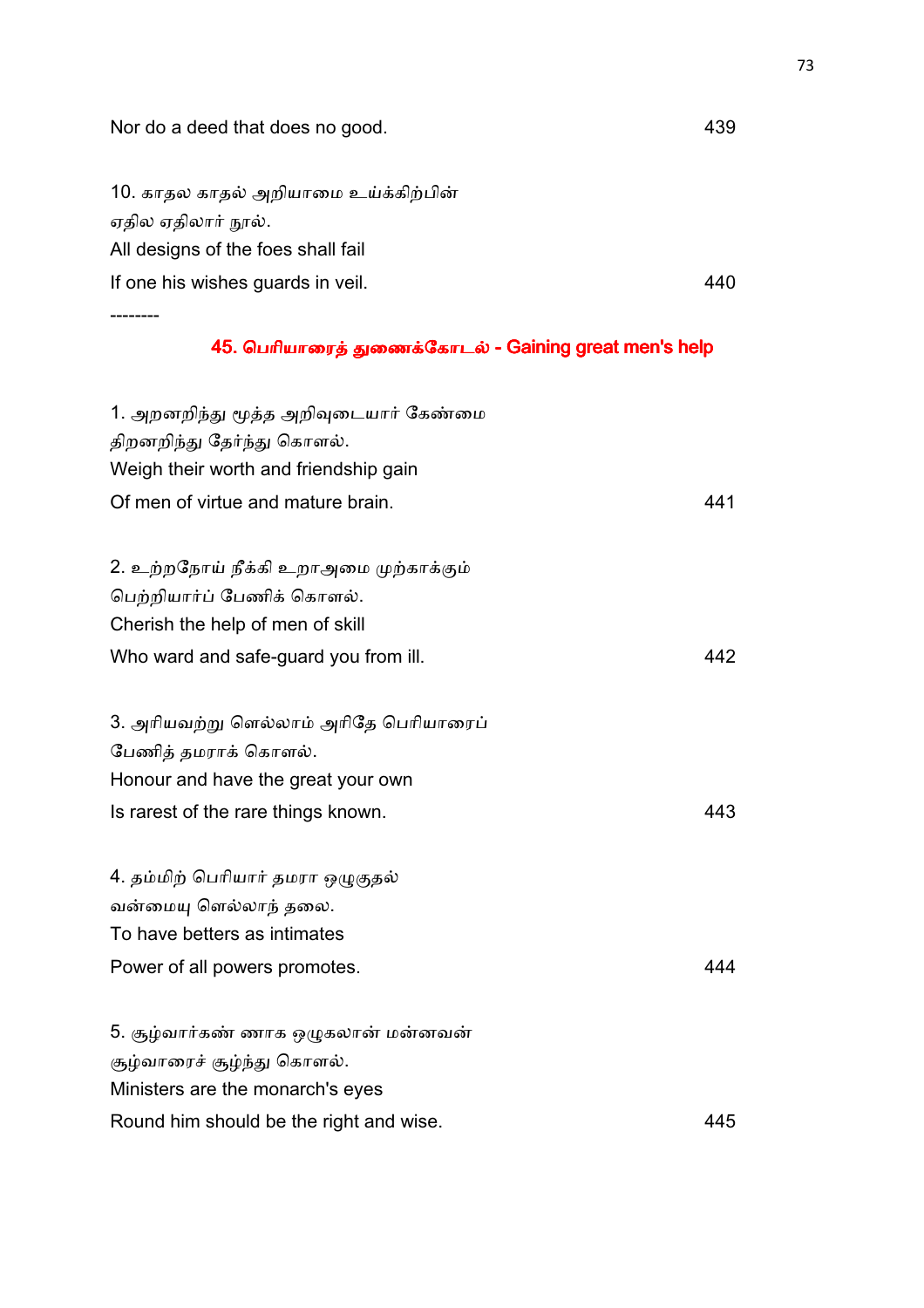Nor do a deed that does no good. 439

10. காதல காதல் அறியாமை உய்க்கிற்பின்
ஏதில ஏதிலார் நூல்.
All designs of the foes shall fail
If one his wishes guards in veil. 440

--------

## 45. பெரியாரைத் துணைக்கோடல் - Gaining great men's help

1. அறனறிந்து மூத்த அறிவுடையார் கேண்மை
திறனறிந்து தேர்ந்து கொளல்.
Weigh their worth and friendship gain
Of men of virtue and mature brain. 441

2. உற்றநோய் நீக்கி உறாஅமை முற்காக்கும்
பெற்றியார்ப் பேணிக் கொளல்.
Cherish the help of men of skill
Who ward and safe-guard you from ill. 442

3. அரியவற்று ளெல்லாம் அரிதே பெரியாரைப்
பேணித் தமராக் கொளல்.
Honour and have the great your own
Is rarest of the rare things known. 443

4. தம்மிற் பெரியார் தமரா ஒழுகுதல்
வன்மையு ளெல்லாந் தலை.
To have betters as intimates
Power of all powers promotes. 444

5. சூழ்வார்கண் ணாக ஒழுகலான் மன்னவன்
சூழ்வாரைச் சூழ்ந்து கொளல்.
Ministers are the monarch's eyes
Round him should be the right and wise. 445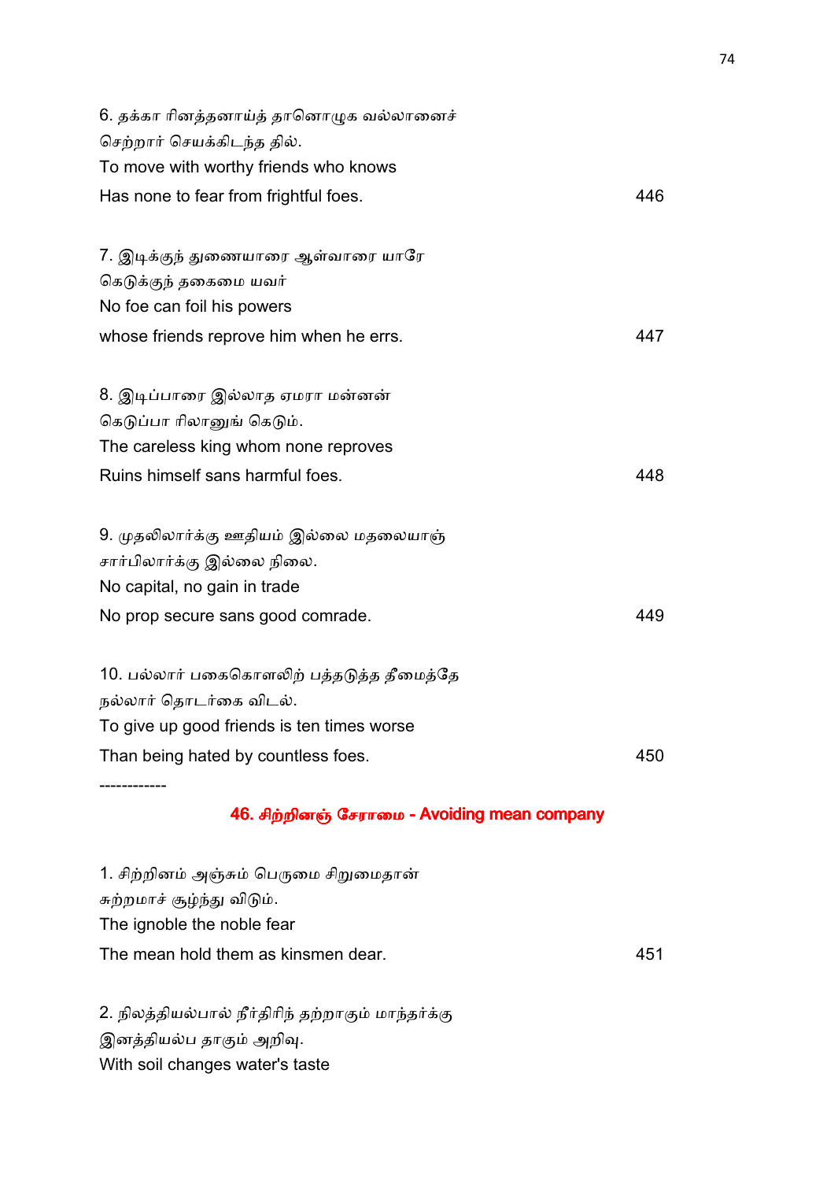6. தக்கா ரினத்தனாய்த் தானொழுக வல்லானைச்
செற்றார் செயக்கிடந்த தில்.
To move with worthy friends who knows
Has none to fear from frightful foes. 446

7. இடிக்குந் துணையாரை ஆள்வாரை யாரே
கெடுக்குந் தகைமை யவர்
No foe can foil his powers
whose friends reprove him when he errs. 447

8. இடிப்பாரை இல்லாத ஏமரா மன்னன்
கெடுப்பா ரிலானுங் கெடும்.
The careless king whom none reproves
Ruins himself sans harmful foes. 448

9. முதலிலார்க்கு ஊதியம் இல்லை மதலையாஞ்
சார்பிலார்க்கு இல்லை நிலை.
No capital, no gain in trade
No prop secure sans good comrade. 449

10. பல்லார் பகைகொளலிற் பத்தடுத்த தீமைத்தே
நல்லார் தொடர்கை விடல்.
To give up good friends is ten times worse
Than being hated by countless foes. 450

------------

## 46. சிற்றினஞ் சேராமை - Avoiding mean company

1. சிற்றினம் அஞ்சும் பெருமை சிறுமைதான்
சுற்றமாச் சூழ்ந்து விடும்.
The ignoble the noble fear
The mean hold them as kinsmen dear. 451

2. நிலத்தியல்பால் நீர்திரிந் தற்றாகும் மாந்தர்க்கு
இனத்தியல்ப தாகும் அறிவு.
With soil changes water's taste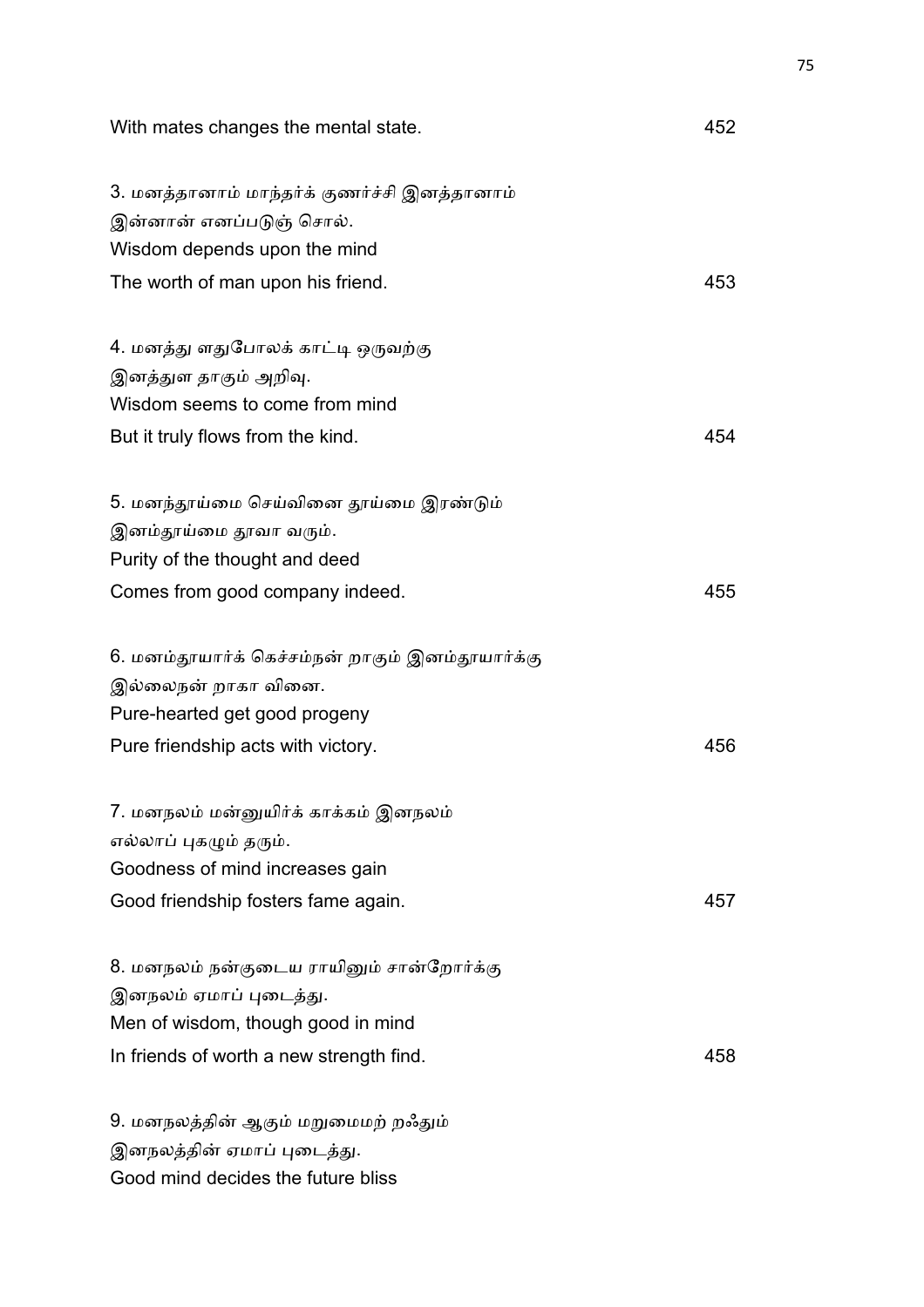With mates changes the mental state. 452

3. மனத்தானாம் மாந்தர்க் குணர்ச்சி இனத்தானாம்
இன்னான் எனப்படுஞ் சொல்.
Wisdom depends upon the mind
The worth of man upon his friend. 453

4. மனத்து ளதுபோலக் காட்டி ஒருவற்கு
இனத்துள தாகும் அறிவு.
Wisdom seems to come from mind
But it truly flows from the kind. 454

5. மனந்தூய்மை செய்வினை தூய்மை இரண்டும்
இனம்தூய்மை தூவா வரும்.
Purity of the thought and deed
Comes from good company indeed. 455

6. மனம்தூயார்க் கெச்சம்நன் றாகும் இனம்தூயார்க்கு
இல்லைநன் றாகா வினை.
Pure-hearted get good progeny
Pure friendship acts with victory. 456

7. மனநலம் மன்னுயிர்க் காக்கம் இனநலம்
எல்லாப் புகழும் தரும்.
Goodness of mind increases gain
Good friendship fosters fame again. 457

8. மனநலம் நன்குடைய ராயினும் சான்றோர்க்கு
இனநலம் ஏமாப் புடைத்து.
Men of wisdom, though good in mind
In friends of worth a new strength find. 458

9. மனநலத்தின் ஆகும் மறுமைமற் றஃதும்
இனநலத்தின் ஏமாப் புடைத்து.
Good mind decides the future bliss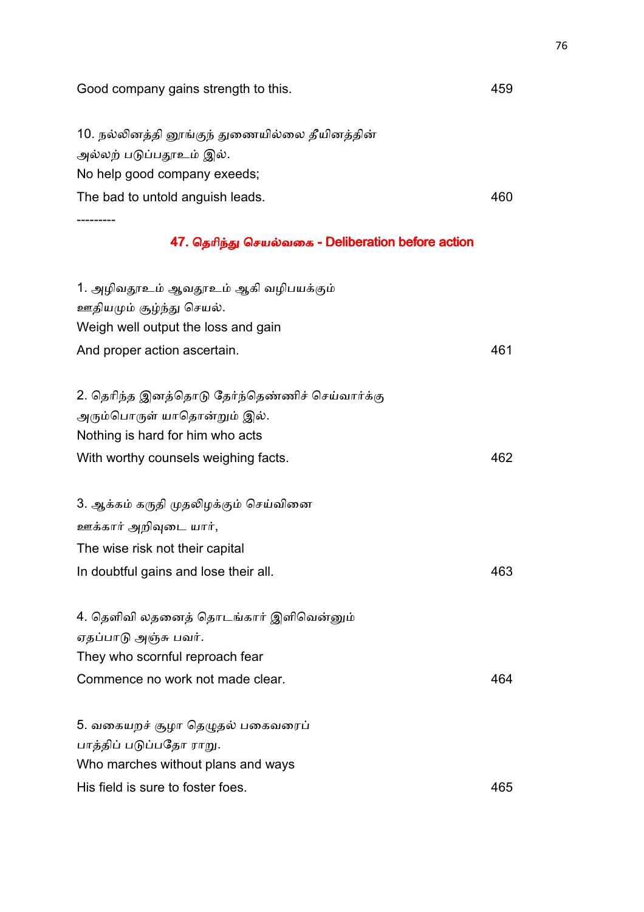Good company gains strength to this. 459

10. நல்லினத்தி னூங்குந் துணையில்லை தீயினத்தின்
அல்லற் படுப்பதூஉம் இல்.
No help good company exeeds;
The bad to untold anguish leads. 460

---------

## 47. தெரிந்து செயல்வகை - Deliberation before action

1. அழிவதூஉம் ஆவதூஉம் ஆகி வழிபயக்கும்
ஊதியமும் சூழ்ந்து செயல்.
Weigh well output the loss and gain
And proper action ascertain. 461

2. தெரிந்த இனத்தொடு தேர்ந்தெண்ணிச் செய்வார்க்கு
அரும்பொருள் யாதொன்றும் இல்.
Nothing is hard for him who acts
With worthy counsels weighing facts. 462

3. ஆக்கம் கருதி முதலிழக்கும் செய்வினை
ஊக்கார் அறிவுடை யார்,
The wise risk not their capital
In doubtful gains and lose their all. 463

4. தெளிவி லதனைத் தொடங்கார் இளிவென்னும்
ஏதப்பாடு அஞ்சு பவர்.
They who scornful reproach fear
Commence no work not made clear. 464

5. வகையறச் சூழா தெழுதல் பகைவரைப்
பாத்திப் படுப்பதோ ராறு.
Who marches without plans and ways
His field is sure to foster foes. 465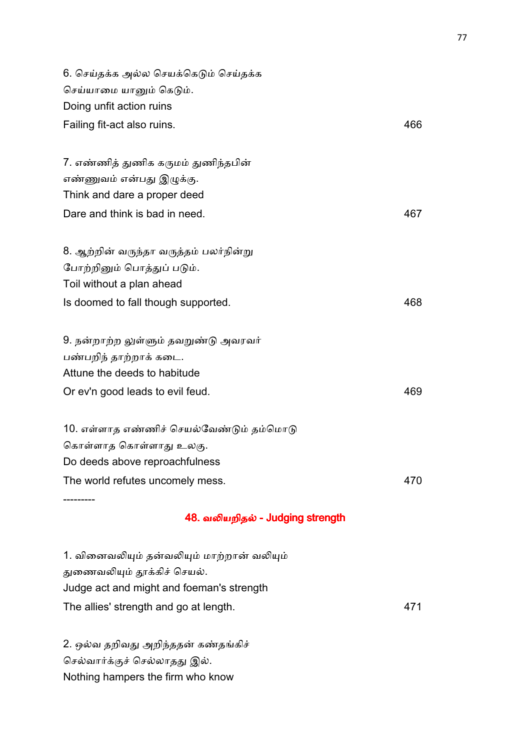6. செய்தக்க அல்ல செயக்கெடும் செய்தக்க
செய்யாமை யானும் கெடும்.
Doing unfit action ruins
Failing fit-act also ruins. 466

7. எண்ணித் துணிக கருமம் துணிந்தபின்
எண்ணுவம் என்பது இழுக்கு.
Think and dare a proper deed
Dare and think is bad in need. 467

8. ஆற்றின் வருந்தா வருத்தம் பலர்நின்று
போற்றினும் பொத்துப் படும்.
Toil without a plan ahead
Is doomed to fall though supported. 468

9. நன்றாற்ற லுள்ளும் தவறுண்டு அவரவர்
பண்பறிந் தாற்றாக் கடை.
Attune the deeds to habitude
Or ev'n good leads to evil feud. 469

10. எள்ளாத எண்ணிச் செயல்வேண்டும் தம்மொடு
கொள்ளாத கொள்ளாது உலகு.
Do deeds above reproachfulness
The world refutes uncomely mess. 470

---------

## 48. வலியறிதல் - Judging strength

1. வினைவலியும் தன்வலியும் மாற்றான் வலியும்
துணைவலியும் தூக்கிச் செயல்.
Judge act and might and foeman's strength
The allies' strength and go at length. 471

2. ஒல்வ தறிவது அறிந்ததன் கண்தங்கிச்
செல்வார்க்குச் செல்லாதது இல்.
Nothing hampers the firm who know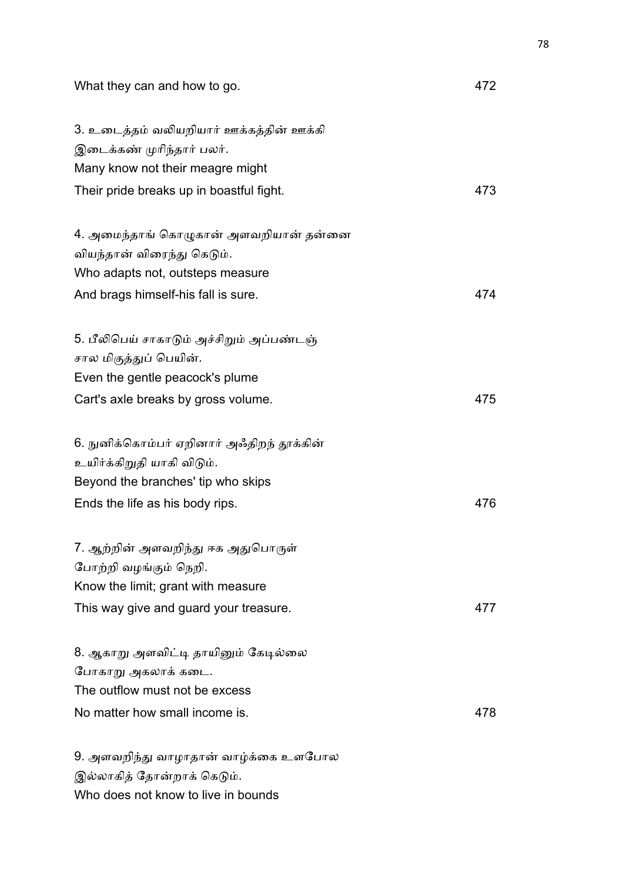What they can and how to go. 472

3. உடைத்தம் வலியறியார் ஊக்கத்தின் ஊக்கி
இடைக்கண் முரிந்தார் பலர்.
Many know not their meagre might
Their pride breaks up in boastful fight. 473

4. அமைந்தாங் கொழுகான் அளவறியான் தன்னை
வியந்தான் விரைந்து கெடும்.
Who adapts not, outsteps measure
And brags himself-his fall is sure. 474

5. பீலிபெய் சாகாடும் அச்சிறும் அப்பண்டஞ்
சால மிகுத்துப் பெயின்.
Even the gentle peacock's plume
Cart's axle breaks by gross volume. 475

6. நுனிக்கொம்பர் ஏறினார் அஃதிறந் தூக்கின்
உயிர்க்கிறுதி யாகி விடும்.
Beyond the branches' tip who skips
Ends the life as his body rips. 476

7. ஆற்றின் அளவறிந்து ஈக அதுபொருள்
போற்றி வழங்கும் நெறி.
Know the limit; grant with measure
This way give and guard your treasure. 477

8. ஆகாறு அளவிட்டி தாயினும் கேடில்லை
போகாறு அகலாக் கடை.
The outflow must not be excess
No matter how small income is. 478

9. அளவறிந்து வாழாதான் வாழ்க்கை உளபோல
இல்லாகித் தோன்றாக் கெடும்.
Who does not know to live in bounds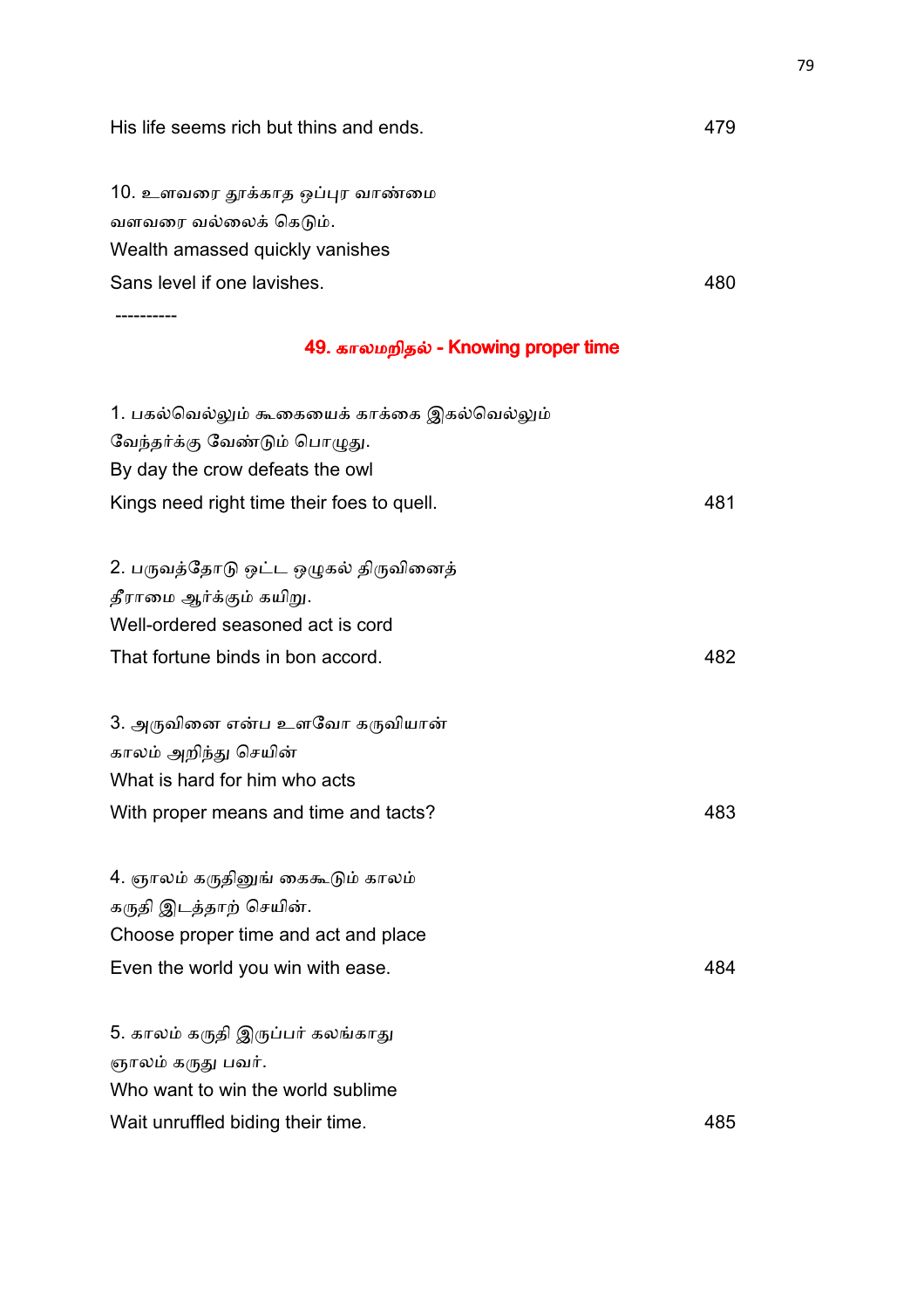His life seems rich but thins and ends. 479

10. உளவரை தூக்காத ஒப்புர வாண்மை
வளவரை வல்லைக் கெடும்.
Wealth amassed quickly vanishes
Sans level if one lavishes. 480

----------

## 49. காலமறிதல் - Knowing proper time

1. பகல்வெல்லும் கூகையைக் காக்கை இகல்வெல்லும்
வேந்தர்க்கு வேண்டும் பொழுது.
By day the crow defeats the owl
Kings need right time their foes to quell. 481

2. பருவத்தோடு ஒட்ட ஒழுகல் திருவினைத்
தீராமை ஆர்க்கும் கயிறு.
Well-ordered seasoned act is cord
That fortune binds in bon accord. 482

3. அருவினை என்ப உளவோ கருவியான்
காலம் அறிந்து செயின்
What is hard for him who acts
With proper means and time and tacts? 483

4. ஞாலம் கருதினுங் கைகூடும் காலம்
கருதி இடத்தாற் செயின்.
Choose proper time and act and place
Even the world you win with ease. 484

5. காலம் கருதி இருப்பர் கலங்காது
ஞாலம் கருது பவர்.
Who want to win the world sublime
Wait unruffled biding their time. 485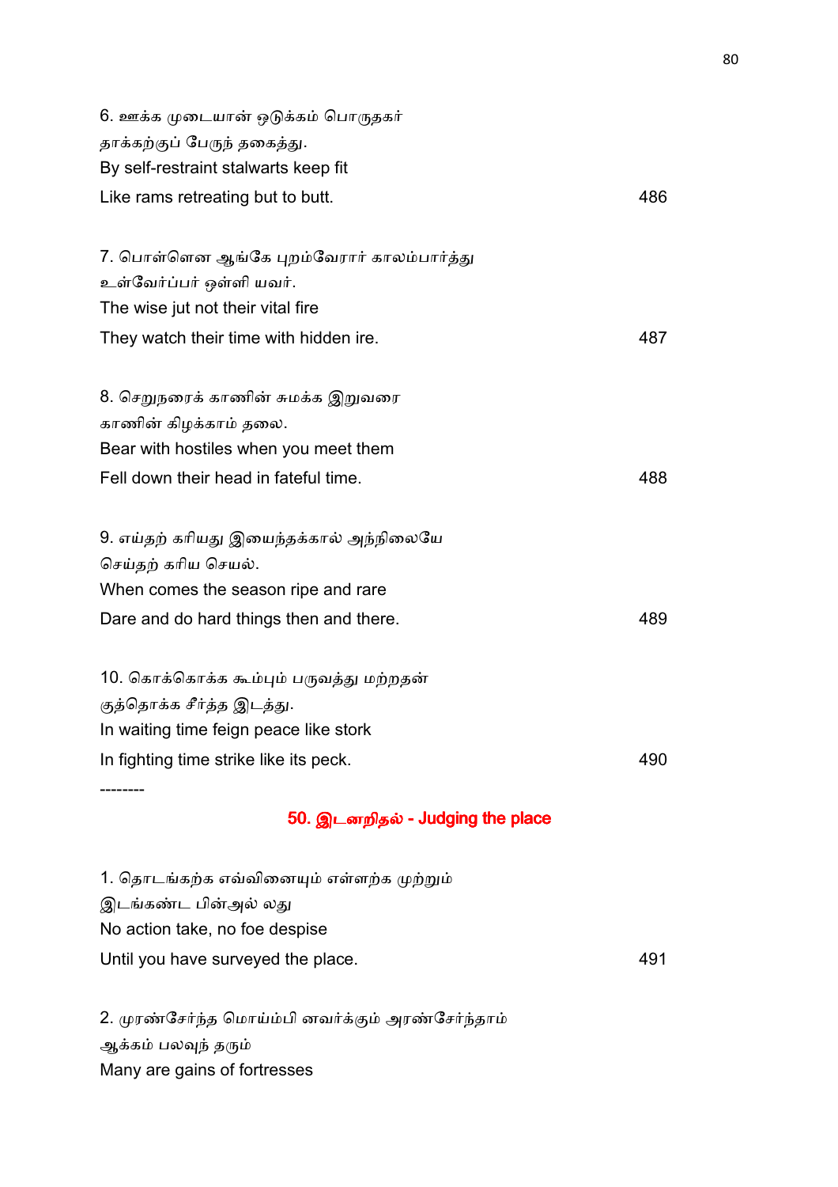6. ஊக்க முடையான் ஒடுக்கம் பொருதகர்
தாக்கற்குப் பேருந் தகைத்து.
By self-restraint stalwarts keep fit
Like rams retreating but to butt. 486

7. பொள்ளென ஆங்கே புறம்வேரார் காலம்பார்த்து
உள்வேர்ப்பர் ஒள்ளி யவர்.
The wise jut not their vital fire
They watch their time with hidden ire. 487

8. செறுநரைக் காணின் சுமக்க இறுவரை
காணின் கிழக்காம் தலை.
Bear with hostiles when you meet them
Fell down their head in fateful time. 488

9. எய்தற் கரியது இயைந்தக்கால் அந்நிலையே
செய்தற் கரிய செயல்.
When comes the season ripe and rare
Dare and do hard things then and there. 489

10. கொக்கொக்க கூம்பும் பருவத்து மற்றதன்
குத்தொக்க சீர்த்த இடத்து.
In waiting time feign peace like stork
In fighting time strike like its peck. 490

--------

## 50. இடனறிதல் - Judging the place

1. தொடங்கற்க எவ்வினையும் எள்ளற்க முற்றும்
இடங்கண்ட பின்அல் லது
No action take, no foe despise
Until you have surveyed the place. 491

2. முரண்சேர்ந்த மொய்ம்பி னவர்க்கும் அரண்சேர்ந்தாம்
ஆக்கம் பலவுந் தரும்
Many are gains of fortresses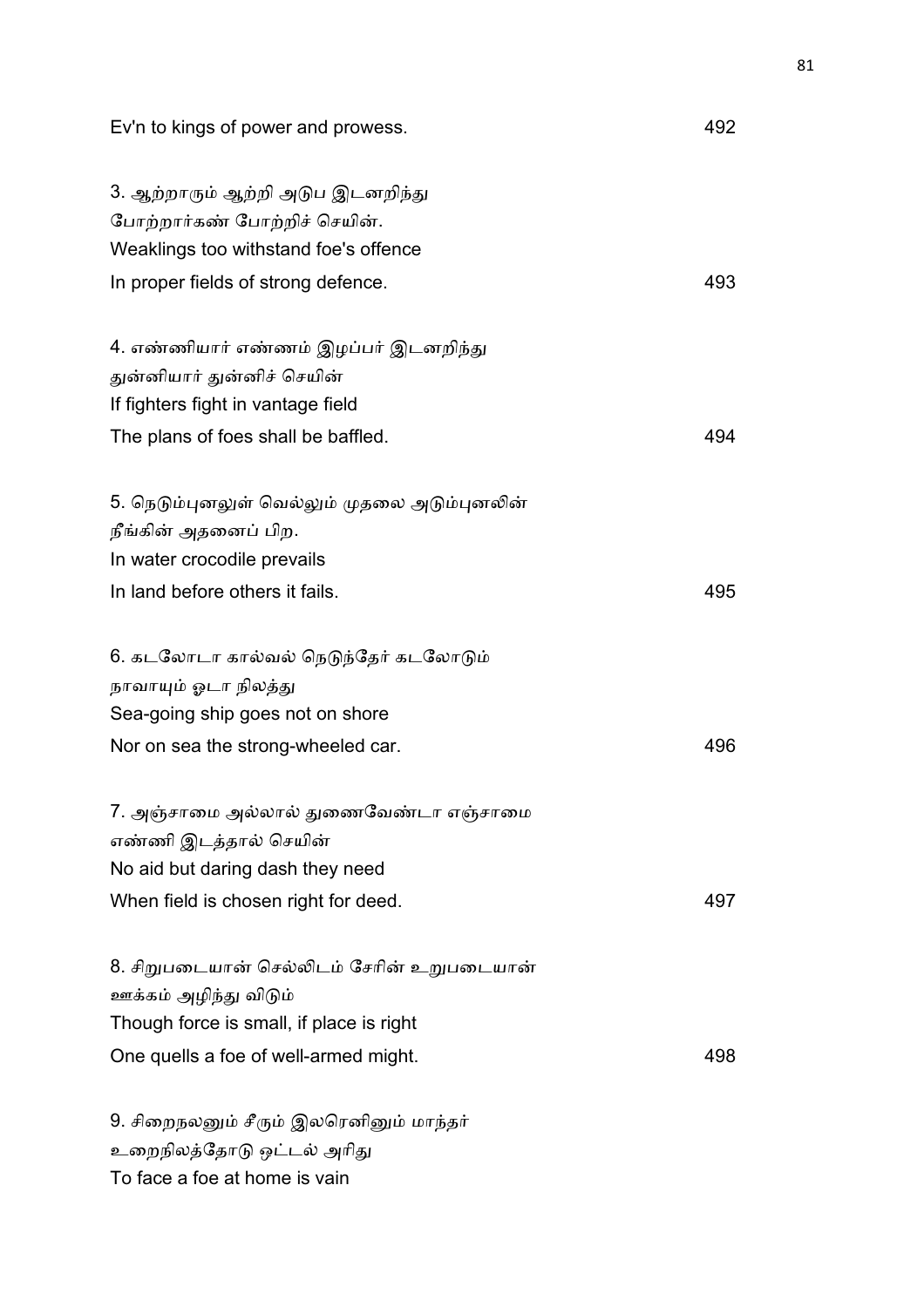Ev'n to kings of power and prowess. 492

3. ஆற்றாரும் ஆற்றி அடுப இடனறிந்து
போற்றார்கண் போற்றிச் செயின்.
Weaklings too withstand foe's offence
In proper fields of strong defence. 493

4. எண்ணியார் எண்ணம் இழப்பர் இடனறிந்து
துன்னியார் துன்னிச் செயின்
If fighters fight in vantage field
The plans of foes shall be baffled. 494

5. நெடும்புனலுள் வெல்லும் முதலை அடும்புனலின்
நீங்கின் அதனைப் பிற.
In water crocodile prevails
In land before others it fails. 495

6. கடலோடா கால்வல் நெடுந்தேர் கடலோடும்
நாவாயும் ஓடா நிலத்து
Sea-going ship goes not on shore
Nor on sea the strong-wheeled car. 496

7. அஞ்சாமை அல்லால் துணைவேண்டா எஞ்சாமை
எண்ணி இடத்தால் செயின்
No aid but daring dash they need
When field is chosen right for deed. 497

8. சிறுபடையான் செல்லிடம் சேரின் உறுபடையான்
ஊக்கம் அழிந்து விடும்
Though force is small, if place is right
One quells a foe of well-armed might. 498

9. சிறைநலனும் சீரும் இலரெனினும் மாந்தர்
உறைநிலத்தோடு ஒட்டல் அரிது
To face a foe at home is vain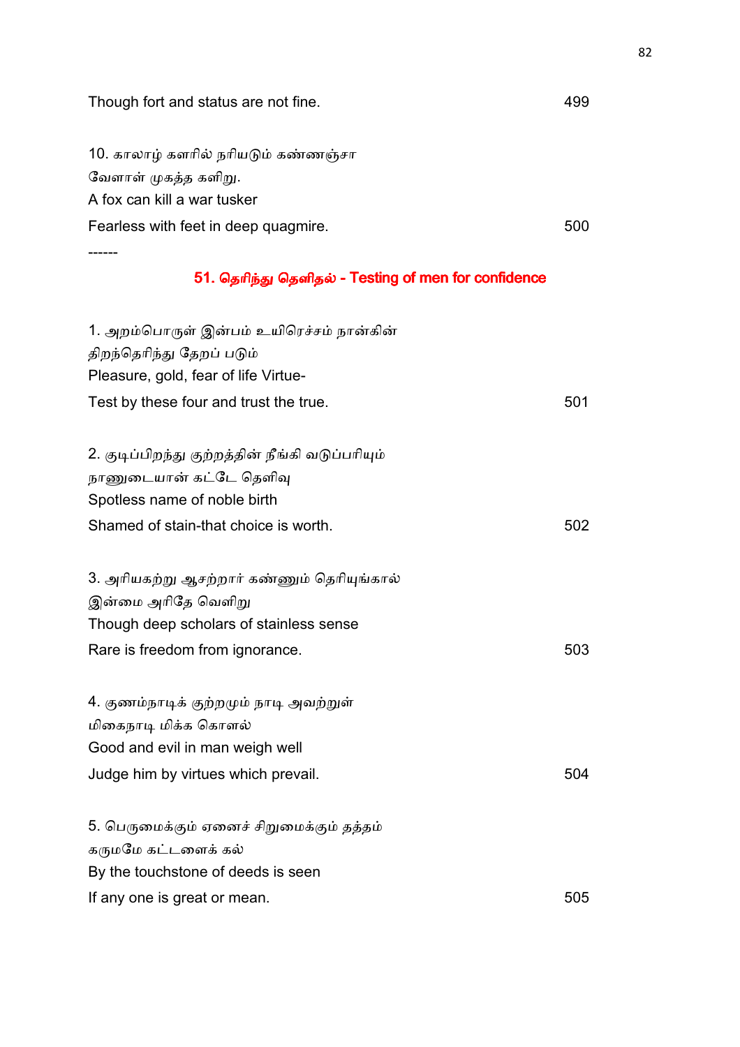Though fort and status are not fine. 499

10. காலாழ் களரில் நரியடும் கண்ணஞ்சா
வேளாள் முகத்த களிறு.
A fox can kill a war tusker
Fearless with feet in deep quagmire. 500

------

## 51. தெரிந்து தெளிதல் - Testing of men for confidence

1. அறம்பொருள் இன்பம் உயிரெச்சம் நான்கின்
திறந்தெரிந்து தேறப் படும்
Pleasure, gold, fear of life Virtue-
Test by these four and trust the true. 501

2. குடிப்பிறந்து குற்றத்தின் நீங்கி வடுப்பரியும்
நாணுடையான் கட்டே தெளிவு
Spotless name of noble birth
Shamed of stain-that choice is worth. 502

3. அரியகற்று ஆசற்றார் கண்ணும் தெரியுங்கால்
இன்மை அரிதே வெளிறு
Though deep scholars of stainless sense
Rare is freedom from ignorance. 503

4. குணம்நாடிக் குற்றமும் நாடி அவற்றுள்
மிகைநாடி மிக்க கொளல்
Good and evil in man weigh well
Judge him by virtues which prevail. 504

5. பெருமைக்கும் ஏனைச் சிறுமைக்கும் தத்தம்
கருமமே கட்டளைக் கல்
By the touchstone of deeds is seen
If any one is great or mean. 505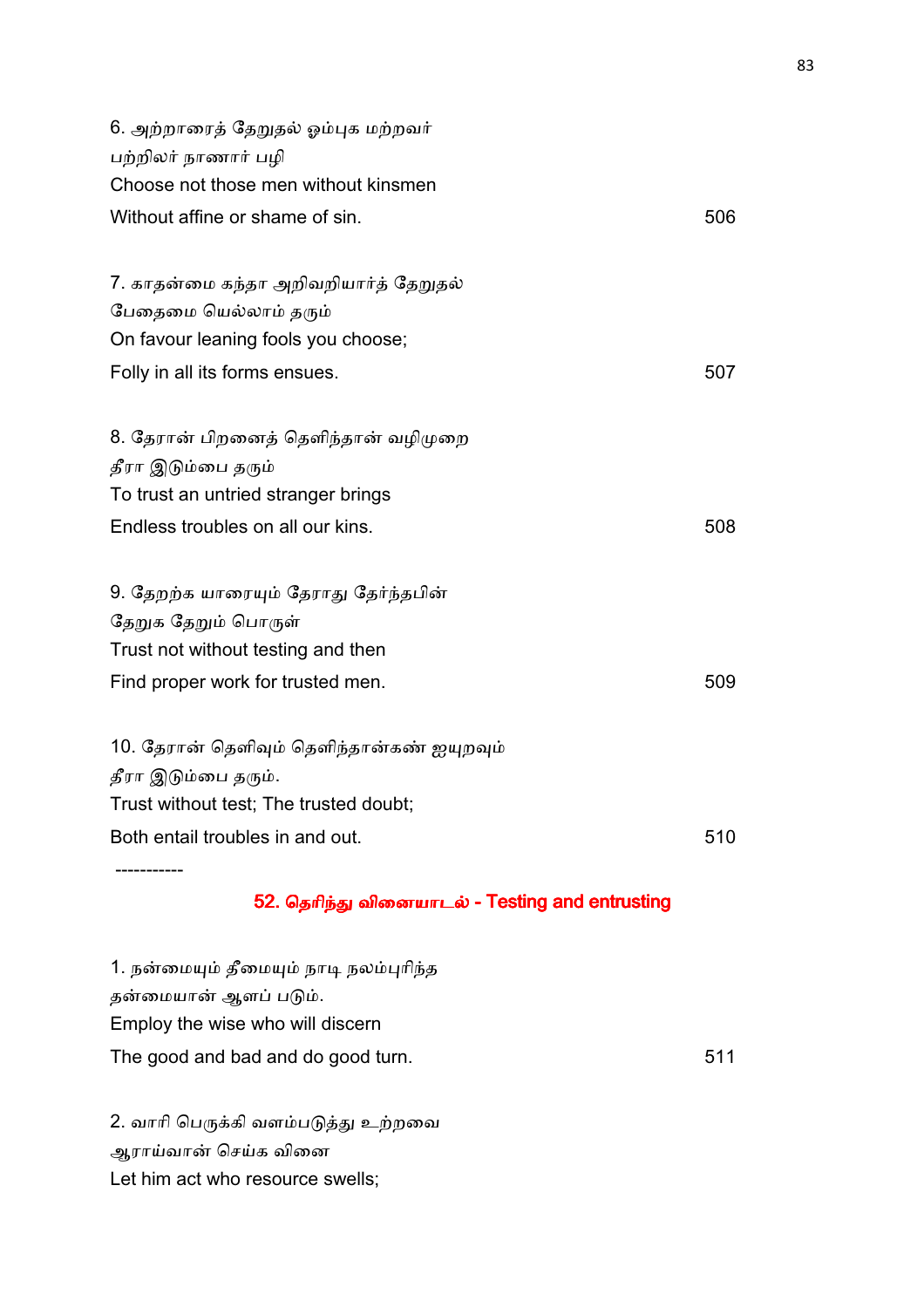6. அற்றாரைத் தேறுதல் ஓம்புக மற்றவர்
பற்றிலர் நாணார் பழி
Choose not those men without kinsmen
Without affine or shame of sin. 506

7. காதன்மை கந்தா அறிவறியார்த் தேறுதல்
பேதைமை யெல்லாம் தரும்
On favour leaning fools you choose;
Folly in all its forms ensues. 507

8. தேரான் பிறனைத் தெளிந்தான் வழிமுறை
தீரா இடும்பை தரும்
To trust an untried stranger brings
Endless troubles on all our kins. 508

9. தேறற்க யாரையும் தேராது தேர்ந்தபின்
தேறுக தேறும் பொருள்
Trust not without testing and then
Find proper work for trusted men. 509

10. தேரான் தெளிவும் தெளிந்தான்கண் ஐயுறவும்
தீரா இடும்பை தரும்.
Trust without test; The trusted doubt;
Both entail troubles in and out. 510

-----------

## 52. தெரிந்து வினையாடல் - Testing and entrusting

1. நன்மையும் தீமையும் நாடி நலம்புரிந்த
தன்மையான் ஆளப் படும்.
Employ the wise who will discern
The good and bad and do good turn. 511

2. வாரி பெருக்கி வளம்படுத்து உற்றவை
ஆராய்வான் செய்க வினை
Let him act who resource swells;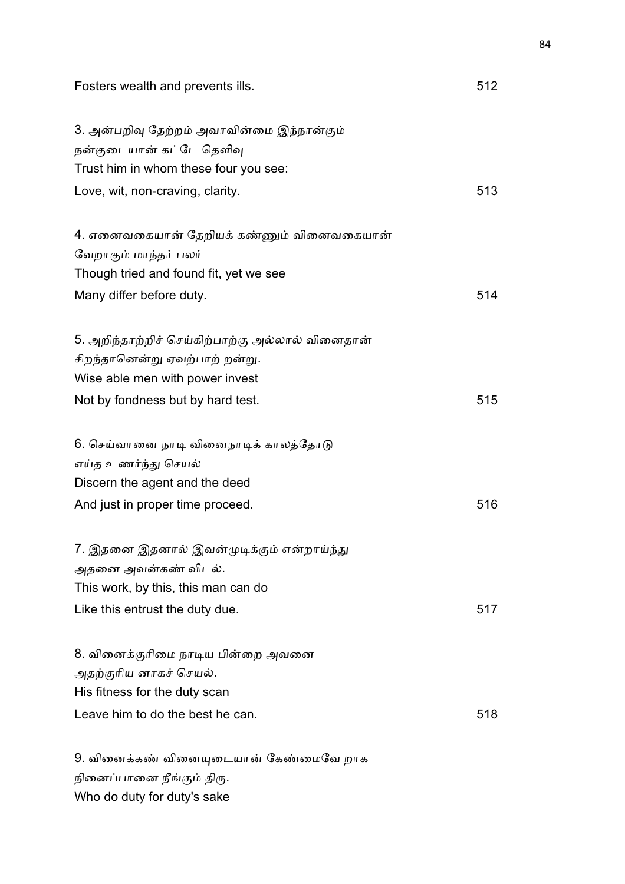Fosters wealth and prevents ills. 512

3. அன்பறிவு தேற்றம் அவாவின்மை இந்நான்கும்
நன்குடையான் கட்டே தெளிவு
Trust him in whom these four you see:
Love, wit, non-craving, clarity. 513

4. எனைவகையான் தேறியக் கண்ணும் வினைவகையான்
வேறாகும் மாந்தர் பலர்
Though tried and found fit, yet we see
Many differ before duty. 514

5. அறிந்தாற்றிச் செய்கிற்பாற்கு அல்லால் வினைதான்
சிறந்தானென்று ஏவற்பாற் றன்று.
Wise able men with power invest
Not by fondness but by hard test. 515

6. செய்வானை நாடி வினைநாடிக் காலத்தோடு
எய்த உணர்ந்து செயல்
Discern the agent and the deed
And just in proper time proceed. 516

7. இதனை இதனால் இவன்முடிக்கும் என்றாய்ந்து
அதனை அவன்கண் விடல்.
This work, by this, this man can do
Like this entrust the duty due. 517

8. வினைக்குரிமை நாடிய பின்றை அவனை
அதற்குரிய னாகச் செயல்.
His fitness for the duty scan
Leave him to do the best he can. 518

9. வினைக்கண் வினையுடையான் கேண்மைவே றாக
நினைப்பானை நீங்கும் திரு.
Who do duty for duty's sake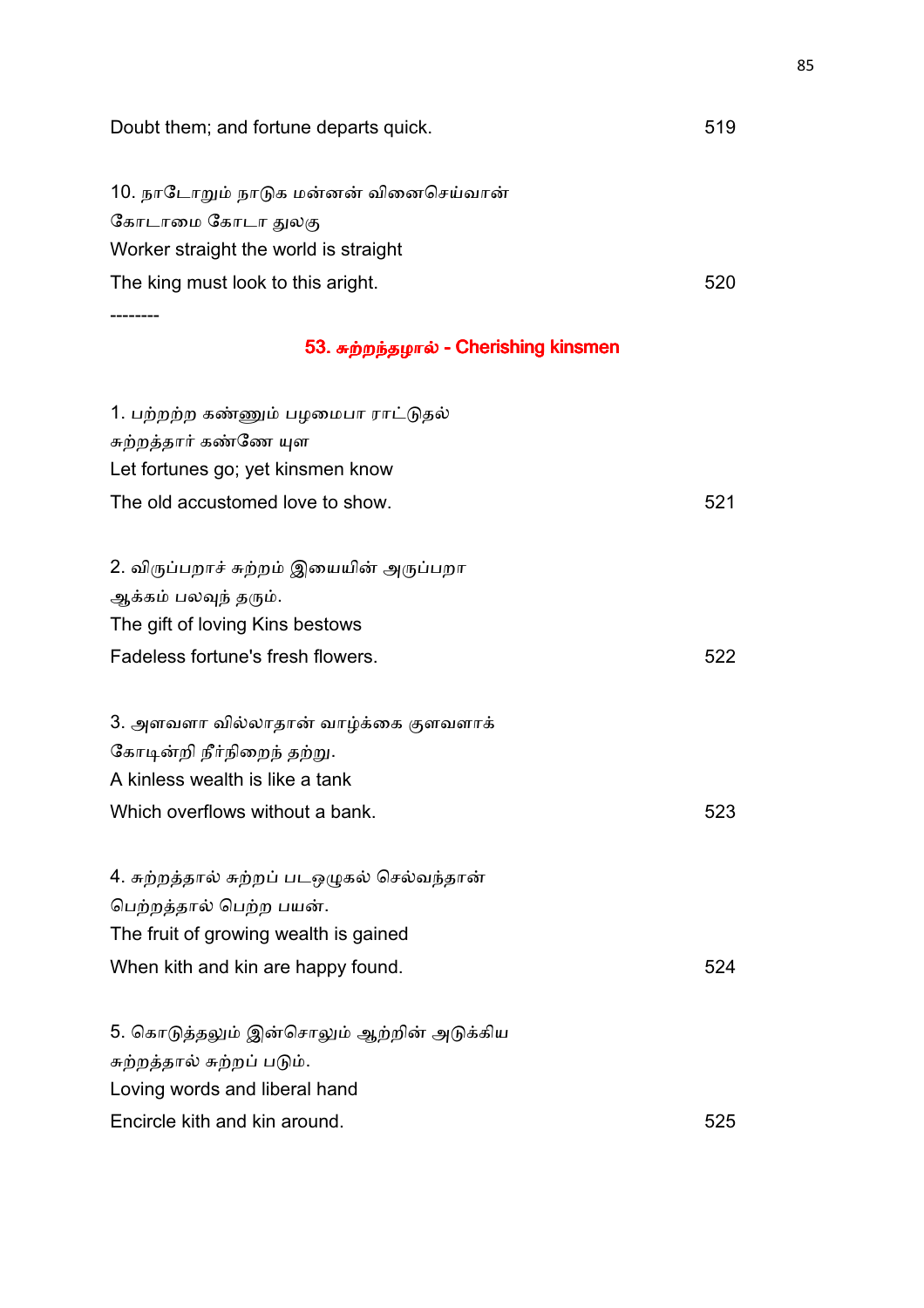Doubt them; and fortune departs quick. 519

10. நாடோறும் நாடுக மன்னன் வினைசெய்வான்
கோடாமை கோடா துலகு
Worker straight the world is straight
The king must look to this aright. 520

--------

## 53. சுற்றந்தழால் - Cherishing kinsmen

1. பற்றற்ற கண்ணும் பழமைபா ராட்டுதல்
சுற்றத்தார் கண்ணே யுள
Let fortunes go; yet kinsmen know
The old accustomed love to show. 521

2. விருப்பறாச் சுற்றம் இயையின் அருப்பறா
ஆக்கம் பலவுந் தரும்.
The gift of loving Kins bestows
Fadeless fortune's fresh flowers. 522

3. அளவளா வில்லாதான் வாழ்க்கை குளவளாக்
கோடின்றி நீர்நிறைந் தற்று.
A kinless wealth is like a tank
Which overflows without a bank. 523

4. சுற்றத்தால் சுற்றப் படஒழுகல் செல்வந்தான்
பெற்றத்தால் பெற்ற பயன்.
The fruit of growing wealth is gained
When kith and kin are happy found. 524

5. கொடுத்தலும் இன்சொலும் ஆற்றின் அடுக்கிய
சுற்றத்தால் சுற்றப் படும்.
Loving words and liberal hand
Encircle kith and kin around. 525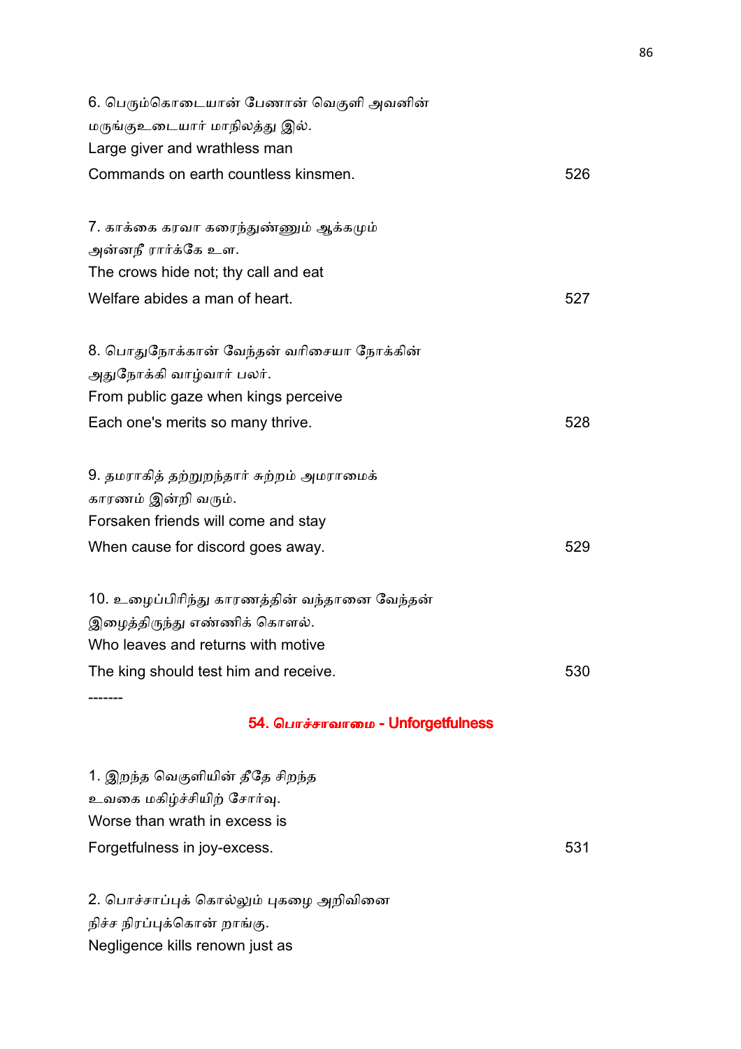6. பெரும்கொடையான் பேணான் வெகுளி அவனின்
மருங்குஉடையார் மாநிலத்து இல்.
Large giver and wrathless man
Commands on earth countless kinsmen. 526

7. காக்கை கரவா கரைந்துண்ணும் ஆக்கமும்
அன்னநீ ரார்க்கே உள.
The crows hide not; thy call and eat
Welfare abides a man of heart. 527

8. பொதுநோக்கான் வேந்தன் வரிசையா நோக்கின்
அதுநோக்கி வாழ்வார் பலர்.
From public gaze when kings perceive
Each one's merits so many thrive. 528

9. தமராகித் தற்றுறந்தார் சுற்றம் அமராமைக்
காரணம் இன்றி வரும்.
Forsaken friends will come and stay
When cause for discord goes away. 529

10. உழைப்பிரிந்து காரணத்தின் வந்தானை வேந்தன்
இழைத்திருந்து எண்ணிக் கொளல்.
Who leaves and returns with motive
The king should test him and receive. 530

-------

## 54. பொச்சாவாமை - Unforgetfulness

1. இறந்த வெகுளியின் தீதே சிறந்த
உவகை மகிழ்ச்சியிற் சோர்வு.
Worse than wrath in excess is
Forgetfulness in joy-excess. 531

2. பொச்சாப்புக் கொல்லும் புகழை அறிவினை
நிச்ச நிரப்புக்கொன் றாங்கு.
Negligence kills renown just as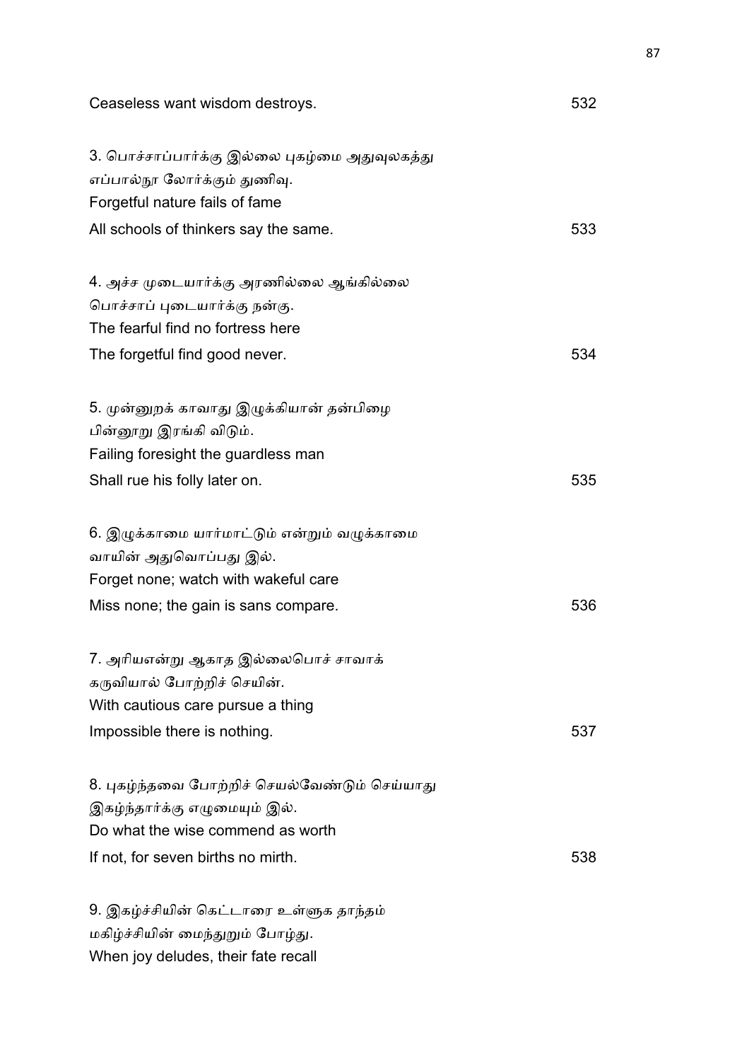Ceaseless want wisdom destroys. 532

3. பொச்சாப்பார்க்கு இல்லை புகழ்மை அதுவுலகத்து
எப்பால்நூ லோர்க்கும் துணிவு.
Forgetful nature fails of fame
All schools of thinkers say the same. 533

4. அச்ச முடையார்க்கு அரணில்லை ஆங்கில்லை
பொச்சாப் புடையார்க்கு நன்கு.
The fearful find no fortress here
The forgetful find good never. 534

5. முன்னுறக் காவாது இழுக்கியான் தன்பிழை
பின்னூறு இரங்கி விடும்.
Failing foresight the guardless man
Shall rue his folly later on. 535

6. இழுக்காமை யார்மாட்டும் என்றும் வழுக்காமை
வாயின் அதுவொப்பது இல்.
Forget none; watch with wakeful care
Miss none; the gain is sans compare. 536

7. அரியஎன்று ஆகாத இல்லைபொச் சாவாக்
கருவியால் போற்றிச் செயின்.
With cautious care pursue a thing
Impossible there is nothing. 537

8. புகழ்ந்தவை போற்றிச் செயல்வேண்டும் செய்யாது
இகழ்ந்தார்க்கு எழுமையும் இல்.
Do what the wise commend as worth
If not, for seven births no mirth. 538

9. இகழ்ச்சியின் கெட்டாரை உள்ளுக தாந்தம்
மகிழ்ச்சியின் மைந்துறும் போழ்து.
When joy deludes, their fate recall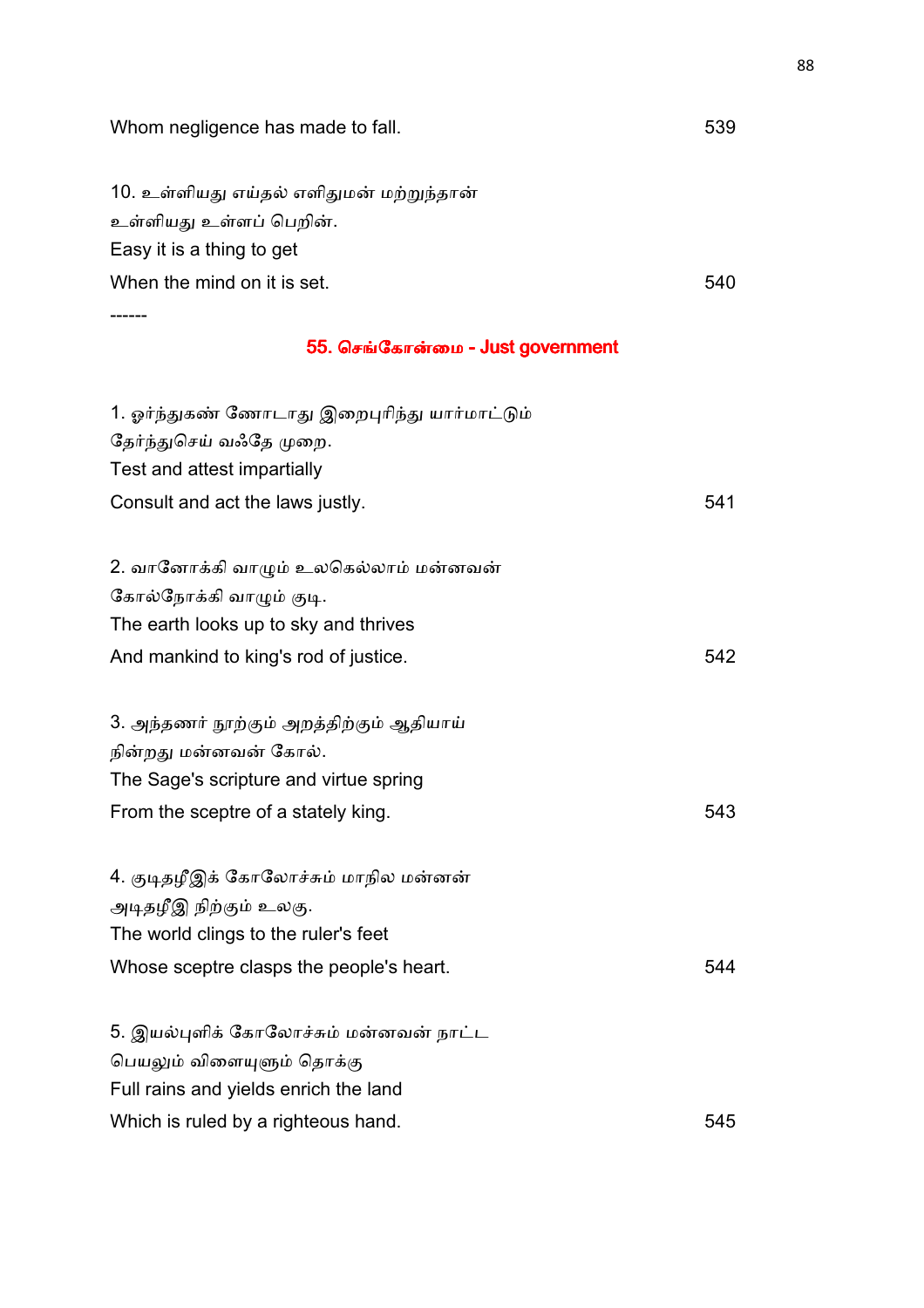Whom negligence has made to fall. 539

10. உள்ளியது எய்தல் எளிதுமன் மற்றுந்தான்
உள்ளியது உள்ளப் பெறின்.
Easy it is a thing to get
When the mind on it is set. 540

------

## 55. செங்கோன்மை - Just government

1. ஓர்ந்துகண் ணோடாது இறைபுரிந்து யார்மாட்டும்
தேர்ந்துசெய் வஃதே முறை.
Test and attest impartially
Consult and act the laws justly. 541

2. வானோக்கி வாழும் உலகெல்லாம் மன்னவன்
கோல்நோக்கி வாழும் குடி.
The earth looks up to sky and thrives
And mankind to king's rod of justice. 542

3. அந்தணர் நூற்கும் அறத்திற்கும் ஆதியாய்
நின்றது மன்னவன் கோல்.
The Sage's scripture and virtue spring
From the sceptre of a stately king. 543

4. குடிதழீஇக் கோலோச்சும் மாநில மன்னன்
அடிதழீஇ நிற்கும் உலகு.
The world clings to the ruler's feet
Whose sceptre clasps the people's heart. 544

5. இயல்புளிக் கோலோச்சும் மன்னவன் நாட்ட
பெயலும் விளையுளும் தொக்கு
Full rains and yields enrich the land
Which is ruled by a righteous hand. 545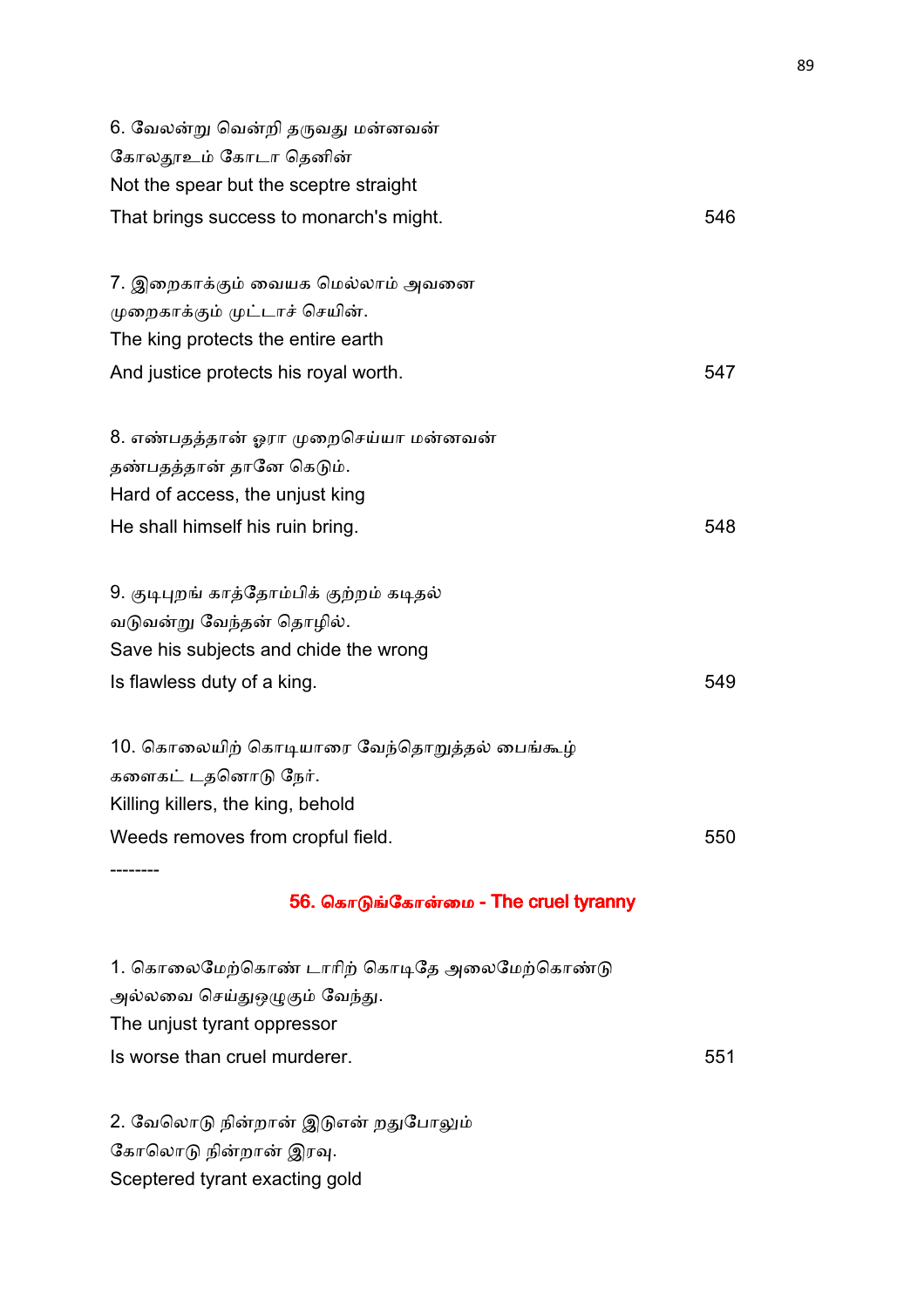6. வேலன்று வென்றி தருவது மன்னவன்
கோலதூஉம் கோடா தெனின்
Not the spear but the sceptre straight
That brings success to monarch's might. 546

7. இறைகாக்கும் வையக மெல்லாம் அவனை
முறைகாக்கும் முட்டாச் செயின்.
The king protects the entire earth
And justice protects his royal worth. 547

8. எண்பதத்தான் ஓரா முறைசெய்யா மன்னவன்
தண்பதத்தான் தானே கெடும்.
Hard of access, the unjust king
He shall himself his ruin bring. 548

9. குடிபுறங் காத்தோம்பிக் குற்றம் கடிதல்
வடுவன்று வேந்தன் தொழில்.
Save his subjects and chide the wrong
Is flawless duty of a king. 549

10. கொலையிற் கொடியாரை வேந்தொறுத்தல் பைங்கூழ்
களைகட் டதனொடு நேர்.
Killing killers, the king, behold
Weeds removes from cropful field. 550

--------

## 56. கொடுங்கோன்மை - The cruel tyranny

1. கொலைமேற்கொண் டாரிற் கொடிதே அலைமேற்கொண்டு
அல்லவை செய்துஒழுகும் வேந்து.
The unjust tyrant oppressor
Is worse than cruel murderer. 551

2. வேலொடு நின்றான் இடுஎன் றதுபோலும்
கோலொடு நின்றான் இரவு.
Sceptered tyrant exacting gold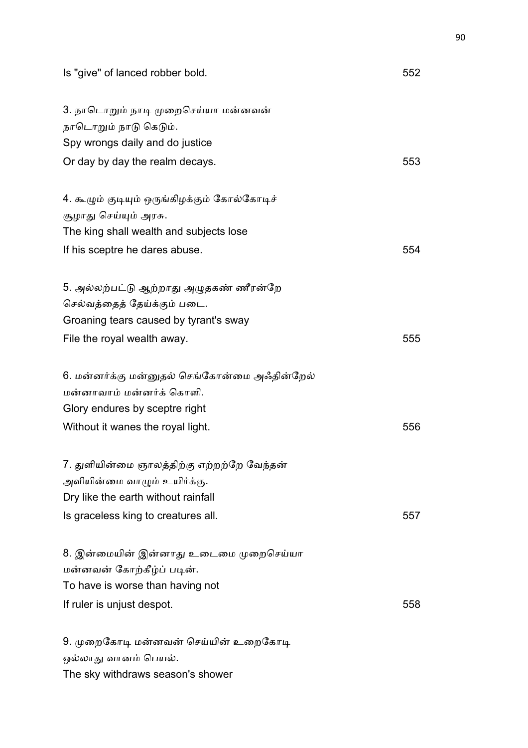Is "give" of lanced robber bold. 552

3. நாடொறும் நாடி முறைசெய்யா மன்னவன்
நாடொறும் நாடு கெடும்.
Spy wrongs daily and do justice
Or day by day the realm decays. 553

4. கூழும் குடியும் ஒருங்கிழக்கும் கோல்கோடிச்
சூழாது செய்யும் அரசு.
The king shall wealth and subjects lose
If his sceptre he dares abuse. 554

5. அல்லற்பட்டு ஆற்றாது அழுதகண் ணீரன்றே
செல்வத்தைத் தேய்க்கும் படை.
Groaning tears caused by tyrant's sway
File the royal wealth away. 555

6. மன்னர்க்கு மன்னுதல் செங்கோன்மை அஃதின்றேல்
மன்னாவாம் மன்னர்க் கொளி.
Glory endures by sceptre right
Without it wanes the royal light. 556

7. துளியின்மை ஞாலத்திற்கு எற்றற்றே வேந்தன்
அளியின்மை வாழும் உயிர்க்கு.
Dry like the earth without rainfall
Is graceless king to creatures all. 557

8. இன்மையின் இன்னாது உடைமை முறைசெய்யா
மன்னவன் கோற்கீழ்ப் படின்.
To have is worse than having not
If ruler is unjust despot. 558

9. முறைகோடி மன்னவன் செய்யின் உறைகோடி
ஒல்லாது வானம் பெயல்.
The sky withdraws season's shower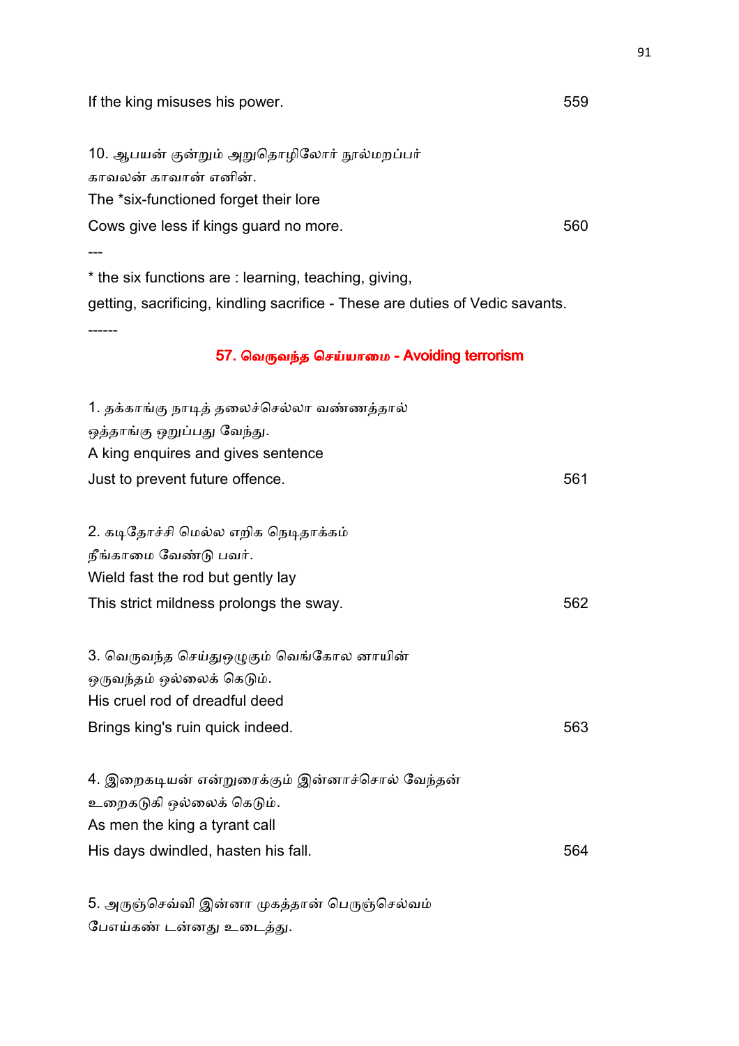If the king misuses his power. 559

10. ஆபயன் குன்றும் அறுதொழிலோர் நூல்மறப்பர்
காவலன் காவான் எனின்.
The *six-functioned forget their lore
Cows give less if kings guard no more. 560

---

* the six functions are : learning, teaching, giving,
getting, sacrificing, kindling sacrifice - These are duties of Vedic savants.

------

## 57. வெருவந்த செய்யாமை - Avoiding terrorism

1. தக்காங்கு நாடித் தலைச்செல்லா வண்ணத்தால்
ஒத்தாங்கு ஒறுப்பது வேந்து.
A king enquires and gives sentence
Just to prevent future offence. 561

2. கடிதோச்சி மெல்ல எறிக நெடிதாக்கம்
நீங்காமை வேண்டு பவர்.
Wield fast the rod but gently lay
This strict mildness prolongs the sway. 562

3. வெருவந்த செய்தொழுகும் வெங்கோல னாயின்
ஒருவந்தம் ஒல்லைக் கெடும்.
His cruel rod of dreadful deed
Brings king's ruin quick indeed. 563

4. இறைகடியன் என்றுரைக்கும் இன்னாச்சொல் வேந்தன்
உறைகடுகி ஒல்லைக் கெடும்.
As men the king a tyrant call
His days dwindled, hasten his fall. 564

5. அருஞ்செவ்வி இன்னா முகத்தான் பெருஞ்செல்வம்
பேஎய்கண் டன்னது உடைத்து.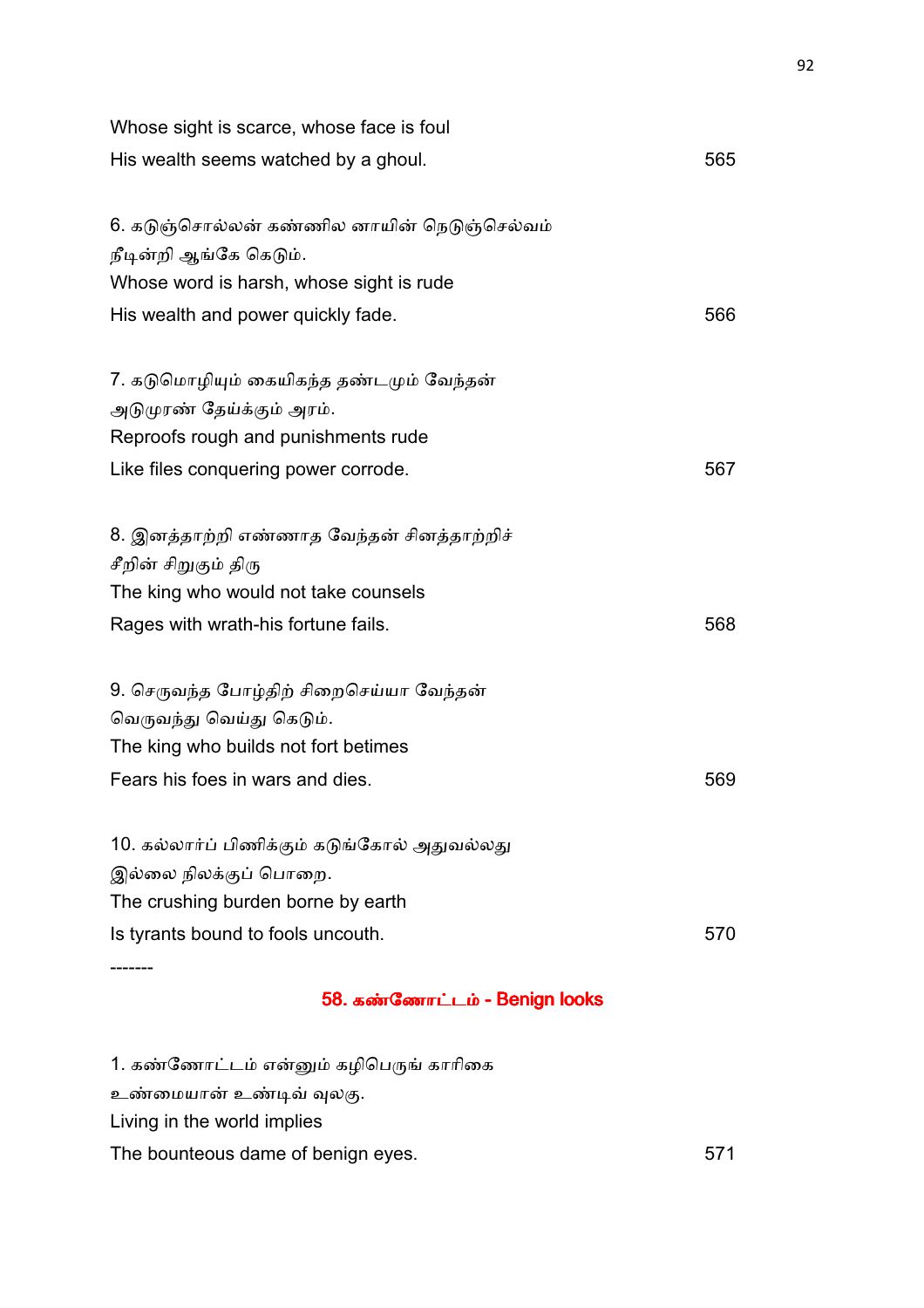Whose sight is scarce, whose face is foul
His wealth seems watched by a ghoul. 565

6. கடுஞ்சொல்லன் கண்ணில னாயின் நெடுஞ்செல்வம்
நீடின்றி ஆங்கே கெடும்.
Whose word is harsh, whose sight is rude
His wealth and power quickly fade. 566

7. கடுமொழியும் கையிகந்த தண்டமும் வேந்தன்
அடுமுரண் தேய்க்கும் அரம்.
Reproofs rough and punishments rude
Like files conquering power corrode. 567

8. இனத்தாற்றி எண்ணாத வேந்தன் சினத்தாற்றிச்
சீறின் சிறுகும் திரு
The king who would not take counsels
Rages with wrath-his fortune fails. 568

9. செருவந்த போழ்திற் சிறைசெய்யா வேந்தன்
வெருவந்து வெய்து கெடும்.
The king who builds not fort betimes
Fears his foes in wars and dies. 569

10. கல்லார்ப் பிணிக்கும் கடுங்கோல் அதுவல்லது
இல்லை நிலக்குப் பொறை.
The crushing burden borne by earth
Is tyrants bound to fools uncouth. 570

-------

## 58. கண்ணோட்டம் - Benign looks

1. கண்ணோட்டம் என்னும் கழிபெருங் காரிகை
உண்மையான் உண்டிவ் வுலகு.
Living in the world implies
The bounteous dame of benign eyes. 571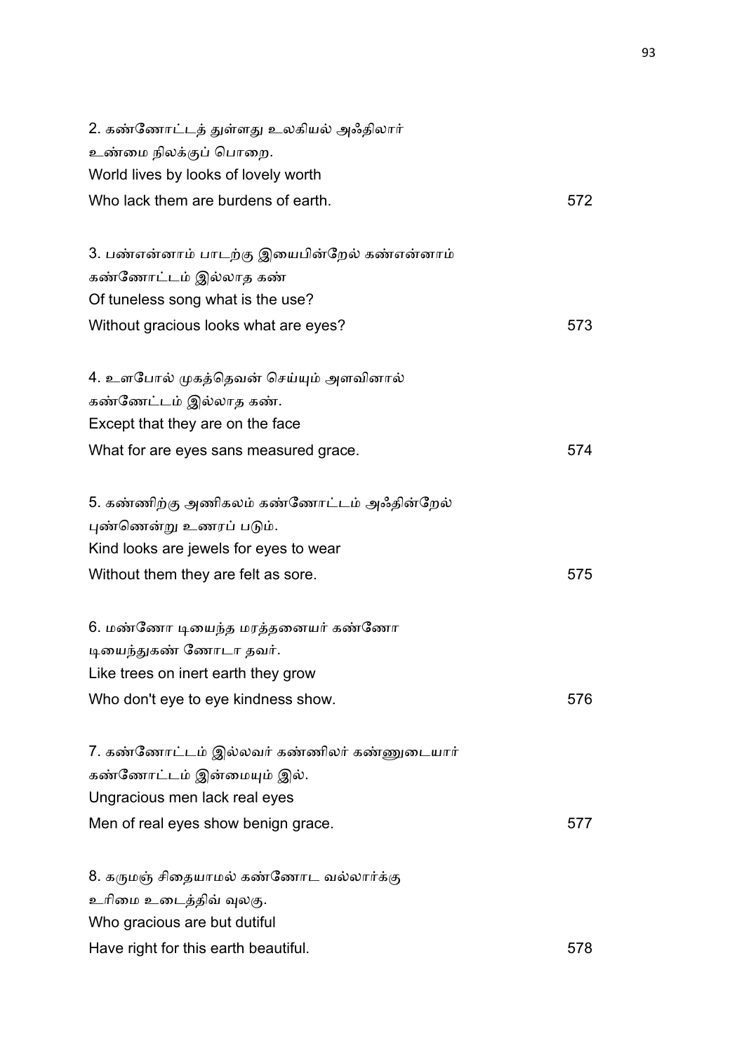2. கண்ணோட்டத் துள்ளது உலகியல் அஃதிலார்
உண்மை நிலக்குப் பொறை.
World lives by looks of lovely worth
Who lack them are burdens of earth. 572

3. பண்என்னாம் பாடற்கு இயைபின்றேல் கண்என்னாம்
கண்ணோட்டம் இல்லாத கண்
Of tuneless song what is the use?
Without gracious looks what are eyes? 573

4. உளபோல் முகத்தெவன் செய்யும் அளவினால்
கண்ணேட்டம் இல்லாத கண்.
Except that they are on the face
What for are eyes sans measured grace. 574

5. கண்ணிற்கு அணிகலம் கண்ணோட்டம் அஃதின்றேல்
புண்ணென்று உணரப் படும்.
Kind looks are jewels for eyes to wear
Without them they are felt as sore. 575

6. மண்ணோ டியைந்த மரத்தனையர் கண்ணோ
டியைந்துகண் ணோடா தவர்.
Like trees on inert earth they grow
Who don't eye to eye kindness show. 576

7. கண்ணோட்டம் இல்லவர் கண்ணிலர் கண்ணுடையார்
கண்ணோட்டம் இன்மையும் இல்.
Ungracious men lack real eyes
Men of real eyes show benign grace. 577

8. கருமஞ் சிதையாமல் கண்ணோட வல்லார்க்கு
உரிமை உடைத்திவ் வுலகு.
Who gracious are but dutiful
Have right for this earth beautiful. 578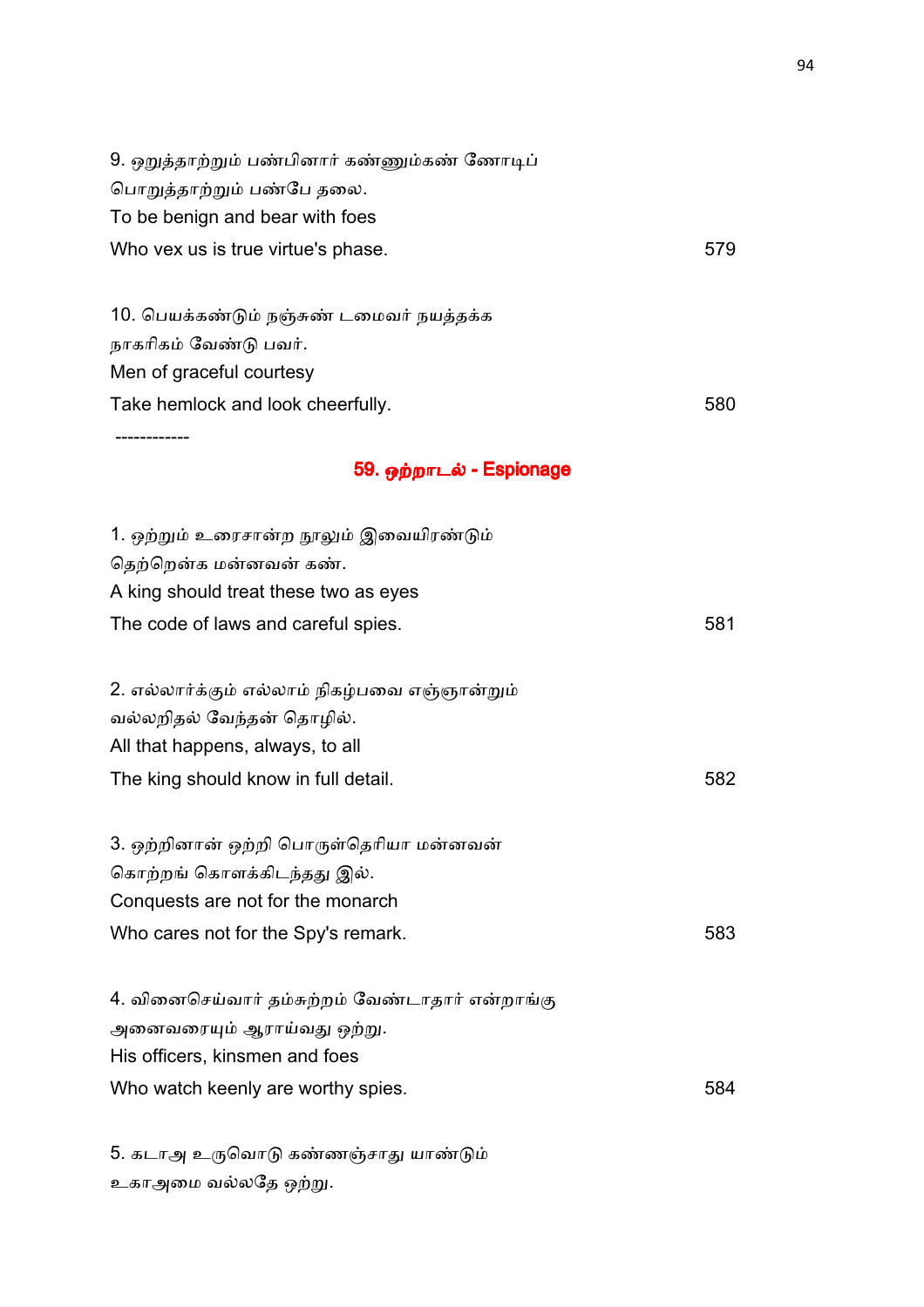9. ஒறுத்தாற்றும் பண்பினார் கண்ணும்கண் ணோடிப்
பொறுத்தாற்றும் பண்பே தலை.
To be benign and bear with foes
Who vex us is true virtue's phase. 579

10. பெயக்கண்டும் நஞ்சுண் டமைவர் நயத்தக்க
நாகரிகம் வேண்டு பவர்.
Men of graceful courtesy
Take hemlock and look cheerfully. 580

------------

## 59. ஒற்றாடல் - Espionage

1. ஒற்றும் உரைசான்ற நூலும் இவையிரண்டும்
தெற்றென்க மன்னவன் கண்.
A king should treat these two as eyes
The code of laws and careful spies. 581

2. எல்லார்க்கும் எல்லாம் நிகழ்பவை எஞ்ஞான்றும்
வல்லறிதல் வேந்தன் தொழில்.
All that happens, always, to all
The king should know in full detail. 582

3. ஒற்றினான் ஒற்றி பொருள்தெரியா மன்னவன்
கொற்றங் கொளக்கிடந்தது இல்.
Conquests are not for the monarch
Who cares not for the Spy's remark. 583

4. வினைசெய்வார் தம்சுற்றம் வேண்டாதார் என்றாங்கு
அனைவரையும் ஆராய்வது ஒற்று.
His officers, kinsmen and foes
Who watch keenly are worthy spies. 584

5. கடாஅ உருவொடு கண்ணஞ்சாது யாண்டும்
உகாஅமை வல்லதே ஒற்று.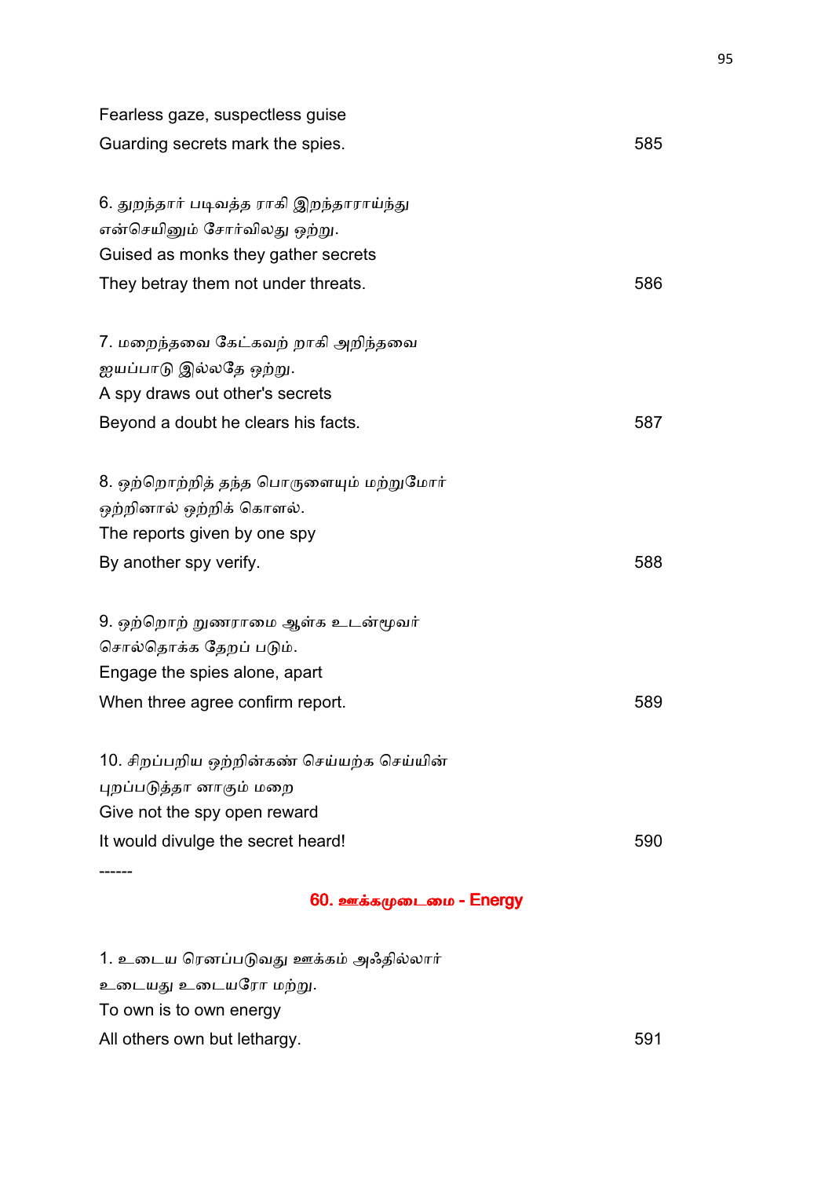Fearless gaze, suspectless guise
Guarding secrets mark the spies. 585

6. துறந்தார் படிவத்த ராகி இறந்தாராய்ந்து
என்செயினும் சோர்விலது ஒற்று.
Guised as monks they gather secrets
They betray them not under threats. 586

7. மறைந்தவை கேட்கவற் றாகி அறிந்தவை
ஐயப்பாடு இல்லதே ஒற்று.
A spy draws out other's secrets
Beyond a doubt he clears his facts. 587

8. ஒற்றொற்றித் தந்த பொருளையும் மற்றுமோர்
ஒற்றினால் ஒற்றிக் கொளல்.
The reports given by one spy
By another spy verify. 588

9. ஒற்றொற் றுணராமை ஆள்க உடன்மூவர்
சொல்தொக்க தேறப் படும்.
Engage the spies alone, apart
When three agree confirm report. 589

10. சிறப்பறிய ஒற்றின்கண் செய்யற்க செய்யின்
புறப்படுத்தா னாகும் மறை
Give not the spy open reward
It would divulge the secret heard! 590

------

## 60. ஊக்கமுடைமை - Energy

1. உடைய ரெனப்படுவது ஊக்கம் அஃதில்லார்
உடையது உடையரோ மற்று.
To own is to own energy
All others own but lethargy. 591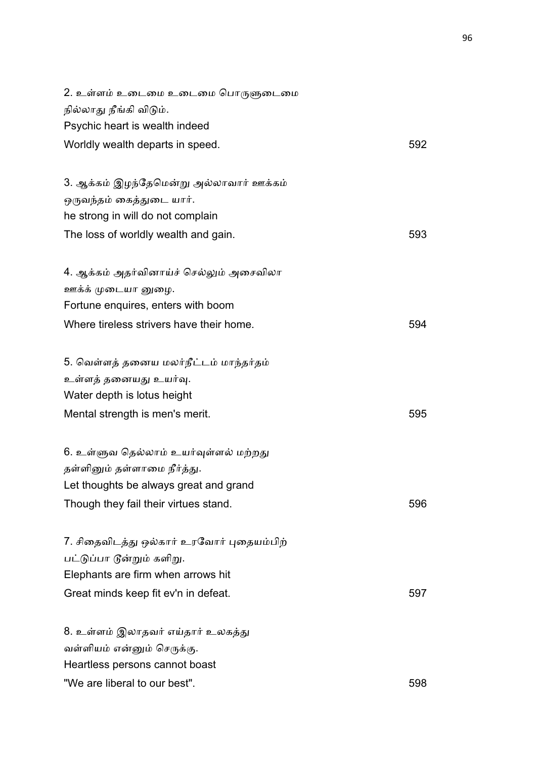2. உள்ளம் உடைமை உடைமை பொருளுடைமை
நில்லாது நீங்கி விடும்.
Psychic heart is wealth indeed
Worldly wealth departs in speed. 592

3. ஆக்கம் இழந்தேமென்று அல்லாவார் ஊக்கம்
ஒருவந்தம் கைத்துடை யார்.
he strong in will do not complain
The loss of worldly wealth and gain. 593

4. ஆக்கம் அதர்வினாய்ச் செல்லும் அசைவிலா
ஊக்க் முடையா னுழை.
Fortune enquires, enters with boom
Where tireless strivers have their home. 594

5. வெள்ளத் தனைய மலர்நீட்டம் மாந்தர்தம்
உள்ளத் தனையது உயர்வு.
Water depth is lotus height
Mental strength is men's merit. 595

6. உள்ளுவ தெல்லாம் உயர்வுள்ளல் மற்றது
தள்ளினும் தள்ளாமை நீர்த்து.
Let thoughts be always great and grand
Though they fail their virtues stand. 596

7. சிதைவிடத்து ஒல்கார் உரவோர் புதையம்பிற்
பட்டுப்பா டூன்றும் களிறு.
Elephants are firm when arrows hit
Great minds keep fit ev'n in defeat. 597

8. உள்ளம் இலாதவர் எய்தார் உலகத்து
வள்ளியம் என்னும் செருக்கு.
Heartless persons cannot boast
"We are liberal to our best". 598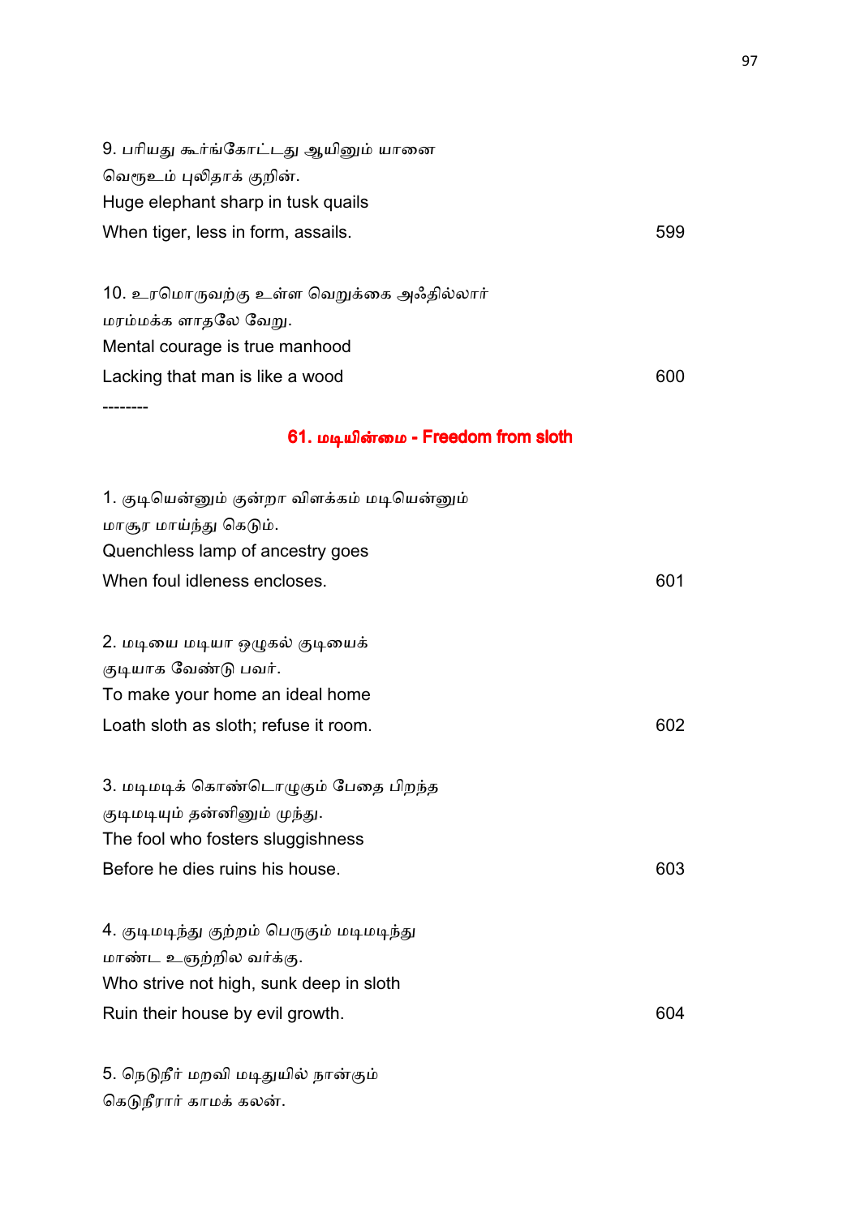9. பரியது கூர்ங்கோட்டது ஆயினும் யானை
வெரூஉம் புலிதாக் குறின்.
Huge elephant sharp in tusk quails
When tiger, less in form, assails. 599

10. உரமொருவற்கு உள்ள வெறுக்கை அஃதில்லார்
மரம்மக்க ளாதலே வேறு.
Mental courage is true manhood
Lacking that man is like a wood 600

--------

## 61. மடியின்மை - Freedom from sloth

1. குடியென்னும் குன்றா விளக்கம் மடியென்னும்
மாசூர மாய்ந்து கெடும்.
Quenchless lamp of ancestry goes
When foul idleness encloses. 601

2. மடியை மடியா ஒழுகல் குடியைக்
குடியாக வேண்டு பவர்.
To make your home an ideal home
Loath sloth as sloth; refuse it room. 602

3. மடிமடிக் கொண்டொழுகும் பேதை பிறந்த
குடிமடியும் தன்னினும் முந்து.
The fool who fosters sluggishness
Before he dies ruins his house. 603

4. குடிமடிந்து குற்றம் பெருகும் மடிமடிந்து
மாண்ட உஞற்றில வர்க்கு.
Who strive not high, sunk deep in sloth
Ruin their house by evil growth. 604

5. நெடுநீர் மறவி மடிதுயில் நான்கும்
கெடுநீரார் காமக் கலன்.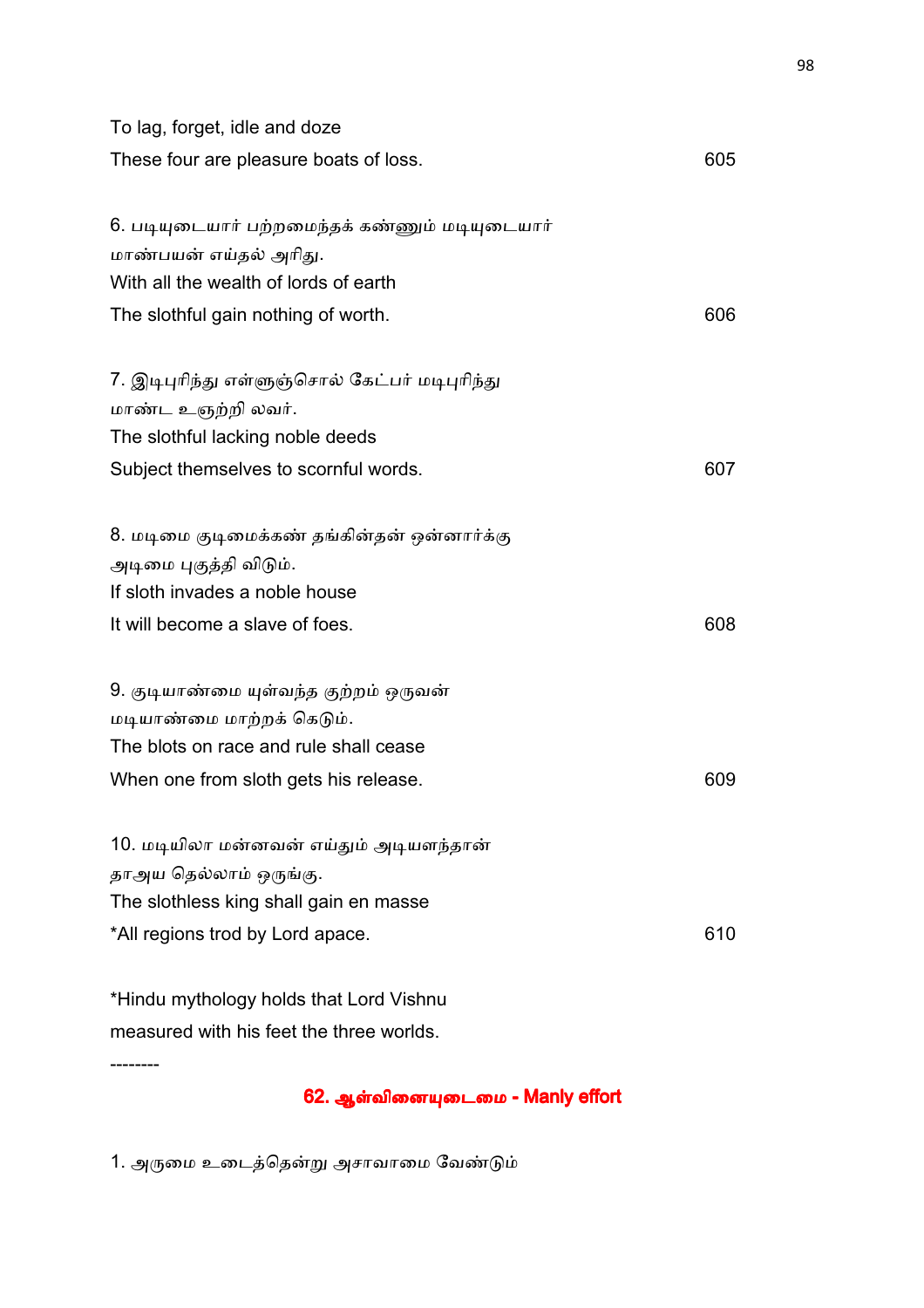To lag, forget, idle and doze
These four are pleasure boats of loss. 605

6. படியுடையார் பற்றமைந்தக் கண்ணும் மடியுடையார்
மாண்பயன் எய்தல் அரிது.
With all the wealth of lords of earth
The slothful gain nothing of worth. 606

7. இடிபுரிந்து எள்ளுஞ்சொல் கேட்பர் மடிபுரிந்து
மாண்ட உஞற்றி லவர்.
The slothful lacking noble deeds
Subject themselves to scornful words. 607

8. மடிமை குடிமைக்கண் தங்கின்தன் ஒன்னார்க்கு
அடிமை புகுத்தி விடும்.
If sloth invades a noble house
It will become a slave of foes. 608

9. குடியாண்மை யுள்வந்த குற்றம் ஒருவன்
மடியாண்மை மாற்றக் கெடும்.
The blots on race and rule shall cease
When one from sloth gets his release. 609

10. மடியிலா மன்னவன் எய்தும் அடியளந்தான்
தாஅய தெல்லாம் ஒருங்கு.
The slothless king shall gain en masse
*All regions trod by Lord apace. 610

*Hindu mythology holds that Lord Vishnu
measured with his feet the three worlds.

--------

## 62. ஆள்வினையுடைமை - Manly effort

1. அருமை உடைத்தென்று அசாவாமை வேண்டும்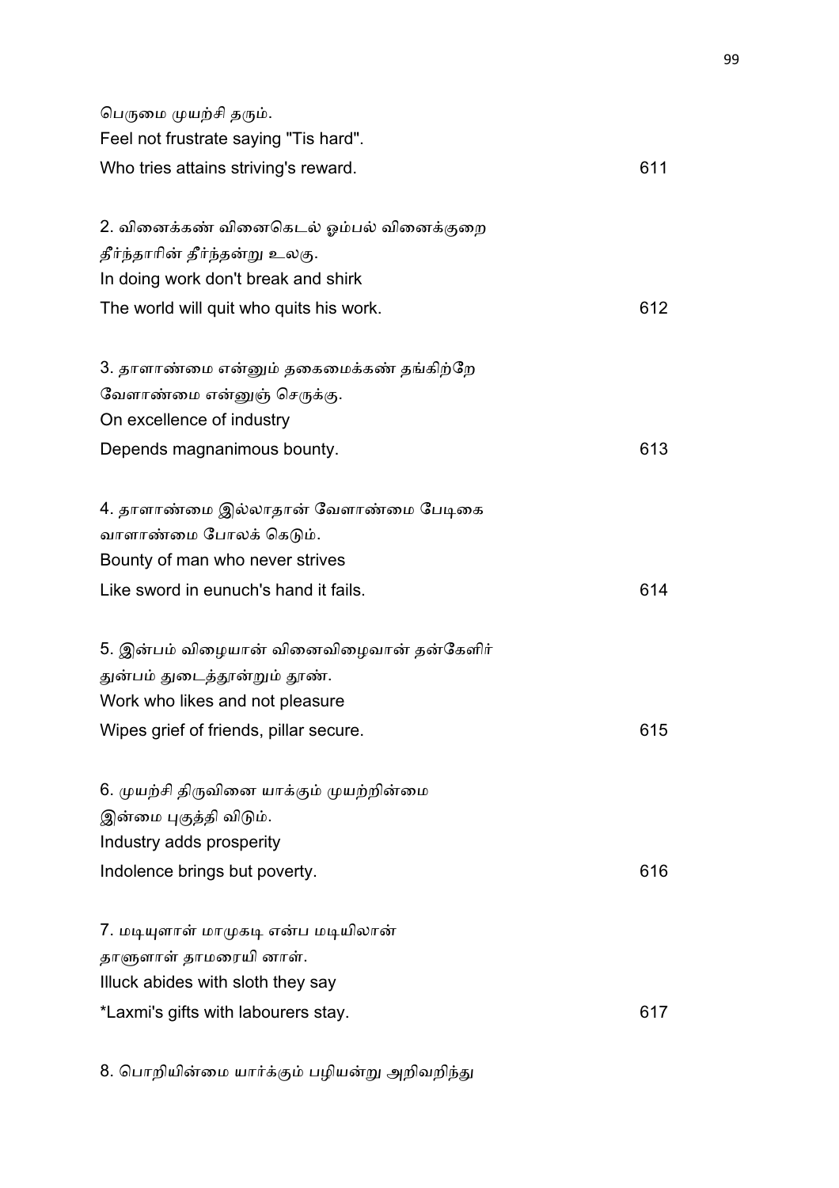பெருமை முயற்சி தரும்.
Feel not frustrate saying "Tis hard".
Who tries attains striving's reward. 611

2. வினைக்கண் வினைகெடல் ஓம்பல் வினைக்குறை
தீர்ந்தாரின் தீர்ந்தன்று உலகு.
In doing work don't break and shirk
The world will quit who quits his work. 612

3. தாளாண்மை என்னும் தகைமைக்கண் தங்கிற்றே
வேளாண்மை என்னுஞ் செருக்கு.
On excellence of industry
Depends magnanimous bounty. 613

4. தாளாண்மை இல்லாதான் வேளாண்மை பேடிகை
வாளாண்மை போலக் கெடும்.
Bounty of man who never strives
Like sword in eunuch's hand it fails. 614

5. இன்பம் விழையான் வினைவிழைவான் தன்கேளிர்
துன்பம் துடைத்தூன்றும் தூண்.
Work who likes and not pleasure
Wipes grief of friends, pillar secure. 615

6. முயற்சி திருவினை யாக்கும் முயற்றின்மை
இன்மை புகுத்தி விடும்.
Industry adds prosperity
Indolence brings but poverty. 616

7. மடியுளாள் மாமுகடி என்ப மடியிலான்
தாளுளாள் தாமரையி னாள்.
Illuck abides with sloth they say
*Laxmi's gifts with labourers stay. 617

8. பொறியின்மை யார்க்கும் பழியன்று அறிவறிந்து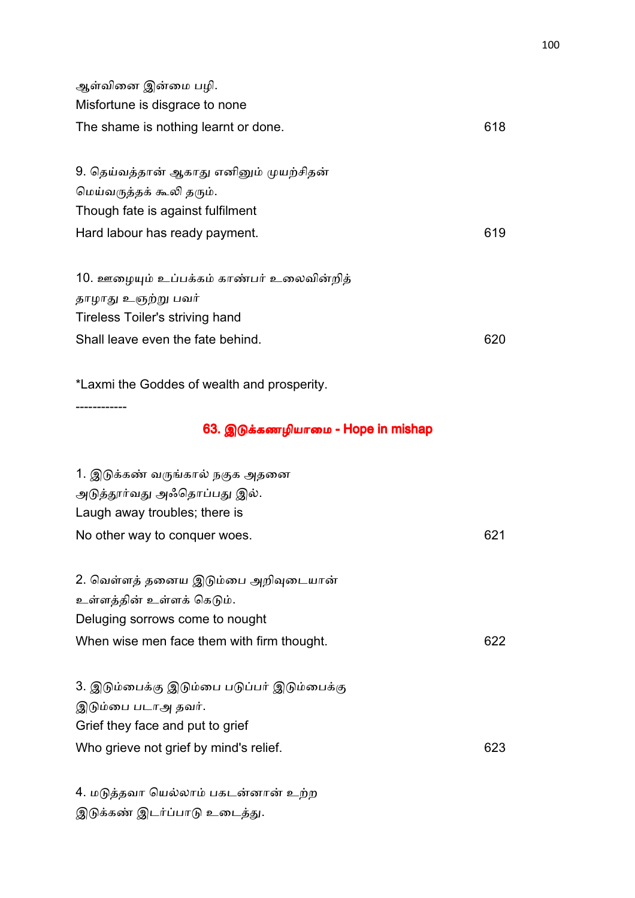ஆள்வினை இன்மை பழி.
Misfortune is disgrace to none
The shame is nothing learnt or done. 618

9. தெய்வத்தான் ஆகாது எனினும் முயற்சிதன்
மெய்வருத்தக் கூலி தரும்.
Though fate is against fulfilment
Hard labour has ready payment. 619

10. ஊழையும் உப்பக்கம் காண்பர் உலைவின்றித்
தாழாது உஞற்று பவர்
Tireless Toiler's striving hand
Shall leave even the fate behind. 620

*Laxmi the Goddes of wealth and prosperity.

------------

## 63. இடுக்கணழியாமை - Hope in mishap

1. இடுக்கண் வருங்கால் நகுக அதனை
அடுத்தூர்வது அஃதொப்பது இல்.
Laugh away troubles; there is
No other way to conquer woes. 621

2. வெள்ளத் தனைய இடும்பை அறிவுடையான்
உள்ளத்தின் உள்ளக் கெடும்.
Deluging sorrows come to nought
When wise men face them with firm thought. 622

3. இடும்பைக்கு இடும்பை படுப்பர் இடும்பைக்கு
இடும்பை படாஅ தவர்.
Grief they face and put to grief
Who grieve not grief by mind's relief. 623

4. மடுத்தவா யெல்லாம் பகடன்னான் உற்ற
இடுக்கண் இடர்ப்பாடு உடைத்து.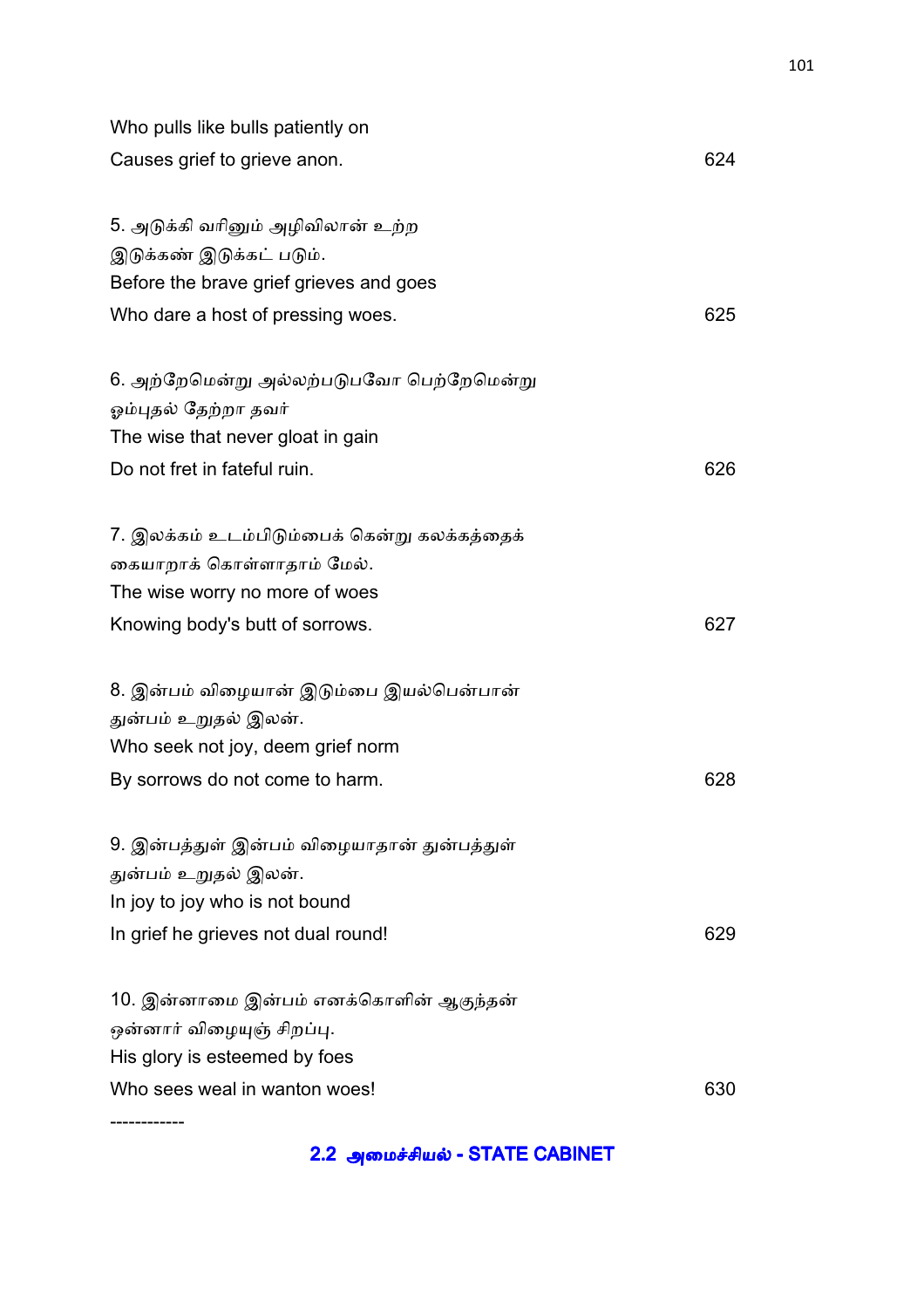Who pulls like bulls patiently on
Causes grief to grieve anon. 624

5. அடுக்கி வரினும் அழிவிலான் உற்ற
இடுக்கண் இடுக்கட் படும்.
Before the brave grief grieves and goes
Who dare a host of pressing woes. 625

6. அற்றேமென்று அல்லற்படுபவோ பெற்றேமென்று
ஓம்புதல் தேற்றா தவர்
The wise that never gloat in gain
Do not fret in fateful ruin. 626

7. இலக்கம் உடம்பிடும்பைக் கென்று கலக்கத்தைக்
கையாறாக் கொள்ளாதாம் மேல்.
The wise worry no more of woes
Knowing body's butt of sorrows. 627

8. இன்பம் விழையான் இடும்பை இயல்பென்பான்
துன்பம் உறுதல் இலன்.
Who seek not joy, deem grief norm
By sorrows do not come to harm. 628

9. இன்பத்துள் இன்பம் விழையாதான் துன்பத்துள்
துன்பம் உறுதல் இலன்.
In joy to joy who is not bound
In grief he grieves not dual round! 629

10. இன்னாமை இன்பம் எனக்கொளின் ஆகுந்தன்
ஒன்னார் விழையுஞ் சிறப்பு.
His glory is esteemed by foes
Who sees weal in wanton woes! 630

------------

## 2.2 அமைச்சியல் - STATE CABINET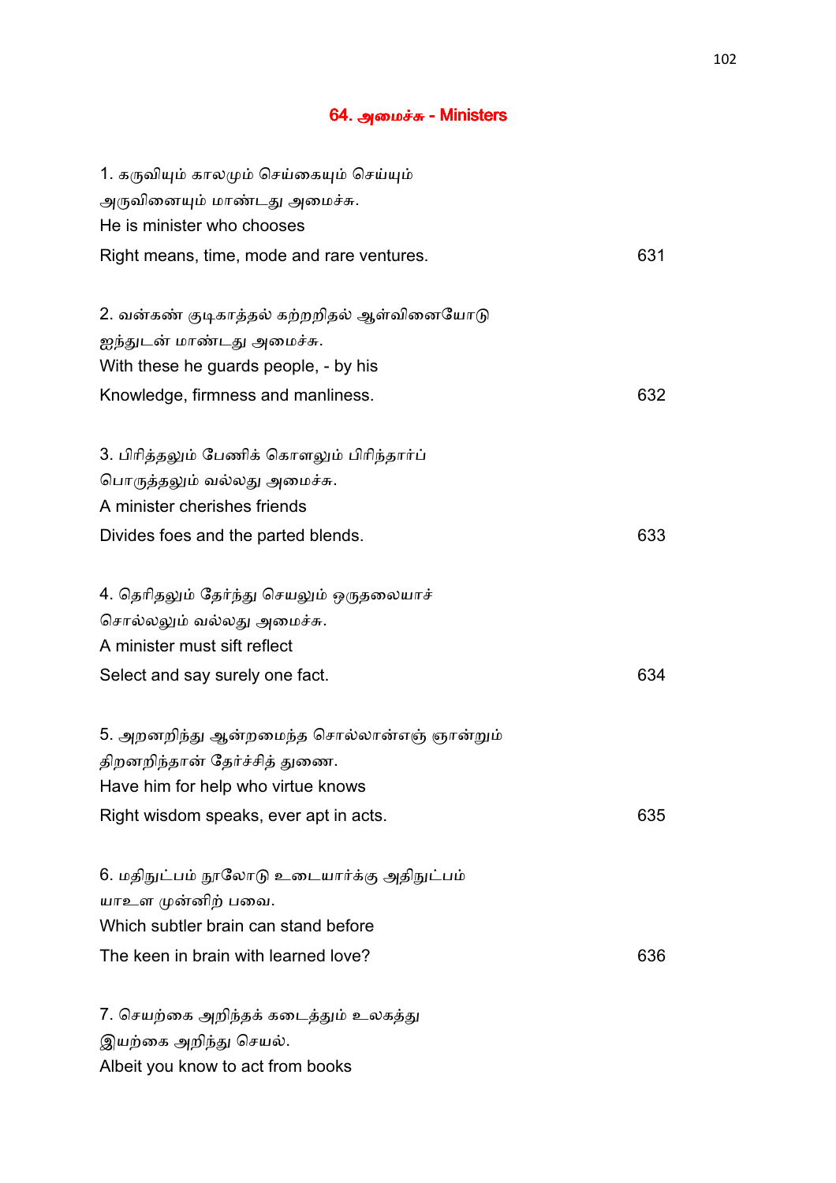## 64. அமைச்சு - Ministers

1. கருவியும் காலமும் செய்கையும் செய்யும்
அருவினையும் மாண்டது அமைச்சு.
He is minister who chooses
Right means, time, mode and rare ventures. 631

2. வன்கண் குடிகாத்தல் கற்றறிதல் ஆள்வினையோடு
ஐந்துடன் மாண்டது அமைச்சு.
With these he guards people, - by his
Knowledge, firmness and manliness. 632

3. பிரித்தலும் பேணிக் கொளலும் பிரிந்தார்ப்
பொருத்தலும் வல்லது அமைச்சு.
A minister cherishes friends
Divides foes and the parted blends. 633

4. தெரிதலும் தேர்ந்து செயலும் ஒருதலையாச்
சொல்லலும் வல்லது அமைச்சு.
A minister must sift reflect
Select and say surely one fact. 634

5. அறனறிந்து ஆன்றமைந்த சொல்லான்எஞ் ஞான்றும்
திறனறிந்தான் தேர்ச்சித் துணை.
Have him for help who virtue knows
Right wisdom speaks, ever apt in acts. 635

6. மதிநுட்பம் நூலோடு உடையார்க்கு அதிநுட்பம்
யாஉள முன்னிற் பவை.
Which subtler brain can stand before
The keen in brain with learned love? 636

7. செயற்கை அறிந்தக் கடைத்தும் உலகத்து
இயற்கை அறிந்து செயல்.
Albeit you know to act from books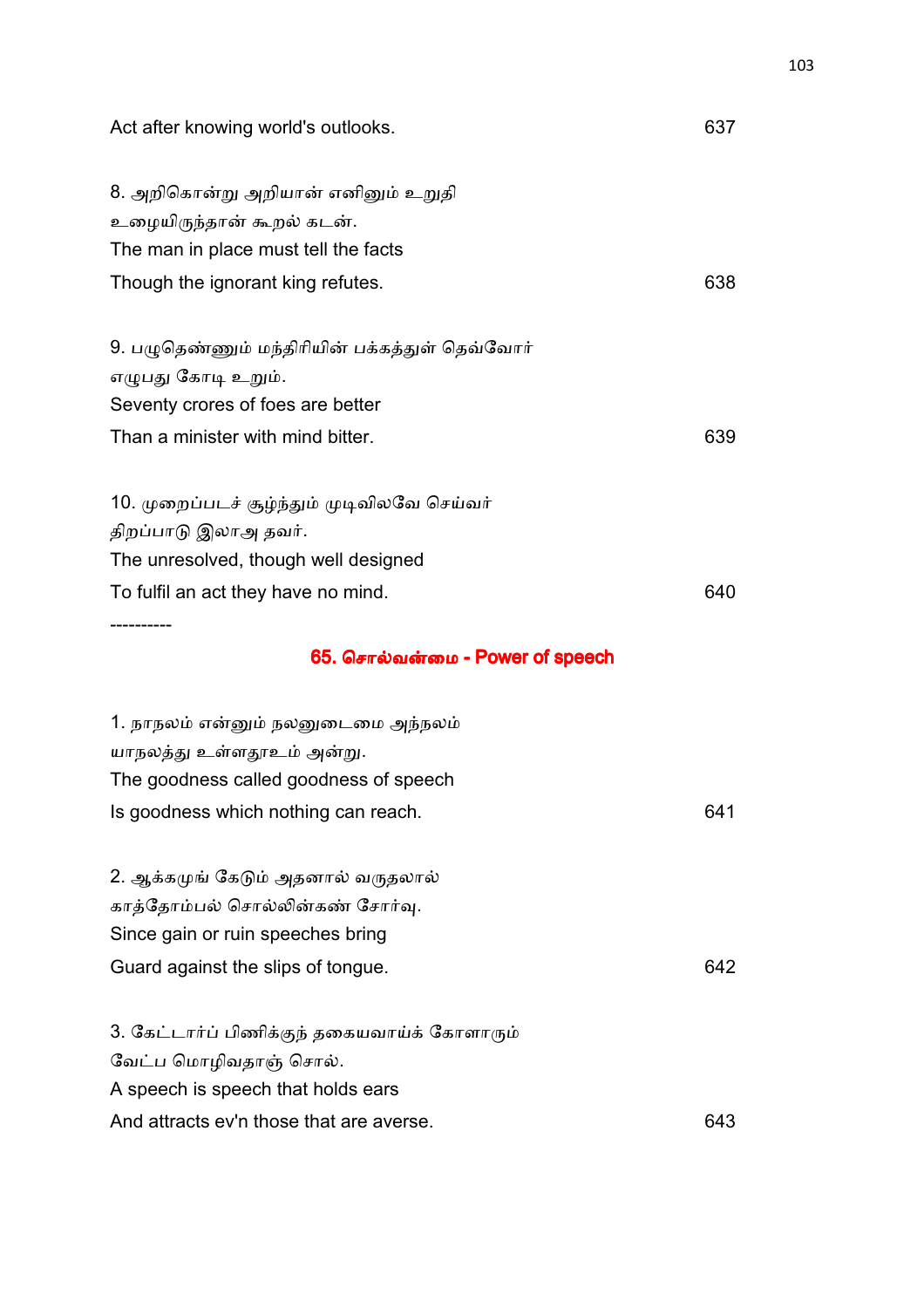Act after knowing world's outlooks. 637

8. அறிகொன்று அறியான் எனினும் உறுதி
உழையிருந்தான் கூறல் கடன்.
The man in place must tell the facts
Though the ignorant king refutes. 638

9. பழுதெண்ணும் மந்திரியின் பக்கத்துள் தெவ்வோர்
எழுபது கோடி உறும்.
Seventy crores of foes are better
Than a minister with mind bitter. 639

10. முறைப்படச் சூழ்ந்தும் முடிவிலவே செய்வர்
திறப்பாடு இலாஅ தவர்.
The unresolved, though well designed
To fulfil an act they have no mind. 640

----------

## 65. சொல்வன்மை - Power of speech

1. நாநலம் என்னும் நலனுடைமை அந்நலம்
யாநலத்து உள்ளதூஉம் அன்று.
The goodness called goodness of speech
Is goodness which nothing can reach. 641

2. ஆக்கமுங் கேடும் அதனால் வருதலால்
காத்தோம்பல் சொல்லின்கண் சோர்வு.
Since gain or ruin speeches bring
Guard against the slips of tongue. 642

3. கேட்டார்ப் பிணிக்குந் தகையவாய்க் கேளாரும்
வேட்ப மொழிவதாஞ் சொல்.
A speech is speech that holds ears
And attracts ev'n those that are averse. 643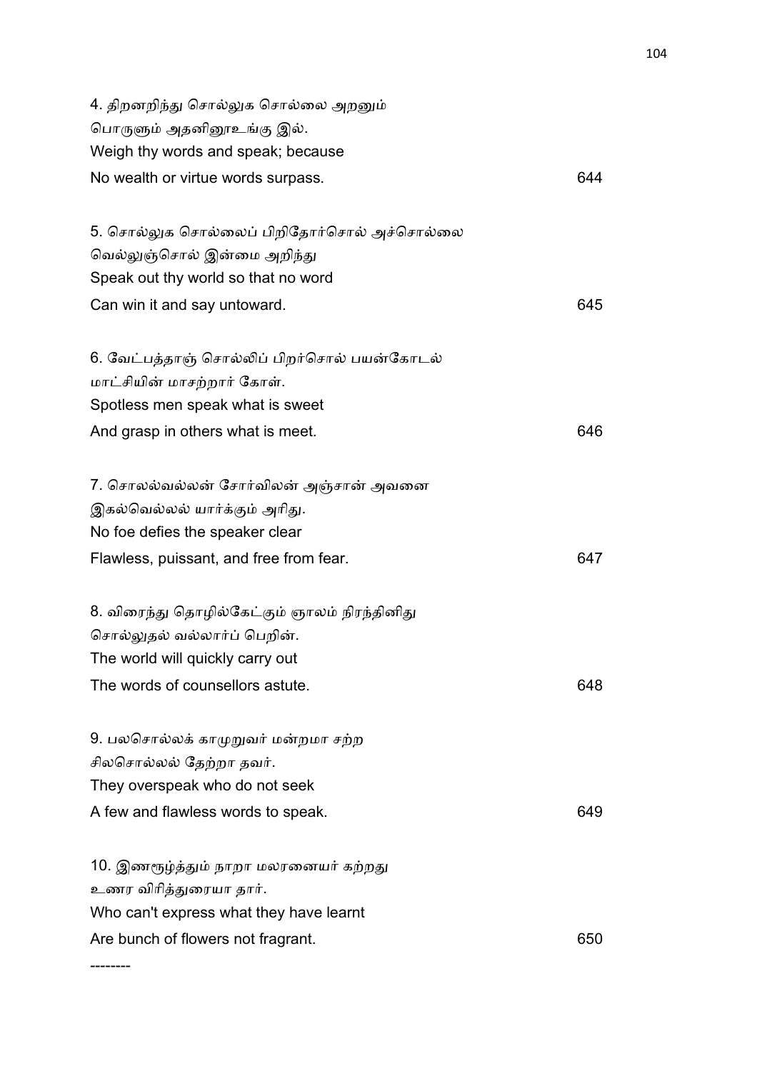4. திறனறிந்து சொல்லுக சொல்லை அறனும்
பொருளும் அதனினூஉங்கு இல்.
Weigh thy words and speak; because
No wealth or virtue words surpass. 644

5. சொல்லுக சொல்லைப் பிறிதோர்சொல் அச்சொல்லை
வெல்லுஞ்சொல் இன்மை அறிந்து
Speak out thy world so that no word
Can win it and say untoward. 645

6. வேட்பத்தாஞ் சொல்லிப் பிறர்சொல் பயன்கோடல்
மாட்சியின் மாசற்றார் கோள்.
Spotless men speak what is sweet
And grasp in others what is meet. 646

7. சொலல்வல்லன் சோர்விலன் அஞ்சான் அவனை
இகல்வெல்லல் யார்க்கும் அரிது.
No foe defies the speaker clear
Flawless, puissant, and free from fear. 647

8. விரைந்து தொழில்கேட்கும் ஞாலம் நிரந்தினிது
சொல்லுதல் வல்லார்ப் பெறின்.
The world will quickly carry out
The words of counsellors astute. 648

9. பலசொல்லக் காமுறுவர் மன்றமா சற்ற
சிலசொல்லல் தேற்றா தவர்.
They overspeak who do not seek
A few and flawless words to speak. 649

10. இணரூழ்த்தும் நாறா மலரனையர் கற்றது
உணர விரித்துரையா தார்.
Who can't express what they have learnt
Are bunch of flowers not fragrant. 650

--------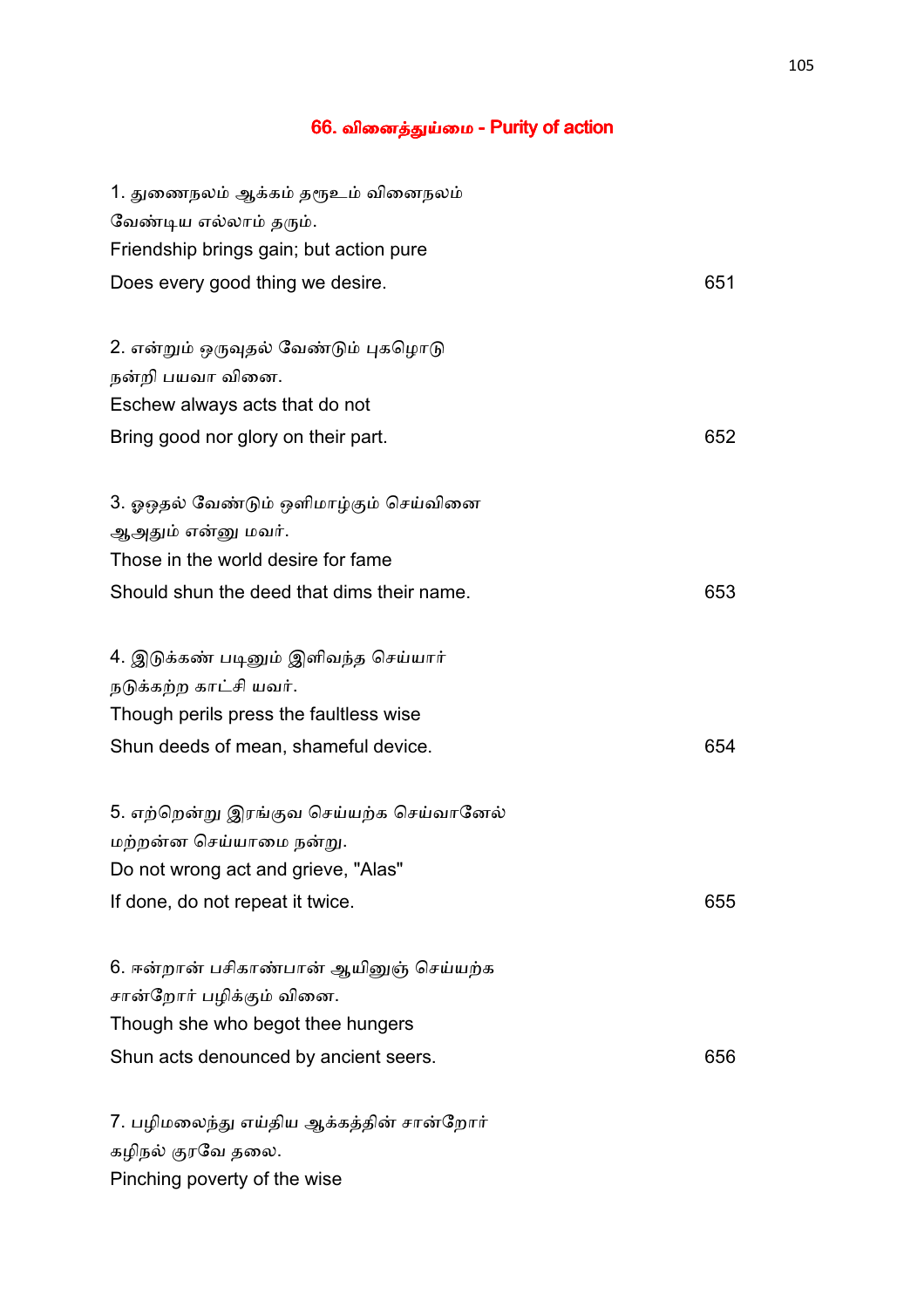## 66. வினைத்துய்மை - Purity of action

1. துணைநலம் ஆக்கம் தரூஉம் வினைநலம்
வேண்டிய எல்லாம் தரும்.
Friendship brings gain; but action pure
Does every good thing we desire. 651

2. என்றும் ஒருவுதல் வேண்டும் புகழொடு
நன்றி பயவா வினை.
Eschew always acts that do not
Bring good nor glory on their part. 652

3. ஓஒதல் வேண்டும் ஒளிமாழ்கும் செய்வினை
ஆஅதும் என்னு மவர்.
Those in the world desire for fame
Should shun the deed that dims their name. 653

4. இடுக்கண் படினும் இளிவந்த செய்யார்
நடுக்கற்ற காட்சி யவர்.
Though perils press the faultless wise
Shun deeds of mean, shameful device. 654

5. எற்றென்று இரங்குவ செய்யற்க செய்வானேல்
மற்றன்ன செய்யாமை நன்று.
Do not wrong act and grieve, "Alas"
If done, do not repeat it twice. 655

6. ஈன்றாள் பசிகாண்பான் ஆயினுஞ் செய்யற்க
சான்றோர் பழிக்கும் வினை.
Though she who begot thee hungers
Shun acts denounced by ancient seers. 656

7. பழிமலைந்து எய்திய ஆக்கத்தின் சான்றோர்
கழிநல் குரவே தலை.
Pinching poverty of the wise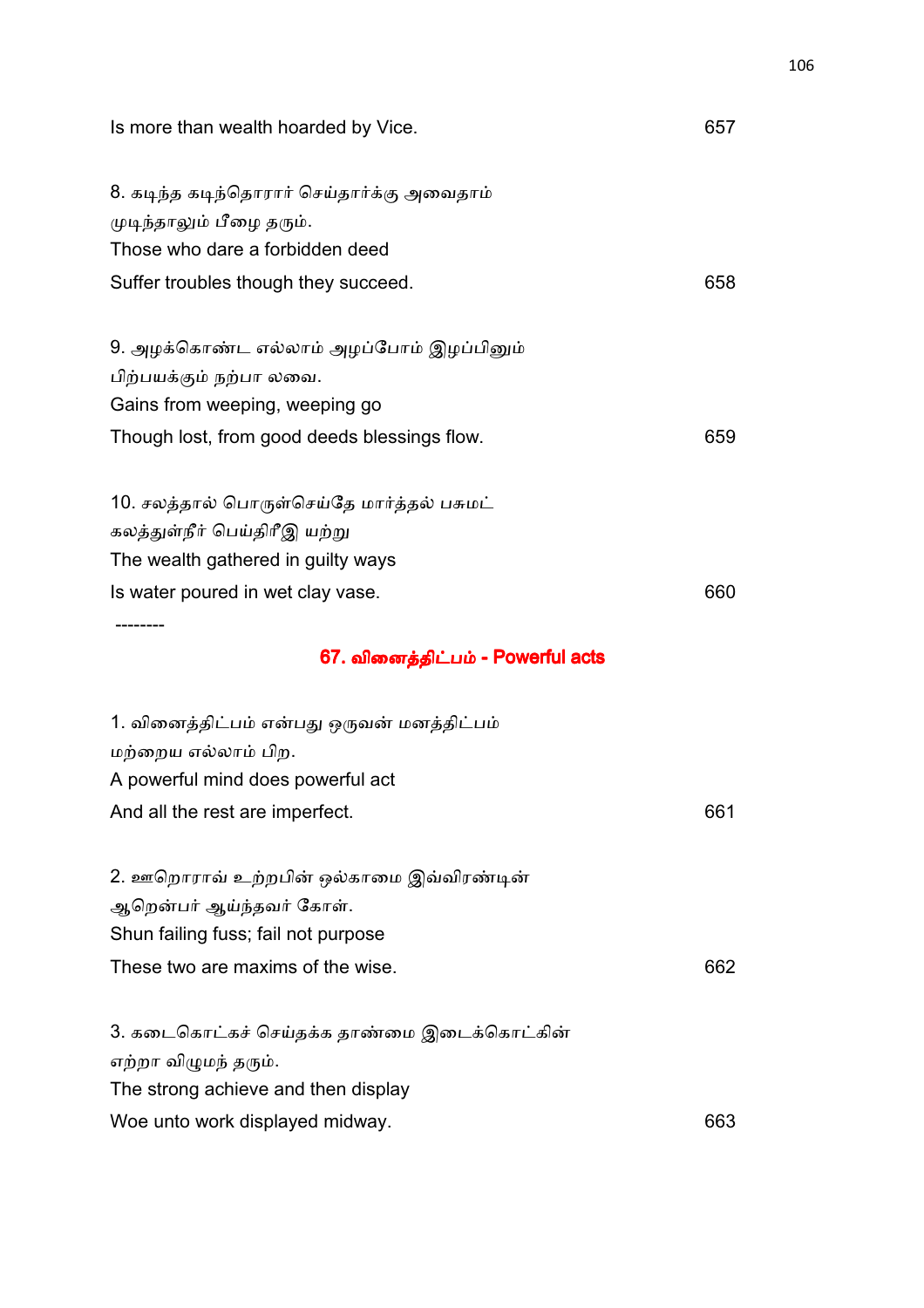Is more than wealth hoarded by Vice. 657

8. கடிந்த கடிந்தொரார் செய்தார்க்கு அவைதாம்
முடிந்தாலும் பீழை தரும்.
Those who dare a forbidden deed
Suffer troubles though they succeed. 658

9. அழக்கொண்ட எல்லாம் அழப்போம் இழப்பினும்
பிற்பயக்கும் நற்பா லவை.
Gains from weeping, weeping go
Though lost, from good deeds blessings flow. 659

10. சலத்தால் பொருள்செய்தே மார்த்தல் பசுமட்
கலத்துள்நீர் பெய்திரீஇ யற்று
The wealth gathered in guilty ways
Is water poured in wet clay vase. 660

--------

## 67. வினைத்திட்பம் - Powerful acts

1. வினைத்திட்பம் என்பது ஒருவன் மனத்திட்பம்
மற்றைய எல்லாம் பிற.
A powerful mind does powerful act
And all the rest are imperfect. 661

2. ஊறொரால் உற்றபின் ஒல்காமை இவ்விரண்டின்
ஆறென்பர் ஆய்ந்தவர் கோள்.
Shun failing fuss; fail not purpose
These two are maxims of the wise. 662

3. கடைகொட்கச் செய்தக்க தாண்மை இடைக்கொட்கின்
எற்றா விழுமந் தரும்.
The strong achieve and then display
Woe unto work displayed midway. 663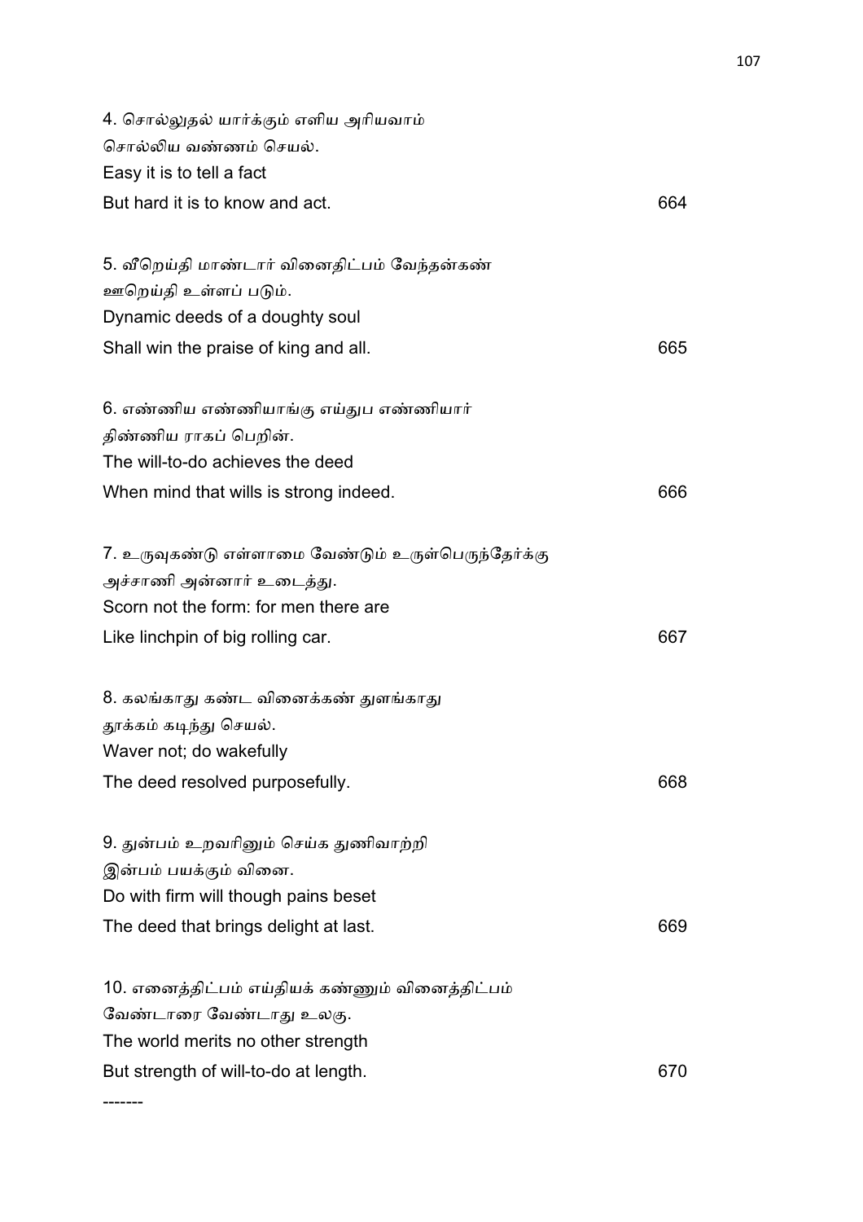4. சொல்லுதல் யார்க்கும் எளிய அரியவாம்
சொல்லிய வண்ணம் செயல்.
Easy it is to tell a fact
But hard it is to know and act. 664

5. வீறெய்தி மாண்டார் வினைதிட்பம் வேந்தன்கண்
ஊறெய்தி உள்ளப் படும்.
Dynamic deeds of a doughty soul
Shall win the praise of king and all. 665

6. எண்ணிய எண்ணியாங்கு எய்துப எண்ணியார்
திண்ணிய ராகப் பெறின்.
The will-to-do achieves the deed
When mind that wills is strong indeed. 666

7. உருவுகண்டு எள்ளாமை வேண்டும் உருள்பெருந்தேர்க்கு
அச்சாணி அன்னார் உடைத்து.
Scorn not the form: for men there are
Like linchpin of big rolling car. 667

8. கலங்காது கண்ட வினைக்கண் துளங்காது
தூக்கம் கடிந்து செயல்.
Waver not; do wakefully
The deed resolved purposefully. 668

9. துன்பம் உறவரினும் செய்க துணிவாற்றி
இன்பம் பயக்கும் வினை.
Do with firm will though pains beset
The deed that brings delight at last. 669

10. எனைத்திட்பம் எய்தியக் கண்ணும் வினைத்திட்பம்
வேண்டாரை வேண்டாது உலகு.
The world merits no other strength
But strength of will-to-do at length. 670

-------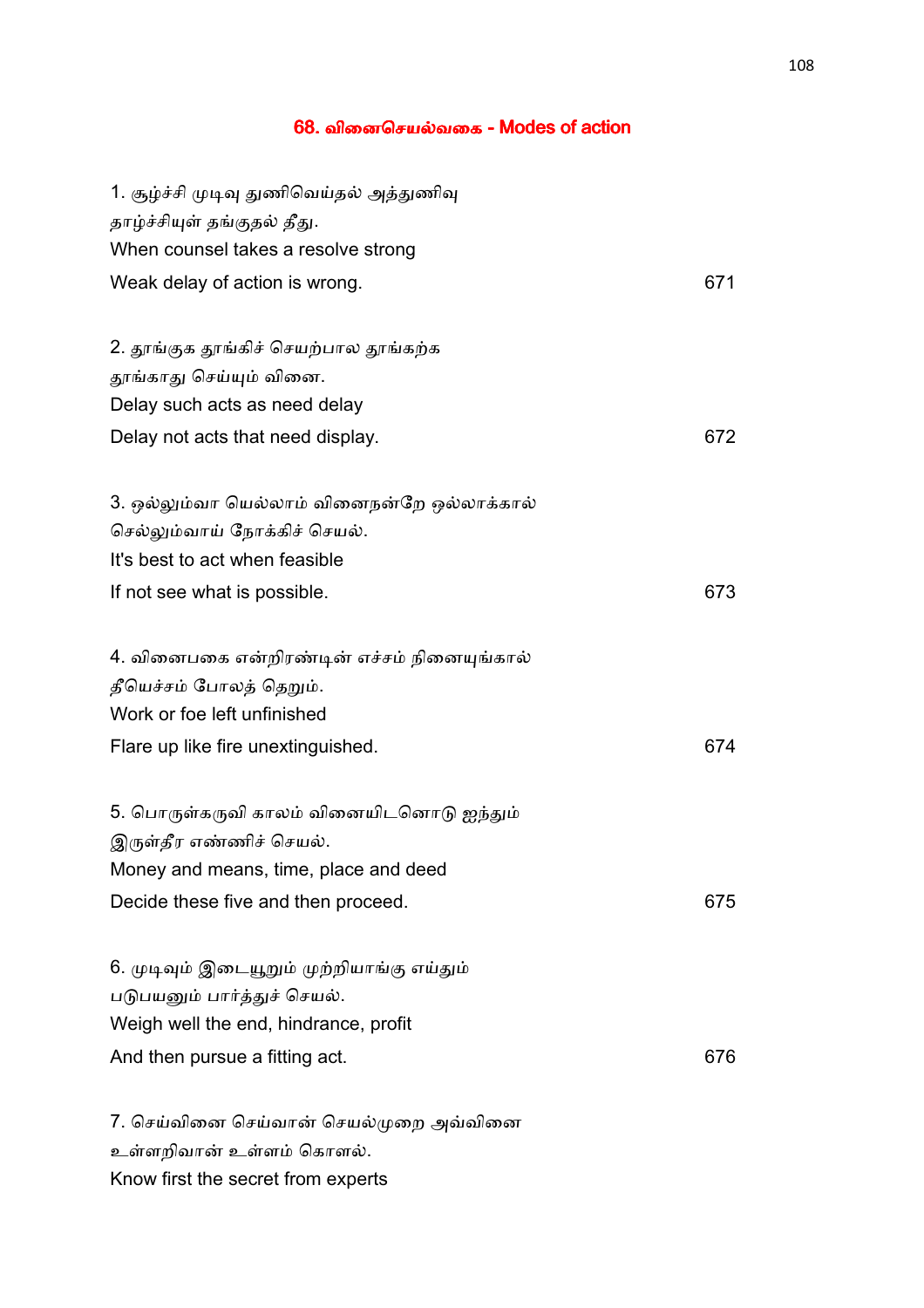## 68. வினைசெயல்வகை - Modes of action

1. சூழ்ச்சி முடிவு துணிவெய்தல் அத்துணிவு
தாழ்ச்சியுள் தங்குதல் தீது.
When counsel takes a resolve strong
Weak delay of action is wrong. 671

2. தூங்குக தூங்கிச் செயற்பால தூங்கற்க
தூங்காது செய்யும் வினை.
Delay such acts as need delay
Delay not acts that need display. 672

3. ஒல்லும்வா யெல்லாம் வினைநன்றே ஒல்லாக்கால்
செல்லும்வாய் நோக்கிச் செயல்.
It's best to act when feasible
If not see what is possible. 673

4. வினைபகை என்றிரண்டின் எச்சம் நினையுங்கால்
தீயெச்சம் போலத் தெறும்.
Work or foe left unfinished
Flare up like fire unextinguished. 674

5. பொருள்கருவி காலம் வினையிடனொடு ஐந்தும்
இருள்தீர எண்ணிச் செயல்.
Money and means, time, place and deed
Decide these five and then proceed. 675

6. முடிவும் இடையூறும் முற்றியாங்கு எய்தும்
படுபயனும் பார்த்துச் செயல்.
Weigh well the end, hindrance, profit
And then pursue a fitting act. 676

7. செய்வினை செய்வான் செயல்முறை அவ்வினை
உள்ளறிவான் உள்ளம் கொளல்.
Know first the secret from experts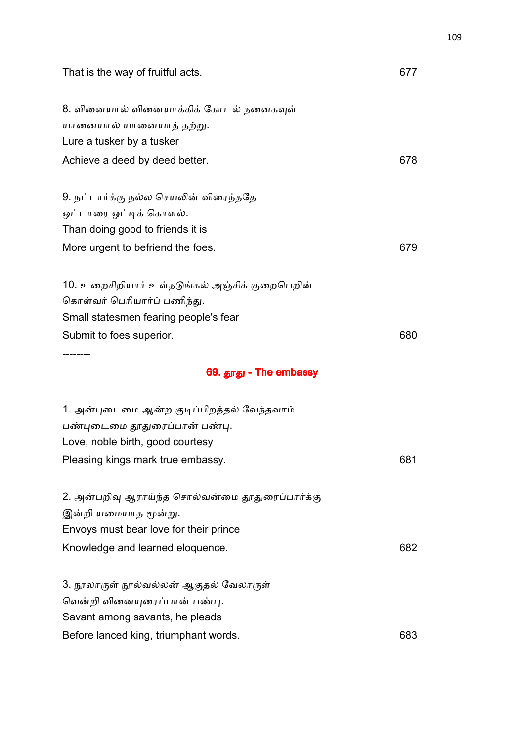That is the way of fruitful acts. 677

8. வினையால் வினையாக்கிக் கோடல் நனைகவுள்
யானையால் யானையாத் தற்று.
Lure a tusker by a tusker
Achieve a deed by deed better. 678

9. நட்டார்க்கு நல்ல செயலின் விரைந்ததே
ஒட்டாரை ஒட்டிக் கொளல்.
Than doing good to friends it is
More urgent to befriend the foes. 679

10. உறைசிறியார் உள்நடுங்கல் அஞ்சிக் குறைபெறின்
கொள்வர் பெரியார்ப் பணிந்து.
Small statesmen fearing people's fear
Submit to foes superior. 680

--------

## 69. தூது - The embassy

1. அன்புடைமை ஆன்ற குடிப்பிறத்தல் வேந்தவாம்
பண்புடைமை தூதுரைப்பான் பண்பு.
Love, noble birth, good courtesy
Pleasing kings mark true embassy. 681

2. அன்பறிவு ஆராய்ந்த சொல்வன்மை தூதுரைப்பார்க்கு
இன்றி யமையாத மூன்று.
Envoys must bear love for their prince
Knowledge and learned eloquence. 682

3. நூலாருள் நூல்வல்லன் ஆகுதல் வேலாருள்
வென்றி வினையுரைப்பான் பண்பு.
Savant among savants, he pleads
Before lanced king, triumphant words. 683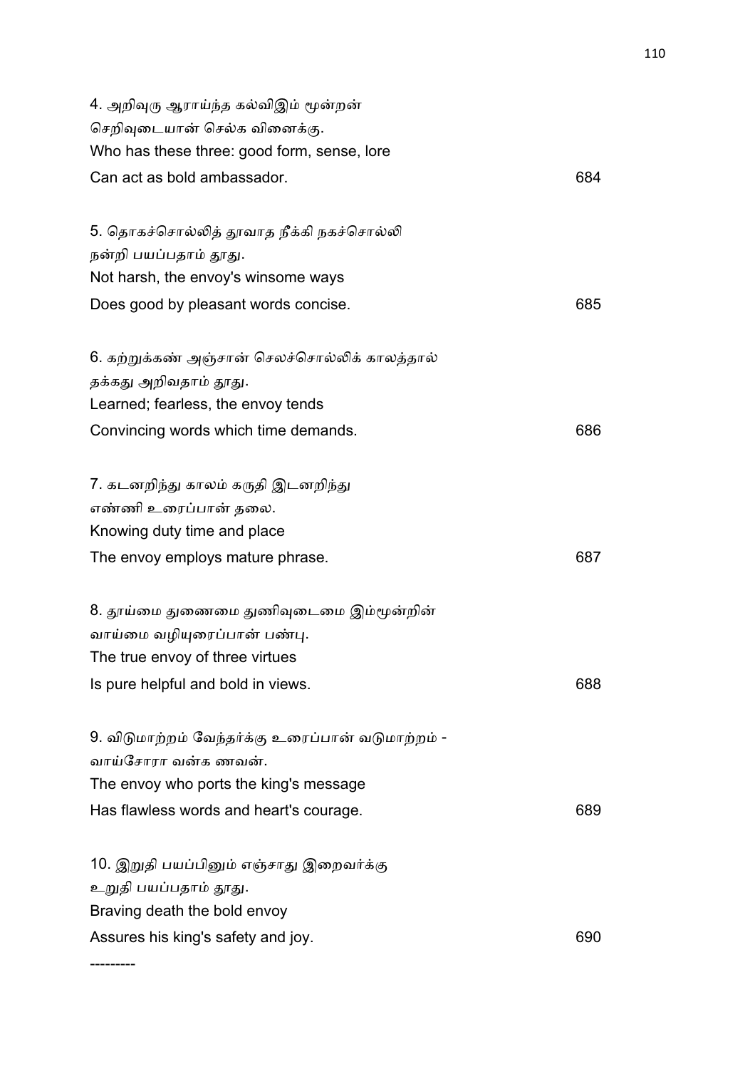4. அறிவுரு ஆராய்ந்த கல்விஇம் மூன்றன்
செறிவுடையான் செல்க வினைக்கு.
Who has these three: good form, sense, lore
Can act as bold ambassador. 684

5. தொகச்சொல்லித் தூவாத நீக்கி நகச்சொல்லி
நன்றி பயப்பதாம் தூது.
Not harsh, the envoy's winsome ways
Does good by pleasant words concise. 685

6. கற்றுக்கண் அஞ்சான் செலச்சொல்லிக் காலத்தால்
தக்கது அறிவதாம் தூது.
Learned; fearless, the envoy tends
Convincing words which time demands. 686

7. கடனறிந்து காலம் கருதி இடனறிந்து
எண்ணி உரைப்பான் தலை.
Knowing duty time and place
The envoy employs mature phrase. 687

8. தூய்மை துணைமை துணிவுடைமை இம்மூன்றின்
வாய்மை வழியுரைப்பான் பண்பு.
The true envoy of three virtues
Is pure helpful and bold in views. 688

9. விடுமாற்றம் வேந்தர்க்கு உரைப்பான் வடுமாற்றம் -
வாய்சோரா வன்க ணவன்.
The envoy who ports the king's message
Has flawless words and heart's courage. 689

10. இறுதி பயப்பினும் எஞ்சாது இறைவர்க்கு
உறுதி பயப்பதாம் தூது.
Braving death the bold envoy
Assures his king's safety and joy. 690

---------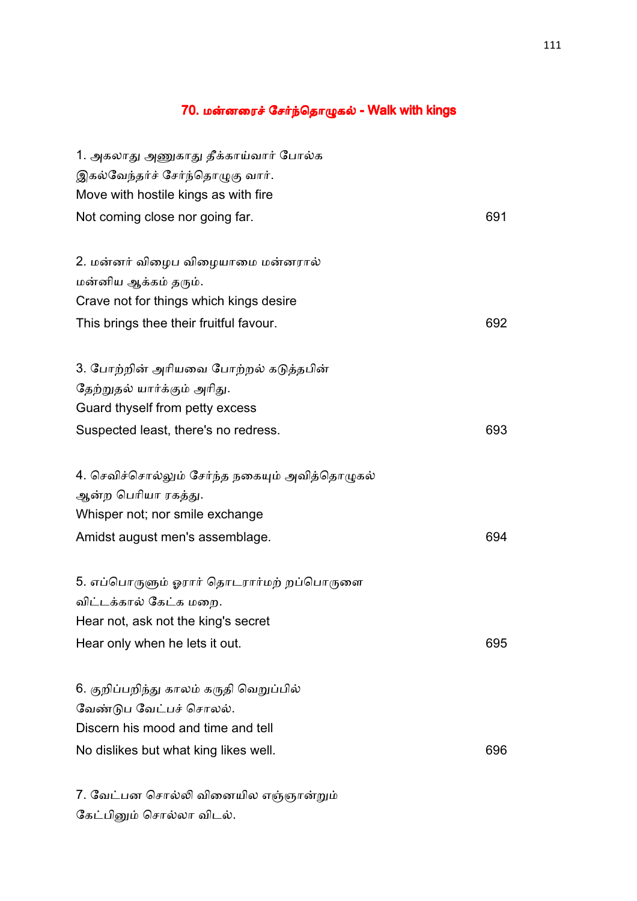## 70. மன்னரைச் சேர்ந்தொழுகல் - Walk with kings

1. அகலாது அணுகாது தீக்காய்வார் போல்க
இகல்வேந்தர்ச் சேர்ந்தொழுகு வார்.
Move with hostile kings as with fire
Not coming close nor going far. 691

2. மன்னர் விழைப விழையாமை மன்னரால்
மன்னிய ஆக்கம் தரும்.
Crave not for things which kings desire
This brings thee their fruitful favour. 692

3. போற்றின் அரியவை போற்றல் கடுத்தபின்
தேற்றுதல் யார்க்கும் அரிது.
Guard thyself from petty excess
Suspected least, there's no redress. 693

4. செவிச்சொல்லும் சேர்ந்த நகையும் அவித்தொழுகல்
ஆன்ற பெரியா ரகத்து.
Whisper not; nor smile exchange
Amidst august men's assemblage. 694

5. எப்பொருளும் ஓரார் தொடரார்மற் றப்பொருளை
விட்டக்கால் கேட்க மறை.
Hear not, ask not the king's secret
Hear only when he lets it out. 695

6. குறிப்பறிந்து காலம் கருதி வெறுப்பில்
வேண்டுப வேட்பச் சொலல்.
Discern his mood and time and tell
No dislikes but what king likes well. 696

7. வேட்பன சொல்லி வினையில எஞ்ஞான்றும்
கேட்பினும் சொல்லா விடல்.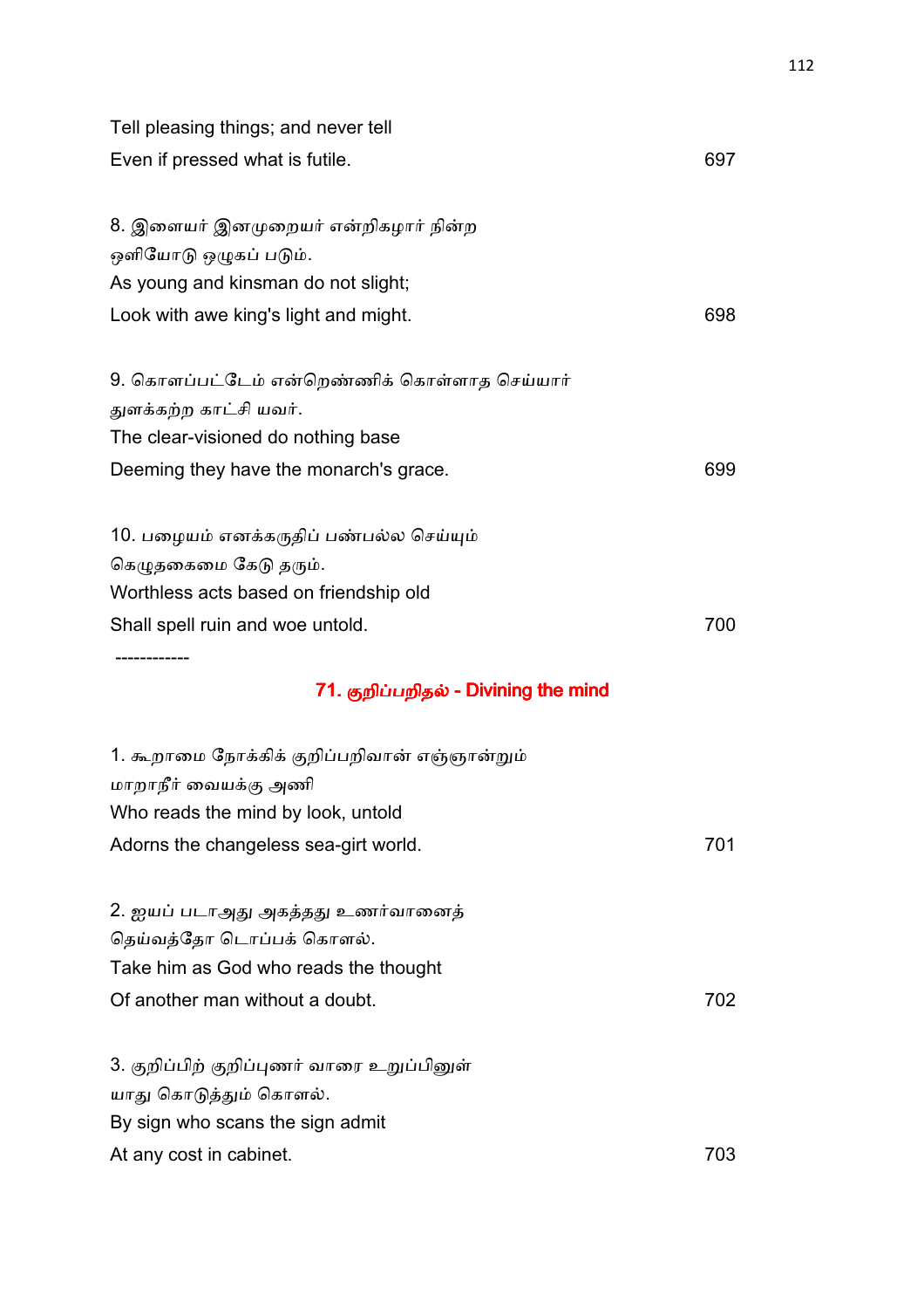Tell pleasing things; and never tell
Even if pressed what is futile. 697

8. இளையர் இனமுறையர் என்றிகழார் நின்ற
ஒளியோடு ஒழுகப் படும்.
As young and kinsman do not slight;
Look with awe king's light and might. 698

9. கொளப்பட்டேம் என்றெண்ணிக் கொள்ளாத செய்யார்
துளக்கற்ற காட்சி யவர்.
The clear-visioned do nothing base
Deeming they have the monarch's grace. 699

10. பழையம் எனக்கருதிப் பண்பல்ல செய்யும்
கெழுதகைமை கேடு தரும்.
Worthless acts based on friendship old
Shall spell ruin and woe untold. 700

------------

## 71. குறிப்பறிதல் - Divining the mind

1. கூறாமை நோக்கிக் குறிப்பறிவான் எஞ்ஞான்றும்
மாறாநீர் வையக்கு அணி
Who reads the mind by look, untold
Adorns the changeless sea-girt world. 701

2. ஐயப் படாஅது அகத்தது உணர்வானைத்
தெய்வத்தோ டொப்பக் கொளல்.
Take him as God who reads the thought
Of another man without a doubt. 702

3. குறிப்பிற் குறிப்புணர் வாரை உறுப்பினுள்
யாது கொடுத்தும் கொளல்.
By sign who scans the sign admit
At any cost in cabinet. 703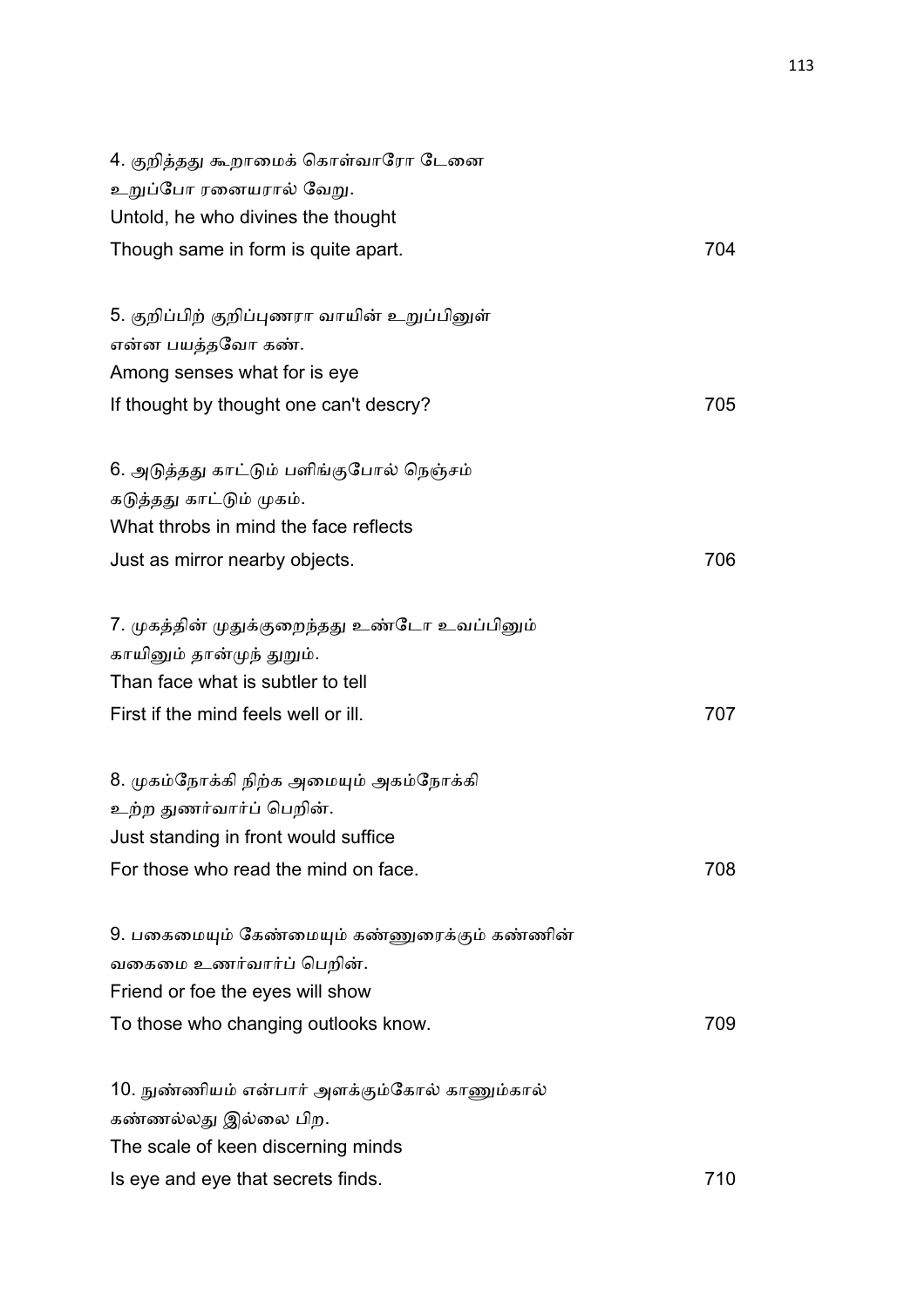4. குறித்தது கூறாமைக் கொள்வாரோ டேனை
உறுப்போ ரனையரால் வேறு.
Untold, he who divines the thought
Though same in form is quite apart. 704

5. குறிப்பிற் குறிப்புணரா வாயின் உறுப்பினுள்
என்ன பயத்தவோ கண்.
Among senses what for is eye
If thought by thought one can't descry? 705

6. அடுத்தது காட்டும் பளிங்குபோல் நெஞ்சம்
கடுத்தது காட்டும் முகம்.
What throbs in mind the face reflects
Just as mirror nearby objects. 706

7. முகத்தின் முதுக்குறைந்தது உண்டோ உவப்பினும்
காயினும் தான்முந் துறும்.
Than face what is subtler to tell
First if the mind feels well or ill. 707

8. முகம்நோக்கி நிற்க அமையும் அகம்நோக்கி
உற்ற துணர்வார்ப் பெறின்.
Just standing in front would suffice
For those who read the mind on face. 708

9. பகைமையும் கேண்மையும் கண்ணுரைக்கும் கண்ணின்
வகைமை உணர்வார்ப் பெறின்.
Friend or foe the eyes will show
To those who changing outlooks know. 709

10. நுண்ணியம் என்பார் அளக்குங்கோல் காணுங்கால்
கண்ணல்லது இல்லை பிற.
The scale of keen discerning minds
Is eye and eye that secrets finds. 710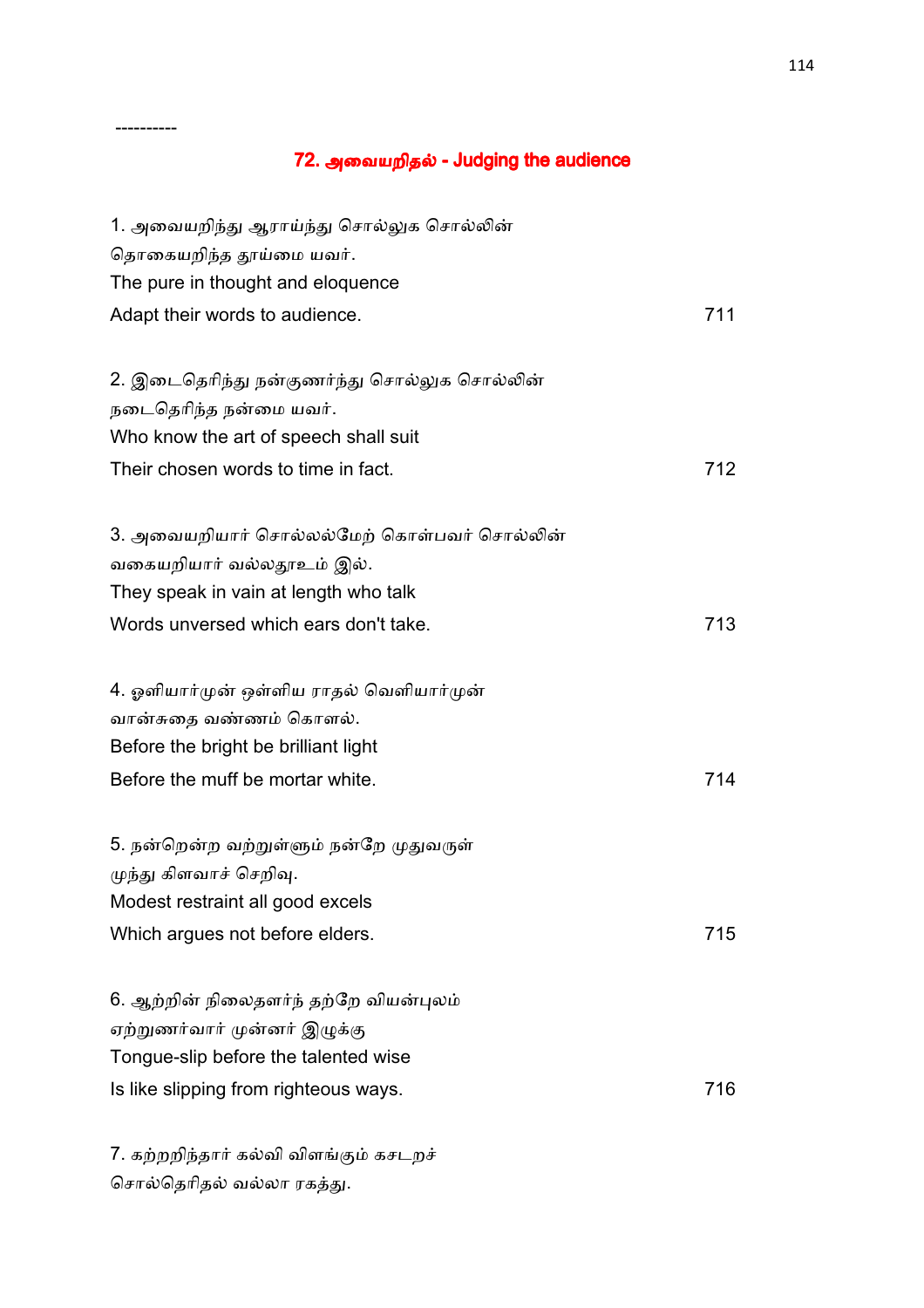----------

## 72. அவையறிதல் - Judging the audience

1. அவையறிந்து ஆராய்ந்து சொல்லுக சொல்லின்
தொகையறிந்த தூய்மை யவர்.
The pure in thought and eloquence
Adapt their words to audience. 711

2. இடைதெரிந்து நன்குணர்ந்து சொல்லுக சொல்லின்
நடைதெரிந்த நன்மை யவர்.
Who know the art of speech shall suit
Their chosen words to time in fact. 712

3. அவையறியார் சொல்லல்மேற் கொள்பவர் சொல்லின்
வகையறியார் வல்லதூஉம் இல்.
They speak in vain at length who talk
Words unversed which ears don't take. 713

4. ஒளியார்முன் ஒள்ளிய ராதல் வெளியார்முன்
வான்சுதை வண்ணம் கொளல்.
Before the bright be brilliant light
Before the muff be mortar white. 714

5. நன்றென்ற வற்றுள்ளும் நன்றே முதுவருள்
முந்து கிளவாச் செறிவு.
Modest restraint all good excels
Which argues not before elders. 715

6. ஆற்றின் நிலைதளர்ந் தற்றே வியன்புலம்
ஏற்றுணர்வார் முன்னர் இழுக்கு
Tongue-slip before the talented wise
Is like slipping from righteous ways. 716

7. கற்றறிந்தார் கல்வி விளங்கும் கசடறச்
சொல்தெரிதல் வல்லா ரகத்து.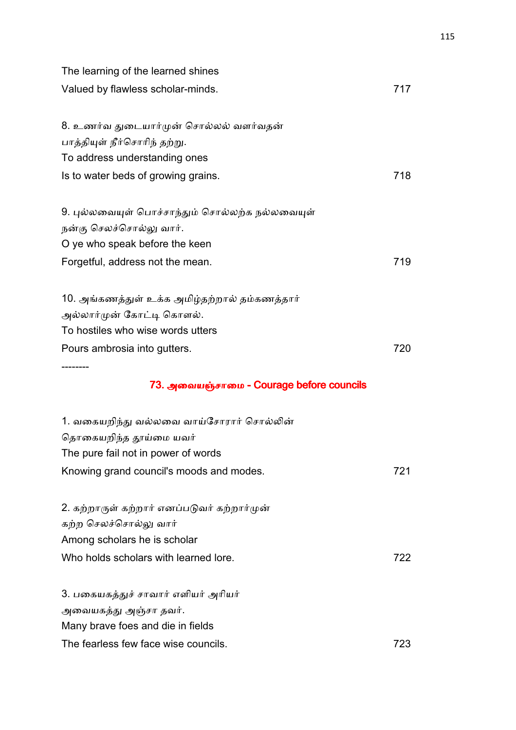The learning of the learned shines
Valued by flawless scholar-minds. 717

8. உணர்வ துடையார்முன் சொல்லல் வளர்வதன்
பாத்தியுள் நீர்சொரிந் தற்று.
To address understanding ones
Is to water beds of growing grains. 718

9. புல்லவையுள் பொச்சாந்தும் சொல்லற்க நல்லவையுள்
நன்கு செலச்சொல்லு வார்.
O ye who speak before the keen
Forgetful, address not the mean. 719

10. அங்கணத்துள் உக்க அமிழ்தற்றால் தம்கணத்தார்
அல்லார்முன் கோட்டி கொளல்.
To hostiles who wise words utters
Pours ambrosia into gutters. 720

--------

## 73. அவையஞ்சாமை - Courage before councils

1. வகையறிந்து வல்லவை வாய்சோரார் சொல்லின்
தொகையறிந்த தூய்மை யவர்
The pure fail not in power of words
Knowing grand council's moods and modes. 721

2. கற்றாருள் கற்றார் எனப்படுவர் கற்றார்முன்
கற்ற செலச்சொல்லு வார்
Among scholars he is scholar
Who holds scholars with learned lore. 722

3. பகையகத்துச் சாவார் எளியர் அரியர்
அவையகத்து அஞ்சா தவர்.
Many brave foes and die in fields
The fearless few face wise councils. 723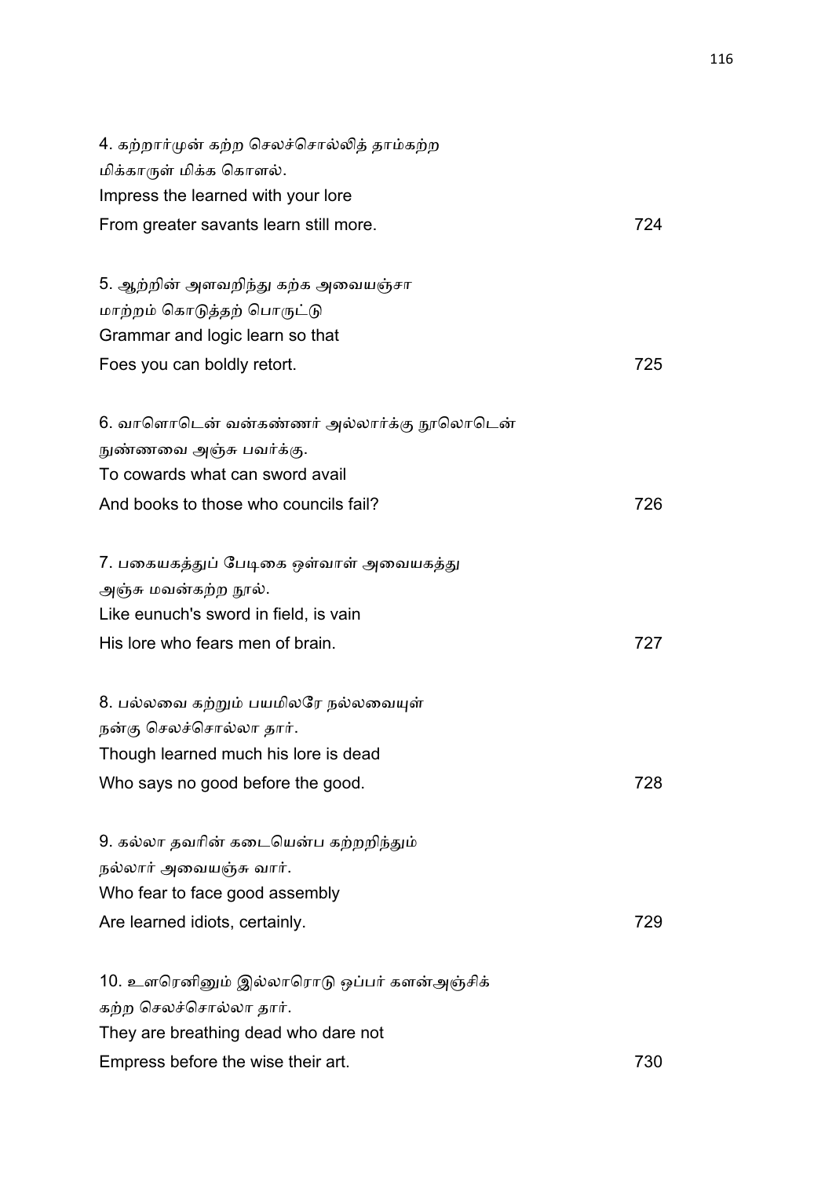4. கற்றார்முன் கற்ற செலச்சொல்லித் தாம்கற்ற
மிக்காருள் மிக்க கொளல்.
Impress the learned with your lore
From greater savants learn still more. 724

5. ஆற்றின் அளவறிந்து கற்க அவையஞ்சா
மாற்றம் கொடுத்தற் பொருட்டு
Grammar and logic learn so that
Foes you can boldly retort. 725

6. வாளொடென் வன்கண்ணர் அல்லார்க்கு நூலொடென்
நுண்ணவை அஞ்சு பவர்க்கு.
To cowards what can sword avail
And books to those who councils fail? 726

7. பகையகத்துப் பேடிகை ஒள்வாள் அவையகத்து
அஞ்சு மவன்கற்ற நூல்.
Like eunuch's sword in field, is vain
His lore who fears men of brain. 727

8. பல்லவை கற்றும் பயமிலரே நல்லவையுள்
நன்கு செலச்சொல்லா தார்.
Though learned much his lore is dead
Who says no good before the good. 728

9. கல்லா தவரின் கடையென்ப கற்றறிந்தும்
நல்லார் அவையஞ்சு வார்.
Who fear to face good assembly
Are learned idiots, certainly. 729

10. உளரெனினும் இல்லாரொடு ஒப்பர் களன்அஞ்சிக்
கற்ற செலச்சொல்லா தார்.
They are breathing dead who dare not
Empress before the wise their art. 730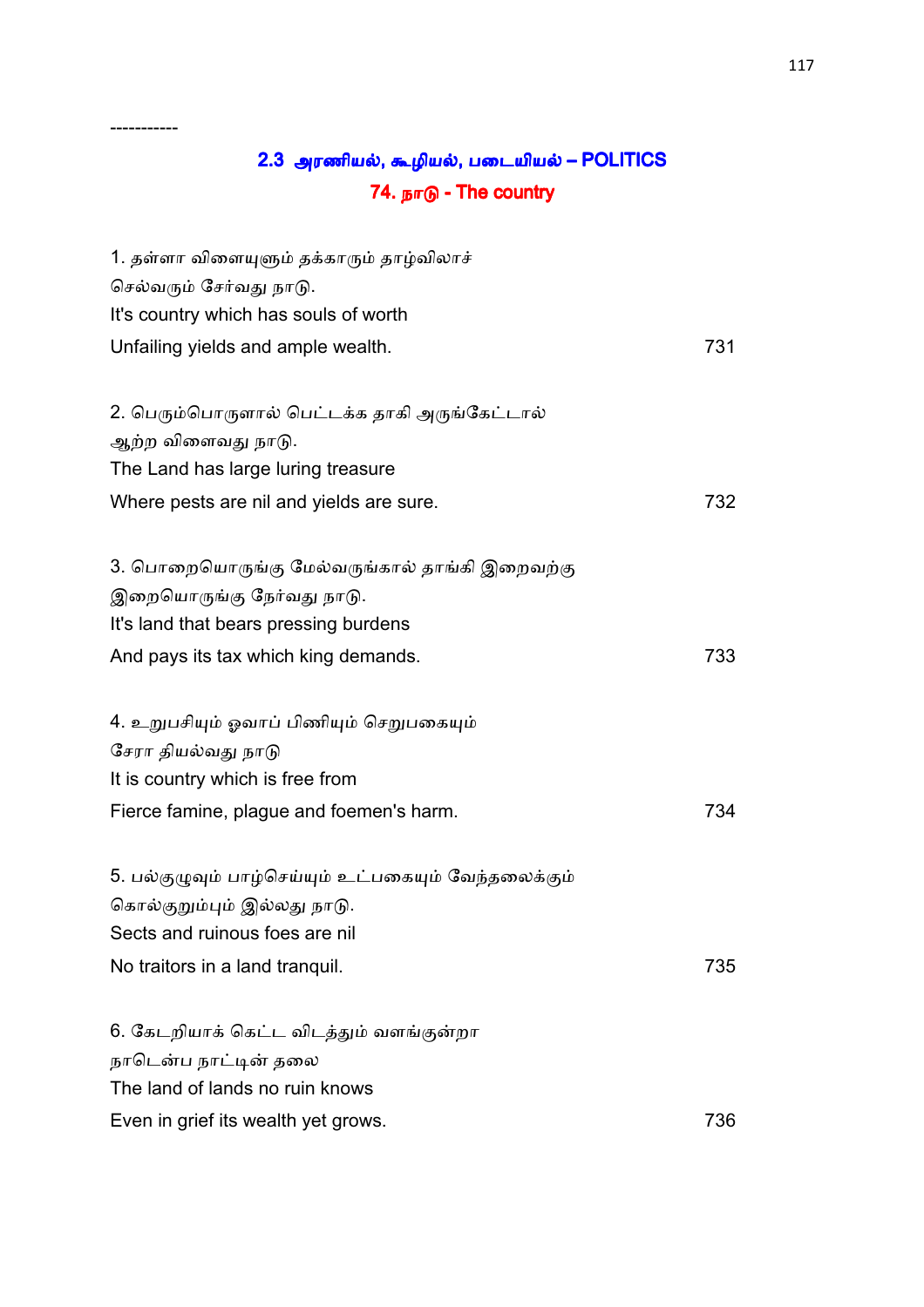-----------

## 2.3 அரணியல், கூழியல், படையியல் – POLITICS

### 74. நாடு - The country

1. தள்ளா விளையுளும் தக்காரும் தாழ்விலாச்
செல்வரும் சேர்வது நாடு.
It's country which has souls of worth
Unfailing yields and ample wealth. 731

2. பெரும்பொருளால் பெட்டக்க தாகி அருங்கேட்டால்
ஆற்ற விளைவது நாடு.
The Land has large luring treasure
Where pests are nil and yields are sure. 732

3. பொறையொருங்கு மேல்வருங்கால் தாங்கி இறைவற்கு
இறையொருங்கு நேர்வது நாடு.
It's land that bears pressing burdens
And pays its tax which king demands. 733

4. உறுபசியும் ஓவாப் பிணியும் செறுபகையும்
சேரா தியல்வது நாடு
It is country which is free from
Fierce famine, plague and foemen's harm. 734

5. பல்குழுவும் பாழ்செய்யும் உட்பகையும் வேந்தலைக்கும்
கொல்குறும்பும் இல்லது நாடு.
Sects and ruinous foes are nil
No traitors in a land tranquil. 735

6. கேடறியாக் கெட்ட விடத்தும் வளங்குன்றா
நாடென்ப நாட்டின் தலை
The land of lands no ruin knows
Even in grief its wealth yet grows. 736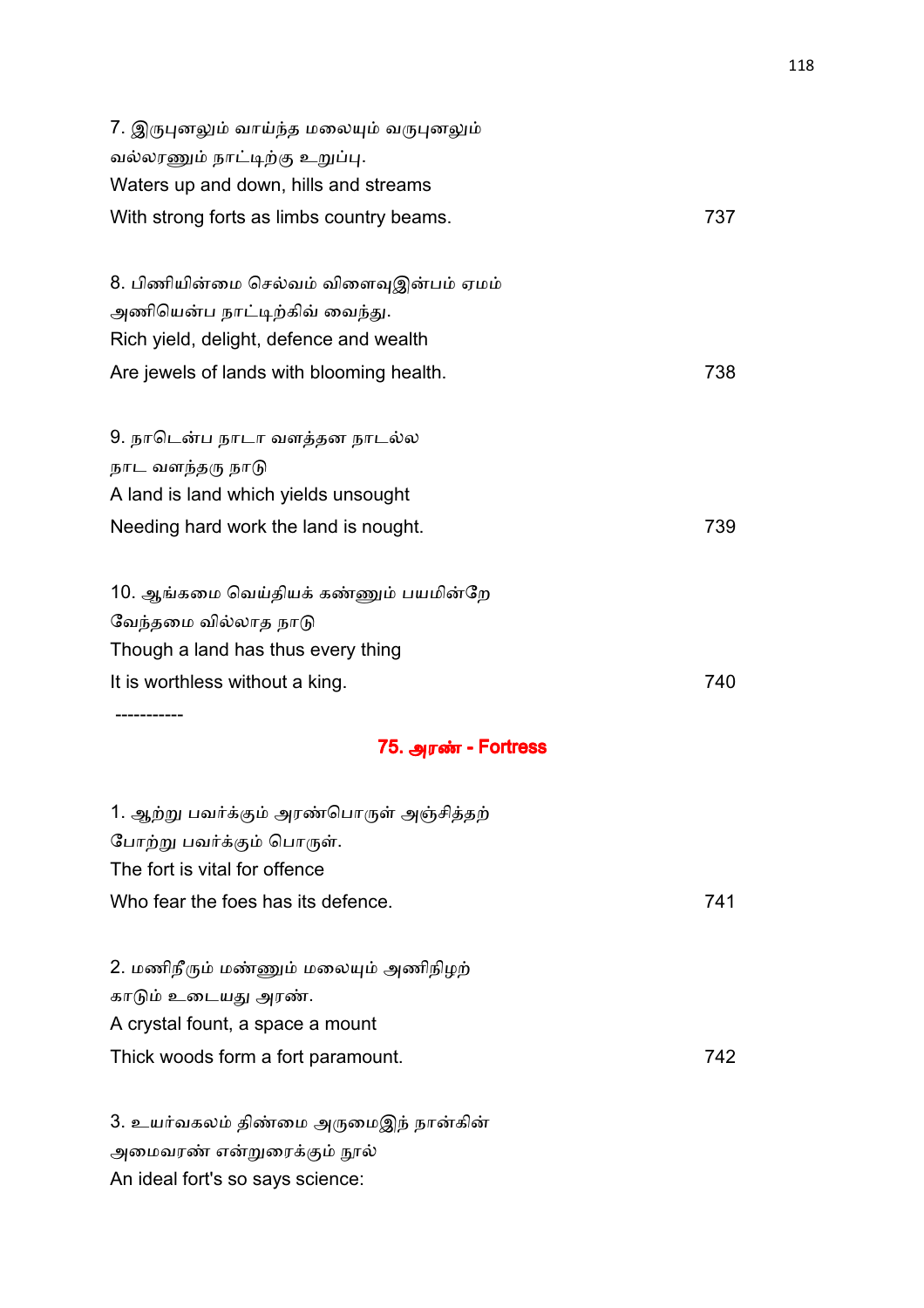7. இருபுனலும் வாய்ந்த மலையும் வருபுனலும்
வல்லரணும் நாட்டிற்கு உறுப்பு.
Waters up and down, hills and streams
With strong forts as limbs country beams. 737

8. பிணியின்மை செல்வம் விளைவுஇன்பம் ஏமம்
அணியென்ப நாட்டிற்கிவ் வைந்து.
Rich yield, delight, defence and wealth
Are jewels of lands with blooming health. 738

9. நாடென்ப நாடா வளத்தன நாடல்ல
நாட வளந்தரு நாடு
A land is land which yields unsought
Needing hard work the land is nought. 739

10. ஆங்கமை வெய்தியக் கண்ணும் பயமின்றே
வேந்தமை வில்லாத நாடு
Though a land has thus every thing
It is worthless without a king. 740

-----------

## 75. அரண் - Fortress

1. ஆற்று பவர்க்கும் அரண்பொருள் அஞ்சித்தற்
போற்று பவர்க்கும் பொருள்.
The fort is vital for offence
Who fear the foes has its defence. 741

2. மணிநீரும் மண்ணும் மலையும் அணிநிழற்
காடும் உடையது அரண்.
A crystal fount, a space a mount
Thick woods form a fort paramount. 742

3. உயர்வகலம் திண்மை அருமைஇந் நான்கின்
அமைவரண் என்றுரைக்கும் நூல்
An ideal fort's so says science: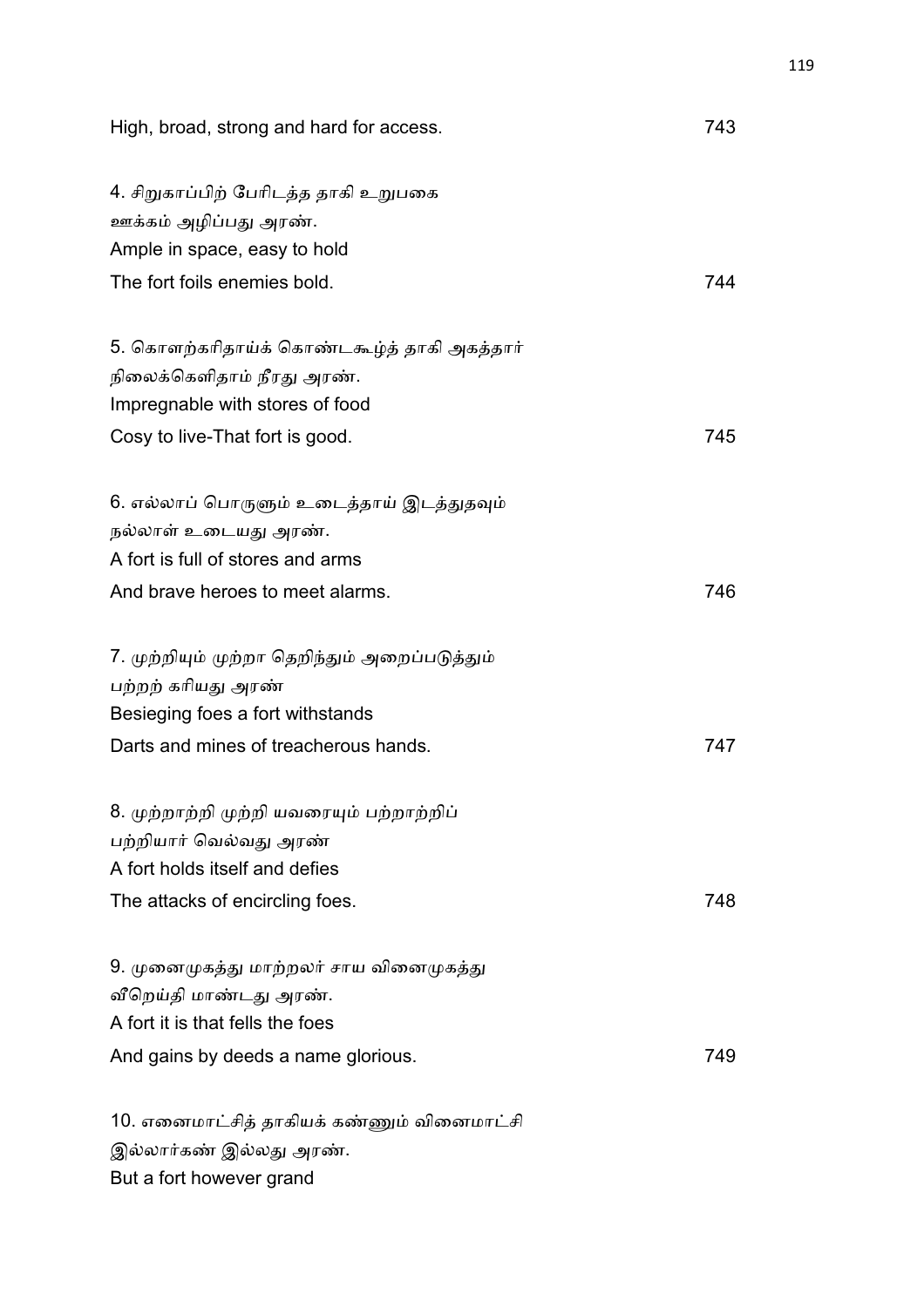High, broad, strong and hard for access. 743

4. சிறுகாப்பிற் பேரிடத்த தாகி உறுபகை
ஊக்கம் அழிப்பது அரண்.
Ample in space, easy to hold
The fort foils enemies bold. 744

5. கொளற்கரிதாய்க் கொண்டகூழ்த் தாகி அகத்தார்
நிலைக்கெளிதாம் நீரது அரண்.
Impregnable with stores of food
Cosy to live-That fort is good. 745

6. எல்லாப் பொருளும் உடைத்தாய் இடத்துதவும்
நல்லாள் உடையது அரண்.
A fort is full of stores and arms
And brave heroes to meet alarms. 746

7. முற்றியும் முற்றா தெறிந்தும் அறைப்படுத்தும்
பற்றற் கரியது அரண்
Besieging foes a fort withstands
Darts and mines of treacherous hands. 747

8. முற்றாற்றி முற்றி யவரையும் பற்றாற்றிப்
பற்றியார் வெல்வது அரண்
A fort holds itself and defies
The attacks of encircling foes. 748

9. முனைமுகத்து மாற்றலர் சாய வினைமுகத்து
வீறெய்தி மாண்டது அரண்.
A fort it is that fells the foes
And gains by deeds a name glorious. 749

10. எனைமாட்சித் தாகியக் கண்ணும் வினைமாட்சி
இல்லார்கண் இல்லது அரண்.
But a fort however grand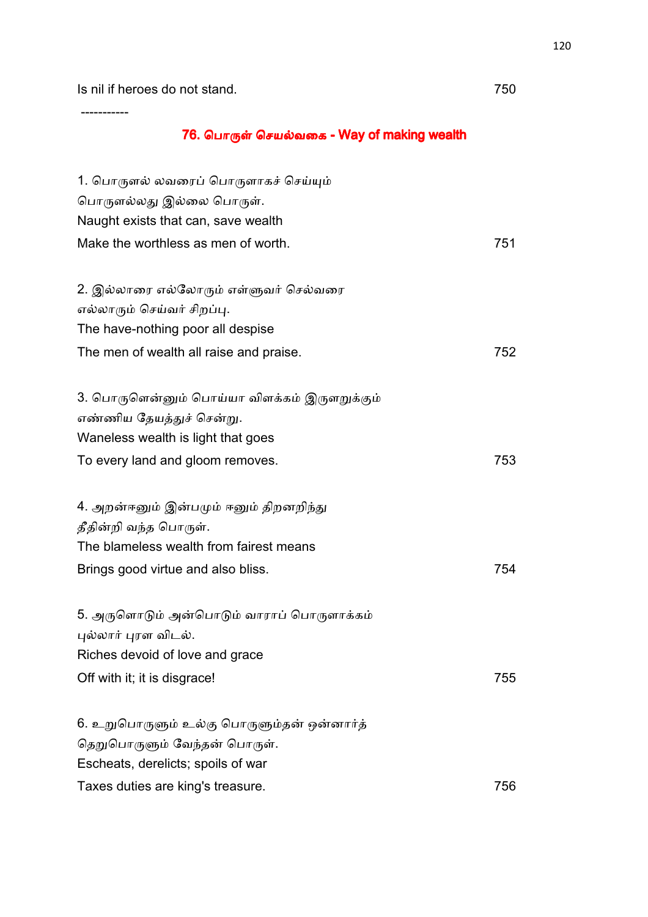Is nil if heroes do not stand. 750

-----------

## 76. பொருள் செயல்வகை - Way of making wealth

1. பொருளல் லவரைப் பொருளாகச் செய்யும்
பொருளல்லது இல்லை பொருள்.
Naught exists that can, save wealth
Make the worthless as men of worth. 751

2. இல்லாரை எல்லோரும் எள்ளுவர் செல்வரை
எல்லாரும் செய்வர் சிறப்பு.
The have-nothing poor all despise
The men of wealth all raise and praise. 752

3. பொருளென்னும் பொய்யா விளக்கம் இருளறுக்கும்
எண்ணிய தேயத்துச் சென்று.
Waneless wealth is light that goes
To every land and gloom removes. 753

4. அறன்ஈனும் இன்பமும் ஈனும் திறனறிந்து
தீதின்றி வந்த பொருள்.
The blameless wealth from fairest means
Brings good virtue and also bliss. 754

5. அருளொடும் அன்பொடும் வாராப் பொருளாக்கம்
புல்லார் புரள விடல்.
Riches devoid of love and grace
Off with it; it is disgrace! 755

6. உறுபொருளும் உல்கு பொருளும்தன் ஒன்னார்த்
தெறுபொருளும் வேந்தன் பொருள்.
Escheats, derelicts; spoils of war
Taxes duties are king's treasure. 756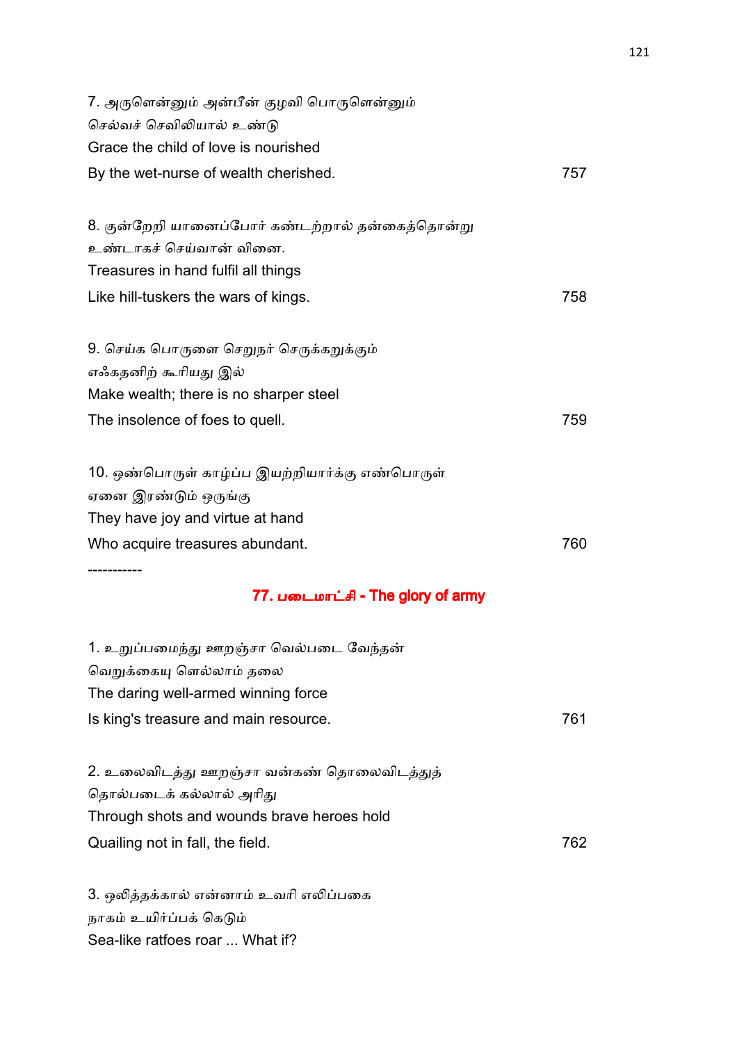7. அருளென்னும் அன்பீன் குழவி பொருளென்னும்
செல்வச் செவிலியால் உண்டு
Grace the child of love is nourished
By the wet-nurse of wealth cherished. 757

8. குன்றேறி யானைப்போர் கண்டற்றால் தன்கைத்தொன்று
உண்டாகச் செய்வான் வினை.
Treasures in hand fulfil all things
Like hill-tuskers the wars of kings. 758

9. செய்க பொருளை செறுநர் செருக்கறுக்கும்
எஃகதனிற் கூரியது இல்
Make wealth; there is no sharper steel
The insolence of foes to quell. 759

10. ஒண்பொருள் காழ்ப்ப இயற்றியார்க்கு எண்பொருள்
ஏனை இரண்டும் ஒருங்கு
They have joy and virtue at hand
Who acquire treasures abundant. 760

-----------

## 77. படைமாட்சி - The glory of army

1. உறுப்பமைந்து ஊறஞ்சா வெல்படை வேந்தன்
வெறுக்கையு ளெல்லாம் தலை
The daring well-armed winning force
Is king's treasure and main resource. 761

2. உலைவிடத்து ஊறஞ்சா வன்கண் தொலைவிடத்துத்
தொல்படைக் கல்லால் அரிது
Through shots and wounds brave heroes hold
Quailing not in fall, the field. 762

3. ஒலித்தக்கால் என்னாம் உவரி எலிப்பகை
நாகம் உயிர்ப்பக் கெடும்
Sea-like ratfoes roar ... What if?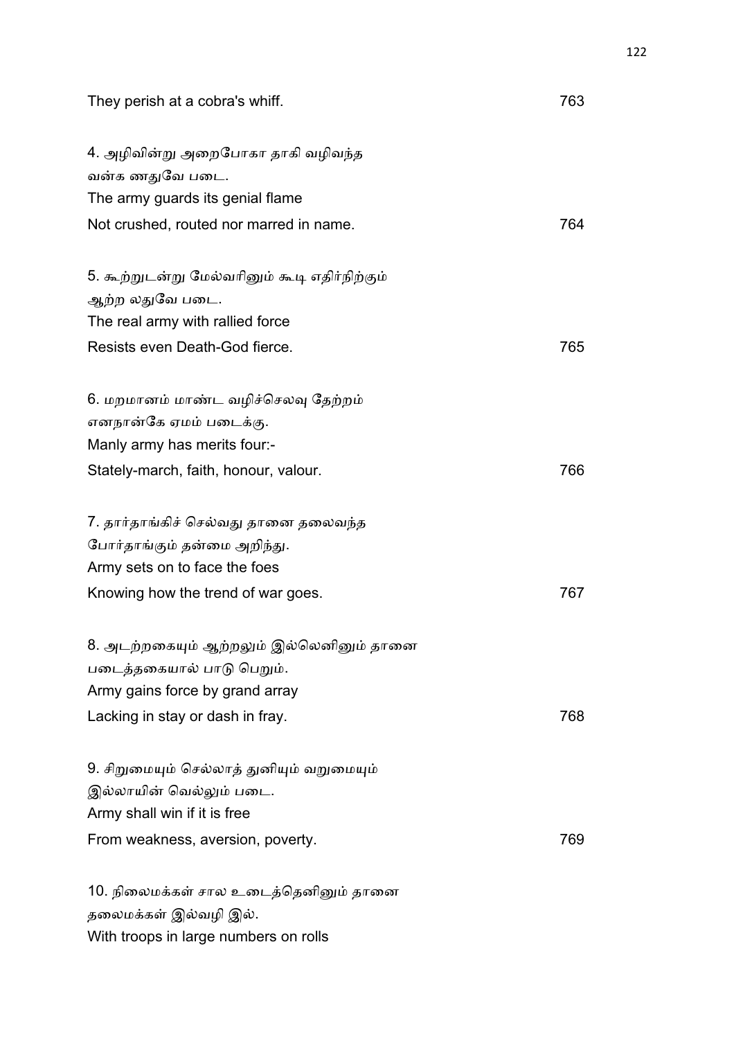They perish at a cobra's whiff. 763

4. அழிவின்று அறைபோகா தாகி வழிவந்த
வன்க ணதுவே படை.
The army guards its genial flame
Not crushed, routed nor marred in name. 764

5. கூற்றுடன்று மேல்வரினும் கூடி எதிர்நிற்கும்
ஆற்ற லதுவே படை.
The real army with rallied force
Resists even Death-God fierce. 765

6. மறமானம் மாண்ட வழிச்செலவு தேற்றம்
எனநான்கே ஏமம் படைக்கு.
Manly army has merits four:-
Stately-march, faith, honour, valour. 766

7. தார்தாங்கிச் செல்வது தானை தலைவந்த
போர்தாங்கும் தன்மை அறிந்து.
Army sets on to face the foes
Knowing how the trend of war goes. 767

8. அடற்றகையும் ஆற்றலும் இல்லெனினும் தானை
படைத்தகையால் பாடு பெறும்.
Army gains force by grand array
Lacking in stay or dash in fray. 768

9. சிறுமையும் செல்லாத் துனியும் வறுமையும்
இல்லாயின் வெல்லும் படை.
Army shall win if it is free
From weakness, aversion, poverty. 769

10. நிலைமக்கள் சால உடைத்தெனினும் தானை
தலைமக்கள் இல்வழி இல்.
With troops in large numbers on rolls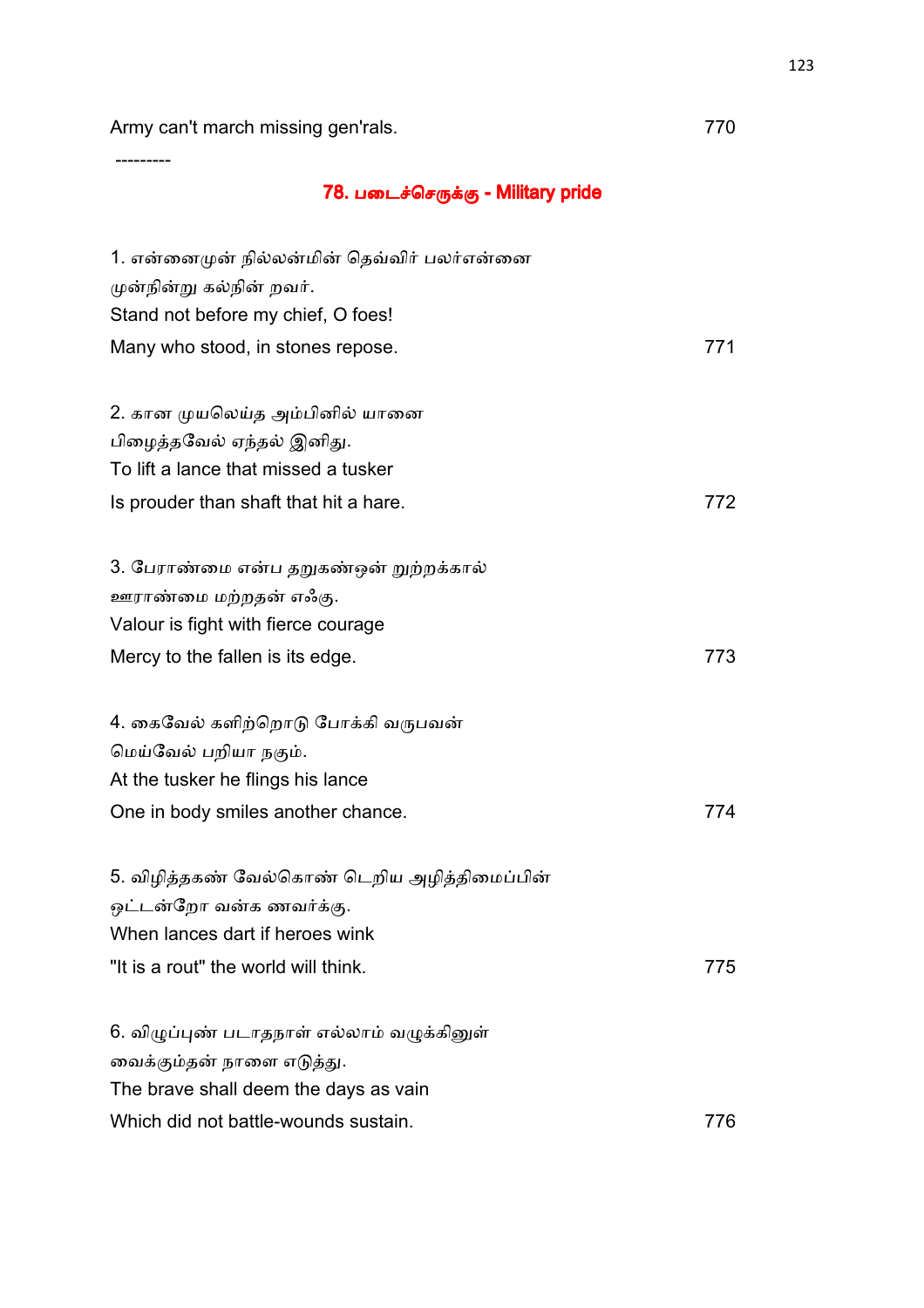Army can't march missing gen'rals. 770

---------

## 78. படைச்செருக்கு - Military pride

1. என்னைமுன் நில்லன்மின் தெவ்விர் பலர்என்னை
முன்நின்று கல்நின் றவர்.
Stand not before my chief, O foes!
Many who stood, in stones repose. 771

2. கான முயலெய்த அம்பினில் யானை
பிழைத்தவேல் ஏந்தல் இனிது.
To lift a lance that missed a tusker
Is prouder than shaft that hit a hare. 772

3. பேராண்மை என்ப தறுகண்ஒன் றுற்றக்கால்
ஊராண்மை மற்றதன் எஃகு.
Valour is fight with fierce courage
Mercy to the fallen is its edge. 773

4. கைவேல் களிற்றொடு போக்கி வருபவன்
மெய்வேல் பறியா நகும்.
At the tusker he flings his lance
One in body smiles another chance. 774

5. விழித்தகண் வேல்கொண் டெறிய அழித்திமைப்பின்
ஒட்டன்றோ வன்க ணவர்க்கு.
When lances dart if heroes wink
"It is a rout" the world will think. 775

6. விழுப்புண் படாதநாள் எல்லாம் வழுக்கினுள்
வைக்கும்தன் நாளை எடுத்து.
The brave shall deem the days as vain
Which did not battle-wounds sustain. 776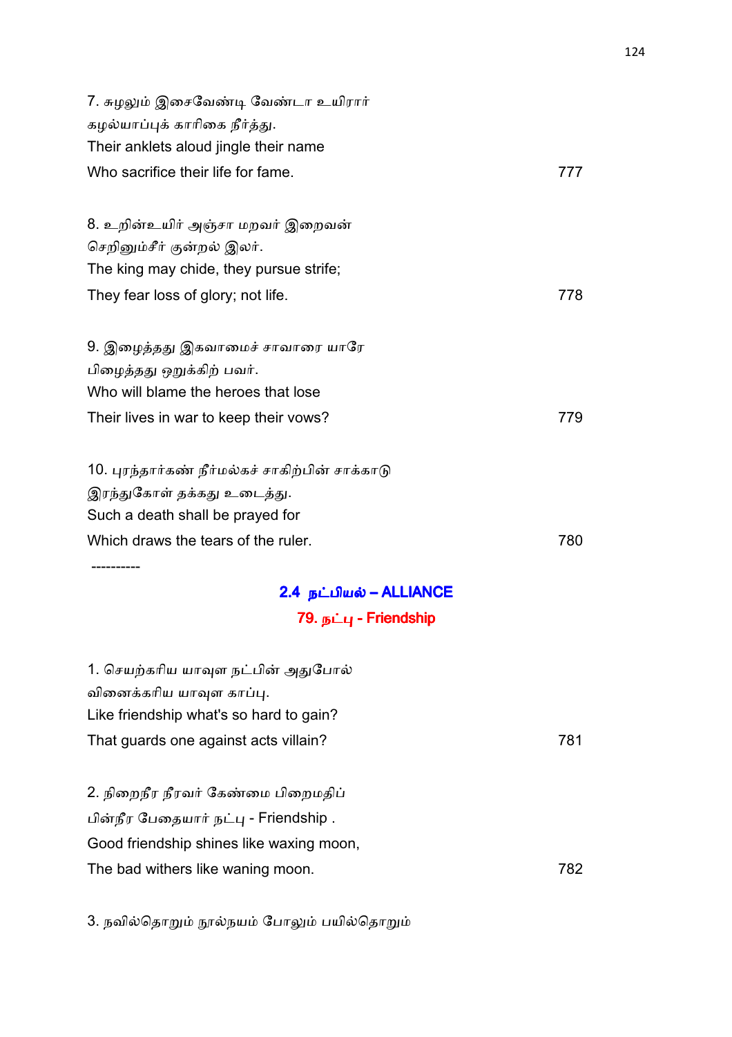7. சுழலும் இசைவேண்டி வேண்டா உயிரார்
கழல்யாப்புக் காரிகை நீர்த்து.
Their anklets aloud jingle their name
Who sacrifice their life for fame. 777

8. உறின்உயிர் அஞ்சா மறவர் இறைவன்
செறினும்சீர் குன்றல் இலர்.
The king may chide, they pursue strife;
They fear loss of glory; not life. 778

9. இழைத்தது இகவாமைச் சாவாரை யாரே
பிழைத்தது ஒறுக்கிற் பவர்.
Who will blame the heroes that lose
Their lives in war to keep their vows? 779

10. புரந்தார்கண் நீர்மல்கச் சாகிற்பின் சாக்காடு
இரந்துகோள் தக்கது உடைத்து.
Such a death shall be prayed for
Which draws the tears of the ruler. 780

----------

## 2.4 நட்பியல் – ALLIANCE

### 79. நட்பு - Friendship

1. செயற்கரிய யாவுள நட்பின் அதுபோல்
வினைக்கரிய யாவுள காப்பு.
Like friendship what's so hard to gain?
That guards one against acts villain? 781

2. நிறைநீர நீரவர் கேண்மை பிறைமதிப்
பின்நீர பேதையார் நட்பு - Friendship .
Good friendship shines like waxing moon,
The bad withers like waning moon. 782

3. நவில்தொறும் நூல்நயம் போலும் பயில்தொறும்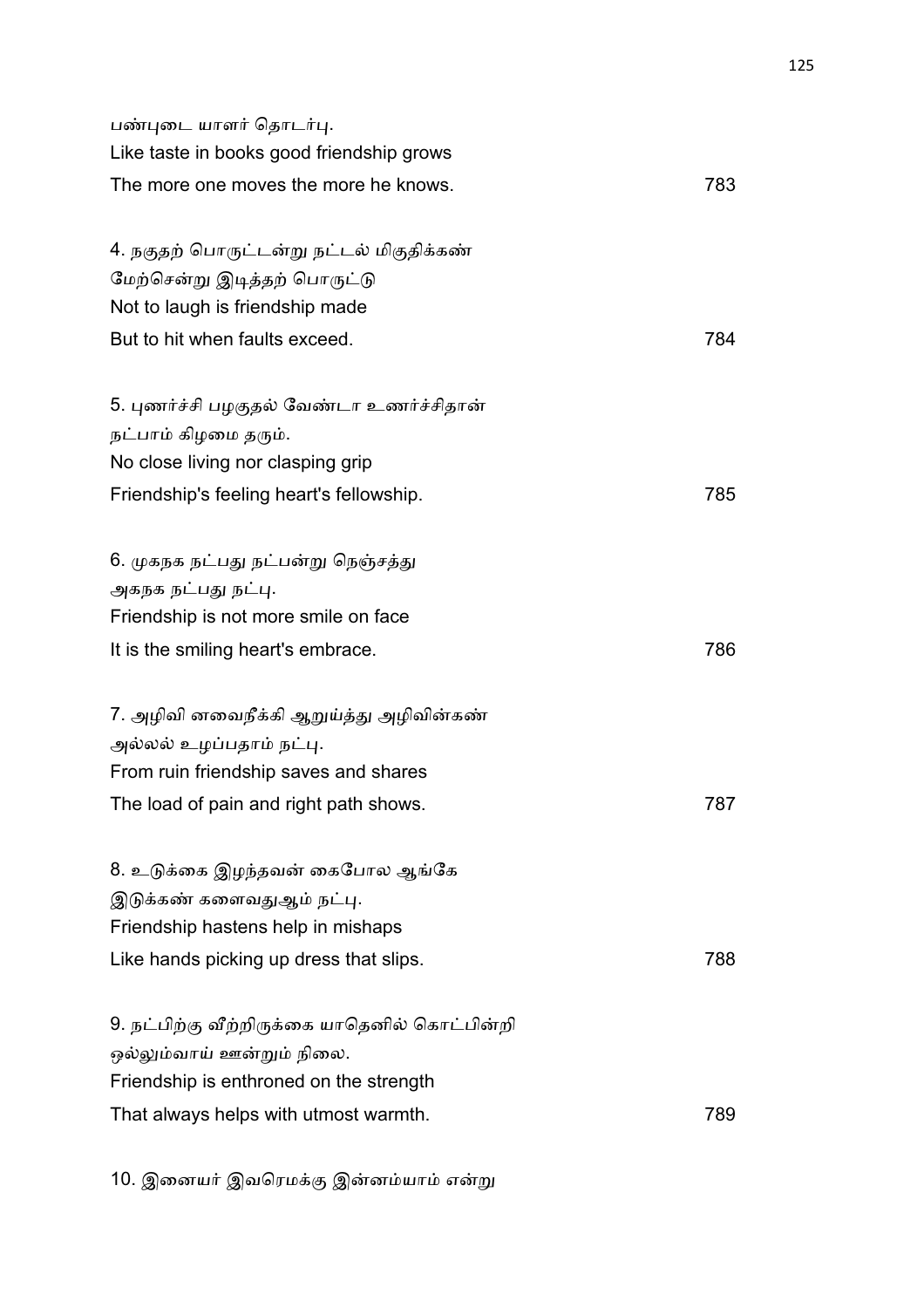பண்புடை யாளர் தொடர்பு.
Like taste in books good friendship grows
The more one moves the more he knows. 783

4. நகுதற் பொருட்டன்று நட்டல் மிகுதிக்கண்
மேற்சென்று இடித்தற் பொருட்டு
Not to laugh is friendship made
But to hit when faults exceed. 784

5. புணர்ச்சி பழகுதல் வேண்டா உணர்ச்சிதான்
நட்பாம் கிழமை தரும்.
No close living nor clasping grip
Friendship's feeling heart's fellowship. 785

6. முகநக நட்பது நட்பன்று நெஞ்சத்து
அகநக நட்பது நட்பு.
Friendship is not more smile on face
It is the smiling heart's embrace. 786

7. அழிவி னவைநீக்கி ஆறுய்த்து அழிவின்கண்
அல்லல் உழப்பதாம் நட்பு.
From ruin friendship saves and shares
The load of pain and right path shows. 787

8. உடுக்கை இழந்தவன் கைபோல ஆங்கே
இடுக்கண் களைவதுஆம் நட்பு.
Friendship hastens help in mishaps
Like hands picking up dress that slips. 788

9. நட்பிற்கு வீற்றிருக்கை யாதெனில் கொட்பின்றி
ஒல்லும்வாய் ஊன்றும் நிலை.
Friendship is enthroned on the strength
That always helps with utmost warmth. 789

10. இனையர் இவரெமக்கு இன்னம்யாம் என்று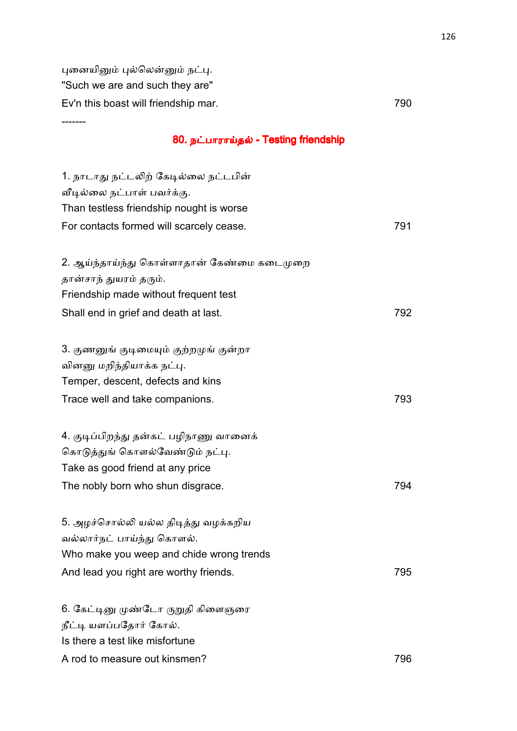புனையினும் புல்லென்னும் நட்பு.
"Such we are and such they are"
Ev'n this boast will friendship mar. 790

-------

## 80. நட்பாராய்தல் - Testing friendship

1. நாடாது நட்டலிற் கேடில்லை நட்டபின்
வீடில்லை நட்பாள் பவர்க்கு.
Than testless friendship nought is worse
For contacts formed will scarcely cease. 791

2. ஆய்ந்தாய்ந்து கொள்ளாதான் கேண்மை கடைமுறை
தான்சாந் துயரம் தரும்.
Friendship made without frequent test
Shall end in grief and death at last. 792

3. குணனுங் குடிமையும் குற்றமுங் குன்றா
வினனு மறிந்தியாக்க நட்பு.
Temper, descent, defects and kins
Trace well and take companions. 793

4. குடிப்பிறந்து தன்கட் பழிநாணு வானைக்
கொடுத்துங் கொளல்வேண்டும் நட்பு.
Take as good friend at any price
The nobly born who shun disgrace. 794

5. அழச்சொல்லி யல்ல திடித்து வழக்கறிய
வல்லார்நட் பாய்ந்து கொளல்.
Who make you weep and chide wrong trends
And lead you right are worthy friends. 795

6. கேட்டினு முண்டோ ருறுதி கிளைஞரை
நீட்டி யளப்பதோர் கோல்.
Is there a test like misfortune
A rod to measure out kinsmen? 796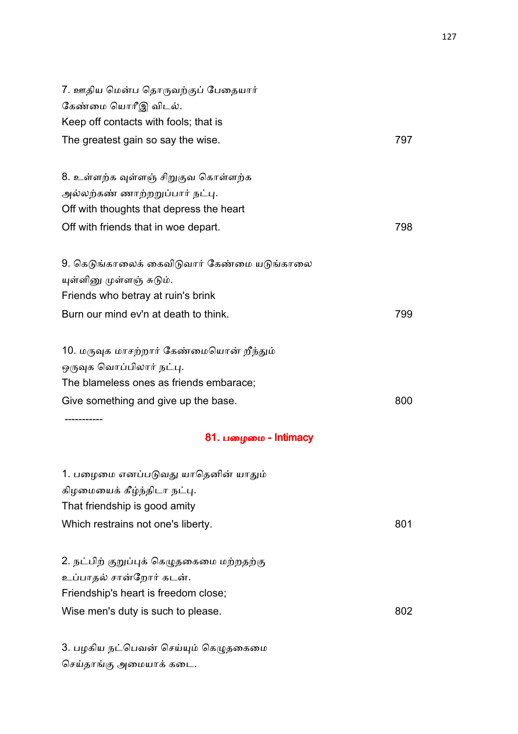7. ஊதிய மென்ப தொருவற்குப் பேதையார்
கேண்மை யொரீஇ விடல்.
Keep off contacts with fools; that is
The greatest gain so say the wise. 797

8. உள்ளற்க வுள்ளஞ் சிறுகுவ கொள்ளற்க
அல்லற்கண் ணாற்றறுப்பார் நட்பு.
Off with thoughts that depress the heart
Off with friends that in woe depart. 798

9. கெடுங்காலைக் கைவிடுவார் கேண்மை யடுங்காலை
யுள்ளினு முள்ளஞ் சுடும்.
Friends who betray at ruin's brink
Burn our mind ev'n at death to think. 799

10. மருவுக மாசற்றார் கேண்மையொன் றீந்தும்
ஒருவுக வொப்பிலார் நட்பு.
The blameless ones as friends embarace;
Give something and give up the base. 800

-----------

## 81. பழைமை - Intimacy

1. பழைமை எனப்படுவது யாதெனின் யாதும்
கிழமையைக் கீழ்ந்திடா நட்பு.
That friendship is good amity
Which restrains not one's liberty. 801

2. நட்பிற் குறுப்புக் கெழுதகைமை மற்றதற்கு
உப்பாதல் சான்றோர் கடன்.
Friendship's heart is freedom close;
Wise men's duty is such to please. 802

3. பழகிய நட்பெவன் செய்யும் கெழுதகைமை
செய்தாங்கு அமையாக் கடை.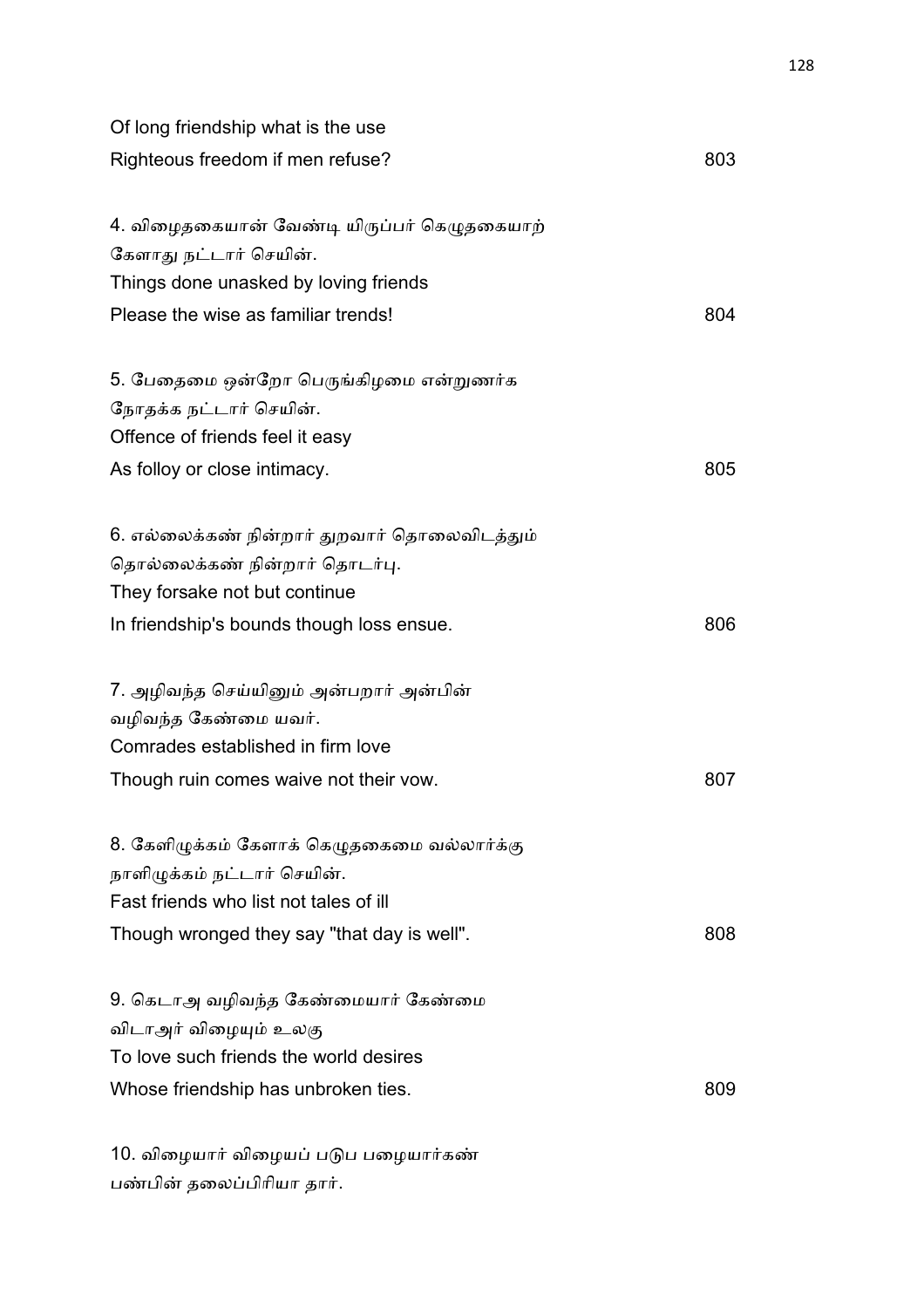Of long friendship what is the use
Righteous freedom if men refuse? 803

4. விழைதகையான் வேண்டி யிருப்பர் கெழுதகையாற்
கேளாது நட்டார் செயின்.
Things done unasked by loving friends
Please the wise as familiar trends! 804

5. பேதைமை ஒன்றோ பெருங்கிழமை என்றுணர்க
நோதக்க நட்டார் செயின்.
Offence of friends feel it easy
As folloy or close intimacy. 805

6. எல்லைக்கண் நின்றார் துறவார் தொலைவிடத்தும்
தொல்லைக்கண் நின்றார் தொடர்பு.
They forsake not but continue
In friendship's bounds though loss ensue. 806

7. அழிவந்த செய்யினும் அன்பறார் அன்பின்
வழிவந்த கேண்மை யவர்.
Comrades established in firm love
Though ruin comes waive not their vow. 807

8. கேளிழுக்கம் கேளாக் கெழுதகைமை வல்லார்க்கு
நாளிழுக்கம் நட்டார் செயின்.
Fast friends who list not tales of ill
Though wronged they say "that day is well". 808

9. கெடாஅ வழிவந்த கேண்மையார் கேண்மை
விடாஅர் விழையும் உலகு
To love such friends the world desires
Whose friendship has unbroken ties. 809

10. விழையார் விழையப் படுப பழையார்கண்
பண்பின் தலைப்பிரியா தார்.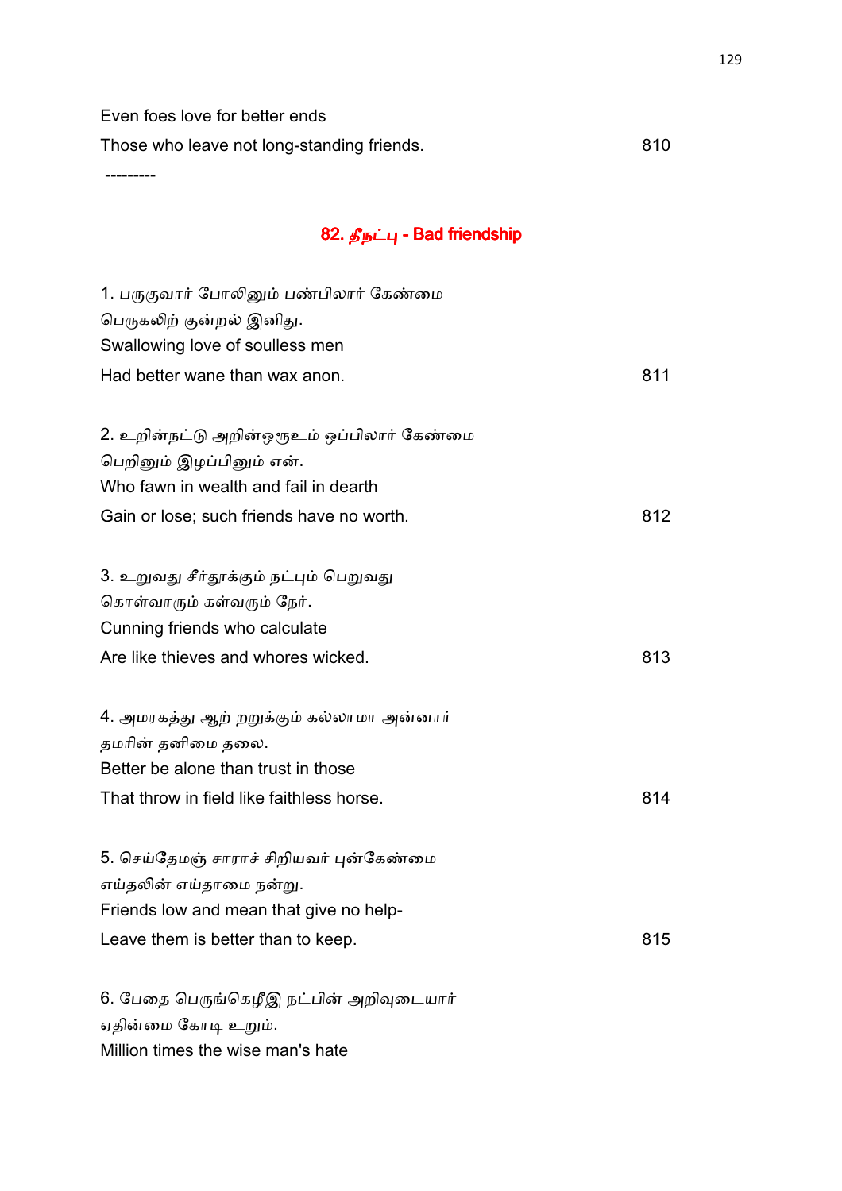Even foes love for better ends
Those who leave not long-standing friends. 810

---------

## 82. தீநட்பு - Bad friendship

1. பருகுவார் போலினும் பண்பிலார் கேண்மை
பெருகலிற் குன்றல் இனிது.
Swallowing love of soulless men
Had better wane than wax anon. 811

2. உறின்நட்டு அறின்ஒரூஉம் ஒப்பிலார் கேண்மை
பெறினும் இழப்பினும் என்.
Who fawn in wealth and fail in dearth
Gain or lose; such friends have no worth. 812

3. உறுவது சீர்தூக்கும் நட்பும் பெறுவது
கொள்வாரும் கள்வரும் நேர்.
Cunning friends who calculate
Are like thieves and whores wicked. 813

4. அமரகத்து ஆற் றறுக்கும் கல்லாமா அன்னார்
தமரின் தனிமை தலை.
Better be alone than trust in those
That throw in field like faithless horse. 814

5. செய்தேமஞ் சாராச் சிறியவர் புன்கேண்மை
எய்தலின் எய்தாமை நன்று.
Friends low and mean that give no help-
Leave them is better than to keep. 815

6. பேதை பெருங்கெழீஇ நட்பின் அறிவுடையார்
ஏதின்மை கோடி உறும்.
Million times the wise man's hate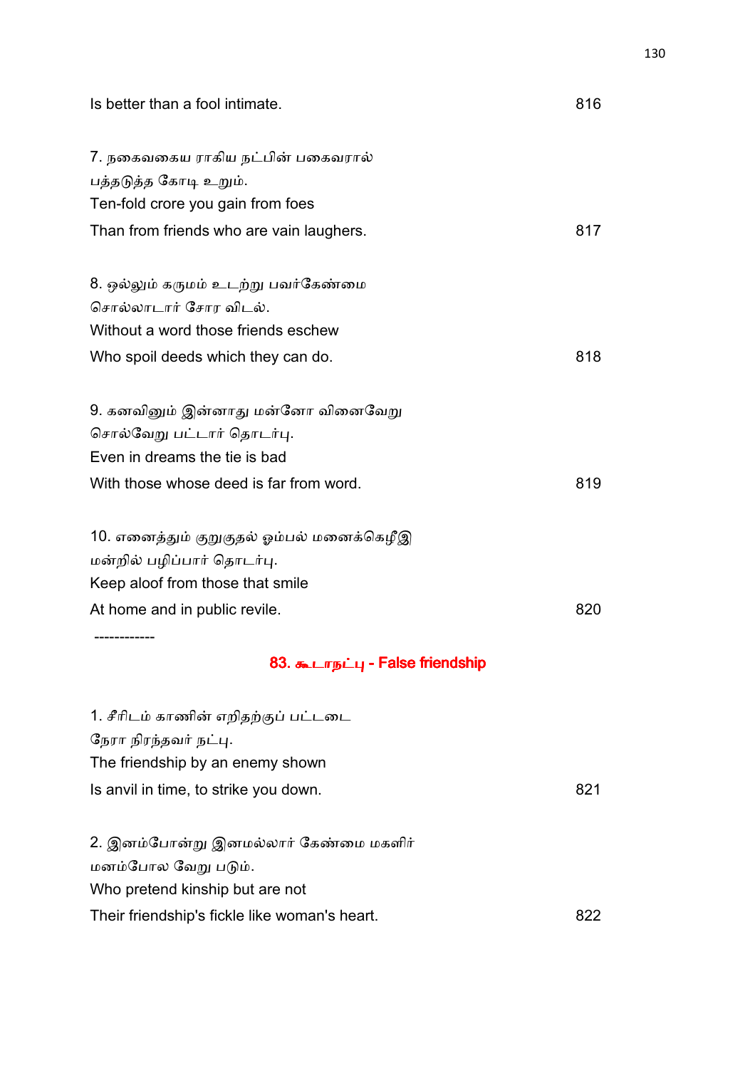Is better than a fool intimate. 816

7. நகைவகைய ராகிய நட்பின் பகைவரால்
பத்தடுத்த கோடி உறும்.
Ten-fold crore you gain from foes
Than from friends who are vain laughers. 817

8. ஒல்லும் கருமம் உடற்று பவர்கேண்மை
சொல்லாடார் சோர விடல்.
Without a word those friends eschew
Who spoil deeds which they can do. 818

9. கனவினும் இன்னாது மன்னோ வினைவேறு
சொல்வேறு பட்டார் தொடர்பு.
Even in dreams the tie is bad
With those whose deed is far from word. 819

10. எனைத்தும் குறுகுதல் ஓம்பல் மனைக்கெழீஇ
மன்றில் பழிப்பார் தொடர்பு.
Keep aloof from those that smile
At home and in public revile. 820

------------

## 83. கூடாநட்பு - False friendship

1. சீரிடம் காணின் எறிதற்குப் பட்டடை
நேரா நிரந்தவர் நட்பு.
The friendship by an enemy shown
Is anvil in time, to strike you down. 821

2. இனம்போன்று இனமல்லார் கேண்மை மகளிர்
மனம்போல வேறு படும்.
Who pretend kinship but are not
Their friendship's fickle like woman's heart. 822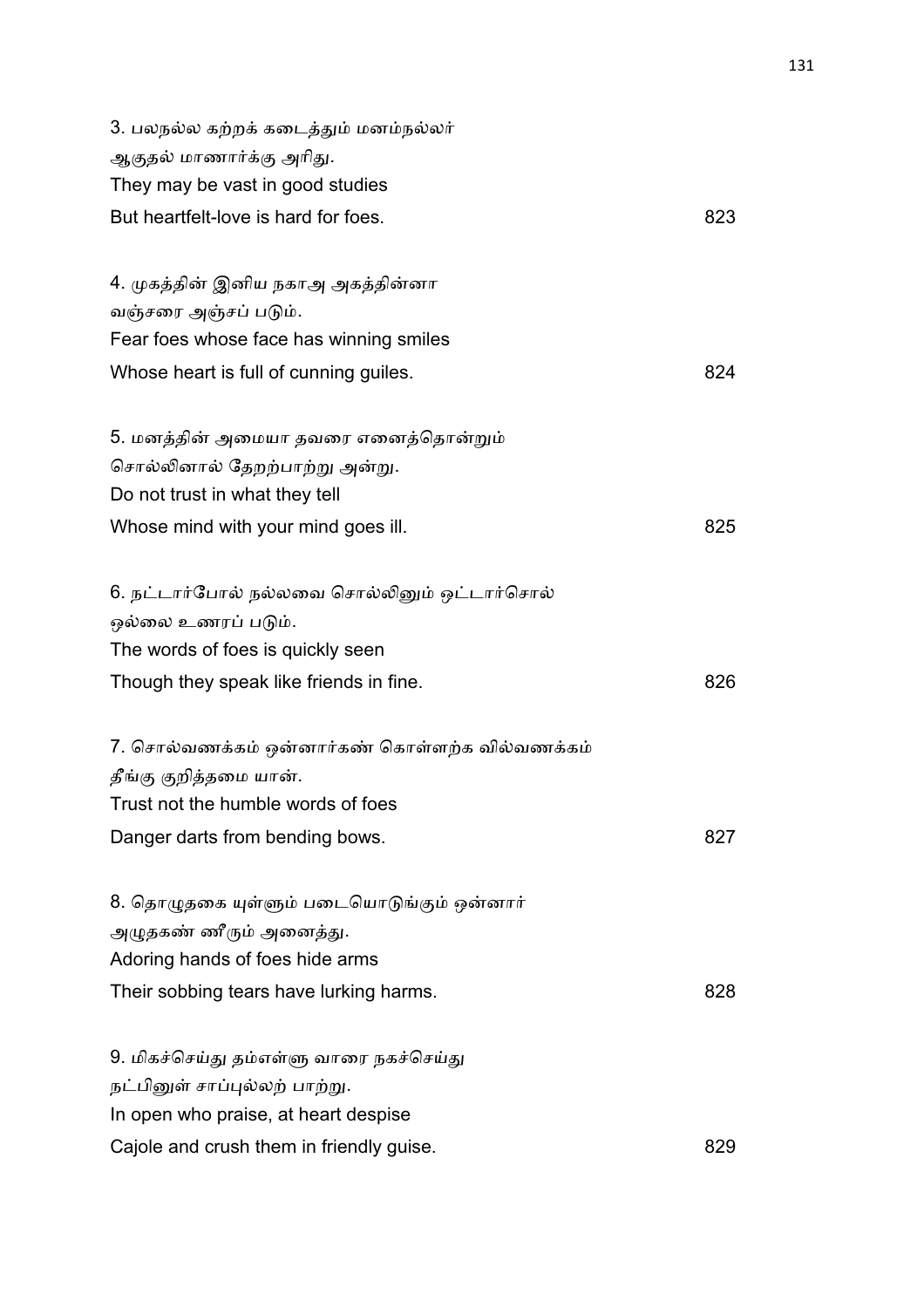3. பலநல்ல கற்றக் கடைத்தும் மனம்நல்லர்
ஆகுதல் மாணார்க்கு அரிது.
They may be vast in good studies
But heartfelt-love is hard for foes. 823

4. முகத்தின் இனிய நகாஅ அகத்தின்னா
வஞ்சரை அஞ்சப் படும்.
Fear foes whose face has winning smiles
Whose heart is full of cunning guiles. 824

5. மனத்தின் அமையா தவரை எனைத்தொன்றும்
சொல்லினால் தேறற்பாற்று அன்று.
Do not trust in what they tell
Whose mind with your mind goes ill. 825

6. நட்டார்போல் நல்லவை சொல்லினும் ஒட்டார்சொல்
ஒல்லை உணரப் படும்.
The words of foes is quickly seen
Though they speak like friends in fine. 826

7. சொல்வணக்கம் ஒன்னார்கண் கொள்ளற்க வில்வணக்கம்
தீங்கு குறித்தமை யான்.
Trust not the humble words of foes
Danger darts from bending bows. 827

8. தொழுதகை யுள்ளும் படையொடுங்கும் ஒன்னார்
அழுதகண் ணீரும் அனைத்து.
Adoring hands of foes hide arms
Their sobbing tears have lurking harms. 828

9. மிகச்செய்து தம்எள்ளு வாரை நகச்செய்து
நட்பினுள் சாப்புல்லற் பாற்று.
In open who praise, at heart despise
Cajole and crush them in friendly guise. 829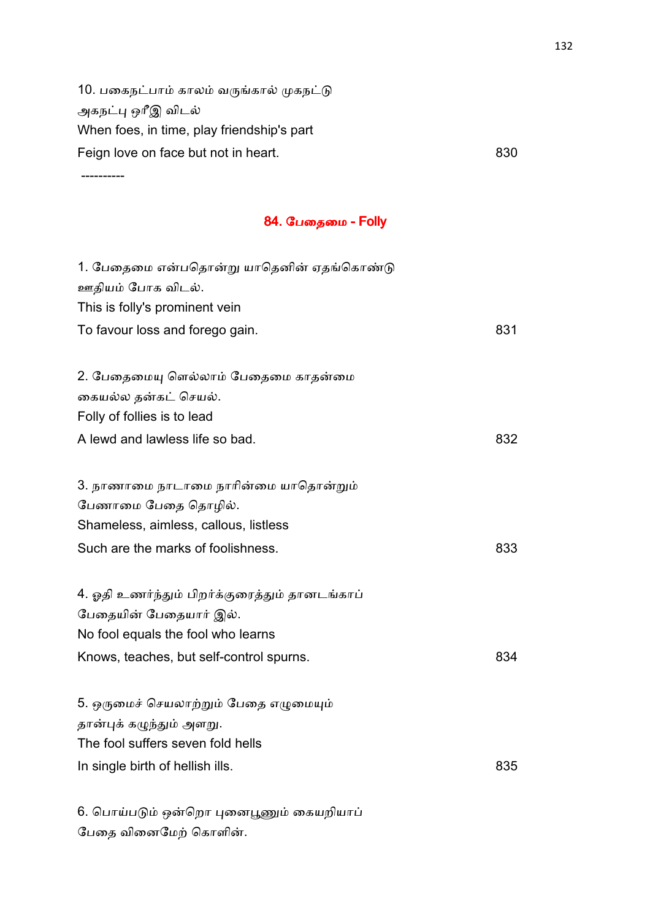10. பகைநட்பாம் காலம் வருங்கால் முகநட்டு
அகநட்பு ஒரீஇ விடல்
When foes, in time, play friendship's part
Feign love on face but not in heart. 830

----------

## 84. பேதைமை - Folly

1. பேதைமை என்பதொன்று யாதெனின் ஏதங்கொண்டு
ஊதியம் போக விடல்.
This is folly's prominent vein
To favour loss and forego gain. 831

2. பேதைமையு ளெல்லாம் பேதைமை காதன்மை
கையல்ல தன்கட் செயல்.
Folly of follies is to lead
A lewd and lawless life so bad. 832

3. நாணாமை நாடாமை நாரின்மை யாதொன்றும்
பேணாமை பேதை தொழில்.
Shameless, aimless, callous, listless
Such are the marks of foolishness. 833

4. ஓதி உணர்ந்தும் பிறர்க்குரைத்தும் தானடங்காப்
பேதையின் பேதையார் இல்.
No fool equals the fool who learns
Knows, teaches, but self-control spurns. 834

5. ஒருமைச் செயலாற்றும் பேதை எழுமையும்
தான்புக் கழுந்தும் அளறு.
The fool suffers seven fold hells
In single birth of hellish ills. 835

6. பொய்படும் ஒன்றொ புனைபூணும் கையறியாப்
பேதை வினைமேற் கொளின்.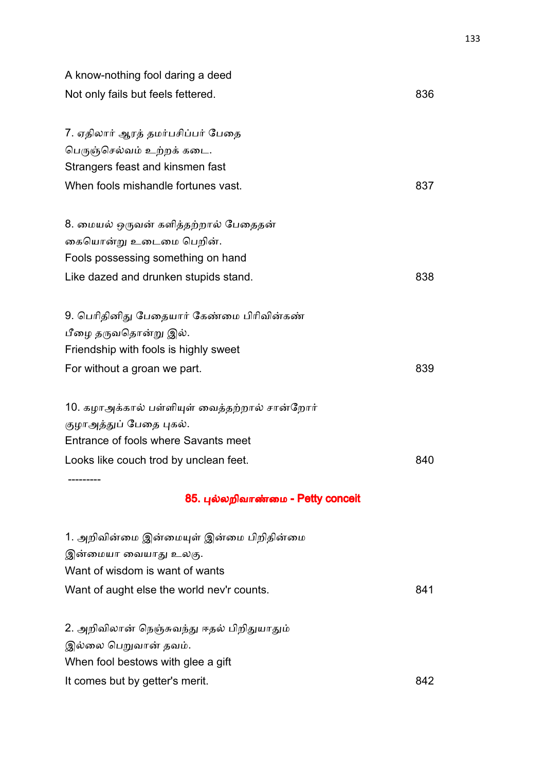A know-nothing fool daring a deed
Not only fails but feels fettered. 836

7. ஏதிலார் ஆரத் தமர்பசிப்பர் பேதை
பெருஞ்செல்வம் உற்றக் கடை.
Strangers feast and kinsmen fast
When fools mishandle fortunes vast. 837

8. மையல் ஒருவன் களித்தற்றால் பேதைதன்
கையொன்று உடைமை பெறின்.
Fools possessing something on hand
Like dazed and drunken stupids stand. 838

9. பெரிதினிது பேதையார் கேண்மை பிரிவின்கண்
பீழை தருவதொன்று இல்.
Friendship with fools is highly sweet
For without a groan we part. 839

10. கழாஅக்கால் பள்ளியுள் வைத்தற்றால் சான்றோர்
குழாஅத்துப் பேதை புகல்.
Entrance of fools where Savants meet
Looks like couch trod by unclean feet. 840

---------

## 85. புல்லறிவாண்மை - Petty conceit

1. அறிவின்மை இன்மையுள் இன்மை பிறிதின்மை
இன்மையா வையாது உலகு.
Want of wisdom is want of wants
Want of aught else the world nev'r counts. 841

2. அறிவிலான் நெஞ்சுவந்து ஈதல் பிறிதுயாதும்
இல்லை பெறுவான் தவம்.
When fool bestows with glee a gift
It comes but by getter's merit. 842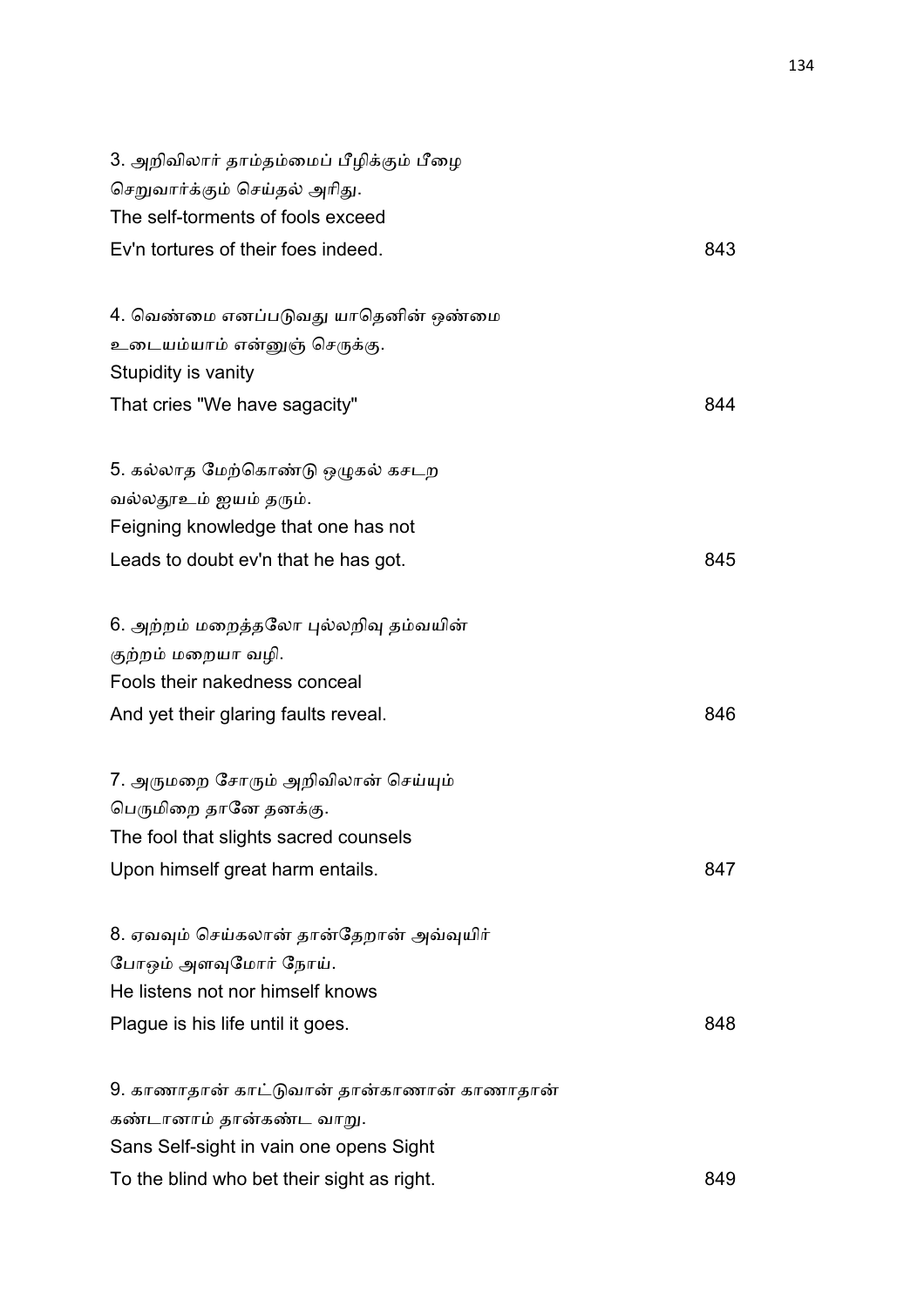3. அறிவிலார் தாம்தம்மைப் பீழிக்கும் பீழை
செறுவார்க்கும் செய்தல் அரிது.
The self-torments of fools exceed
Ev'n tortures of their foes indeed. 843

4. வெண்மை எனப்படுவது யாதெனின் ஒண்மை
உடையம்யாம் என்னுஞ் செருக்கு.
Stupidity is vanity
That cries "We have sagacity" 844

5. கல்லாத மேற்கொண்டு ஒழுகல் கசடற
வல்லதூஉம் ஐயம் தரும்.
Feigning knowledge that one has not
Leads to doubt ev'n that he has got. 845

6. அற்றம் மறைத்தலோ புல்லறிவு தம்வயின்
குற்றம் மறையா வழி.
Fools their nakedness conceal
And yet their glaring faults reveal. 846

7. அருமறை சோரும் அறிவிலான் செய்யும்
பெருமிறை தானே தனக்கு.
The fool that slights sacred counsels
Upon himself great harm entails. 847

8. ஏவவும் செய்கலான் தான்தேறான் அவ்வுயிர்
போஒம் அளவுமோர் நோய்.
He listens not nor himself knows
Plague is his life until it goes. 848

9. காணாதான் காட்டுவான் தான்காணான் காணாதான்
கண்டானாம் தான்கண்ட வாறு.
Sans Self-sight in vain one opens Sight
To the blind who bet their sight as right. 849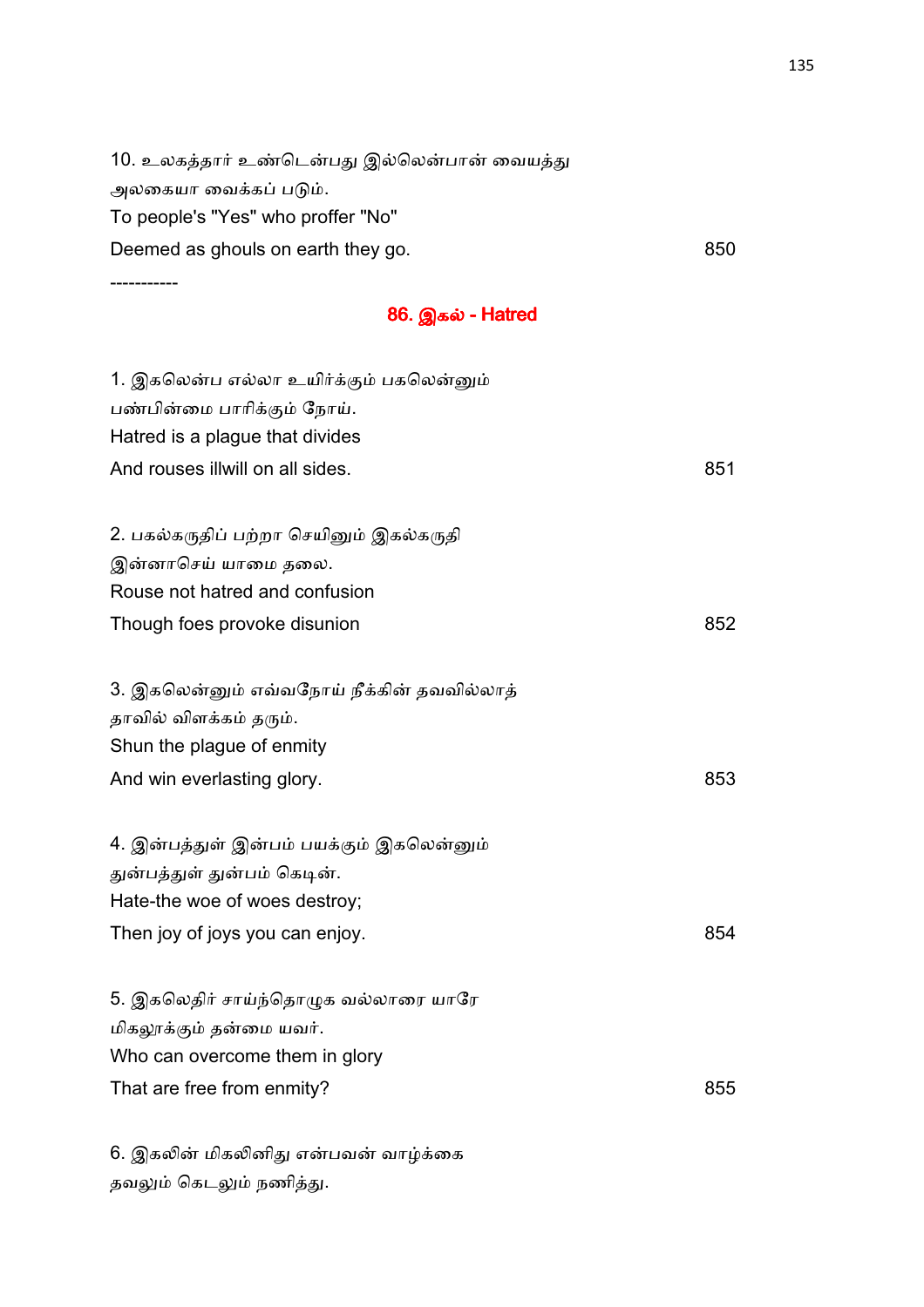10. உலகத்தார் உண்டென்பது இல்லென்பான் வையத்து
அலகையா வைக்கப் படும்.
To people's "Yes" who proffer "No"
Deemed as ghouls on earth they go. 850

-----------

## 86. இகல் - Hatred

1. இகலென்ப எல்லா உயிர்க்கும் பகலென்னும்
பண்பின்மை பாரிக்கும் நோய்.
Hatred is a plague that divides
And rouses illwill on all sides. 851

2. பகல்கருதிப் பற்றா செயினும் இகல்கருதி
இன்னாசெய் யாமை தலை.
Rouse not hatred and confusion
Though foes provoke disunion 852

3. இகலென்னும் எவ்வநோய் நீக்கின் தவவில்லாத்
தாவில் விளக்கம் தரும்.
Shun the plague of enmity
And win everlasting glory. 853

4. இன்பத்துள் இன்பம் பயக்கும் இகலென்னும்
துன்பத்துள் துன்பம் கெடின்.
Hate-the woe of woes destroy;
Then joy of joys you can enjoy. 854

5. இகலெதிர் சாய்ந்தொழுக வல்லாரை யாரே
மிகலூக்கும் தன்மை யவர்.
Who can overcome them in glory
That are free from enmity? 855

6. இகலின் மிகலினிது என்பவன் வாழ்க்கை
தவலும் கெடலும் நணித்து.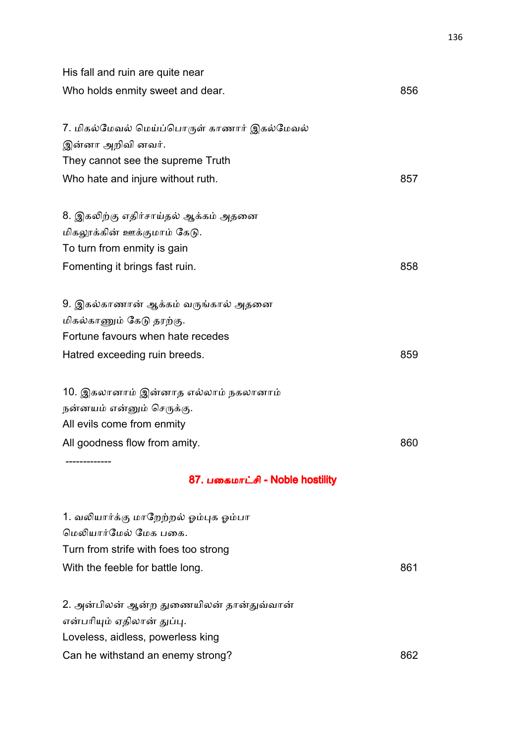His fall and ruin are quite near
Who holds enmity sweet and dear. 856

7. மிகல்மேவல் மெய்ப்பொருள் காணார் இகல்மேவல்
இன்னா அறிவி னவர்.
They cannot see the supreme Truth
Who hate and injure without ruth. 857

8. இகலிற்கு எதிர்சாய்தல் ஆக்கம் அதனை
மிகலூக்கின் ஊக்குமாம் கேடு.
To turn from enmity is gain
Fomenting it brings fast ruin. 858

9. இகல்காணான் ஆக்கம் வருங்கால் அதனை
மிகல்காணும் கேடு தரற்கு.
Fortune favours when hate recedes
Hatred exceeding ruin breeds. 859

10. இகலானாம் இன்னாத எல்லாம் நகலானாம்
நன்னயம் என்னும் செருக்கு.
All evils come from enmity
All goodness flow from amity. 860

-------------

## 87. பகைமாட்சி - Noble hostility

1. வலியார்க்கு மாறேற்றல் ஓம்புக ஓம்பா
மெலியார்மேல் மேக பகை.
Turn from strife with foes too strong
With the feeble for battle long. 861

2. அன்பிலன் ஆன்ற துணையிலன் தான்துவ்வான்
என்பரியும் ஏதிலான் துப்பு.
Loveless, aidless, powerless king
Can he withstand an enemy strong? 862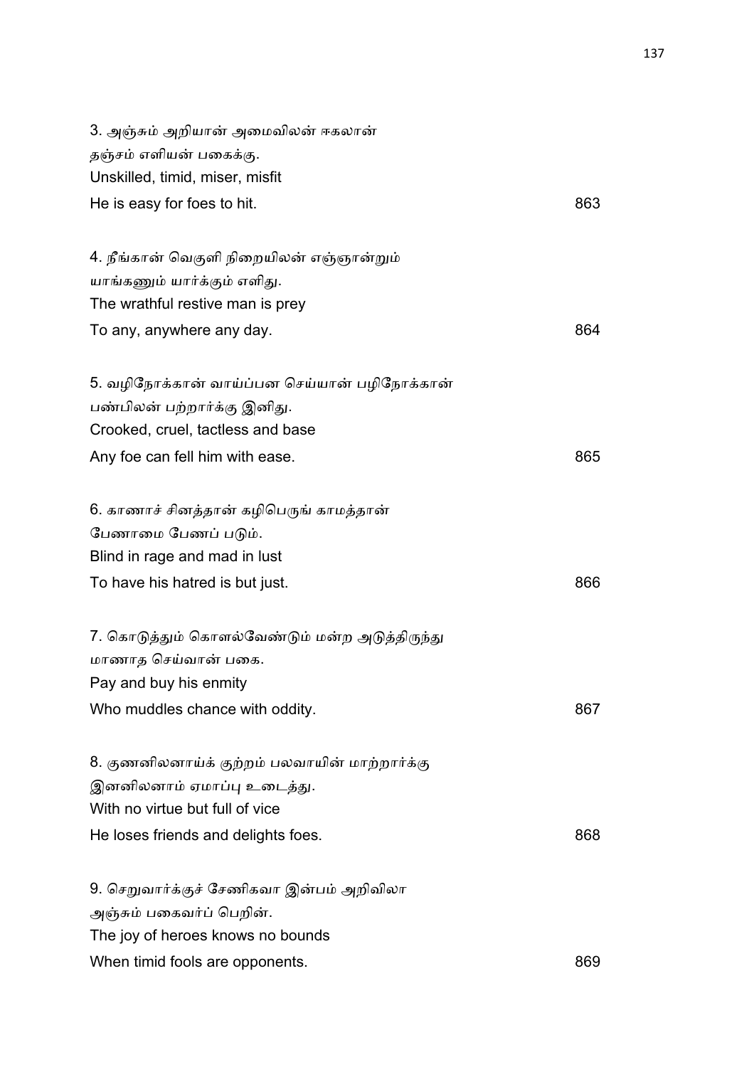3. அஞ்சும் அறியான் அமைவிலன் ஈகலான்
தஞ்சம் எளியன் பகைக்கு.
Unskilled, timid, miser, misfit
He is easy for foes to hit. 863

4. நீங்கான் வெகுளி நிறையிலன் எஞ்ஞான்றும்
யாங்கணும் யார்க்கும் எளிது.
The wrathful restive man is prey
To any, anywhere any day. 864

5. வழிநோக்கான் வாய்ப்பன செய்யான் பழிநோக்கான்
பண்பிலன் பற்றார்க்கு இனிது.
Crooked, cruel, tactless and base
Any foe can fell him with ease. 865

6. காணாச் சினத்தான் கழிபெருங் காமத்தான்
பேணாமை பேணப் படும்.
Blind in rage and mad in lust
To have his hatred is but just. 866

7. கொடுத்தும் கொளல்வேண்டும் மன்ற அடுத்திருந்து
மாணாத செய்வான் பகை.
Pay and buy his enmity
Who muddles chance with oddity. 867

8. குணனிலனாய்க் குற்றம் பலவாயின் மாற்றார்க்கு
இனனிலனாம் ஏமாப்பு உடைத்து.
With no virtue but full of vice
He loses friends and delights foes. 868

9. செறுவார்க்குச் சேணிகவா இன்பம் அறிவிலா
அஞ்சும் பகைவர்ப் பெறின்.
The joy of heroes knows no bounds
When timid fools are opponents. 869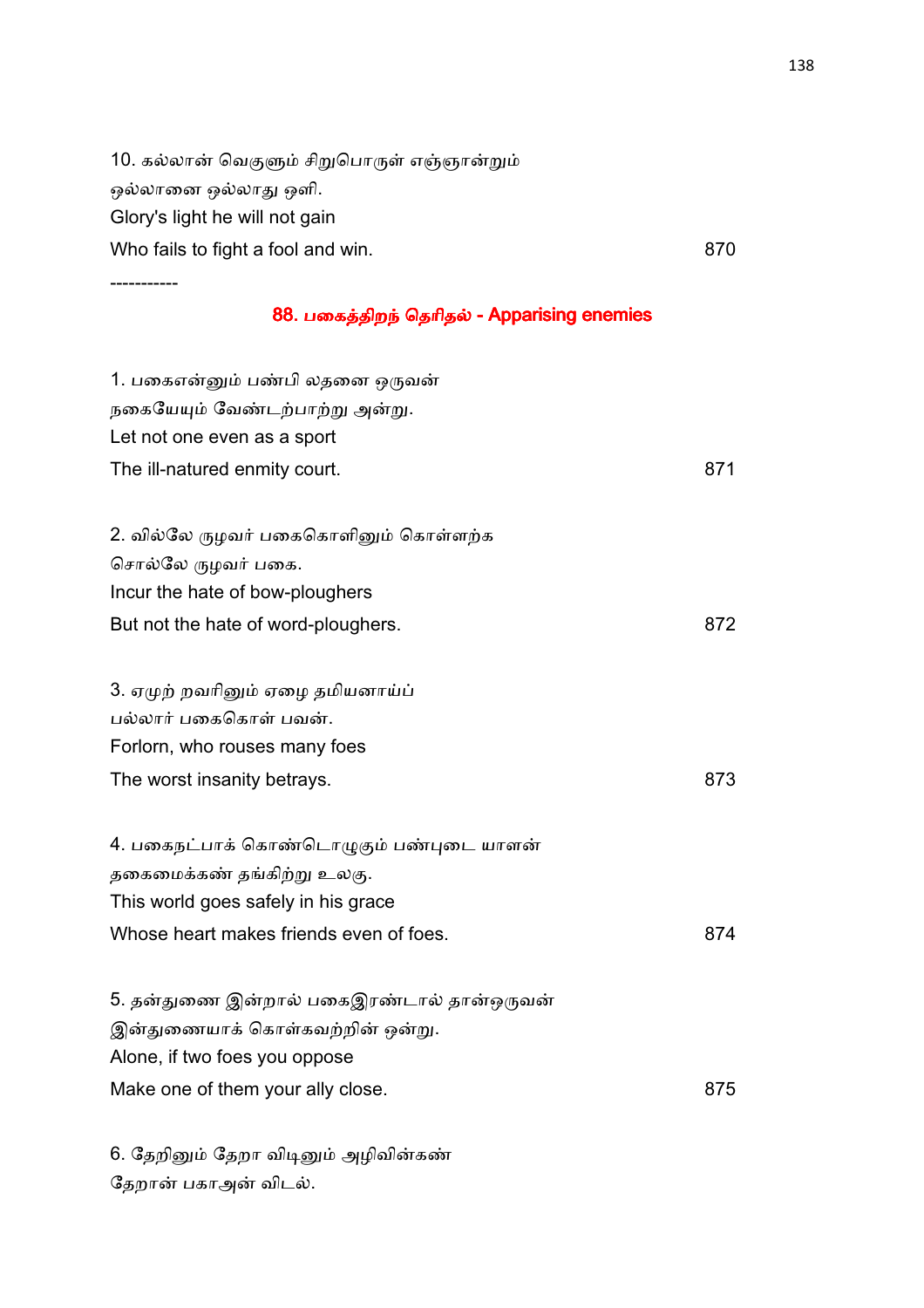10. கல்லான் வெகுளும் சிறுபொருள் எஞ்ஞான்றும்
ஒல்லானை ஒல்லாது ஒளி.
Glory's light he will not gain
Who fails to fight a fool and win. 870

-----------

## 88. பகைத்திறந் தெரிதல் - Apparising enemies

1. பகைஎன்னும் பண்பி லதனை ஒருவன்
நகையேயும் வேண்டற்பாற்று அன்று.
Let not one even as a sport
The ill-natured enmity court. 871

2. வில்லே ருழவர் பகைகொளினும் கொள்ளற்க
சொல்லே ருழவர் பகை.
Incur the hate of bow-ploughers
But not the hate of word-ploughers. 872

3. ஏமுற் றவரினும் ஏழை தமியனாய்ப்
பல்லார் பகைகொள் பவன்.
Forlorn, who rouses many foes
The worst insanity betrays. 873

4. பகைநட்பாக் கொண்டொழுகும் பண்புடை யாளன்
தகைமைக்கண் தங்கிற்று உலகு.
This world goes safely in his grace
Whose heart makes friends even of foes. 874

5. தன்துணை இன்றால் பகைஇரண்டால் தான்ஒருவன்
இன்துணையாக் கொள்கவற்றின் ஒன்று.
Alone, if two foes you oppose
Make one of them your ally close. 875

6. தேறினும் தேறா விடினும் அழிவின்கண்
தேறான் பகாஅன் விடல்.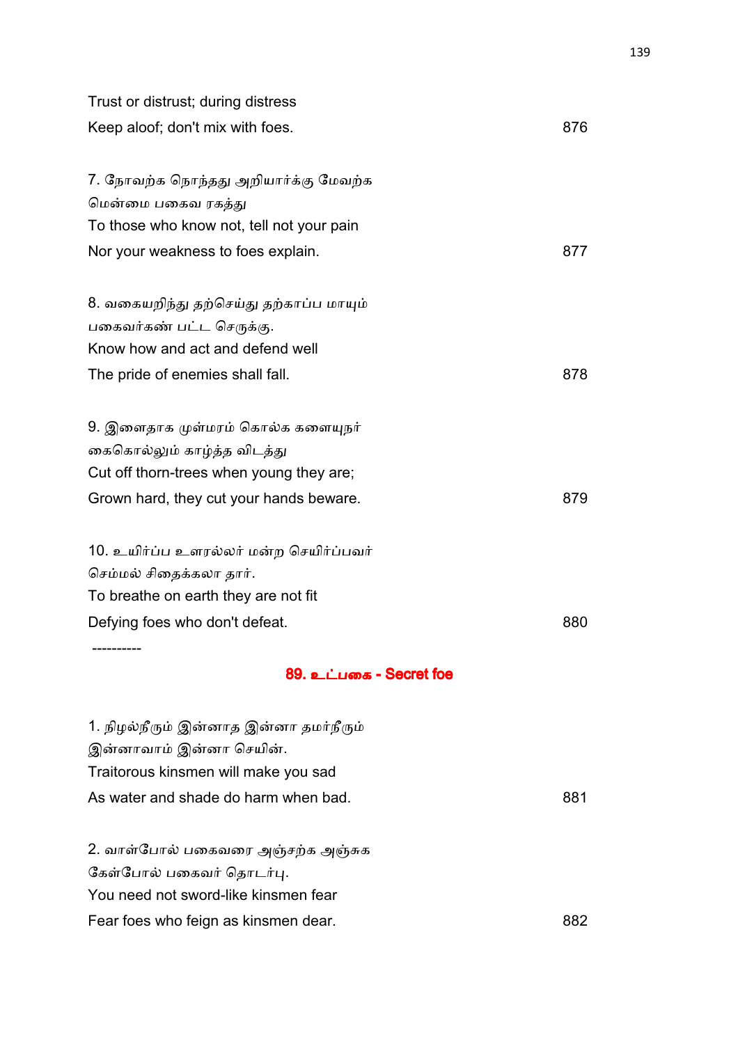Trust or distrust; during distress
Keep aloof; don't mix with foes. 876

7. நோவற்க நொந்தது அறியார்க்கு மேவற்க
மென்மை பகைவ ரகத்து
To those who know not, tell not your pain
Nor your weakness to foes explain. 877

8. வகையறிந்து தற்செய்து தற்காப்ப மாயும்
பகைவர்கண் பட்ட செருக்கு.
Know how and act and defend well
The pride of enemies shall fall. 878

9. இளைதாக முள்மரம் கொல்க களையுநர்
கைகொல்லும் காழ்த்த விடத்து
Cut off thorn-trees when young they are;
Grown hard, they cut your hands beware. 879

10. உயிர்ப்ப உளரல்லர் மன்ற செயிர்ப்பவர்
செம்மல் சிதைக்கலா தார்.
To breathe on earth they are not fit
Defying foes who don't defeat. 880

----------

## 89. உட்பகை - Secret foe

1. நிழல்நீரும் இன்னாத இன்னா தமர்நீரும்
இன்னாவாம் இன்னா செயின்.
Traitorous kinsmen will make you sad
As water and shade do harm when bad. 881

2. வாள்போல் பகைவரை அஞ்சற்க அஞ்சுக
கேள்போல் பகைவர் தொடர்பு.
You need not sword-like kinsmen fear
Fear foes who feign as kinsmen dear. 882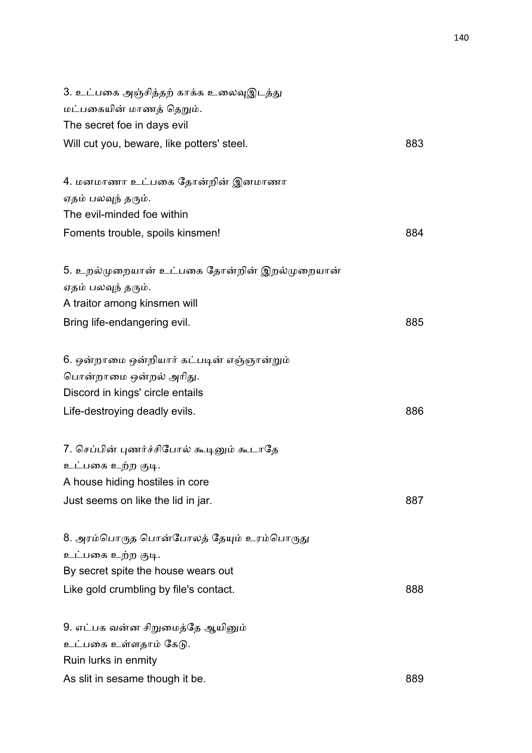3. உட்பகை அஞ்சித்தற் காக்க உலைவுஇடத்து
மட்பகையின் மாணத் தெறும்.
The secret foe in days evil
Will cut you, beware, like potters' steel. 883

4. மனமாணா உட்பகை தோன்றின் இனமாணா
ஏதம் பலவுந் தரும்.
The evil-minded foe within
Foments trouble, spoils kinsmen! 884

5. உறல்முறையான் உட்பகை தோன்றின் இறல்முறையான்
ஏதம் பலவுந் தரும்.
A traitor among kinsmen will
Bring life-endangering evil. 885

6. ஒன்றாமை ஒன்றியார் கட்படின் எஞ்ஞான்றும்
பொன்றாமை ஒன்றல் அரிது.
Discord in kings' circle entails
Life-destroying deadly evils. 886

7. செப்பின் புணர்ச்சிபோல் கூடினும் கூடாதே
உட்பகை உற்ற குடி.
A house hiding hostiles in core
Just seems on like the lid in jar. 887

8. அரம்பொருத பொன்போலத் தேயும் உரம்பொருது
உட்பகை உற்ற குடி.
By secret spite the house wears out
Like gold crumbling by file's contact. 888

9. எட்பக வன்ன சிறுமைத்தே ஆயினும்
உட்பகை உள்ளதாம் கேடு.
Ruin lurks in enmity
As slit in sesame though it be. 889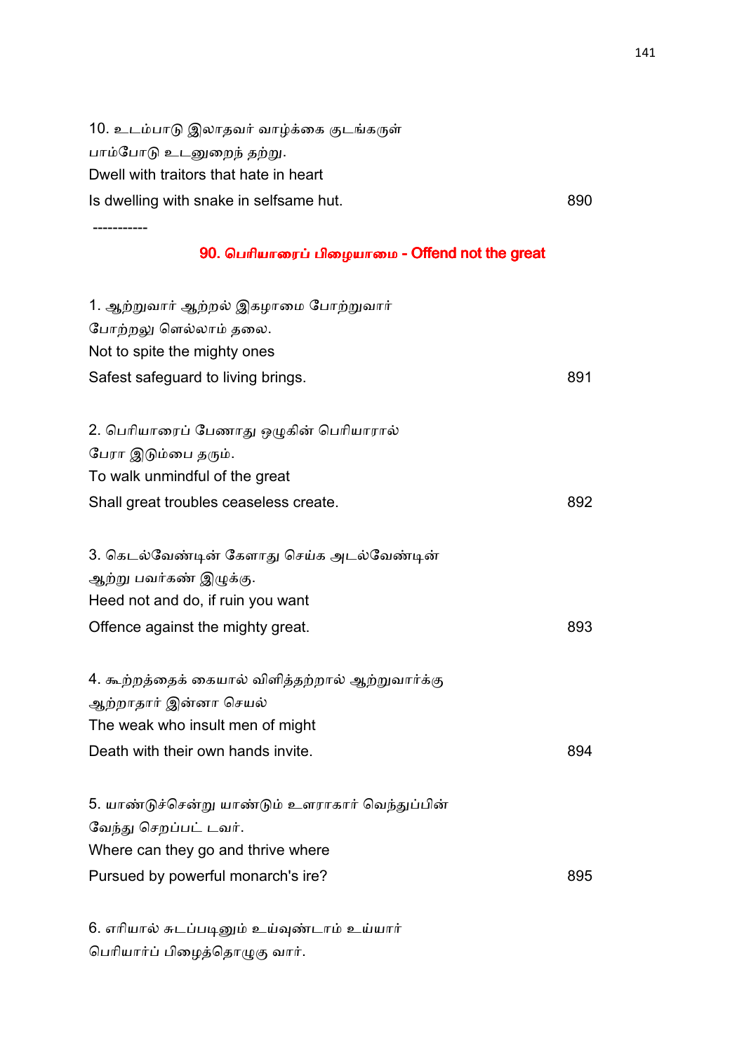10. உடம்பாடு இலாதவர் வாழ்க்கை குடங்கருள்
பாம்போடு உடனுறைந் தற்று.
Dwell with traitors that hate in heart
Is dwelling with snake in selfsame hut. 890

-----------

## 90. பெரியாரைப் பிழையாமை - Offend not the great

1. ஆற்றுவார் ஆற்றல் இகழாமை போற்றுவார்
போற்றலு ளெல்லாம் தலை.
Not to spite the mighty ones
Safest safeguard to living brings. 891

2. பெரியாரைப் பேணாது ஒழுகின் பெரியாரால்
பேரா இடும்பை தரும்.
To walk unmindful of the great
Shall great troubles ceaseless create. 892

3. கெடல்வேண்டின் கேளாது செய்க அடல்வேண்டின்
ஆற்று பவர்கண் இழுக்கு.
Heed not and do, if ruin you want
Offence against the mighty great. 893

4. கூற்றத்தைக் கையால் விளித்தற்றால் ஆற்றுவார்க்கு
ஆற்றாதார் இன்னா செயல்
The weak who insult men of might
Death with their own hands invite. 894

5. யாண்டுச்சென்று யாண்டும் உளராகார் வெந்துப்பின்
வேந்து செறப்பட் டவர்.
Where can they go and thrive where
Pursued by powerful monarch's ire? 895

6. எரியால் சுடப்படினும் உய்வுண்டாம் உய்யார்
பெரியார்ப் பிழைத்தொழுகு வார்.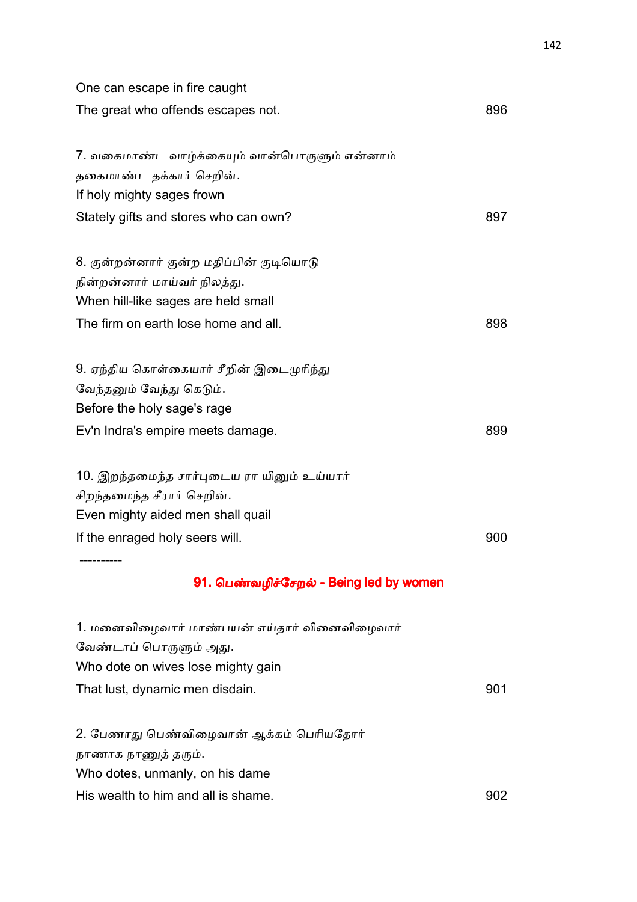One can escape in fire caught
The great who offends escapes not. 896

7. வகைமாண்ட வாழ்க்கையும் வான்பொருளும் என்னாம்
தகைமாண்ட தக்கார் செறின்.
If holy mighty sages frown
Stately gifts and stores who can own? 897

8. குன்றன்னார் குன்ற மதிப்பின் குடியொடு
நின்றன்னார் மாய்வர் நிலத்து.
When hill-like sages are held small
The firm on earth lose home and all. 898

9. ஏந்திய கொள்கையார் சீறின் இடைமுரிந்து
வேந்தனும் வேந்து கெடும்.
Before the holy sage's rage
Ev'n Indra's empire meets damage. 899

10. இறந்தமைந்த சார்புடைய ரா யினும் உய்யார்
சிறந்தமைந்த சீரார் செறின்.
Even mighty aided men shall quail
If the enraged holy seers will. 900

----------

## 91. பெண்வழிச்சேறல் - Being led by women

1. மனைவிழைவார் மாண்பயன் எய்தார் வினைவிழைவார்
வேண்டாப் பொருளும் அது.
Who dote on wives lose mighty gain
That lust, dynamic men disdain. 901

2. பேணாது பெண்விழைவான் ஆக்கம் பெரியதோர்
நாணாக நாணுத் தரும்.
Who dotes, unmanly, on his dame
His wealth to him and all is shame. 902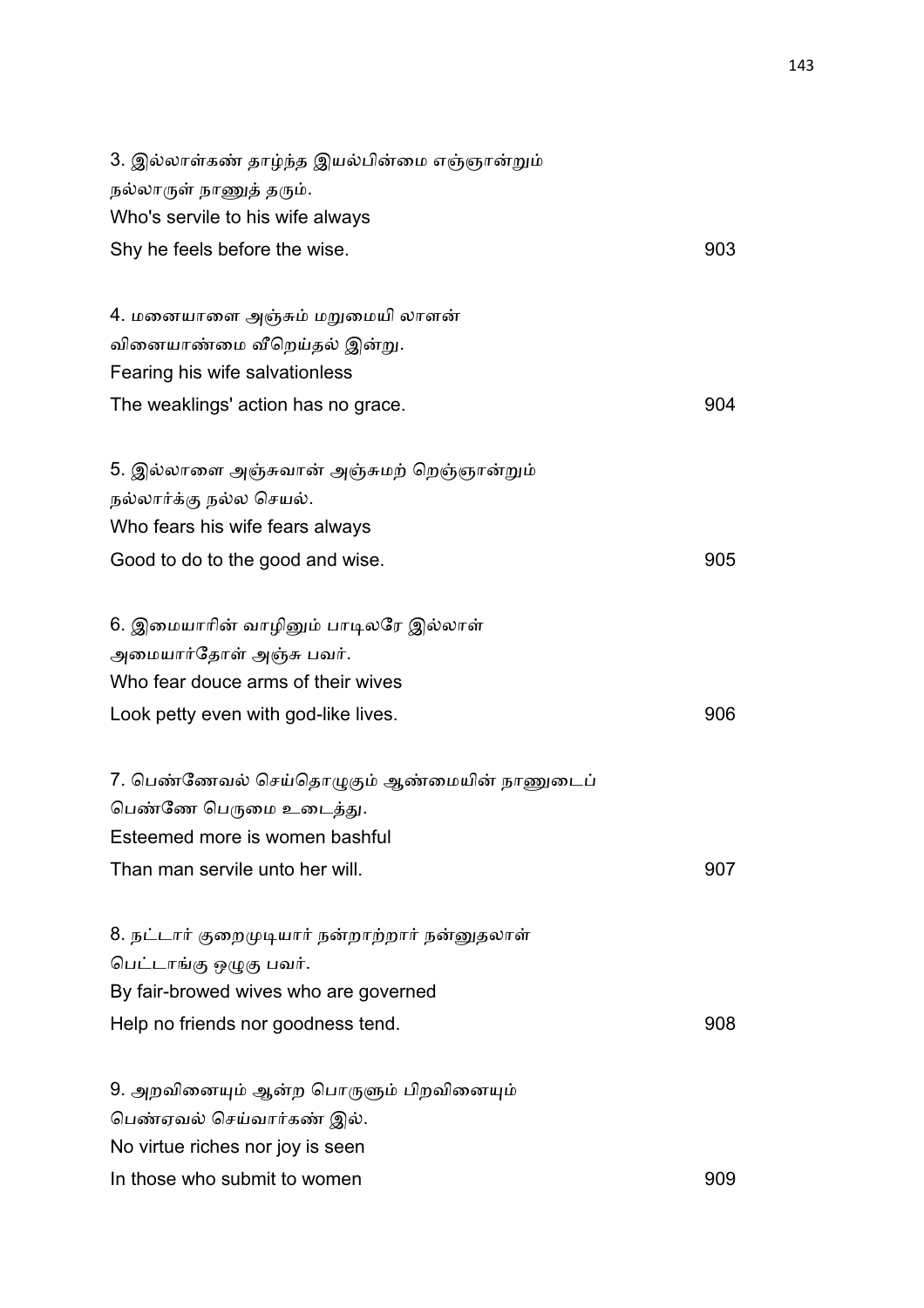3. இல்லாள்கண் தாழ்ந்த இயல்பின்மை எஞ்ஞான்றும்
நல்லாருள் நாணுத் தரும்.
Who's servile to his wife always
Shy he feels before the wise. 903

4. மனையாளை அஞ்சும் மறுமையி லாளன்
வினையாண்மை வீறெய்தல் இன்று.
Fearing his wife salvationless
The weaklings' action has no grace. 904

5. இல்லாளை அஞ்சுவான் அஞ்சுமற் றெஞ்ஞான்றும்
நல்லார்க்கு நல்ல செயல்.
Who fears his wife fears always
Good to do to the good and wise. 905

6. இமையாரின் வாழினும் பாடிலரே இல்லாள்
அமையார்தோள் அஞ்சு பவர்.
Who fear douce arms of their wives
Look petty even with god-like lives. 906

7. பெண்ணேவல் செய்தொழுகும் ஆண்மையின் நாணுடைப்
பெண்ணே பெருமை உடைத்து.
Esteemed more is women bashful
Than man servile unto her will. 907

8. நட்டார் குறைமுடியார் நன்றாற்றார் நன்னுதலாள்
பெட்டாங்கு ஒழுகு பவர்.
By fair-browed wives who are governed
Help no friends nor goodness tend. 908

9. அறவினையும் ஆன்ற பொருளும் பிறவினையும்
பெண்ஏவல் செய்வார்கண் இல்.
No virtue riches nor joy is seen
In those who submit to women 909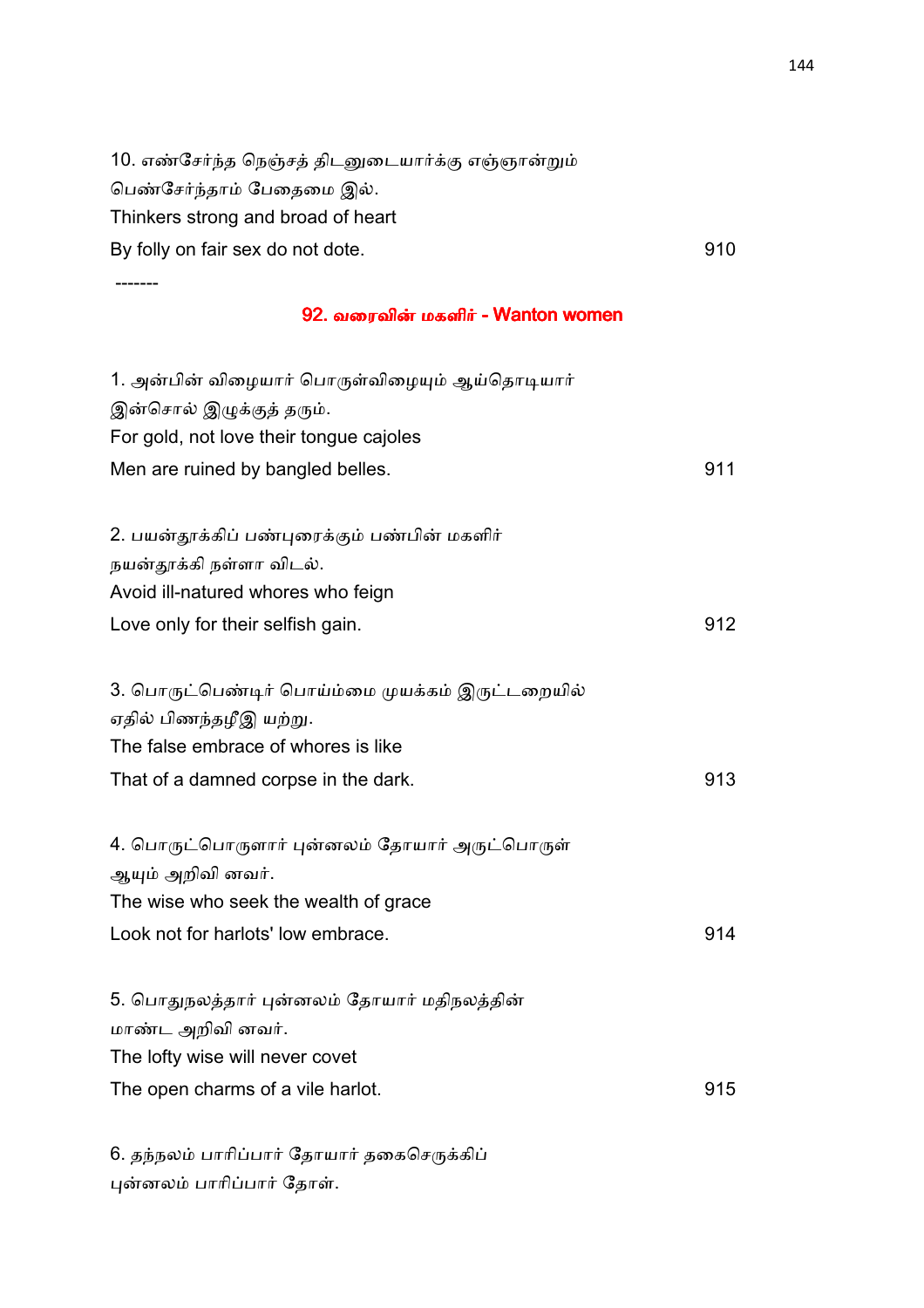10. எண்சேர்ந்த நெஞ்சத் திடனுடையார்க்கு எஞ்ஞான்றும்
பெண்சேர்ந்தாம் பேதைமை இல்.
Thinkers strong and broad of heart
By folly on fair sex do not dote. 910

-------

## 92. வரைவின் மகளிர் - Wanton women

1. அன்பின் விழையார் பொருள்விழையும் ஆய்தொடியார்
இன்சொல் இழுக்குத் தரும்.
For gold, not love their tongue cajoles
Men are ruined by bangled belles. 911

2. பயன்தூக்கிப் பண்புரைக்கும் பண்பின் மகளிர்
நயன்தூக்கி நள்ளா விடல்.
Avoid ill-natured whores who feign
Love only for their selfish gain. 912

3. பொருட்பெண்டிர் பொய்ம்மை முயக்கம் இருட்டறையில்
ஏதில் பிணந்தழீஇ யற்று.
The false embrace of whores is like
That of a damned corpse in the dark. 913

4. பொருட்பொருளார் புன்னலம் தோயார் அருட்பொருள்
ஆயும் அறிவி னவர்.
The wise who seek the wealth of grace
Look not for harlots' low embrace. 914

5. பொதுநலத்தார் புன்னலம் தோயார் மதிநலத்தின்
மாண்ட அறிவி னவர்.
The lofty wise will never covet
The open charms of a vile harlot. 915

6. தந்நலம் பாரிப்பார் தோயார் தகைசெருக்கிப்
புன்னலம் பாரிப்பார் தோள்.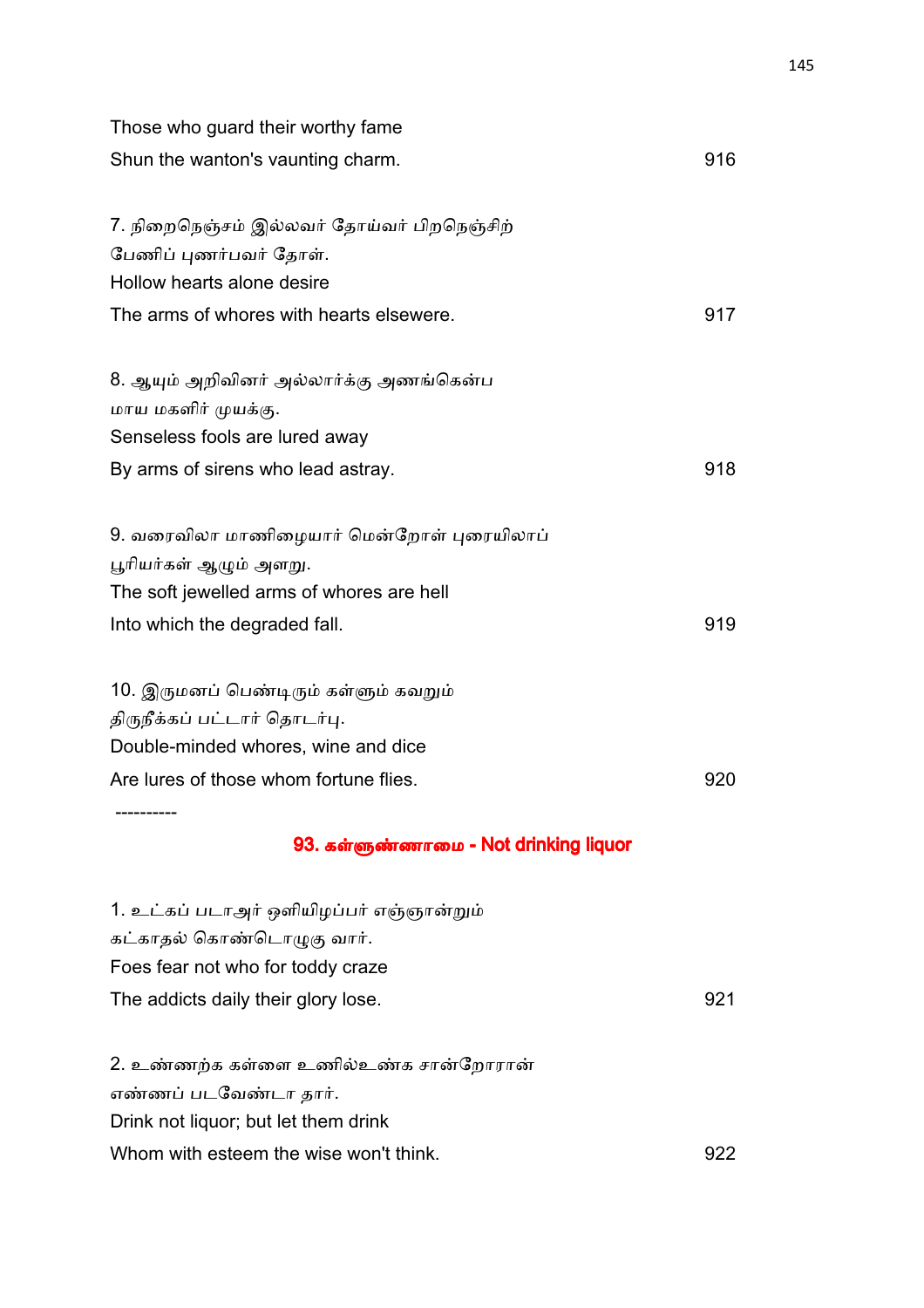Those who guard their worthy fame  
Shun the wanton's vaunting charm. 916

7. நிறைநெஞ்சம் இல்லவர் தோய்வர் பிறநெஞ்சிற்  
பேணிப் புணர்பவர் தோள்.  
Hollow hearts alone desire  
The arms of whores with hearts elsewere. 917

8. ஆயும் அறிவினர் அல்லார்க்கு அணங்கென்ப  
மாய மகளிர் முயக்கு.  
Senseless fools are lured away  
By arms of sirens who lead astray. 918

9. வரைவிலா மாணிழையார் மென்றோள் புரையிலாப்  
பூரியர்கள் ஆழும் அளறு.  
The soft jewelled arms of whores are hell  
Into which the degraded fall. 919

10. இருமனப் பெண்டிரும் கள்ளும் கவறும்  
திருநீக்கப் பட்டார் தொடர்பு.  
Double-minded whores, wine and dice  
Are lures of those whom fortune flies. 920

----------

## 93. கள்ளுண்ணாமை - Not drinking liquor

1. உட்கப் படாஅர் ஒளியிழப்பர் எஞ்ஞான்றும்  
கட்காதல் கொண்டொழுகு வார்.  
Foes fear not who for toddy craze  
The addicts daily their glory lose. 921

2. உண்ணற்க கள்ளை உணில்உண்க சான்றோரான்  
எண்ணப் படவேண்டா தார்.  
Drink not liquor; but let them drink  
Whom with esteem the wise won't think. 922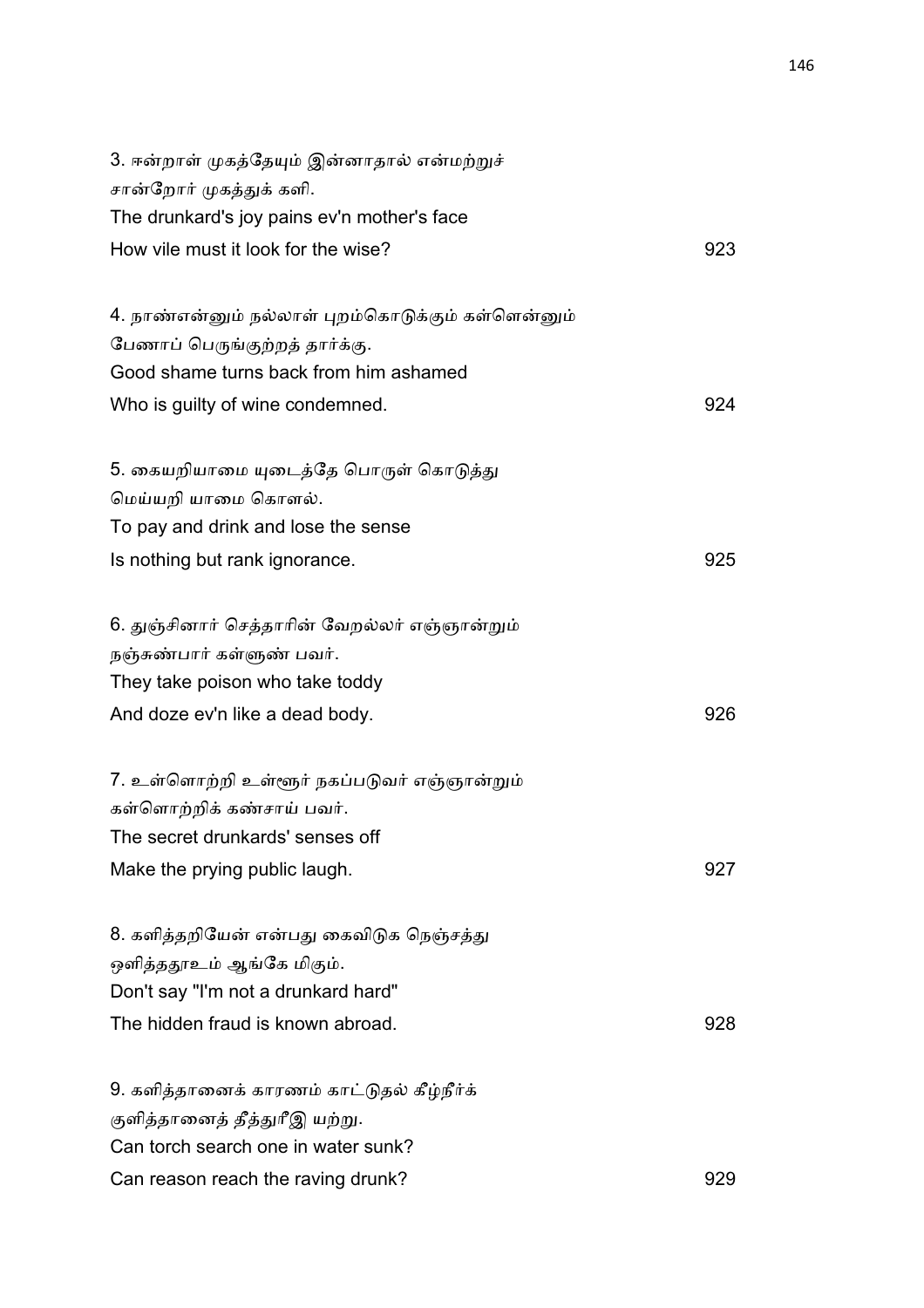3. ஈன்றாள் முகத்தேயும் இன்னாதால் என்மற்றுச்
சான்றோர் முகத்துக் களி.
The drunkard's joy pains ev'n mother's face
How vile must it look for the wise? 923

4. நாண்என்னும் நல்லாள் புறம்கொடுக்கும் கள்ளென்னும்
பேணாப் பெருங்குற்றத் தார்க்கு.
Good shame turns back from him ashamed
Who is guilty of wine condemned. 924

5. கையறியாமை யுடைத்தே பொருள் கொடுத்து
மெய்யறி யாமை கொளல்.
To pay and drink and lose the sense
Is nothing but rank ignorance. 925

6. துஞ்சினார் செத்தாரின் வேறல்லர் எஞ்ஞான்றும்
நஞ்சுண்பார் கள்ளுண் பவர்.
They take poison who take toddy
And doze ev'n like a dead body. 926

7. உள்ளொற்றி உள்ளூர் நகப்படுவர் எஞ்ஞான்றும்
கள்ளொற்றிக் கண்சாய் பவர்.
The secret drunkards' senses off
Make the prying public laugh. 927

8. களித்தறியேன் என்பது கைவிடுக நெஞ்சத்து
ஒளித்ததூஉம் ஆங்கே மிகும்.
Don't say "I'm not a drunkard hard"
The hidden fraud is known abroad. 928

9. களித்தானைக் காரணம் காட்டுதல் கீழ்நீர்க்
குளித்தானைத் தீத்துரீஇ யற்று.
Can torch search one in water sunk?
Can reason reach the raving drunk? 929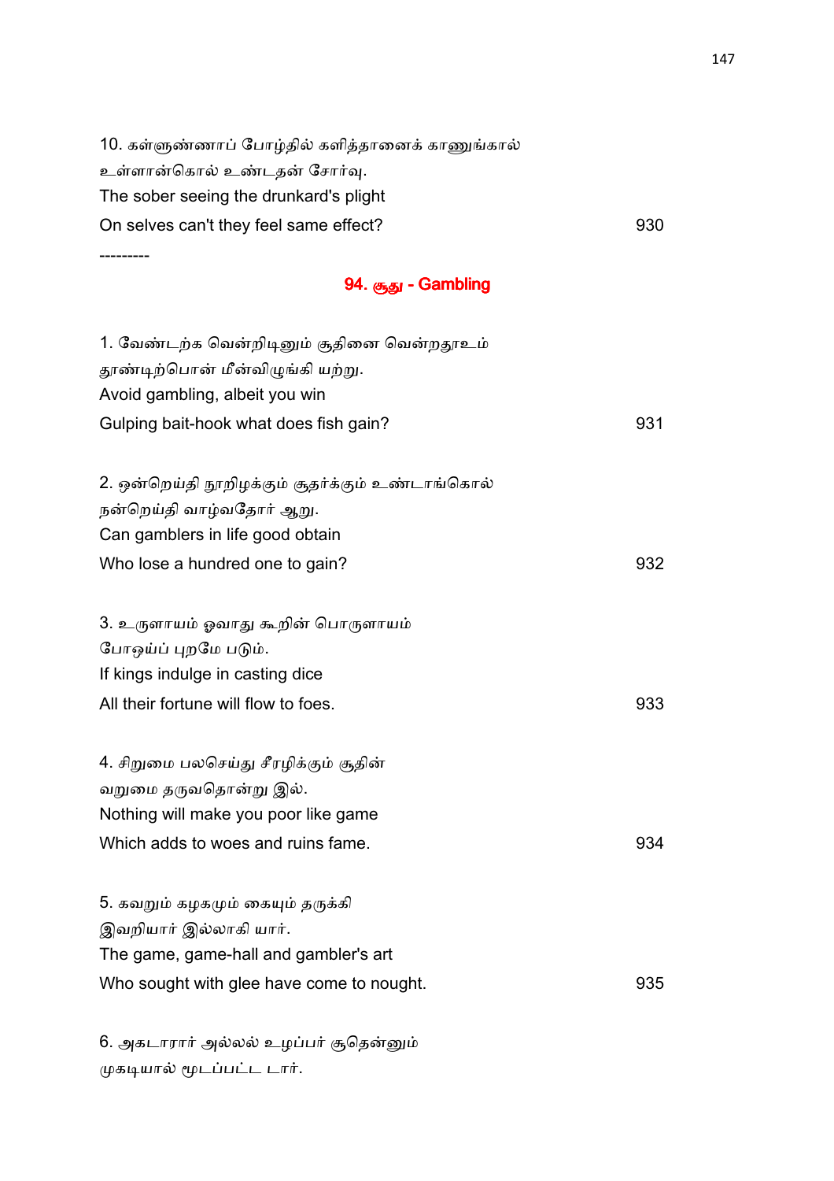10. கள்ளுண்ணாப் போழ்தில் களித்தானைக் காணுங்கால்
உள்ளான்கொல் உண்டதன் சோர்வு.
The sober seeing the drunkard's plight
On selves can't they feel same effect? 930

---------

## 94. சூது - Gambling

1. வேண்டற்க வென்றிடினும் சூதினை வென்றதூஉம்
தூண்டிற்பொன் மீன்விழுங்கி யற்று.
Avoid gambling, albeit you win
Gulping bait-hook what does fish gain? 931

2. ஒன்றெய்தி நூறிழக்கும் சூதர்க்கும் உண்டாங்கொல்
நன்றெய்தி வாழ்வதோர் ஆறு.
Can gamblers in life good obtain
Who lose a hundred one to gain? 932

3. உருளாயம் ஓவாது கூறின் பொருளாயம்
போஒய்ப் புறமே படும்.
If kings indulge in casting dice
All their fortune will flow to foes. 933

4. சிறுமை பலசெய்து சீரழிக்கும் சூதின்
வறுமை தருவதொன்று இல்.
Nothing will make you poor like game
Which adds to woes and ruins fame. 934

5. கவறும் கழகமும் கையும் தருக்கி
இவறியார் இல்லாகி யார்.
The game, game-hall and gambler's art
Who sought with glee have come to nought. 935

6. அகடாரார் அல்லல் உழப்பர் சூதென்னும்
முகடியால் மூடப்பட்ட டார்.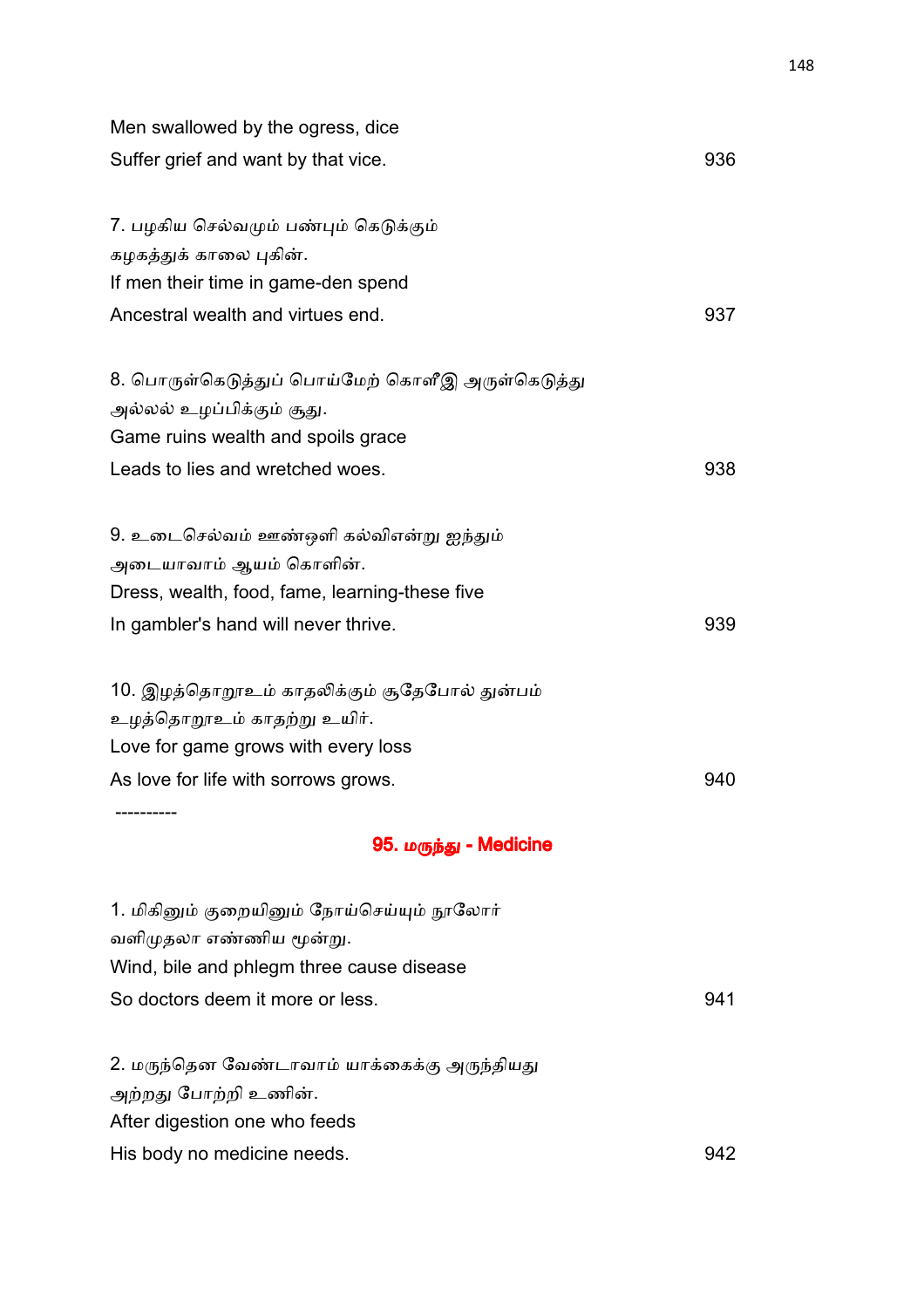Men swallowed by the ogress, dice
Suffer grief and want by that vice. 936

7. பழகிய செல்வமும் பண்பும் கெடுக்கும்
கழகத்துக் காலை புகின்.
If men their time in game-den spend
Ancestral wealth and virtues end. 937

8. பொருள்கெடுத்துப் பொய்மேற் கொளீஇ அருள்கெடுத்து
அல்லல் உழப்பிக்கும் சூது.
Game ruins wealth and spoils grace
Leads to lies and wretched woes. 938

9. உடைசெல்வம் ஊண்ஒளி கல்விஎன்று ஐந்தும்
அடையாவாம் ஆயம் கொளின்.
Dress, wealth, food, fame, learning-these five
In gambler's hand will never thrive. 939

10. இழத்தொறூஉம் காதலிக்கும் சூதேபோல் துன்பம்
உழத்தொறூஉம் காதற்று உயிர்.
Love for game grows with every loss
As love for life with sorrows grows. 940

----------

## 95. மருந்து - Medicine

1. மிகினும் குறையினும் நோய்செய்யும் நூலோர்
வளிமுதலா எண்ணிய மூன்று.
Wind, bile and phlegm three cause disease
So doctors deem it more or less. 941

2. மருந்தென வேண்டாவாம் யாக்கைக்கு அருந்தியது
அற்றது போற்றி உணின்.
After digestion one who feeds
His body no medicine needs. 942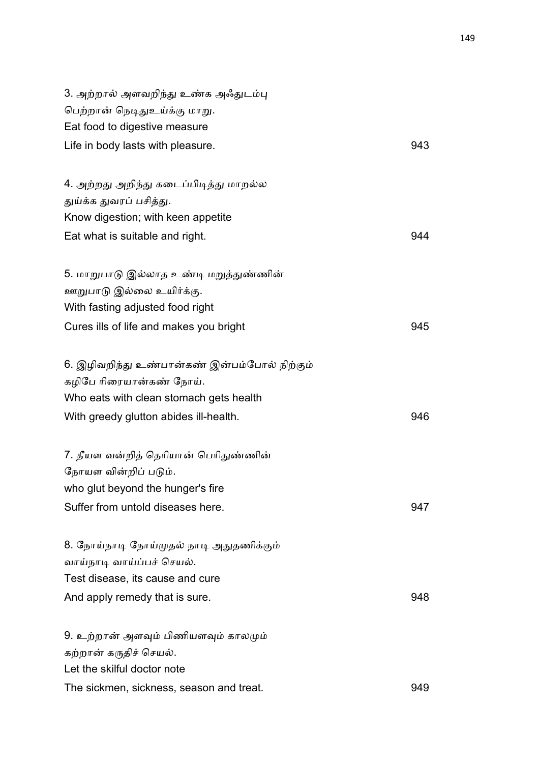3. அற்றால் அளவறிந்து உண்க அஃதுடம்பு
பெற்றான் நெடிதுஉய்க்கு மாறு.
Eat food to digestive measure
Life in body lasts with pleasure. 943

4. அற்றது அறிந்து கடைப்பிடித்து மாறல்ல
துய்க்க துவரப் பசித்து.
Know digestion; with keen appetite
Eat what is suitable and right. 944

5. மாறுபாடு இல்லாத உண்டி மறுத்துண்ணின்
ஊறுபாடு இல்லை உயிர்க்கு.
With fasting adjusted food right
Cures ills of life and makes you bright 945

6. இழிவறிந்து உண்பான்கண் இன்பம்போல் நிற்கும்
கழிபே ரிரையான்கண் நோய்.
Who eats with clean stomach gets health
With greedy glutton abides ill-health. 946

7. தீயள வன்றித் தெரியான் பெரிதுண்ணின்
நோயள வின்றிப் படும்.
who glut beyond the hunger's fire
Suffer from untold diseases here. 947

8. நோய்நாடி நோய்முதல் நாடி அதுதணிக்கும்
வாய்நாடி வாய்ப்பச் செயல்.
Test disease, its cause and cure
And apply remedy that is sure. 948

9. உற்றான் அளவும் பிணியளவும் காலமும்
கற்றான் கருதிச் செயல்.
Let the skilful doctor note
The sickmen, sickness, season and treat. 949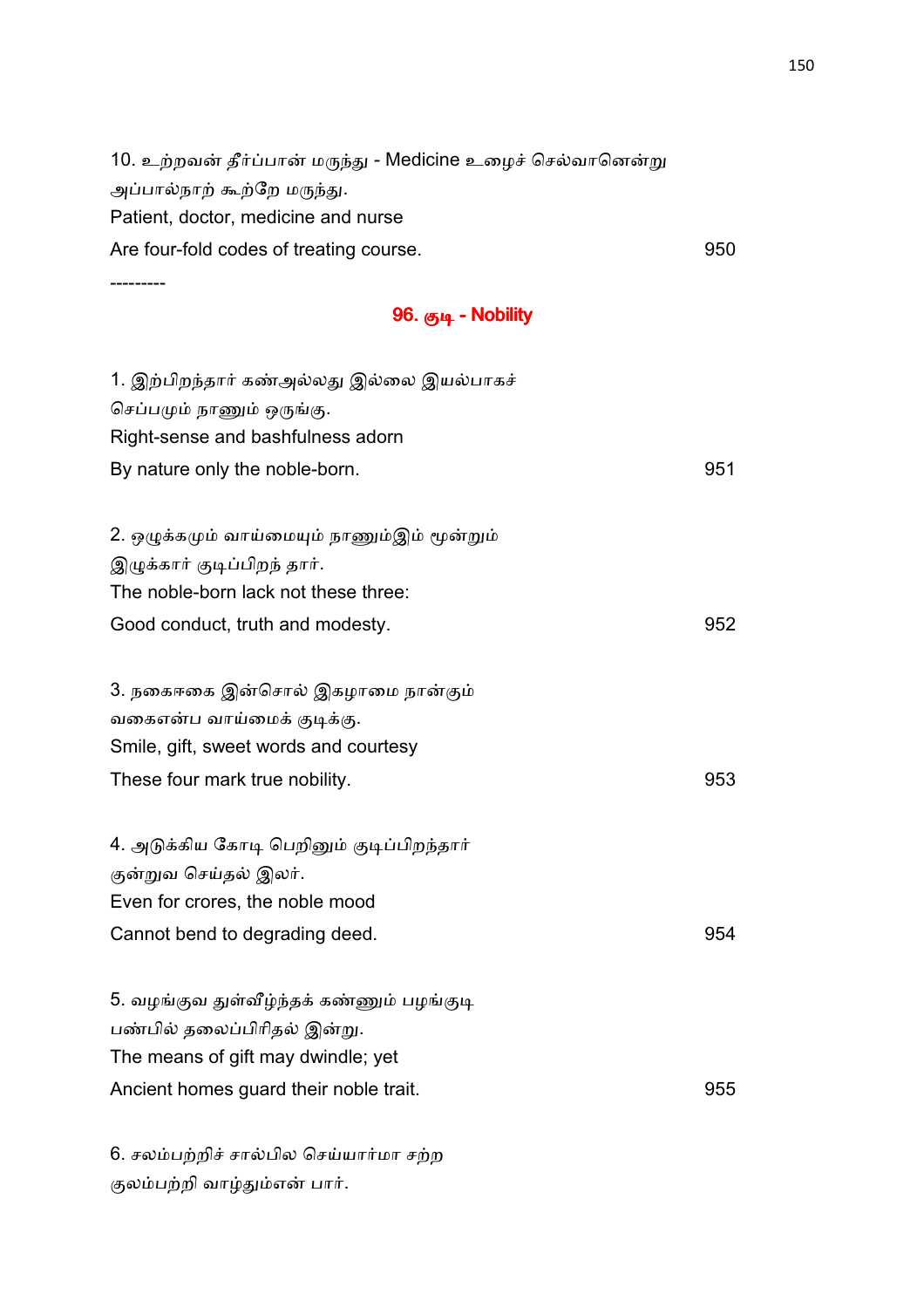10. உற்றவன் தீர்ப்பான் மருந்து - Medicine உழைச் செல்வானென்று
அப்பால்நாற் கூற்றே மருந்து.
Patient, doctor, medicine and nurse
Are four-fold codes of treating course. 950

---------

## 96. குடி - Nobility

1. இற்பிறந்தார் கண்அல்லது இல்லை இயல்பாகச்
செப்பமும் நாணும் ஒருங்கு.
Right-sense and bashfulness adorn
By nature only the noble-born. 951

2. ஒழுக்கமும் வாய்மையும் நாணும்இம் மூன்றும்
இழுக்கார் குடிப்பிறந் தார்.
The noble-born lack not these three:
Good conduct, truth and modesty. 952

3. நகைஈகை இன்சொல் இகழாமை நான்கும்
வகைஎன்ப வாய்மைக் குடிக்கு.
Smile, gift, sweet words and courtesy
These four mark true nobility. 953

4. அடுக்கிய கோடி பெறினும் குடிப்பிறந்தார்
குன்றுவ செய்தல் இலர்.
Even for crores, the noble mood
Cannot bend to degrading deed. 954

5. வழங்குவ துள்வீழ்ந்தக் கண்ணும் பழங்குடி
பண்பில் தலைப்பிரிதல் இன்று.
The means of gift may dwindle; yet
Ancient homes guard their noble trait. 955

6. சலம்பற்றிச் சால்பில செய்யார்மா சற்ற
குலம்பற்றி வாழ்தும்என் பார்.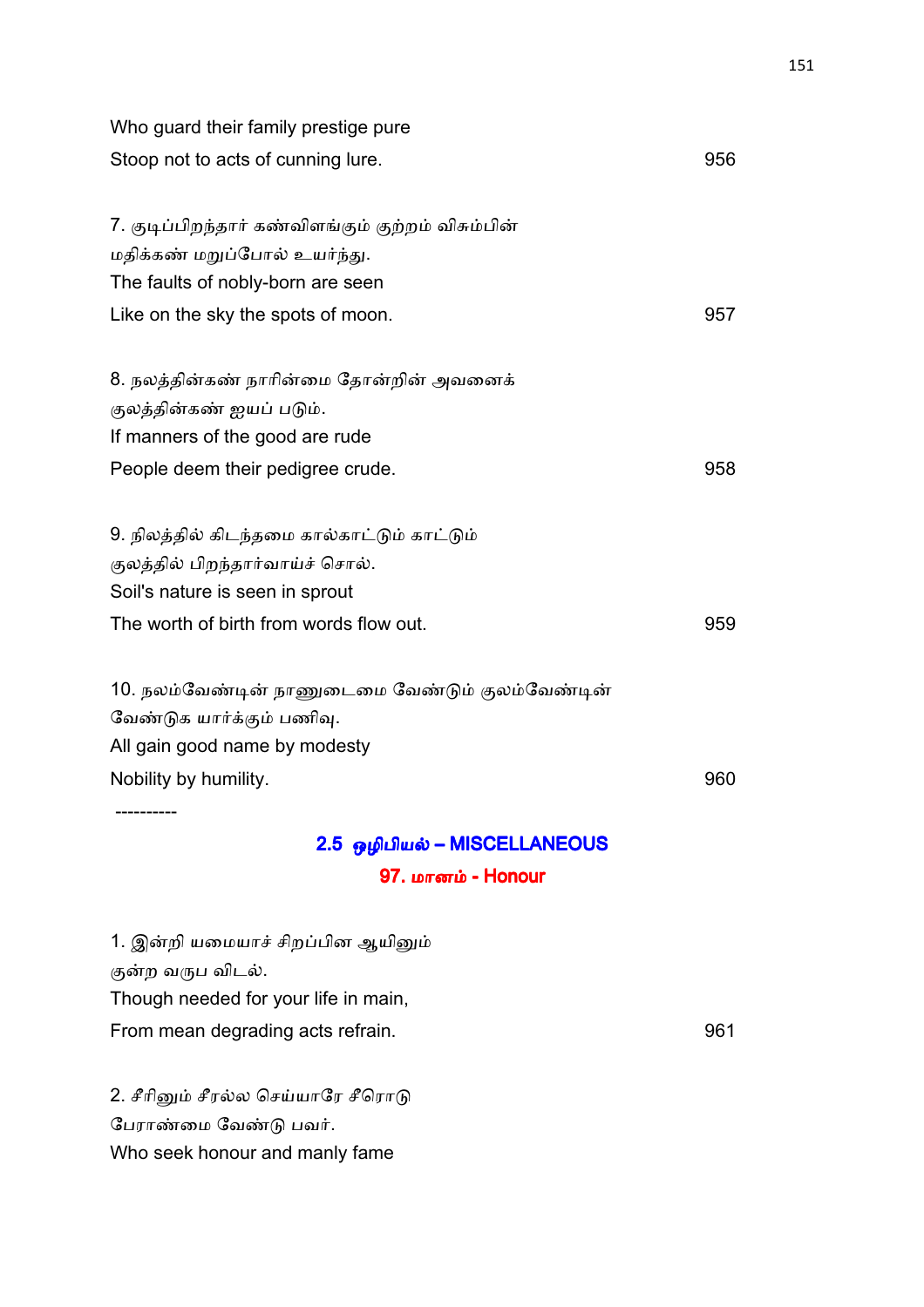Who guard their family prestige pure
Stoop not to acts of cunning lure. 956

7. குடிப்பிறந்தார் கண்விளங்கும் குற்றம் விசும்பின்
மதிக்கண் மறுப்போல் உயர்ந்து.
The faults of nobly-born are seen
Like on the sky the spots of moon. 957

8. நலத்தின்கண் நாரின்மை தோன்றின் அவனைக்
குலத்தின்கண் ஐயப் படும்.
If manners of the good are rude
People deem their pedigree crude. 958

9. நிலத்தில் கிடந்தமை கால்காட்டும் காட்டும்
குலத்தில் பிறந்தார்வாய்ச் சொல்.
Soil's nature is seen in sprout
The worth of birth from words flow out. 959

10. நலம்வேண்டின் நாணுடைமை வேண்டும் குலம்வேண்டின்
வேண்டுக யார்க்கும் பணிவு.
All gain good name by modesty
Nobility by humility. 960

----------

## 2.5 ஒழிபியல் – MISCELLANEOUS

### 97. மானம் - Honour

1. இன்றி யமையாச் சிறப்பின ஆயினும்
குன்ற வருப விடல்.
Though needed for your life in main,
From mean degrading acts refrain. 961

2. சீரினும் சீரல்ல செய்யாரே சீரொடு
பேராண்மை வேண்டு பவர்.
Who seek honour and manly fame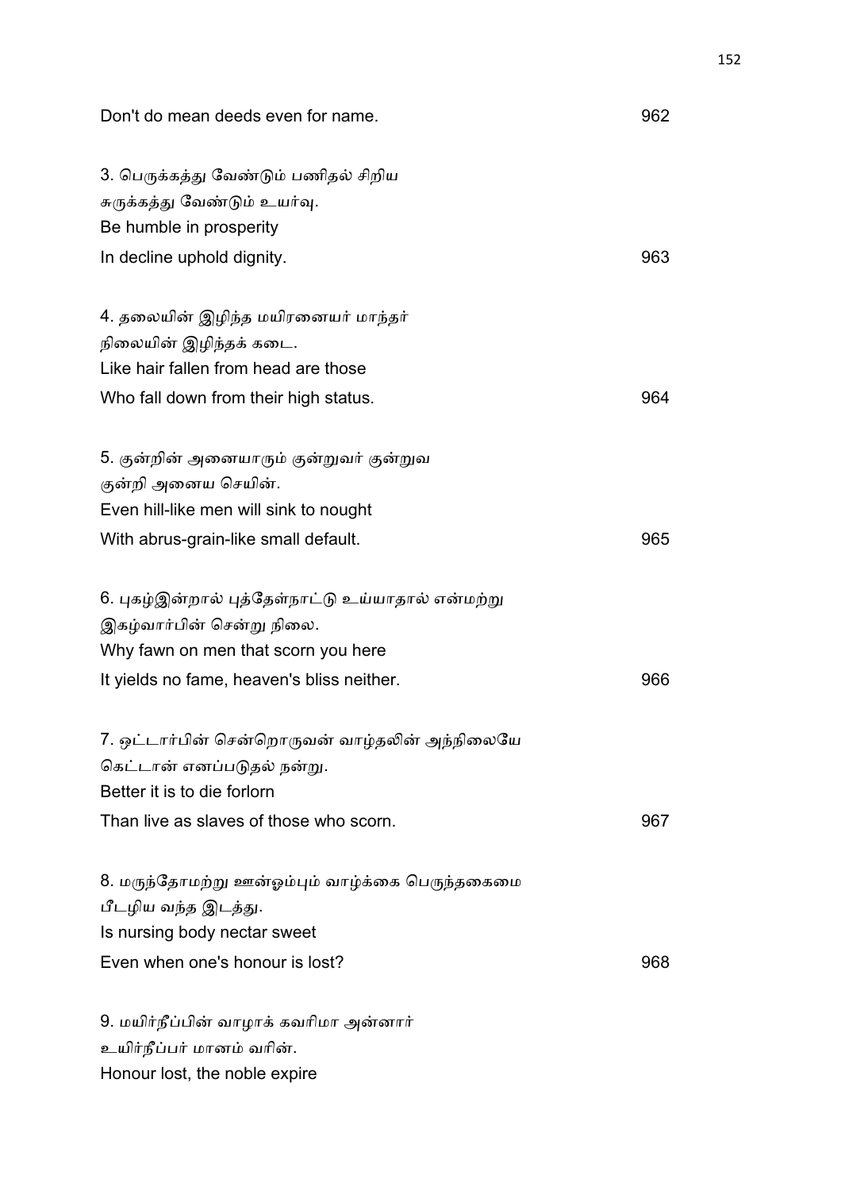Don't do mean deeds even for name. 962

3. பெருக்கத்து வேண்டும் பணிதல் சிறிய
சுருக்கத்து வேண்டும் உயர்வு.
Be humble in prosperity
In decline uphold dignity. 963

4. தலையின் இழிந்த மயிரனையர் மாந்தர்
நிலையின் இழிந்தக் கடை.
Like hair fallen from head are those
Who fall down from their high status. 964

5. குன்றின் அனையாரும் குன்றுவர் குன்றுவ
குன்றி அனைய செயின்.
Even hill-like men will sink to nought
With abrus-grain-like small default. 965

6. புகழ்இன்றால் புத்தேள்நாட்டு உய்யாதால் என்மற்று
இகழ்வார்பின் சென்று நிலை.
Why fawn on men that scorn you here
It yields no fame, heaven's bliss neither. 966

7. ஒட்டார்பின் சென்றொருவன் வாழ்தலின் அந்நிலையே
கெட்டான் எனப்படுதல் நன்று.
Better it is to die forlorn
Than live as slaves of those who scorn. 967

8. மருந்தோமற்று ஊன்ஓம்பும் வாழ்க்கை பெருந்தகைமை
பீடழிய வந்த இடத்து.
Is nursing body nectar sweet
Even when one's honour is lost? 968

9. மயிர்நீப்பின் வாழாக் கவரிமா அன்னார்
உயிர்நீப்பர் மானம் வரின்.
Honour lost, the noble expire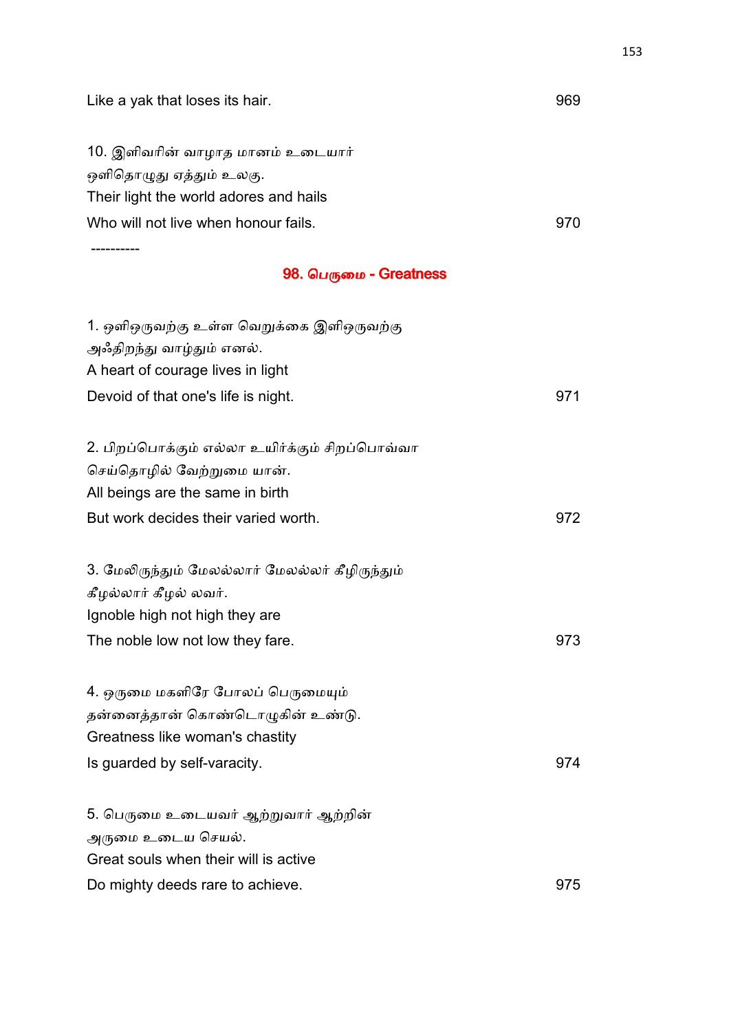Like a yak that loses its hair. 969

10. இளிவரின் வாழாத மானம் உடையார்
ஒளிதொழுது ஏத்தும் உலகு.
Their light the world adores and hails
Who will not live when honour fails. 970

----------

## 98. பெருமை - Greatness

1. ஒளிஒருவற்கு உள்ள வெறுக்கை இளிஒருவற்கு
அஃதிறந்து வாழ்தும் எனல்.
A heart of courage lives in light
Devoid of that one's life is night. 971

2. பிறப்பொக்கும் எல்லா உயிர்க்கும் சிறப்பொவ்வா
செய்தொழில் வேற்றுமை யான்.
All beings are the same in birth
But work decides their varied worth. 972

3. மேலிருந்தும் மேலல்லார் மேலல்லர் கீழிருந்தும்
கீழல்லார் கீழல் லவர்.
Ignoble high not high they are
The noble low not low they fare. 973

4. ஒருமை மகளிரே போலப் பெருமையும்
தன்னைத்தான் கொண்டொழுகின் உண்டு.
Greatness like woman's chastity
Is guarded by self-varacity. 974

5. பெருமை உடையவர் ஆற்றுவார் ஆற்றின்
அருமை உடைய செயல்.
Great souls when their will is active
Do mighty deeds rare to achieve. 975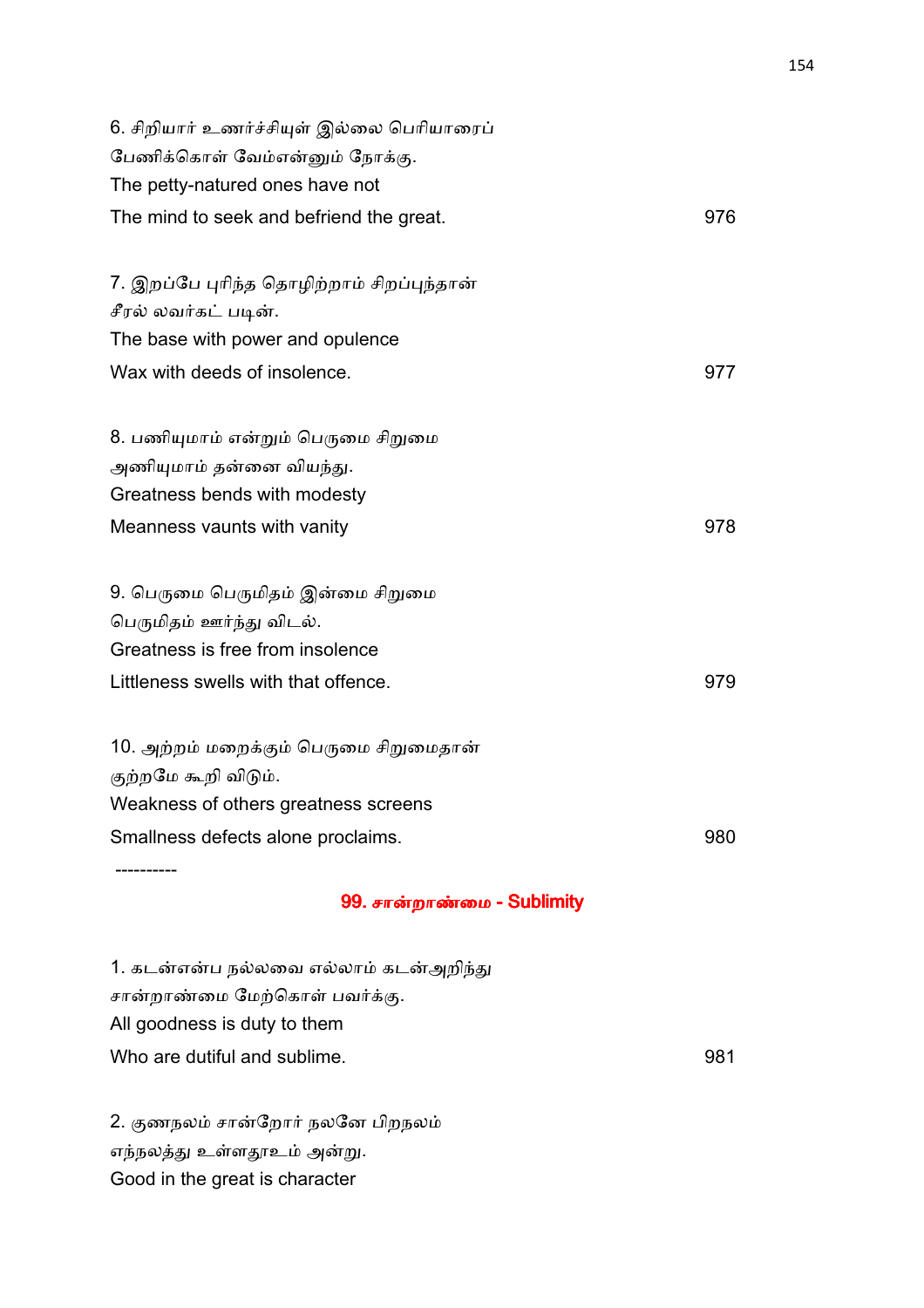6. சிறியார் உணர்ச்சியுள் இல்லை பெரியாரைப்
பேணிக்கொள் வேம்என்னும் நோக்கு.
The petty-natured ones have not
The mind to seek and befriend the great. 976

7. இறப்பே புரிந்த தொழிற்றாம் சிறப்புந்தான்
சீரல் லவர்கட் படின்.
The base with power and opulence
Wax with deeds of insolence. 977

8. பணியுமாம் என்றும் பெருமை சிறுமை
அணியுமாம் தன்னை வியந்து.
Greatness bends with modesty
Meanness vaunts with vanity 978

9. பெருமை பெருமிதம் இன்மை சிறுமை
பெருமிதம் ஊர்ந்து விடல்.
Greatness is free from insolence
Littleness swells with that offence. 979

10. அற்றம் மறைக்கும் பெருமை சிறுமைதான்
குற்றமே கூறி விடும்.
Weakness of others greatness screens
Smallness defects alone proclaims. 980

----------

## 99. சான்றாண்மை - Sublimity

1. கடன்என்ப நல்லவை எல்லாம் கடன்அறிந்து
சான்றாண்மை மேற்கொள் பவர்க்கு.
All goodness is duty to them
Who are dutiful and sublime. 981

2. குணநலம் சான்றோர் நலனே பிறநலம்
எந்நலத்து உள்ளதூஉம் அன்று.
Good in the great is character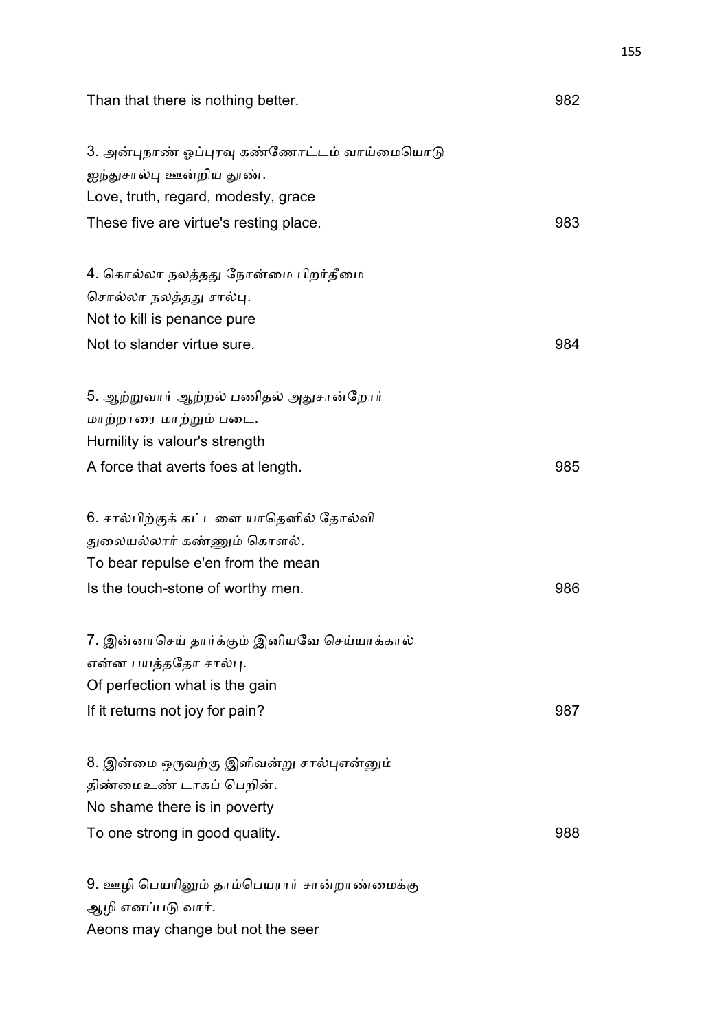Than that there is nothing better. 982

3. அன்புநாண் ஒப்புரவு கண்ணோட்டம் வாய்மையொடு
ஐந்துசால்பு ஊன்றிய தூண்.
Love, truth, regard, modesty, grace
These five are virtue's resting place. 983

4. கொல்லா நலத்தது நோன்மை பிறர்தீமை
சொல்லா நலத்தது சால்பு.
Not to kill is penance pure
Not to slander virtue sure. 984

5. ஆற்றுவார் ஆற்றல் பணிதல் அதுசான்றோர்
மாற்றாரை மாற்றும் படை.
Humility is valour's strength
A force that averts foes at length. 985

6. சால்பிற்குக் கட்டளை யாதெனில் தோல்வி
துலையல்லார் கண்ணும் கொளல்.
To bear repulse e'en from the mean
Is the touch-stone of worthy men. 986

7. இன்னாசெய் தார்க்கும் இனியவே செய்யாக்கால்
என்ன பயத்ததோ சால்பு.
Of perfection what is the gain
If it returns not joy for pain? 987

8. இன்மை ஒருவற்கு இளிவன்று சால்புஎன்னும்
திண்மைஉண் டாகப் பெறின்.
No shame there is in poverty
To one strong in good quality. 988

9. ஊழி பெயரினும் தாம்பெயரார் சான்றாண்மைக்கு
ஆழி எனப்படு வார்.
Aeons may change but not the seer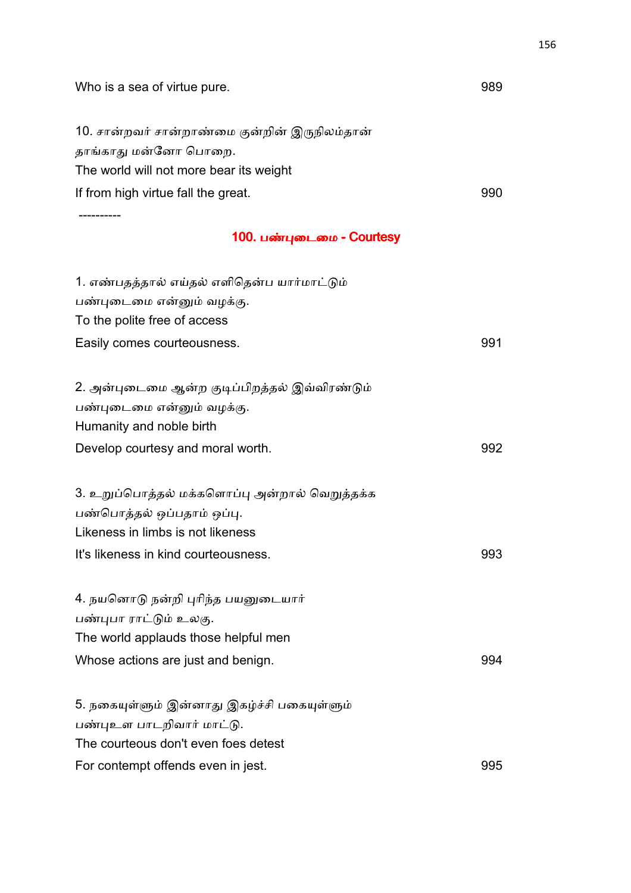Who is a sea of virtue pure. 989

10. சான்றவர் சான்றாண்மை குன்றின் இருநிலம்தான்
தாங்காது மன்னோ பொறை.
The world will not more bear its weight
If from high virtue fall the great. 990

----------

## 100. பண்புடைமை - Courtesy

1. எண்பதத்தால் எய்தல் எளிதென்ப யார்மாட்டும்
பண்புடைமை என்னும் வழக்கு.
To the polite free of access
Easily comes courteousness. 991

2. அன்புடைமை ஆன்ற குடிப்பிறத்தல் இவ்விரண்டும்
பண்புடைமை என்னும் வழக்கு.
Humanity and noble birth
Develop courtesy and moral worth. 992

3. உறுப்பொத்தல் மக்களொப்பு அன்றால் வெறுத்தக்க
பண்பொத்தல் ஒப்பதாம் ஒப்பு.
Likeness in limbs is not likeness
It's likeness in kind courteousness. 993

4. நயனொடு நன்றி புரிந்த பயனுடையார்
பண்புபா ராட்டும் உலகு.
The world applauds those helpful men
Whose actions are just and benign. 994

5. நகையுள்ளும் இன்னாது இகழ்ச்சி பகையுள்ளும்
பண்புஉள பாடறிவார் மாட்டு.
The courteous don't even foes detest
For contempt offends even in jest. 995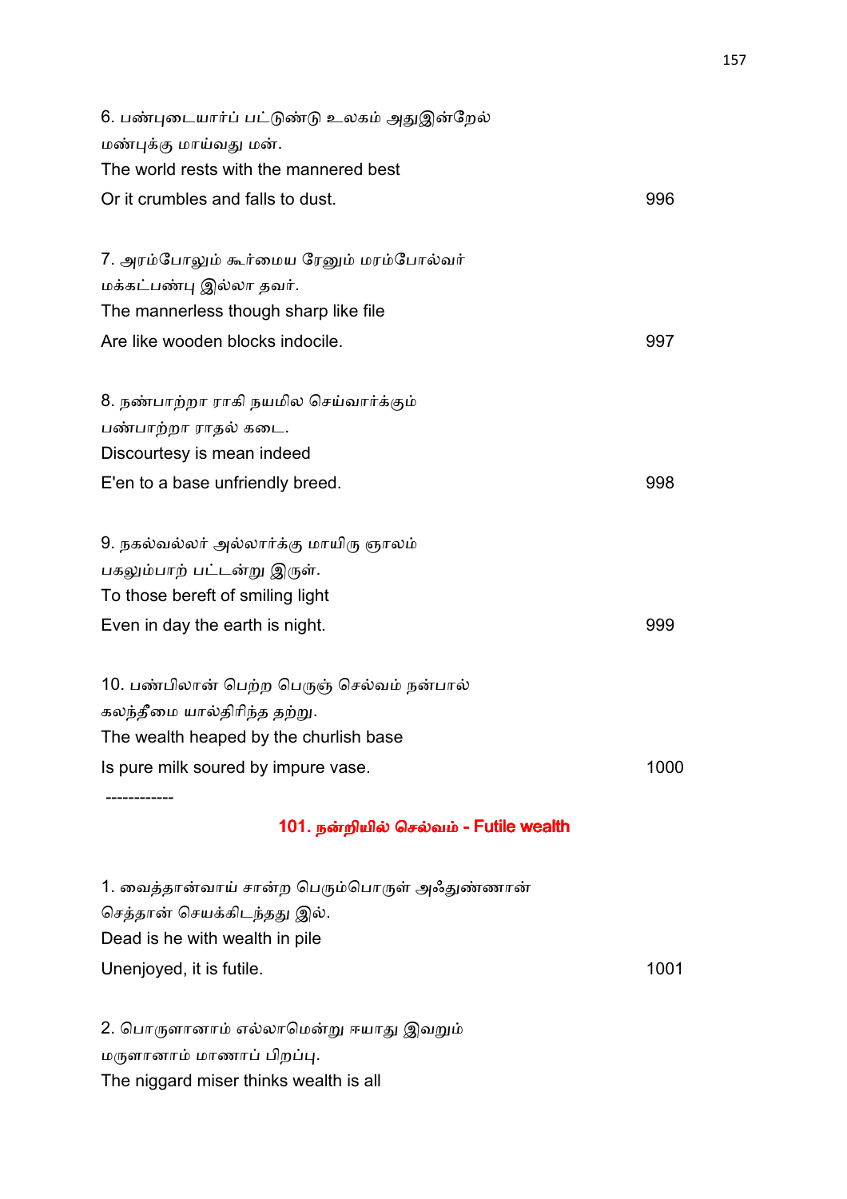6. பண்புடையார்ப் பட்டுண்டு உலகம் அதுஇன்றேல்
மண்புக்கு மாய்வது மன்.
The world rests with the mannered best
Or it crumbles and falls to dust. 996

7. அரம்போலும் கூர்மைய ரேனும் மரம்போல்வர்
மக்கட்பண்பு இல்லா தவர்.
The mannerless though sharp like file
Are like wooden blocks indocile. 997

8. நண்பாற்றா ராகி நயமில செய்வார்க்கும்
பண்பாற்றா ராதல் கடை.
Discourtesy is mean indeed
E'en to a base unfriendly breed. 998

9. நகல்வல்லர் அல்லார்க்கு மாயிரு ஞாலம்
பகலும்பாற் பட்டன்று இருள்.
To those bereft of smiling light
Even in day the earth is night. 999

10. பண்பிலான் பெற்ற பெருஞ் செல்வம் நன்பால்
கலந்தீமை யால்திரிந்த தற்று.
The wealth heaped by the churlish base
Is pure milk soured by impure vase. 1000

------------

## 101. நன்றியில் செல்வம் - Futile wealth

1. வைத்தான்வாய் சான்ற பெரும்பொருள் அஃதுண்ணான்
செத்தான் செயக்கிடந்தது இல்.
Dead is he with wealth in pile
Unenjoyed, it is futile. 1001

2. பொருளானாம் எல்லாமென்று ஈயாது இவறும்
மருளானாம் மாணாப் பிறப்பு.
The niggard miser thinks wealth is all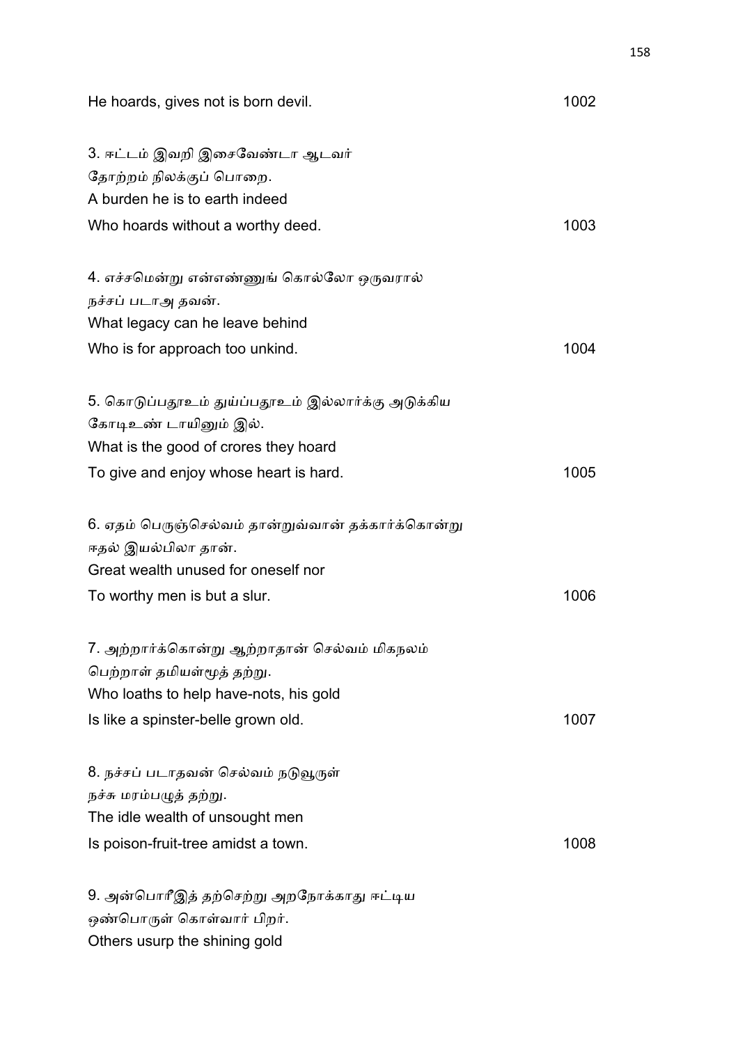He hoards, gives not is born devil. 1002

3. ஈட்டம் இவறி இசைவேண்டா ஆடவர்
தோற்றம் நிலக்குப் பொறை.
A burden he is to earth indeed
Who hoards without a worthy deed. 1003

4. எச்சமென்று என்எண்ணுங் கொல்லோ ஒருவரால்
நச்சப் படாஅ தவன்.
What legacy can he leave behind
Who is for approach too unkind. 1004

5. கொடுப்பதூஉம் துய்ப்பதூஉம் இல்லார்க்கு அடுக்கிய
கோடிஉண் டாயினும் இல்.
What is the good of crores they hoard
To give and enjoy whose heart is hard. 1005

6. ஏதம் பெருஞ்செல்வம் தான்றுவ்வான் தக்கார்க்கொன்று
ஈதல் இயல்பிலா தான்.
Great wealth unused for oneself nor
To worthy men is but a slur. 1006

7. அற்றார்க்கொன்று ஆற்றாதான் செல்வம் மிகநலம்
பெற்றாள் தமியள்மூத் தற்று.
Who loaths to help have-nots, his gold
Is like a spinster-belle grown old. 1007

8. நச்சப் படாதவன் செல்வம் நடுவூருள்
நச்சு மரம்பழுத் தற்று.
The idle wealth of unsought men
Is poison-fruit-tree amidst a town. 1008

9. அன்பொரீஇத் தற்செற்று அறநோக்காது ஈட்டிய
ஒண்பொருள் கொள்வார் பிறர்.
Others usurp the shining gold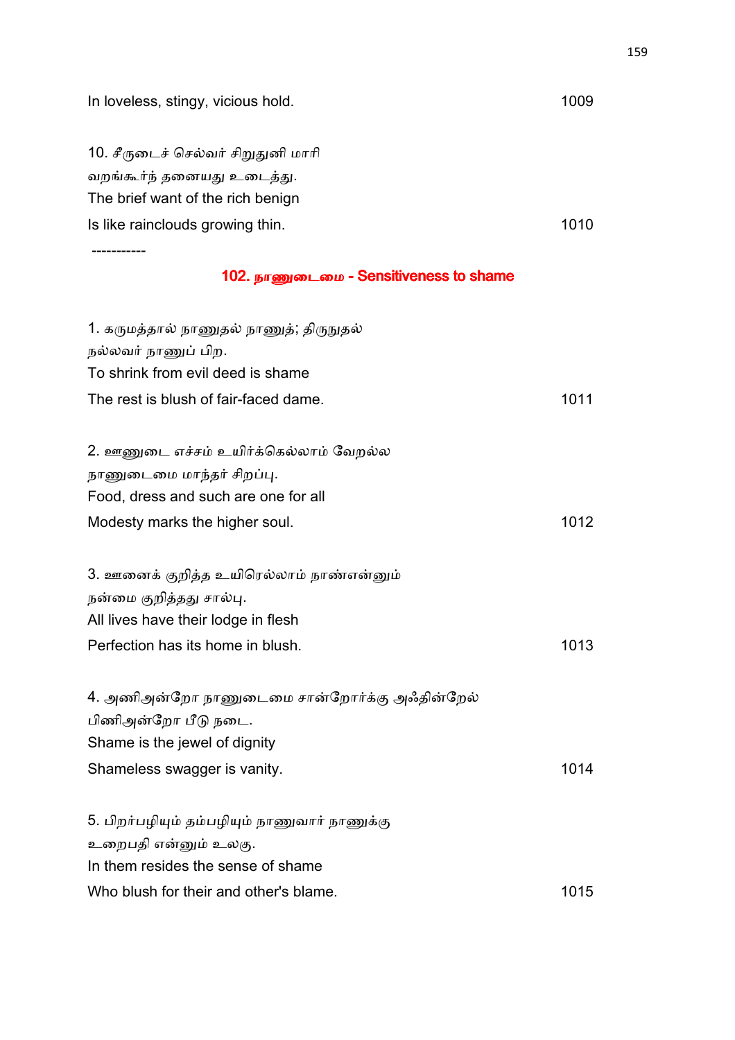In loveless, stingy, vicious hold. 1009

10. சீருடைச் செல்வர் சிறுதுனி மாரி
வறங்கூர்ந் தனையது உடைத்து.
The brief want of the rich benign
Is like rainclouds growing thin. 1010

-----------

## 102. நாணுடைமை - Sensitiveness to shame

1. கருமத்தால் நாணுதல் நாணுத்; திருநுதல்
நல்லவர் நாணுப் பிற.
To shrink from evil deed is shame
The rest is blush of fair-faced dame. 1011

2. ஊணுடை எச்சம் உயிர்க்கெல்லாம் வேறல்ல
நாணுடைமை மாந்தர் சிறப்பு.
Food, dress and such are one for all
Modesty marks the higher soul. 1012

3. ஊனைக் குறித்த உயிரெல்லாம் நாண்என்னும்
நன்மை குறித்தது சால்பு.
All lives have their lodge in flesh
Perfection has its home in blush. 1013

4. அணிஅன்றோ நாணுடைமை சான்றோர்க்கு அஃதின்றேல்
பிணிஅன்றோ பீடு நடை.
Shame is the jewel of dignity
Shameless swagger is vanity. 1014

5. பிறர்பழியும் தம்பழியும் நாணுவார் நாணுக்கு
உறைபதி என்னும் உலகு.
In them resides the sense of shame
Who blush for their and other's blame. 1015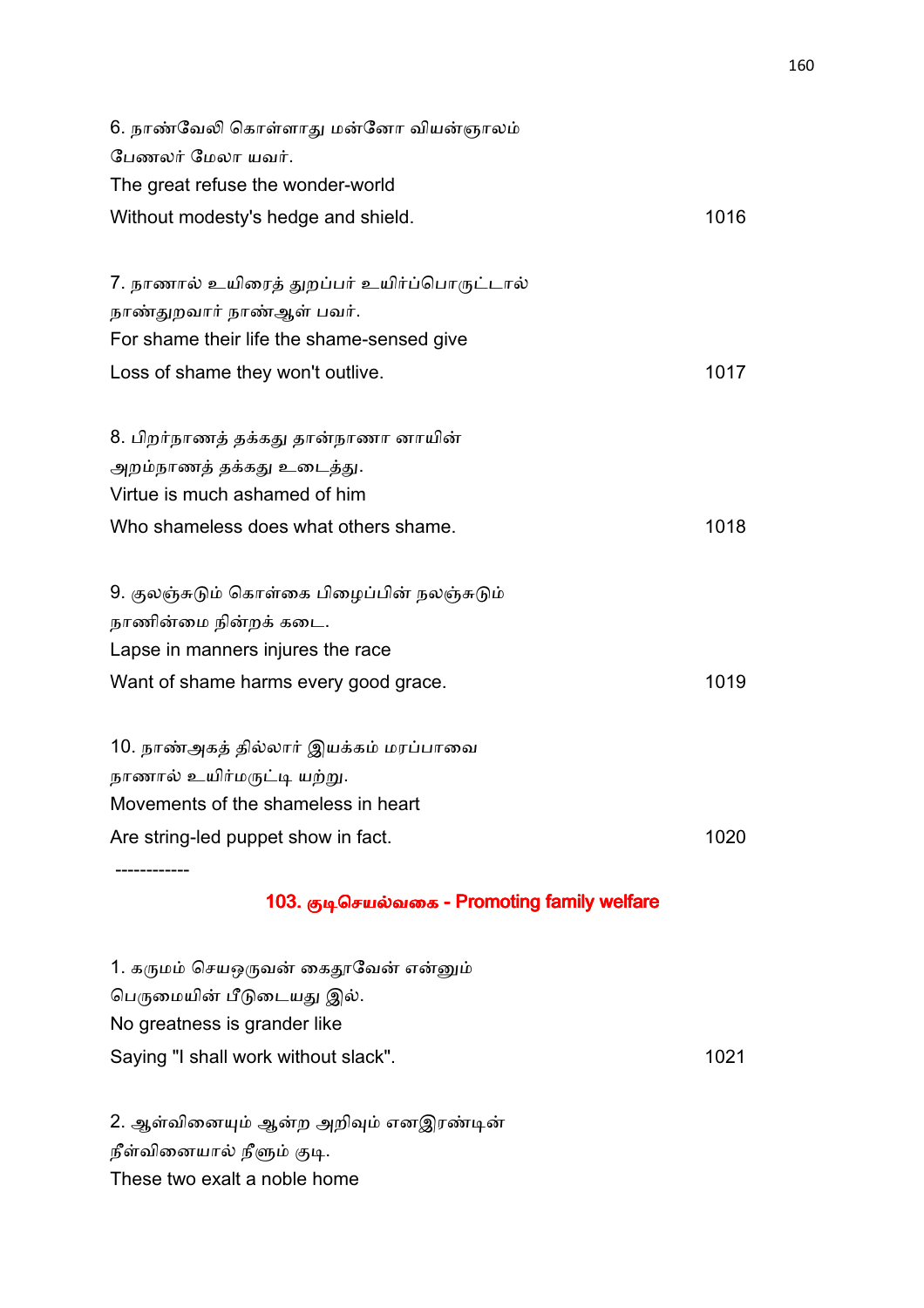6. நாண்வேலி கொள்ளாது மன்னோ வியன்ஞாலம்
பேணலர் மேலா யவர்.
The great refuse the wonder-world
Without modesty's hedge and shield. 1016

7. நாணால் உயிரைத் துறப்பர் உயிர்ப்பொருட்டால்
நாண்துறவார் நாண்ஆள் பவர்.
For shame their life the shame-sensed give
Loss of shame they won't outlive. 1017

8. பிறர்நாணத் தக்கது தான்நாணா னாயின்
அறம்நாணத் தக்கது உடைத்து.
Virtue is much ashamed of him
Who shameless does what others shame. 1018

9. குலஞ்சுடும் கொள்கை பிழைப்பின் நலஞ்சுடும்
நாணின்மை நின்றக் கடை.
Lapse in manners injures the race
Want of shame harms every good grace. 1019

10. நாண்அகத் தில்லார் இயக்கம் மரப்பாவை
நாணால் உயிர்மருட்டி யற்று.
Movements of the shameless in heart
Are string-led puppet show in fact. 1020

------------

## 103. குடிசெயல்வகை - Promoting family welfare

1. கருமம் செயஒருவன் கைதூவேன் என்னும்
பெருமையின் பீடுடையது இல்.
No greatness is grander like
Saying "I shall work without slack". 1021

2. ஆள்வினையும் ஆன்ற அறிவும் எனஇரண்டின்
நீள்வினையால் நீளும் குடி.
These two exalt a noble home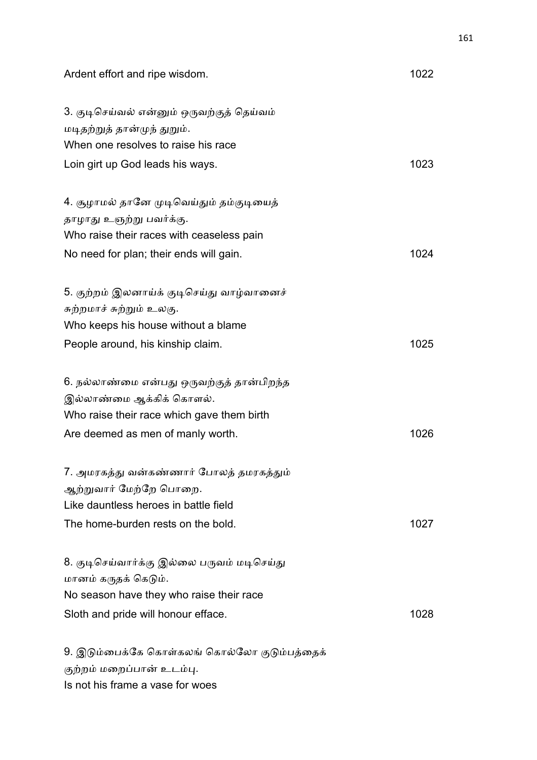Ardent effort and ripe wisdom. 1022

3. குடிசெய்வல் என்னும் ஒருவற்குத் தெய்வம்
மடிதற்றுத் தான்முந் துறும்.
When one resolves to raise his race
Loin girt up God leads his ways. 1023

4. சூழாமல் தானே முடிவெய்தும் தம்குடியைத்
தாழாது உஞற்று பவர்க்கு.
Who raise their races with ceaseless pain
No need for plan; their ends will gain. 1024

5. குற்றம் இலனாய்க் குடிசெய்து வாழ்வானைச்
சுற்றமாச் சுற்றும் உலகு.
Who keeps his house without a blame
People around, his kinship claim. 1025

6. நல்லாண்மை என்பது ஒருவற்குத் தான்பிறந்த
இல்லாண்மை ஆக்கிக் கொளல்.
Who raise their race which gave them birth
Are deemed as men of manly worth. 1026

7. அமரகத்து வன்கண்ணார் போலத் தமரகத்தும்
ஆற்றுவார் மேற்றே பொறை.
Like dauntless heroes in battle field
The home-burden rests on the bold. 1027

8. குடிசெய்வார்க்கு இல்லை பருவம் மடிசெய்து
மானம் கருதக் கெடும்.
No season have they who raise their race
Sloth and pride will honour efface. 1028

9. இடும்பைக்கே கொள்கலங் கொல்லோ குடும்பத்தைக்
குற்றம் மறைப்பான் உடம்பு.
Is not his frame a vase for woes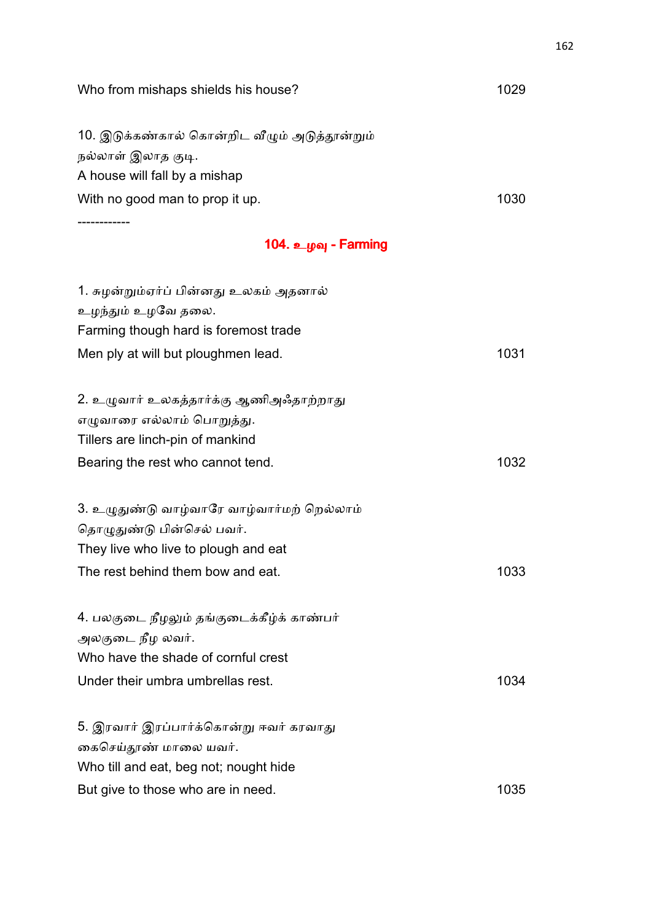Who from mishaps shields his house? 1029

10. இடுக்கண்கால் கொன்றிட வீழும் அடுத்தூன்றும்
நல்லாள் இலாத குடி.
A house will fall by a mishap
With no good man to prop it up. 1030

------------

## 104. உழவு - Farming

1. சுழன்றும்ஏர்ப் பின்னது உலகம் அதனால்
உழந்தும் உழவே தலை.
Farming though hard is foremost trade
Men ply at will but ploughmen lead. 1031

2. உழுவார் உலகத்தார்க்கு ஆணிஅஃதாற்றாது
எழுவாரை எல்லாம் பொறுத்து.
Tillers are linch-pin of mankind
Bearing the rest who cannot tend. 1032

3. உழுதுண்டு வாழ்வாரே வாழ்வார்மற் றெல்லாம்
தொழுதுண்டு பின்செல் பவர்.
They live who live to plough and eat
The rest behind them bow and eat. 1033

4. பலகுடை நீழலும் தங்குடைக்கீழ்க் காண்பர்
அலகுடை நீழ லவர்.
Who have the shade of cornful crest
Under their umbra umbrellas rest. 1034

5. இரவார் இரப்பார்க்கொன்று ஈவர் கரவாது
கைசெய்தூண் மாலை யவர்.
Who till and eat, beg not; nought hide
But give to those who are in need. 1035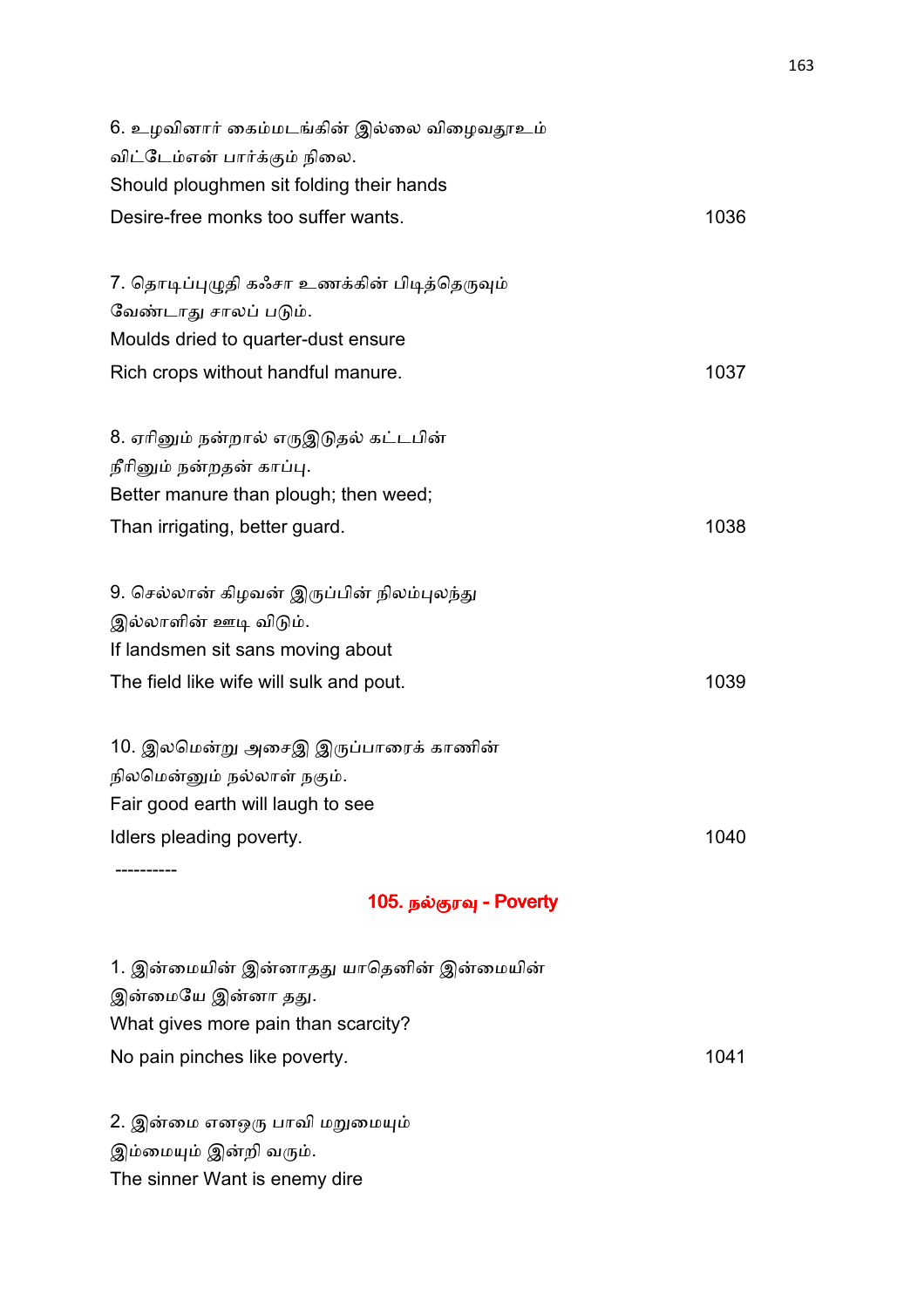6. உழவினார் கைம்மடங்கின் இல்லை விழைவதூஉம்
விட்டேம்என் பார்க்கும் நிலை.
Should ploughmen sit folding their hands
Desire-free monks too suffer wants. 1036

7. தொடிப்புழுதி கஃசா உணக்கின் பிடித்தெருவும்
வேண்டாது சாலப் படும்.
Moulds dried to quarter-dust ensure
Rich crops without handful manure. 1037

8. ஏரினும் நன்றால் எருஇடுதல் கட்டபின்
நீரினும் நன்றதன் காப்பு.
Better manure than plough; then weed;
Than irrigating, better guard. 1038

9. செல்லான் கிழவன் இருப்பின் நிலம்புலந்து
இல்லாளின் ஊடி விடும்.
If landsmen sit sans moving about
The field like wife will sulk and pout. 1039

10. இலமென்று அசைஇ இருப்பாரைக் காணின்
நிலமென்னும் நல்லாள் நகும்.
Fair good earth will laugh to see
Idlers pleading poverty. 1040

----------

## 105. நல்குரவு - Poverty

1. இன்மையின் இன்னாதது யாதெனின் இன்மையின்
இன்மையே இன்னா தது.
What gives more pain than scarcity?
No pain pinches like poverty. 1041

2. இன்மை எனஒரு பாவி மறுமையும்
இம்மையும் இன்றி வரும்.
The sinner Want is enemy dire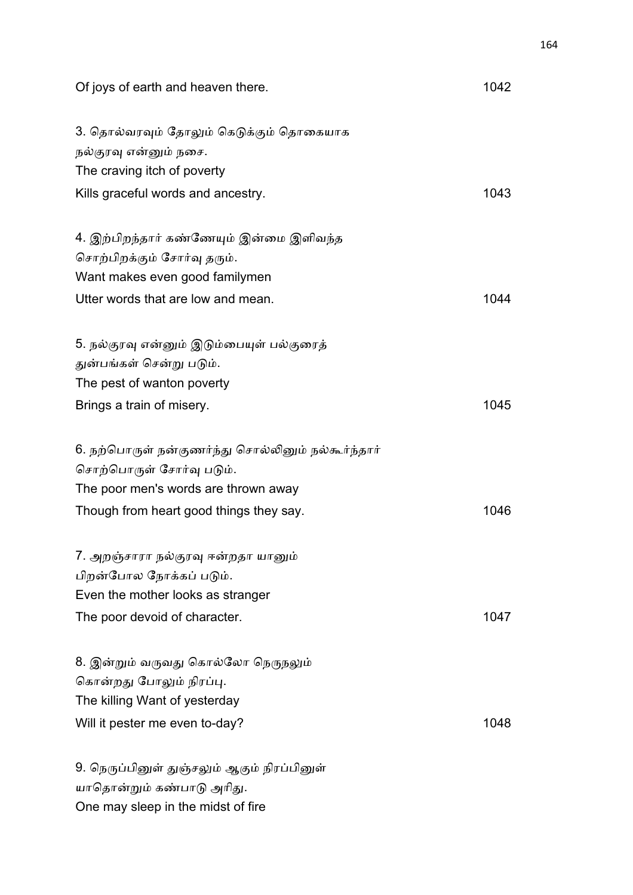Of joys of earth and heaven there. 1042

3. தொல்வரவும் தோலும் கெடுக்கும் தொகையாக
நல்குரவு என்னும் நசை.
The craving itch of poverty
Kills graceful words and ancestry. 1043

4. இற்பிறந்தார் கண்ணேயும் இன்மை இளிவந்த
சொற்பிறக்கும் சோர்வு தரும்.
Want makes even good familymen
Utter words that are low and mean. 1044

5. நல்குரவு என்னும் இடும்பையுள் பல்குரைத்
துன்பங்கள் சென்று படும்.
The pest of wanton poverty
Brings a train of misery. 1045

6. நற்பொருள் நன்குணர்ந்து சொல்லினும் நல்கூர்ந்தார்
சொற்பொருள் சோர்வு படும்.
The poor men's words are thrown away
Though from heart good things they say. 1046

7. அறஞ்சாரா நல்குரவு ஈன்றதா யானும்
பிறன்போல நோக்கப் படும்.
Even the mother looks as stranger
The poor devoid of character. 1047

8. இன்றும் வருவது கொல்லோ நெருநலும்
கொன்றது போலும் நிரப்பு.
The killing Want of yesterday
Will it pester me even to-day? 1048

9. நெருப்பினுள் துஞ்சலும் ஆகும் நிரப்பினுள்
யாதொன்றும் கண்பாடு அரிது.
One may sleep in the midst of fire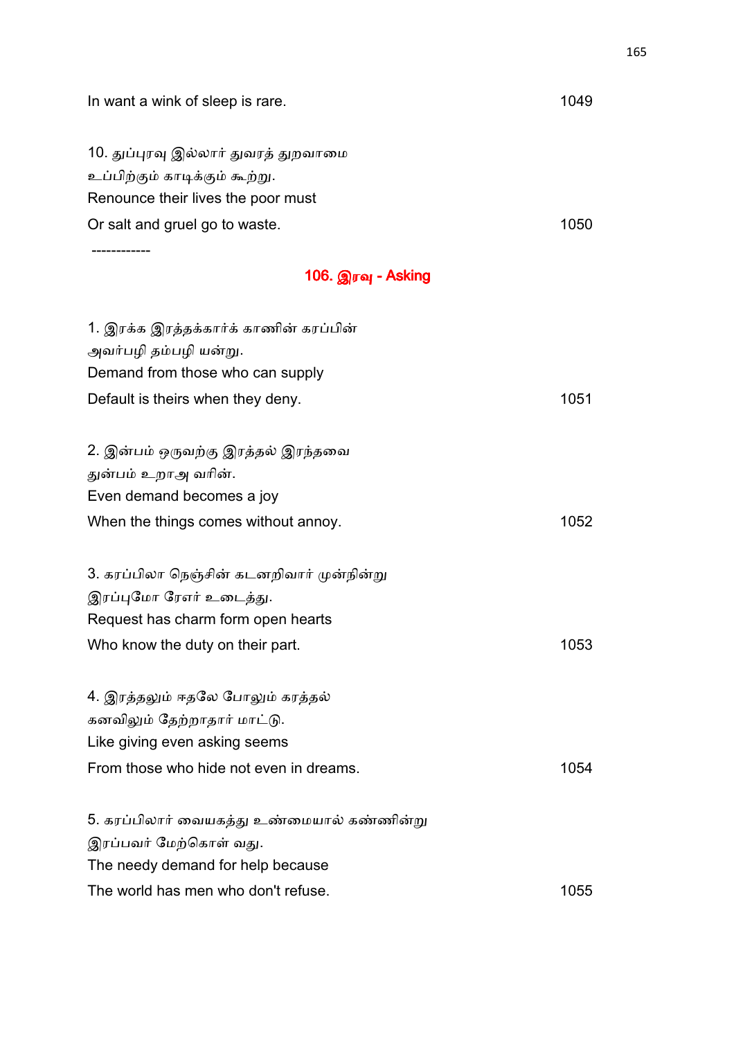In want a wink of sleep is rare. 1049

10. துப்புரவு இல்லார் துவரத் துறவாமை
உப்பிற்கும் காடிக்கும் கூற்று.
Renounce their lives the poor must
Or salt and gruel go to waste. 1050

------------

## 106. இரவு - Asking

1. இரக்க இரத்தக்கார்க் காணின் கரப்பின்
அவர்பழி தம்பழி யன்று.
Demand from those who can supply
Default is theirs when they deny. 1051

2. இன்பம் ஒருவற்கு இரத்தல் இரந்தவை
துன்பம் உறாஅ வரின்.
Even demand becomes a joy
When the things comes without annoy. 1052

3. கரப்பிலா நெஞ்சின் கடனறிவார் முன்நின்று
இரப்புமோ ரேஎர் உடைத்து.
Request has charm form open hearts
Who know the duty on their part. 1053

4. இரத்தலும் ஈதலே போலும் கரத்தல்
கனவிலும் தேற்றாதார் மாட்டு.
Like giving even asking seems
From those who hide not even in dreams. 1054

5. கரப்பிலார் வையகத்து உண்மையால் கண்ணின்று
இரப்பவர் மேற்கொள் வது.
The needy demand for help because
The world has men who don't refuse. 1055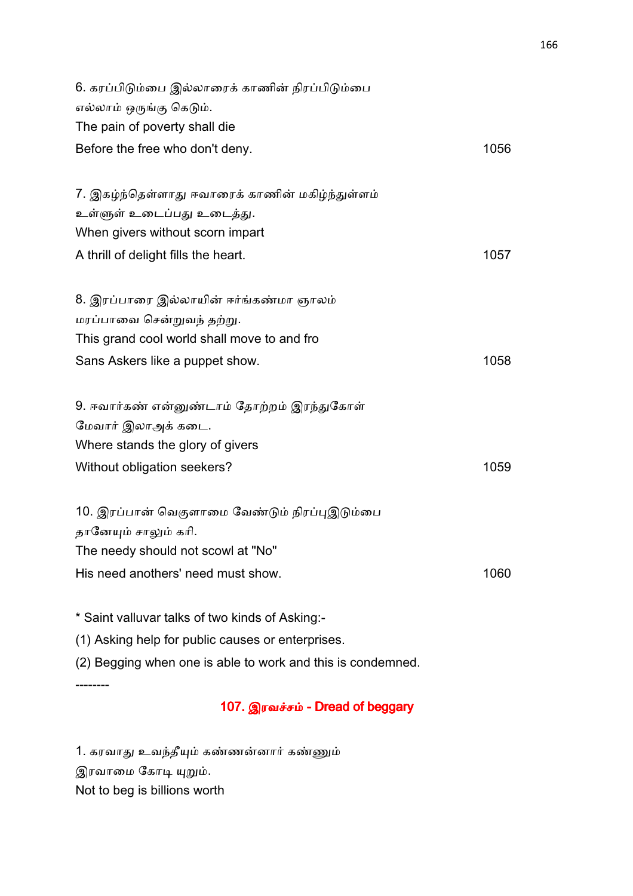6. கரப்பிடும்பை இல்லாரைக் காணின் நிரப்பிடும்பை
எல்லாம் ஒருங்கு கெடும்.
The pain of poverty shall die
Before the free who don't deny. 1056

7. இகழ்ந்தெள்ளாது ஈவாரைக் காணின் மகிழ்ந்துள்ளம்
உள்ளுள் உவப்பது உடைத்து.
When givers without scorn impart
A thrill of delight fills the heart. 1057

8. இரப்பாரை இல்லாயின் ஈர்ங்கண்மா ஞாலம்
மரப்பாவை சென்றுவந் தற்று.
This grand cool world shall move to and fro
Sans Askers like a puppet show. 1058

9. ஈவார்கண் என்னுண்டாம் தோற்றம் இரந்துகோள்
மேவார் இலாஅக் கடை.
Where stands the glory of givers
Without obligation seekers? 1059

10. இரப்பான் வெகுளாமை வேண்டும் நிரப்புஇடும்பை
தானேயும் சாலும் கரி.
The needy should not scowl at "No"
His need anothers' need must show. 1060

* Saint valluvar talks of two kinds of Asking:-
(1) Asking help for public causes or enterprises.
(2) Begging when one is able to work and this is condemned.

--------

## 107. இரவச்சம் - Dread of beggary

1. கரவாது உவந்தீயும் கண்ணன்னார் கண்ணும்
இரவாமை கோடி யுறும்.
Not to beg is billions worth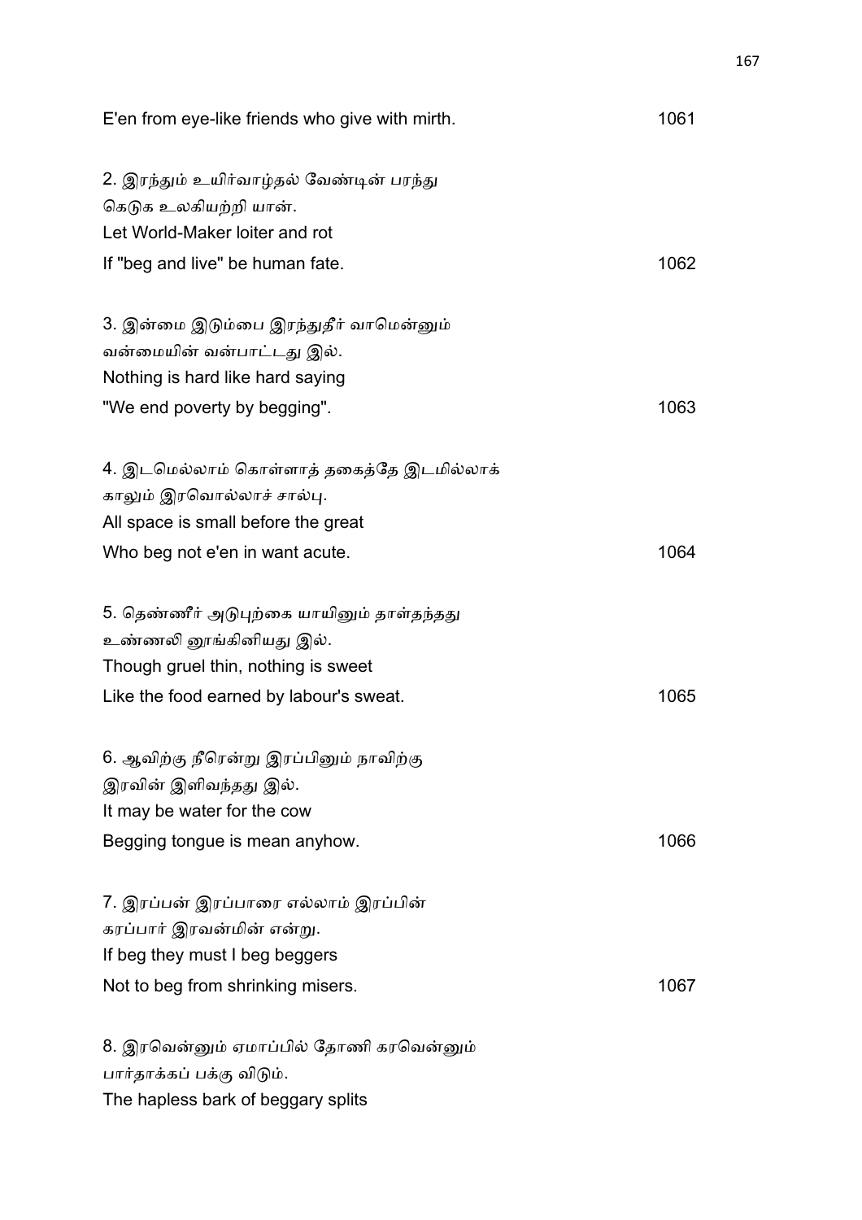E'en from eye-like friends who give with mirth. 1061

2. இரந்தும் உயிர்வாழ்தல் வேண்டின் பரந்து
கெடுக உலகியற்றி யான்.
Let World-Maker loiter and rot
If "beg and live" be human fate. 1062

3. இன்மை இடும்பை இரந்துதீர் வாமென்னும்
வன்மையின் வன்பாட்டது இல்.
Nothing is hard like hard saying
"We end poverty by begging". 1063

4. இடமெல்லாம் கொள்ளாத் தகைத்தே இடமில்லாக்
காலும் இரவொல்லாச் சால்பு.
All space is small before the great
Who beg not e'en in want acute. 1064

5. தெண்ணீர் அடுபுற்கை யாயினும் தாள்தந்தது
உண்ணலி னூங்கினியது இல்.
Though gruel thin, nothing is sweet
Like the food earned by labour's sweat. 1065

6. ஆவிற்கு நீரென்று இரப்பினும் நாவிற்கு
இரவின் இளிவந்தது இல்.
It may be water for the cow
Begging tongue is mean anyhow. 1066

7. இரப்பன் இரப்பாரை எல்லாம் இரப்பின்
கரப்பார் இரவன்மின் என்று.
If beg they must I beg beggers
Not to beg from shrinking misers. 1067

8. இரவென்னும் ஏமாப்பில் தோணி கரவென்னும்
பார்தாக்கப் பக்கு விடும்.
The hapless bark of beggary splits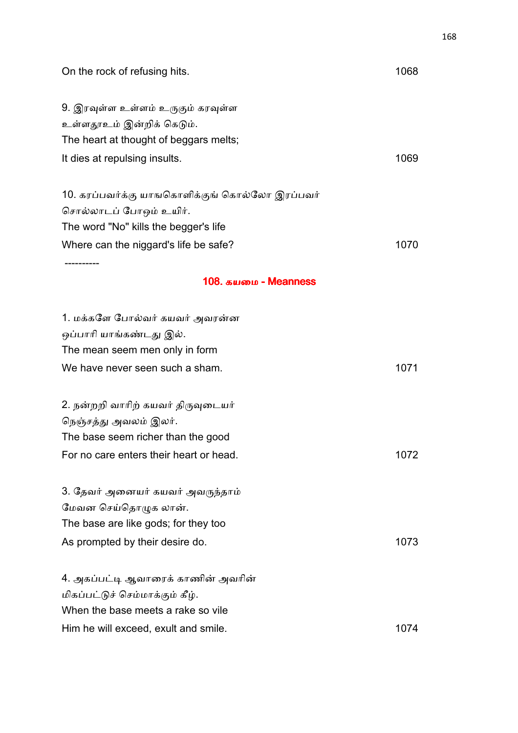On the rock of refusing hits. 1068

9. இரவுள்ள உள்ளம் உருகும் கரவுள்ள
உள்ளதூஉம் இன்றிக் கெடும்.
The heart at thought of beggars melts;
It dies at repulsing insults. 1069

10. கரப்பவர்க்கு யாங்கொளிக்குங் கொல்லோ இரப்பவர்
சொல்லாடப் போஒம் உயிர்.
The word "No" kills the begger's life
Where can the niggard's life be safe? 1070

----------

## 108. கயமை - Meanness

1. மக்களே போல்வர் கயவர் அவரன்ன
ஒப்பாரி யாங்கண்டது இல்.
The mean seem men only in form
We have never seen such a sham. 1071

2. நன்றறி வாரிற் கயவர் திருவுடையர்
நெஞ்சத்து அவலம் இலர்.
The base seem richer than the good
For no care enters their heart or head. 1072

3. தேவர் அனையர் கயவர் அவருந்தாம்
மேவன செய்தொழுக லான்.
The base are like gods; for they too
As prompted by their desire do. 1073

4. அகப்பட்டி ஆவாரைக் காணின் அவரின்
மிகப்பட்டுச் செம்மாக்கும் கீழ்.
When the base meets a rake so vile
Him he will exceed, exult and smile. 1074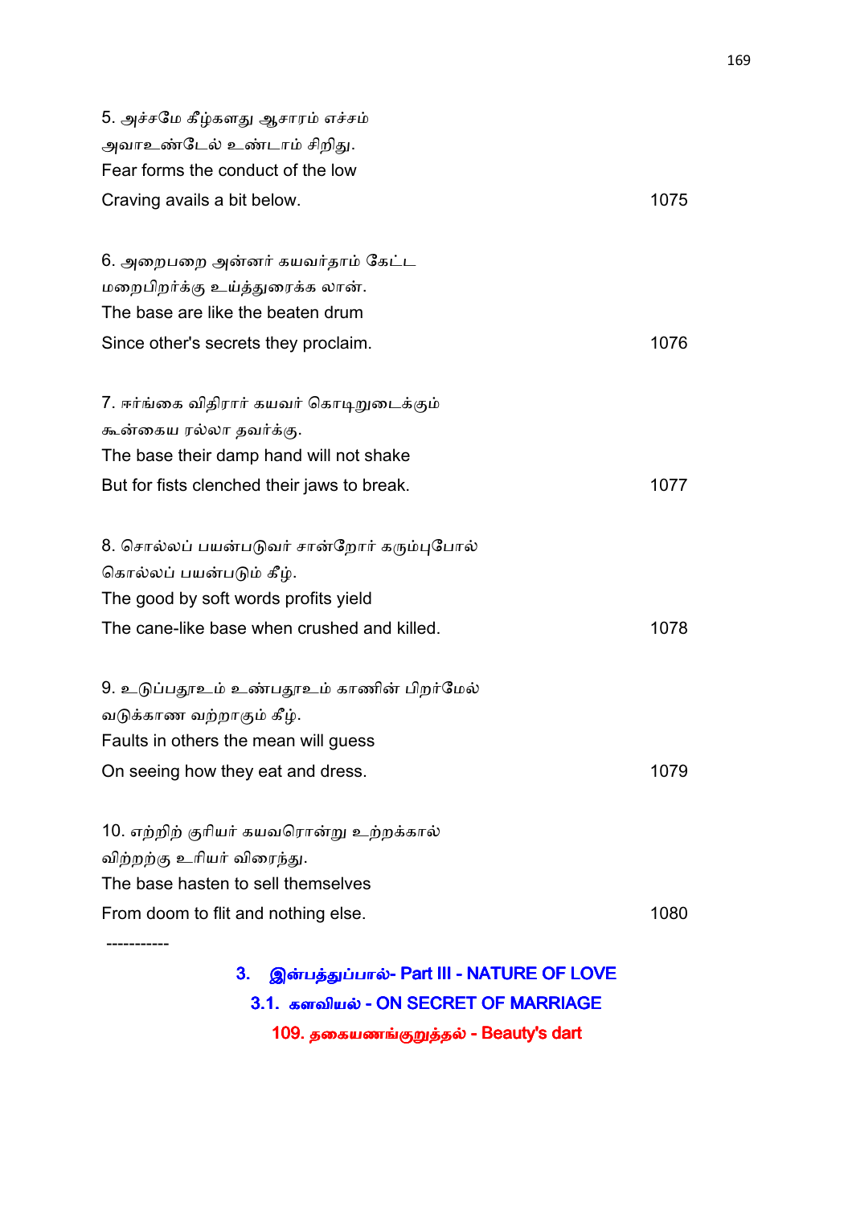5. அச்சமே கீழ்களது ஆசாரம் எச்சம்
அவாஉண்டேல் உண்டாம் சிறிது.
Fear forms the conduct of the low
Craving avails a bit below. 1075

6. அறைபறை அன்னர் கயவர்தாம் கேட்ட
மறைபிறர்க்கு உய்த்துரைக்க லான்.
The base are like the beaten drum
Since other's secrets they proclaim. 1076

7. ஈர்ங்கை விதிரார் கயவர் கொடிறுடைக்கும்
கூன்கைய ரல்லா தவர்க்கு.
The base their damp hand will not shake
But for fists clenched their jaws to break. 1077

8. சொல்லப் பயன்படுவர் சான்றோர் கரும்புபோல்
கொல்லப் பயன்படும் கீழ்.
The good by soft words profits yield
The cane-like base when crushed and killed. 1078

9. உடுப்பதூஉம் உண்பதூஉம் காணின் பிறர்மேல்
வடுக்காண வற்றாகும் கீழ்.
Faults in others the mean will guess
On seeing how they eat and dress. 1079

10. எற்றிற் குரியர் கயவரொன்று உற்றக்கால்
விற்றற்கு உரியர் விரைந்து.
The base hasten to sell themselves
From doom to flit and nothing else. 1080

-----------

## 3. இன்பத்துப்பால்- Part III - NATURE OF LOVE

### 3.1. களவியல் - ON SECRET OF MARRIAGE

#### 109. தகையணங்குறுத்தல் - Beauty's dart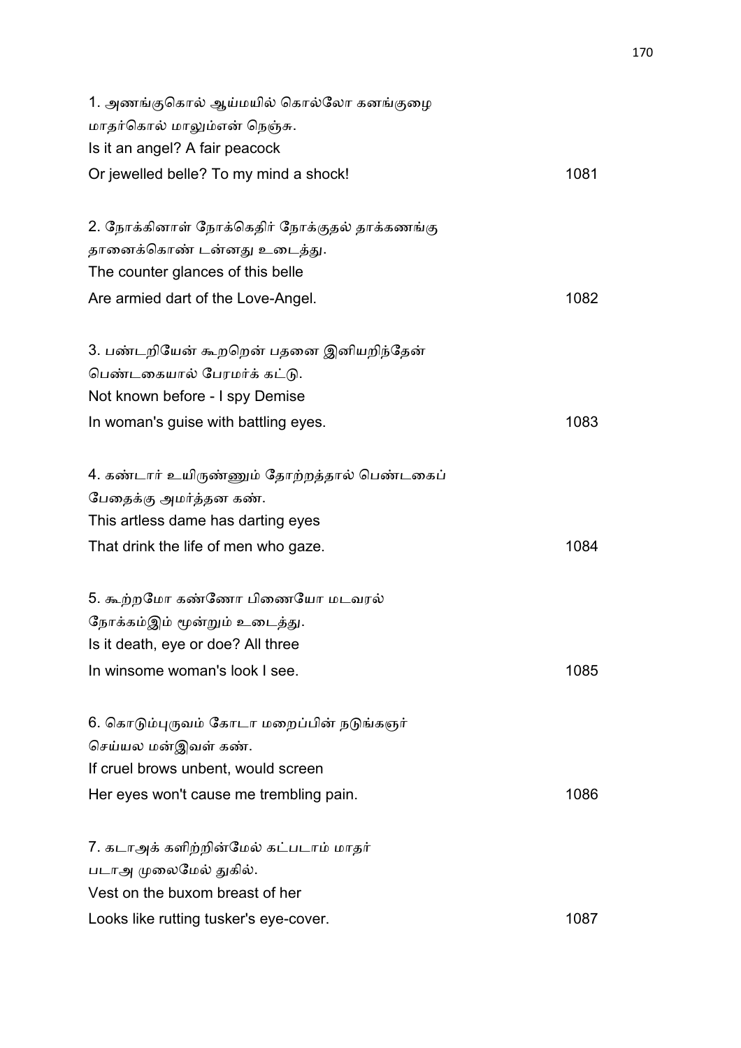1. அணங்குகொல் ஆய்மயில் கொல்லோ கனங்குழை
மாதர்கொல் மாலும்என் நெஞ்சு.
Is it an angel? A fair peacock
Or jewelled belle? To my mind a shock! 1081

2. நோக்கினாள் நோக்கெதிர் நோக்குதல் தாக்கணங்கு
தானைக்கொண் டன்னது உடைத்து.
The counter glances of this belle
Are armied dart of the Love-Angel. 1082

3. பண்டறியேன் கூறறென் பதனை இனியறிந்தேன்
பெண்டகையால் பேரமர்க் கட்டு.
Not known before - I spy Demise
In woman's guise with battling eyes. 1083

4. கண்டார் உயிருண்ணும் தோற்றத்தால் பெண்டகைப்
பேதைக்கு அமர்த்தன கண்.
This artless dame has darting eyes
That drink the life of men who gaze. 1084

5. கூற்றமோ கண்ணோ பிணையோ மடவரல்
நோக்கம்இம் மூன்றும் உடைத்து.
Is it death, eye or doe? All three
In winsome woman's look I see. 1085

6. கொடும்புருவம் கோடா மறைப்பின் நடுங்கஞர்
செய்யல மன்இவள் கண்.
If cruel brows unbent, would screen
Her eyes won't cause me trembling pain. 1086

7. கடாஅக் களிற்றின்மேல் கட்படாம் மாதர்
படாஅ முலைமேல் துகில்.
Vest on the buxom breast of her
Looks like rutting tusker's eye-cover. 1087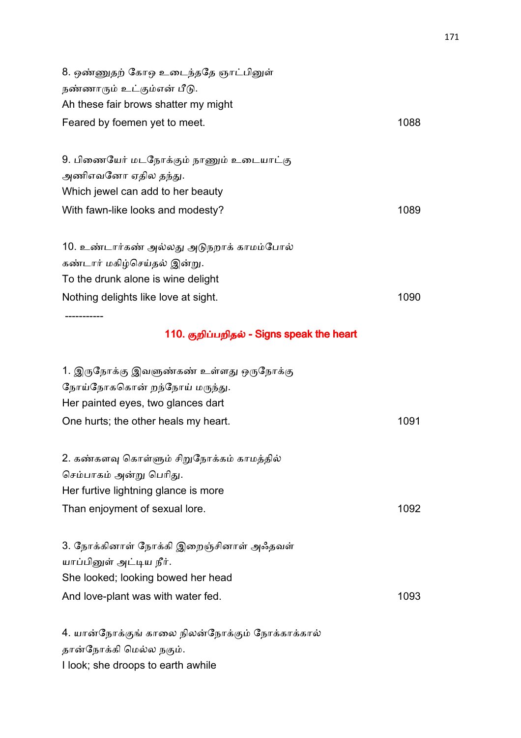8. ஒண்ணுதற் கோஒ உடைந்ததே ஞாட்பினுள்
நண்ணாரும் உட்கும்என் பீடு.
Ah these fair brows shatter my might
Feared by foemen yet to meet. 1088

9. பிணையேர் மடநோக்கும் நாணும் உடையாட்கு
அணிஎவனோ ஏதில தந்து.
Which jewel can add to her beauty
With fawn-like looks and modesty? 1089

10. உண்டார்கண் அல்லது அடுநறாக் காமம்போல்
கண்டார் மகிழ்செய்தல் இன்று.
To the drunk alone is wine delight
Nothing delights like love at sight. 1090

-----------

## 110. குறிப்பறிதல் - Signs speak the heart

1. இருநோக்கு இவளுண்கண் உள்ளது ஒருநோக்கு
நோய்நோகொன் றந்நோய் மருந்து.
Her painted eyes, two glances dart
One hurts; the other heals my heart. 1091

2. கண்களவு கொள்ளும் சிறுநோக்கம் காமத்தில்
செம்பாகம் அன்று பெரிது.
Her furtive lightning glance is more
Than enjoyment of sexual lore. 1092

3. நோக்கினாள் நோக்கி இறைஞ்சினாள் அஃதவள்
யாப்பினுள் அட்டிய நீர்.
She looked; looking bowed her head
And love-plant was with water fed. 1093

4. யான்நோக்குங் காலை நிலன்நோக்கும் நோக்காக்கால்
தான்நோக்கி மெல்ல நகும்.
I look; she droops to earth awhile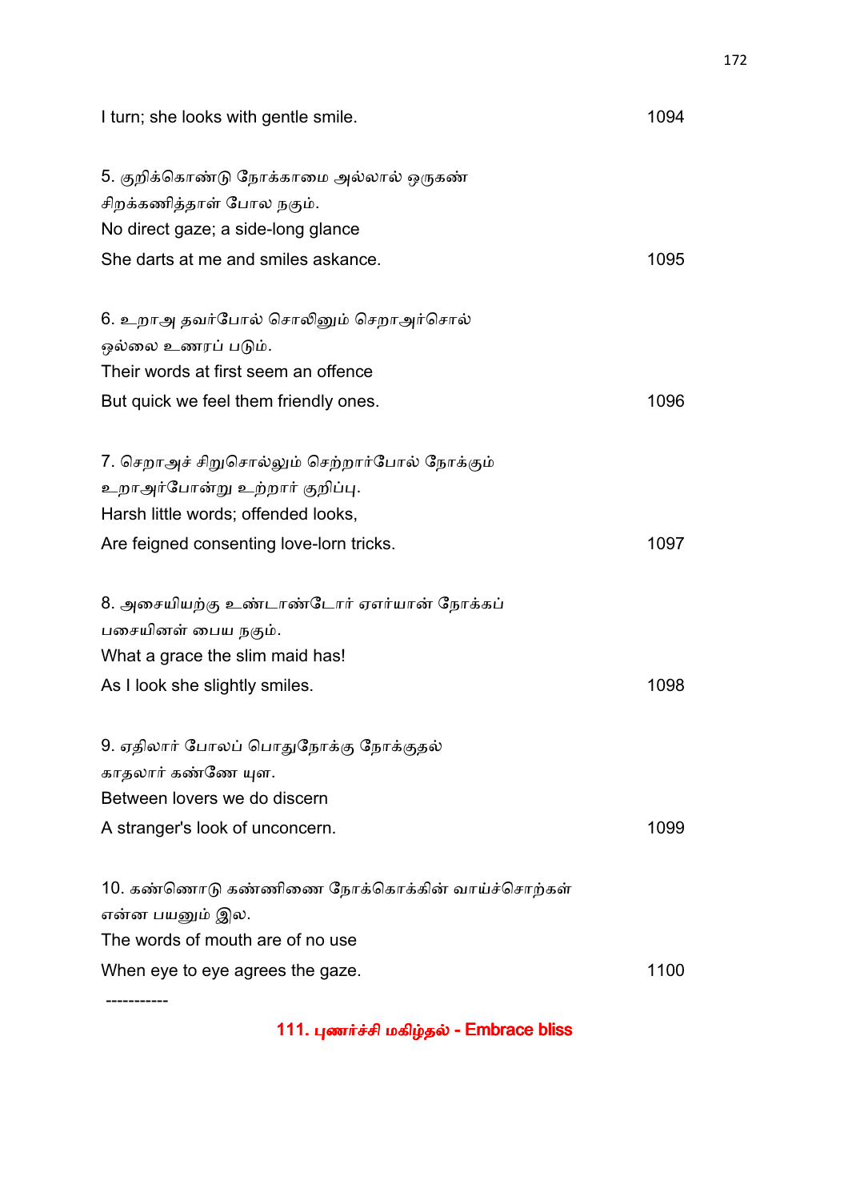I turn; she looks with gentle smile. 1094

5. குறிக்கொண்டு நோக்காமை அல்லால் ஒருகண்
சிறக்கணித்தாள் போல நகும்.
No direct gaze; a side-long glance
She darts at me and smiles askance. 1095

6. உறாஅ தவர்போல் சொலினும் செறாஅர்சொல்
ஒல்லை உணரப் படும்.
Their words at first seem an offence
But quick we feel them friendly ones. 1096

7. செறாஅச் சிறுசொல்லும் செற்றார்போல் நோக்கும்
உறாஅர்போன்று உற்றார் குறிப்பு.
Harsh little words; offended looks,
Are feigned consenting love-lorn tricks. 1097

8. அசையியற்கு உண்டாண்டோர் ஏஎர்யான் நோக்கப்
பசையினள் பைய நகும்.
What a grace the slim maid has!
As I look she slightly smiles. 1098

9. ஏதிலார் போலப் பொதுநோக்கு நோக்குதல்
காதலார் கண்ணே யுள.
Between lovers we do discern
A stranger's look of unconcern. 1099

10. கண்ணொடு கண்ணிணை நோக்கொக்கின் வாய்ச்சொற்கள்
என்ன பயனும் இல.
The words of mouth are of no use
When eye to eye agrees the gaze. 1100

-----------

## 111. புணர்ச்சி மகிழ்தல் - Embrace bliss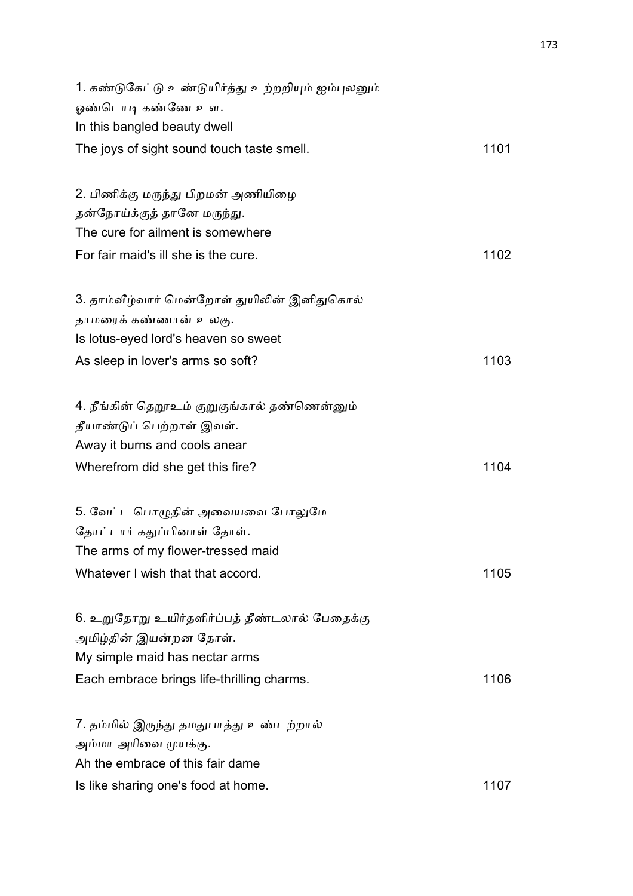1. கண்டுகேட்டு உண்டுயிர்த்து உற்றறியும் ஐம்புலனும்
ஒண்டொடி கண்ணே உள.
In this bangled beauty dwell
The joys of sight sound touch taste smell. 1101

2. பிணிக்கு மருந்து பிறமன் அணியிழை
தன்நோய்க்குத் தானே மருந்து.
The cure for ailment is somewhere
For fair maid's ill she is the cure. 1102

3. தாம்வீழ்வார் மென்றோள் துயிலின் இனிதுகொல்
தாமரைக் கண்ணான் உலகு.
Is lotus-eyed lord's heaven so sweet
As sleep in lover's arms so soft? 1103

4. நீங்கின் தெறூஉம் குறுகுங்கால் தண்ணென்னும்
தீயாண்டுப் பெற்றாள் இவள்.
Away it burns and cools anear
Wherefrom did she get this fire? 1104

5. வேட்ட பொழுதின் அவையவை போலுமே
தோட்டார் கதுப்பினாள் தோள்.
The arms of my flower-tressed maid
Whatever I wish that that accord. 1105

6. உறுதோறு உயிர்தளிர்ப்பத் தீண்டலால் பேதைக்கு
அமிழ்தின் இயன்றன தோள்.
My simple maid has nectar arms
Each embrace brings life-thrilling charms. 1106

7. தம்மில் இருந்து தமதுபாத்து உண்டற்றால்
அம்மா அரிவை முயக்கு.
Ah the embrace of this fair dame
Is like sharing one's food at home. 1107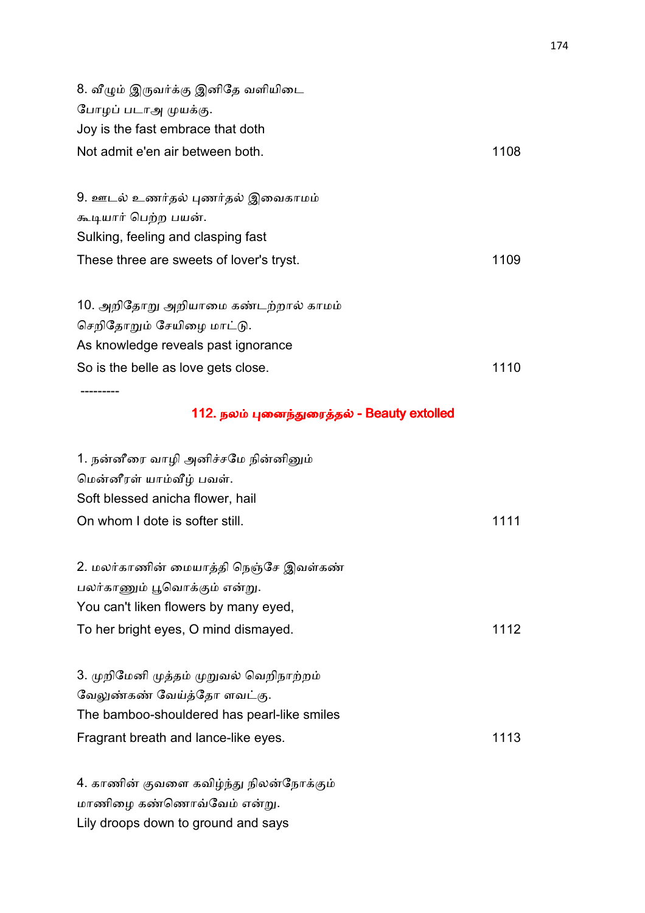8. வீழும் இருவர்க்கு இனிதே வளியிடை
போழப் படாஅ முயக்கு.
Joy is the fast embrace that doth
Not admit e'en air between both. 1108

9. ஊடல் உணர்தல் புணர்தல் இவைகாமம்
கூடியார் பெற்ற பயன்.
Sulking, feeling and clasping fast
These three are sweets of lover's tryst. 1109

10. அறிதோறு அறியாமை கண்டற்றால் காமம்
செறிதோறும் சேயிழை மாட்டு.
As knowledge reveals past ignorance
So is the belle as love gets close. 1110

---------

## 112. நலம் புனைந்துரைத்தல் - Beauty extolled

1. நன்னீரை வாழி அனிச்சமே நின்னினும்
மென்னீரள் யாம்வீழ் பவள்.
Soft blessed anicha flower, hail
On whom I dote is softer still. 1111

2. மலர்காணின் மையாத்தி நெஞ்சே இவள்கண்
பலர்காணும் பூவொக்கும் என்று.
You can't liken flowers by many eyed,
To her bright eyes, O mind dismayed. 1112

3. முறிமேனி முத்தம் முறுவல் வெறிநாற்றம்
வேலுண்கண் வேய்த்தோ ளவட்கு.
The bamboo-shouldered has pearl-like smiles
Fragrant breath and lance-like eyes. 1113

4. காணின் குவளை கவிழ்ந்து நிலன்நோக்கும்
மாணிழை கண்ணொவ்வேம் என்று.
Lily droops down to ground and says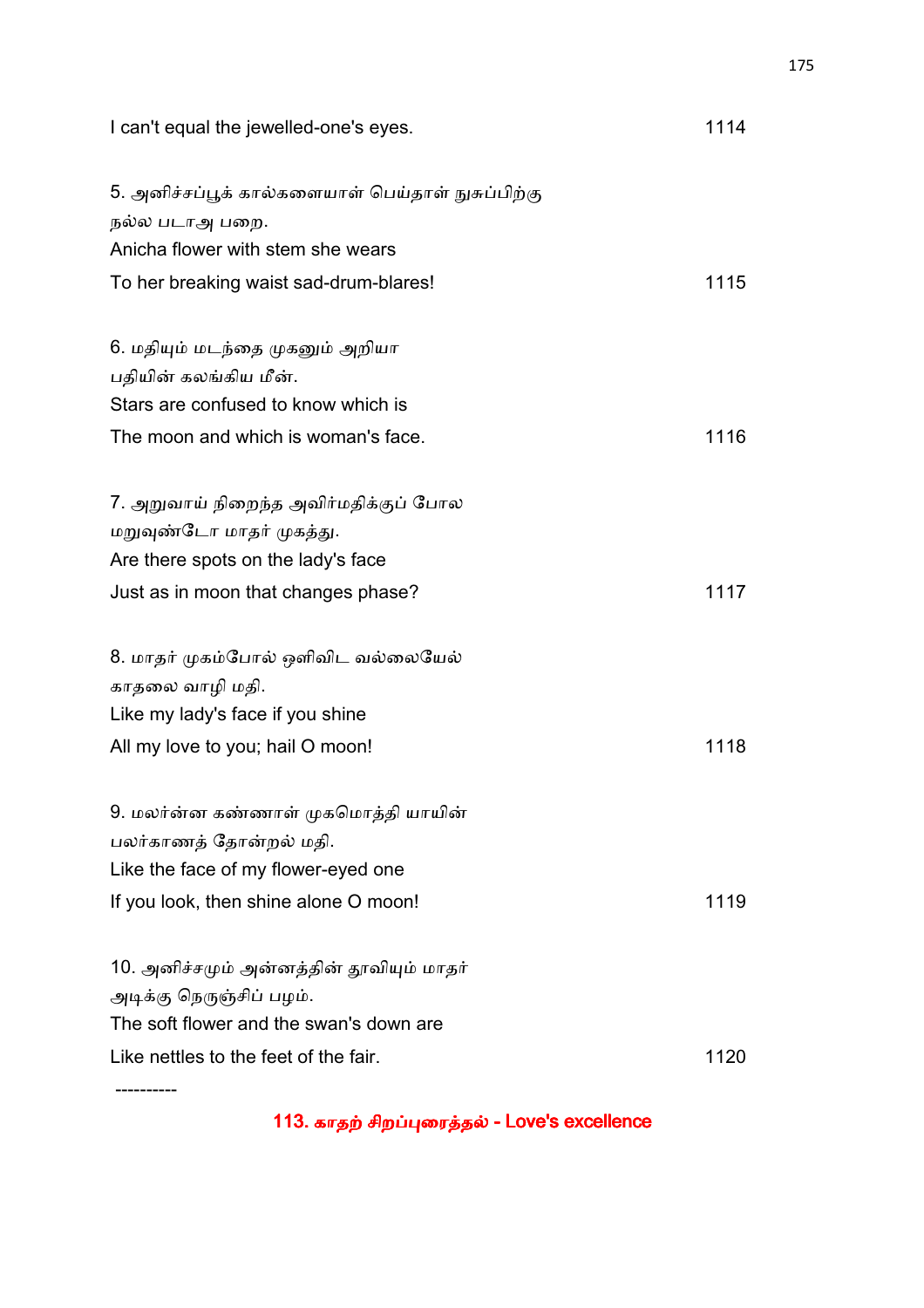I can't equal the jewelled-one's eyes. 1114

5. அனிச்சப்பூக் கால்களையாள் பெய்தாள் நுசுப்பிற்கு
நல்ல படாஅ பறை.
Anicha flower with stem she wears
To her breaking waist sad-drum-blares! 1115

6. மதியும் மடந்தை முகனும் அறியா
பதியின் கலங்கிய மீன்.
Stars are confused to know which is
The moon and which is woman's face. 1116

7. அறுவாய் நிறைந்த அவிர்மதிக்குப் போல
மறுவுண்டோ மாதர் முகத்து.
Are there spots on the lady's face
Just as in moon that changes phase? 1117

8. மாதர் முகம்போல் ஒளிவிட வல்லையேல்
காதலை வாழி மதி.
Like my lady's face if you shine
All my love to you; hail O moon! 1118

9. மலர்அன்ன கண்ணாள் முகமொத்தி யாயின்
பலர்காணத் தோன்றல் மதி.
Like the face of my flower-eyed one
If you look, then shine alone O moon! 1119

10. அனிச்சமும் அன்னத்தின் தூவியும் மாதர்
அடிக்கு நெருஞ்சிப் பழம்.
The soft flower and the swan's down are
Like nettles to the feet of the fair. 1120

----------

## 113. காதற் சிறப்புரைத்தல் - Love's excellence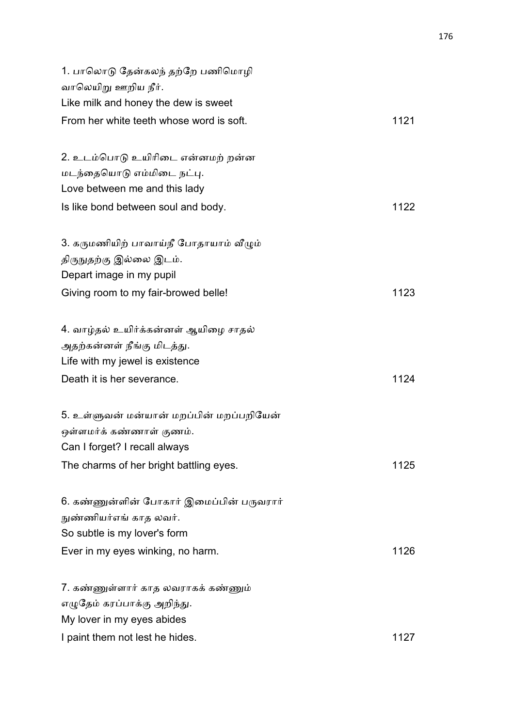1. பாலொடு தேன்கலந் தற்றே பணிமொழி
வாலெயிறு ஊறிய நீர்.
Like milk and honey the dew is sweet
From her white teeth whose word is soft. 1121

2. உடம்பொடு உயிரிடை என்னமற் றன்ன
மடந்தையொடு எம்மிடை நட்பு.
Love between me and this lady
Is like bond between soul and body. 1122

3. கருமணியிற் பாவாய்நீ போதாயாம் வீழும்
திருநுதற்கு இல்லை இடம்.
Depart image in my pupil
Giving room to my fair-browed belle! 1123

4. வாழ்தல் உயிர்க்கன்னள் ஆயிழை சாதல்
அதற்கன்னள் நீங்கு மிடத்து.
Life with my jewel is existence
Death it is her severance. 1124

5. உள்ளுவன் மன்யான் மறப்பின் மறப்பறியேன்
ஒள்ளமர்க் கண்ணாள் குணம்.
Can I forget? I recall always
The charms of her bright battling eyes. 1125

6. கண்ணுள்ளின் போகார் இமைப்பின் பருவரார்
நுண்ணியர்எங் காத லவர்.
So subtle is my lover's form
Ever in my eyes winking, no harm. 1126

7. கண்ணுள்ளார் காத லவராகக் கண்ணும்
எழுதேம் கரப்பாக்கு அறிந்து.
My lover in my eyes abides
I paint them not lest he hides. 1127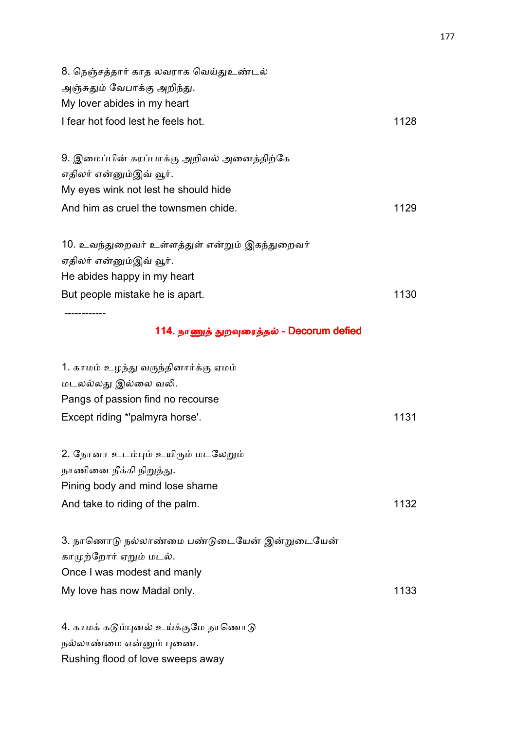8. நெஞ்சத்தார் காத லவராக வெய்துஉண்டல்
அஞ்சுதும் வேபாக்கு அறிந்து.
My lover abides in my heart
I fear hot food lest he feels hot. 1128

9. இமைப்பின் கரப்பாக்கு அறிவல் அனைத்திற்கே
ஏதிலர் என்னும்இவ் வூர்.
My eyes wink not lest he should hide
And him as cruel the townsmen chide. 1129

10. உவந்துறைவர் உள்ளத்துள் என்றும் இகந்துறைவர்
ஏதிலர் என்னும்இவ் வூர்.
He abides happy in my heart
But people mistake he is apart. 1130

------------

## 114. நாணுத் துறவுரைத்தல் - Decorum defied

1. காமம் உழந்து வருந்தினார்க்கு ஏமம்
மடலல்லது இல்லை வலி.
Pangs of passion find no recourse
Except riding *'palmyra horse'. 1131

2. நோனா உடம்பும் உயிரும் மடலேறும்
நாணினை நீக்கி நிறுத்து.
Pining body and mind lose shame
And take to riding of the palm. 1132

3. நாணொடு நல்லாண்மை பண்டுடையேன் இன்றுடையேன்
காமுற்றோர் ஏறும் மடல்.
Once I was modest and manly
My love has now Madal only. 1133

4. காமக் கடும்புனல் உய்க்குமே நாணொடு
நல்லாண்மை என்னும் புணை.
Rushing flood of love sweeps away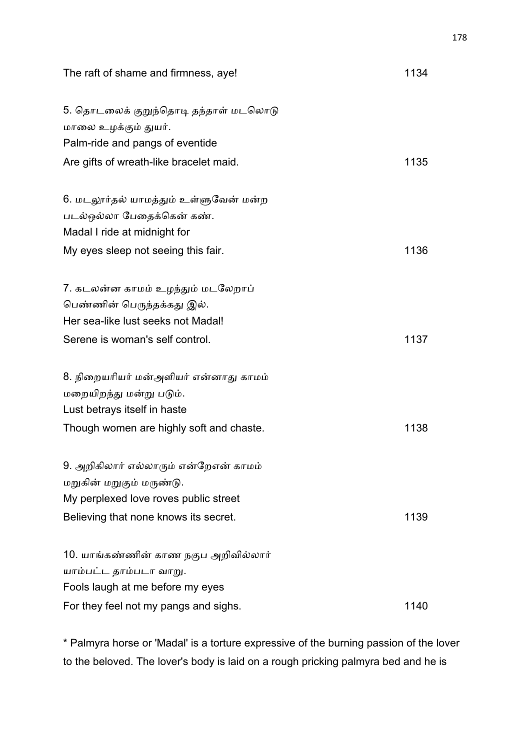The raft of shame and firmness, aye! 1134

5. தொடலைக் குறுந்தொடி தந்தாள் மடலொடு
மாலை உழக்கும் துயர்.
Palm-ride and pangs of eventide
Are gifts of wreath-like bracelet maid. 1135

6. மடலூர்தல் யாமத்தும் உள்ளுவேன் மன்ற
படல்ஒல்லா பேதைக்கென் கண்.
Madal I ride at midnight for
My eyes sleep not seeing this fair. 1136

7. கடலன்ன காமம் உழந்தும் மடலேறாப்
பெண்ணின் பெருந்தக்கது இல்.
Her sea-like lust seeks not Madal!
Serene is woman's self control. 1137

8. நிறையரியர் மன்அளியர் என்னாது காமம்
மறையிறந்து மன்று படும்.
Lust betrays itself in haste
Though women are highly soft and chaste. 1138

9. அறிகிலார் எல்லாரும் என்றேஎன் காமம்
மறுகின் மறுகும் மருண்டு.
My perplexed love roves public street
Believing that none knows its secret. 1139

10. யாங்கண்ணின் காண நகுப அறிவில்லார்
யாம்பட்ட தாம்படா வாறு.
Fools laugh at me before my eyes
For they feel not my pangs and sighs. 1140

* Palmyra horse or 'Madal' is a torture expressive of the burning passion of the lover to the beloved. The lover's body is laid on a rough pricking palmyra bed and he is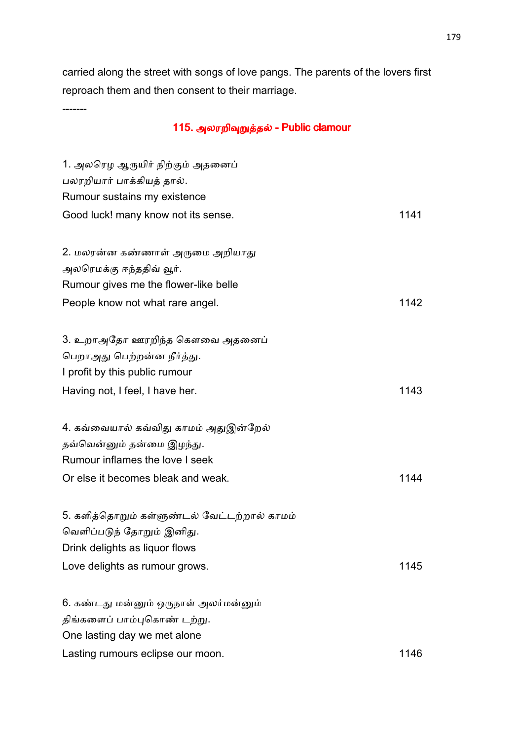carried along the street with songs of love pangs. The parents of the lovers first reproach them and then consent to their marriage.

-------

## 115. அலரறிவுறுத்தல் - Public clamour

1. அலரெழ ஆருயிர் நிற்கும் அதனைப்
பலரறியார் பாக்கியத் தால்.
Rumour sustains my existence
Good luck! many know not its sense. 1141

2. மலரன்ன கண்ணாள் அருமை அறியாது
அலரெமக்கு ஈந்ததிவ் வூர்.
Rumour gives me the flower-like belle
People know not what rare angel. 1142

3. உறாஅதோ ஊரறிந்த கௌவை அதனைப்
பெறாஅது பெற்றன்ன நீர்த்து.
I profit by this public rumour
Having not, I feel, I have her. 1143

4. கவ்வையால் கவ்விது காமம் அதுஇன்றேல்
தவ்வென்னும் தன்மை இழந்து.
Rumour inflames the love I seek
Or else it becomes bleak and weak. 1144

5. களித்தொறும் கள்ளுண்டல் வேட்டற்றால் காமம்
வெளிப்படுந் தோறும் இனிது.
Drink delights as liquor flows
Love delights as rumour grows. 1145

6. கண்டது மன்னும் ஒருநாள் அலர்மன்னும்
திங்களைப் பாம்புகொண் டற்று.
One lasting day we met alone
Lasting rumours eclipse our moon. 1146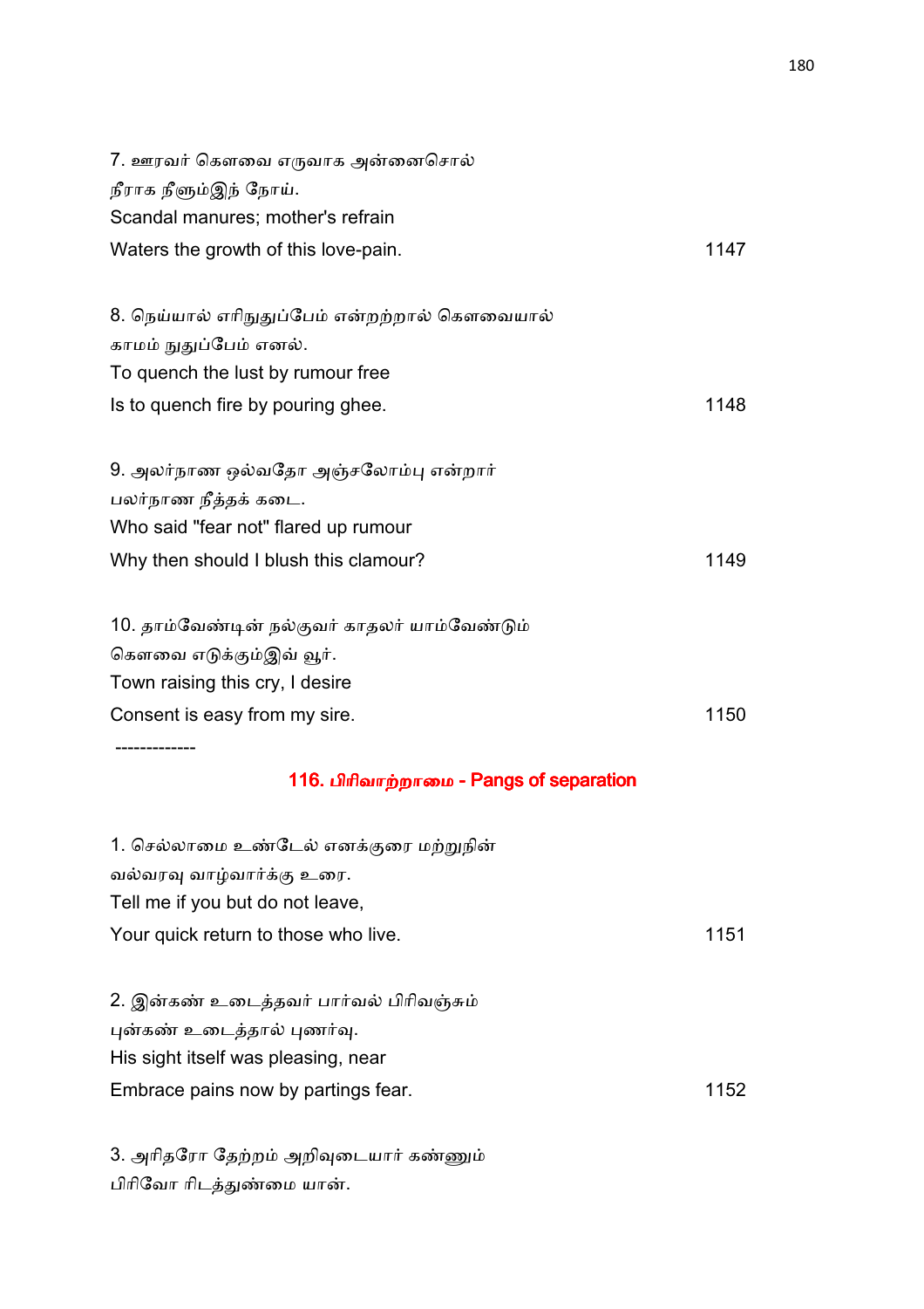7. ஊரவர் கௌவை எருவாக அன்னைசொல்
நீராக நீளும்இந் நோய்.
Scandal manures; mother's refrain
Waters the growth of this love-pain. 1147

8. நெய்யால் எரிநுதுப்பேம் என்றற்றால் கௌவையால்
காமம் நுதுப்பேம் எனல்.
To quench the lust by rumour free
Is to quench fire by pouring ghee. 1148

9. அலர்நாண ஒல்வதோ அஞ்சலோம்பு என்றார்
பலர்நாண நீத்தக் கடை.
Who said "fear not" flared up rumour
Why then should I blush this clamour? 1149

10. தாம்வேண்டின் நல்குவர் காதலர் யாம்வேண்டும்
கௌவை எடுக்கும்இவ் வூர்.
Town raising this cry, I desire
Consent is easy from my sire. 1150

-------------

## 116. பிரிவாற்றாமை - Pangs of separation

1. செல்லாமை உண்டேல் எனக்குரை மற்றுநின்
வல்வரவு வாழ்வார்க்கு உரை.
Tell me if you but do not leave,
Your quick return to those who live. 1151

2. இன்கண் உடைத்தவர் பார்வல் பிரிவஞ்சும்
புன்கண் உடைத்தால் புணர்வு.
His sight itself was pleasing, near
Embrace pains now by partings fear. 1152

3. அரிதரோ தேற்றம் அறிவுடையார் கண்ணும்
பிரிவோ ரிடத்துண்மை யான்.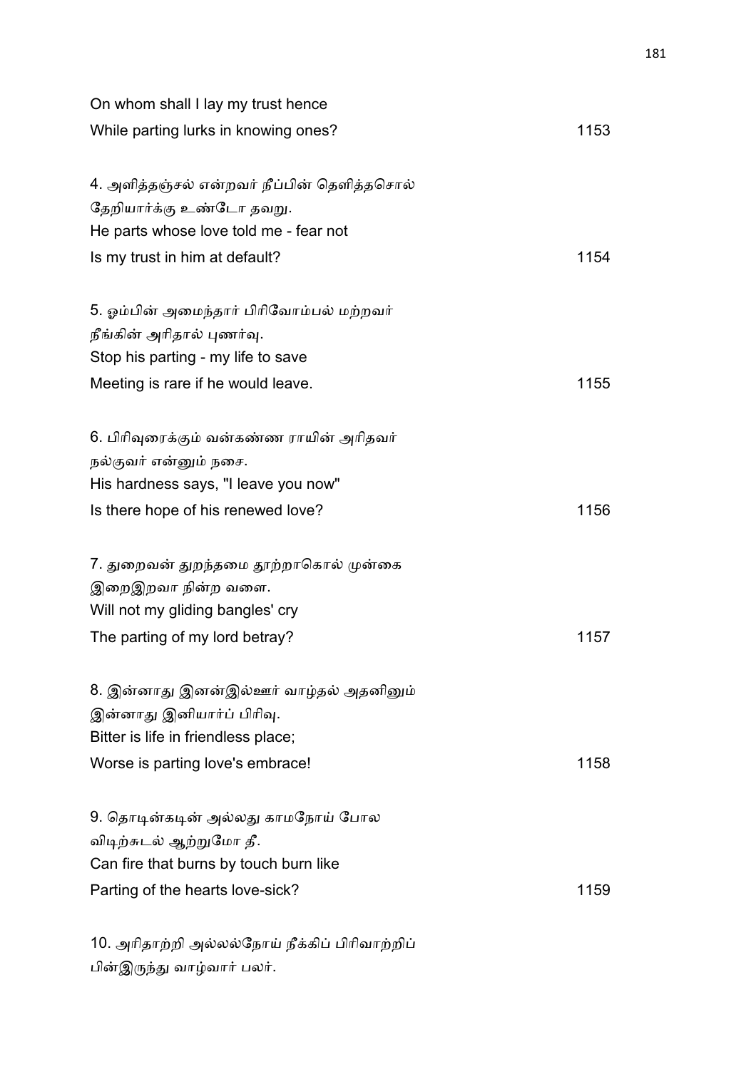On whom shall I lay my trust hence
While parting lurks in knowing ones? 1153

4. அளித்தஞ்சல் என்றவர் நீப்பின் தெளித்தசொல்
தேறியார்க்கு உண்டோ தவறு.
He parts whose love told me - fear not
Is my trust in him at default? 1154

5. ஓம்பின் அமைந்தார் பிரிவோம்பல் மற்றவர்
நீங்கின் அரிதால் புணர்வு.
Stop his parting - my life to save
Meeting is rare if he would leave. 1155

6. பிரிவுரைக்கும் வன்கண்ண ராயின் அரிதவர்
நல்குவர் என்னும் நசை.
His hardness says, "I leave you now"
Is there hope of his renewed love? 1156

7. துறைவன் துறந்தமை தூற்றாகொல் முன்கை
இறைஇறவா நின்ற வளை.
Will not my gliding bangles' cry
The parting of my lord betray? 1157

8. இன்னாது இனன்இல்ஊர் வாழ்தல் அதனினும்
இன்னாது இனியார்ப் பிரிவு.
Bitter is life in friendless place;
Worse is parting love's embrace! 1158

9. தொடின்கடின் அல்லது காமநோய் போல
விடிற்சுடல் ஆற்றுமோ தீ.
Can fire that burns by touch burn like
Parting of the hearts love-sick? 1159

10. அரிதாற்றி அல்லல்நோய் நீக்கிப் பிரிவாற்றிப்
பின்இருந்து வாழ்வார் பலர்.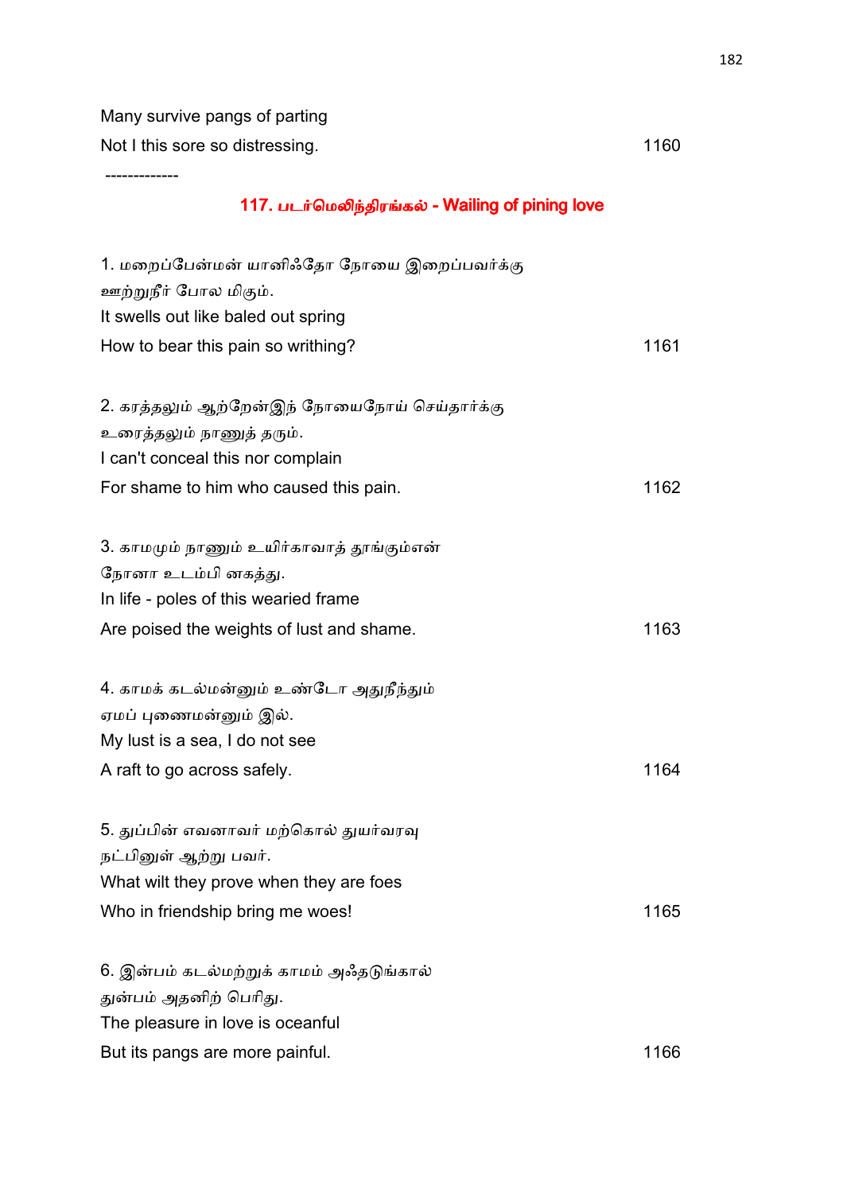Many survive pangs of parting
Not I this sore so distressing. 1160

-------------

## 117. படர்மெலிந்திரங்கல் - Wailing of pining love

1. மறைப்பேன்மன் யானிஃதோ நோயை இறைப்பவர்க்கு
ஊற்றுநீர் போல மிகும்.
It swells out like baled out spring
How to bear this pain so writhing? 1161

2. கரத்தலும் ஆற்றேன்இந் நோயைநோய் செய்தார்க்கு
உரைத்தலும் நாணுத் தரும்.
I can't conceal this nor complain
For shame to him who caused this pain. 1162

3. காமமும் நாணும் உயிர்காவாத் தூங்கும்என்
நோனா உடம்பி னகத்து.
In life - poles of this wearied frame
Are poised the weights of lust and shame. 1163

4. காமக் கடல்மன்னும் உண்டோ அதுநீந்தும்
ஏமப் புணைமன்னும் இல்.
My lust is a sea, I do not see
A raft to go across safely. 1164

5. துப்பின் எவனாவர் மற்கொல் துயர்வரவு
நட்பினுள் ஆற்று பவர்.
What wilt they prove when they are foes
Who in friendship bring me woes! 1165

6. இன்பம் கடல்மற்றுக் காமம் அஃதடுங்கால்
துன்பம் அதனிற் பெரிது.
The pleasure in love is oceanful
But its pangs are more painful. 1166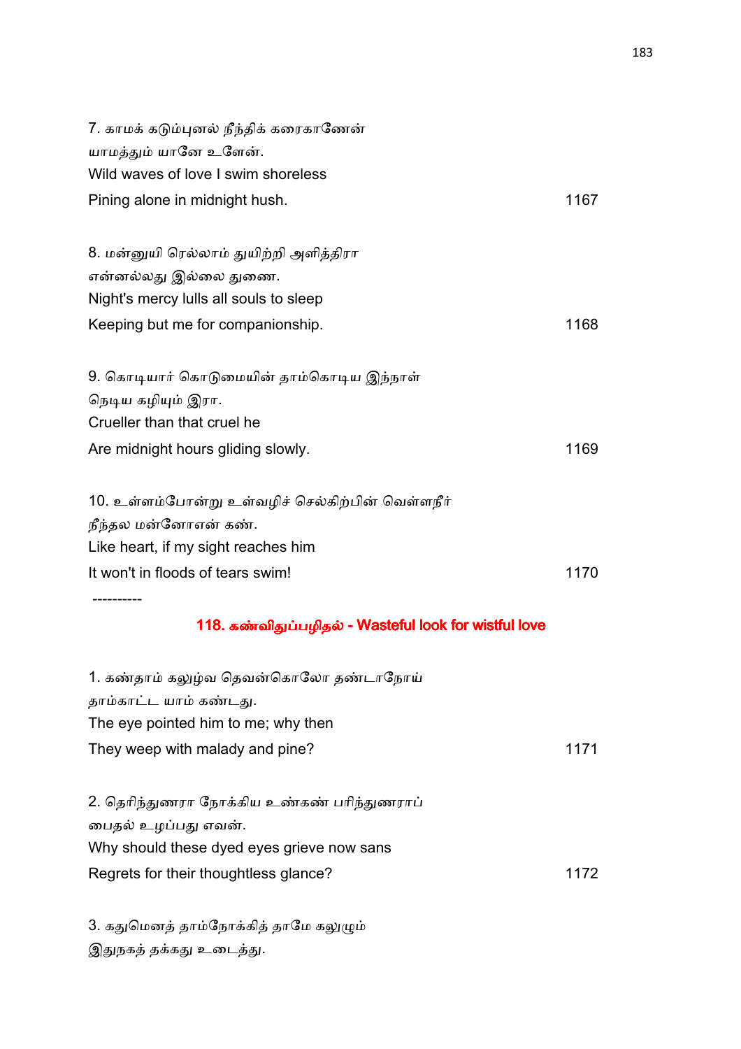7. காமக் கடும்புனல் நீந்திக் கரைகாணேன்
யாமத்தும் யானே உளேன்.
Wild waves of love I swim shoreless
Pining alone in midnight hush. 1167

8. மன்னுயி ரெல்லாம் துயிற்றி அளித்திரா
என்னல்லது இல்லை துணை.
Night's mercy lulls all souls to sleep
Keeping but me for companionship. 1168

9. கொடியார் கொடுமையின் தாம்கொடிய இந்நாள்
நெடிய கழியும் இரா.
Crueller than that cruel he
Are midnight hours gliding slowly. 1169

10. உள்ளம்போன்று உள்வழிச் செல்கிற்பின் வெள்ளநீர்
நீந்தல மன்னோஎன் கண்.
Like heart, if my sight reaches him
It won't in floods of tears swim! 1170

----------

## 118. கண்விதுப்பழிதல் - Wasteful look for wistful love

1. கண்தாம் கலுழ்வ தெவன்கொலோ தண்டாநோய்
தாம்காட்ட யாம் கண்டது.
The eye pointed him to me; why then
They weep with malady and pine? 1171

2. தெரிந்துணரா நோக்கிய உண்கண் பரிந்துணராப்
பைதல் உழப்பது எவன்.
Why should these dyed eyes grieve now sans
Regrets for their thoughtless glance? 1172

3. கதுமெனத் தாம்நோக்கித் தாமே கலுழும்
இதுநகத் தக்கது உடைத்து.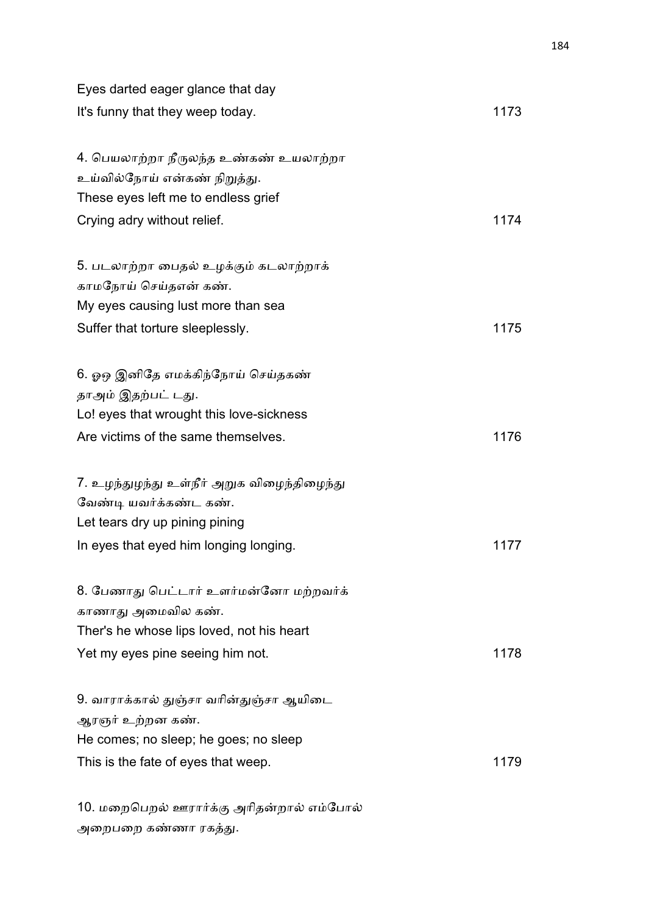Eyes darted eager glance that day
It's funny that they weep today. 1173

4. பெயலாற்றா நீருலந்த உண்கண் உயலாற்றா
உய்வில்நோய் என்கண் நிறுத்து.
These eyes left me to endless grief
Crying adry without relief. 1174

5. படலாற்றா பைதல் உழக்கும் கடலாற்றாக்
காமநோய் செய்தஎன் கண்.
My eyes causing lust more than sea
Suffer that torture sleeplessly. 1175

6. ஓஒ இனிதே எமக்கிந்நோய் செய்தகண்
தாஅம் இதற்பட் டது.
Lo! eyes that wrought this love-sickness
Are victims of the same themselves. 1176

7. உழந்துழந்து உள்நீர் அறுக விழைந்திழைந்து
வேண்டி யவர்க்கண்ட கண்.
Let tears dry up pining pining
In eyes that eyed him longing longing. 1177

8. பேணாது பெட்டார் உளர்மன்னோ மற்றவர்க்
காணாது அமைவில கண்.
Ther's he whose lips loved, not his heart
Yet my eyes pine seeing him not. 1178

9. வாராக்கால் துஞ்சா வரின்துஞ்சா ஆயிடை
ஆரஞர் உற்றன கண்.
He comes; no sleep; he goes; no sleep
This is the fate of eyes that weep. 1179

10. மறைபெறல் ஊரார்க்கு அரிதன்றால் எம்போல்
அறைபறை கண்ணா ரகத்து.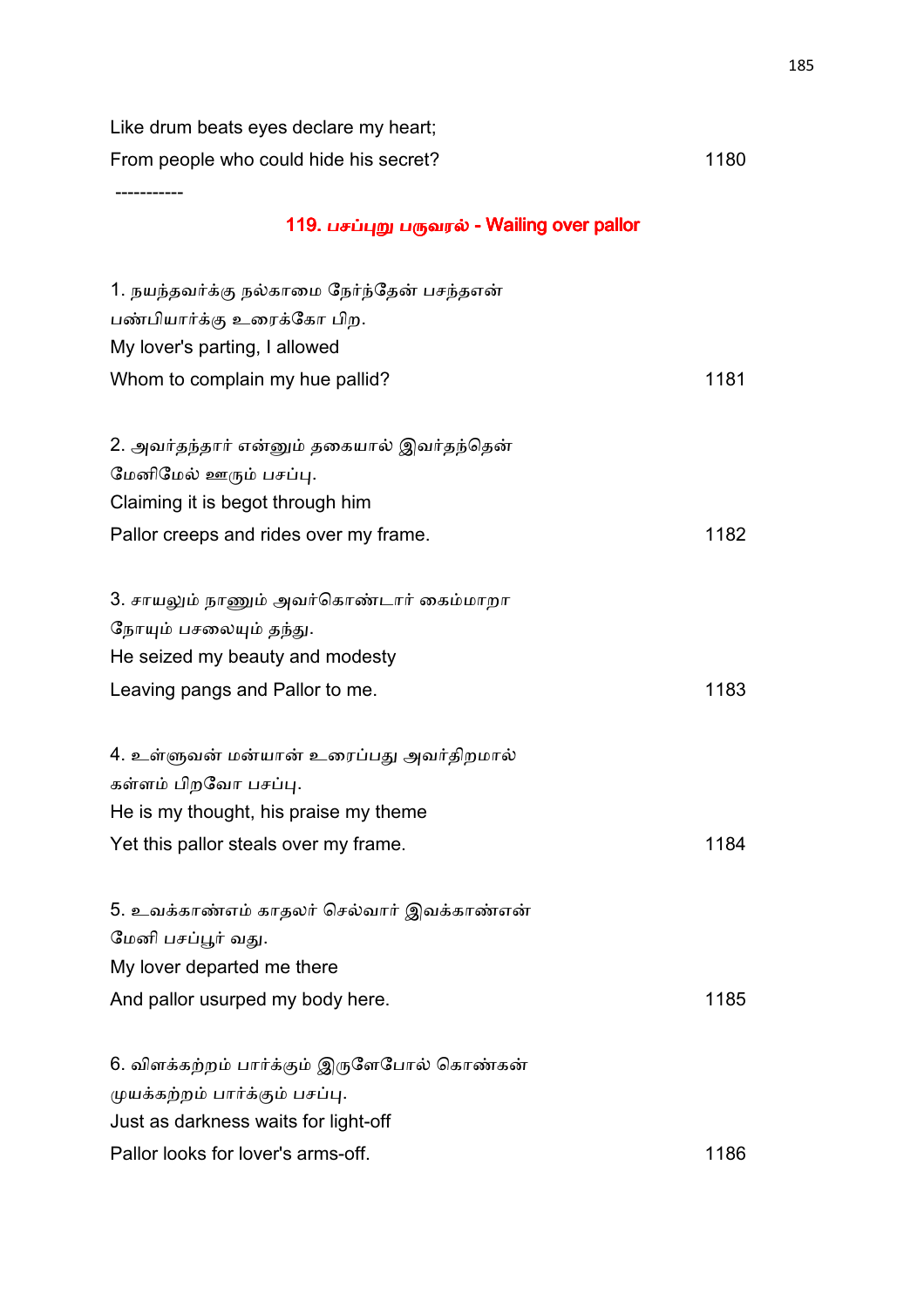Like drum beats eyes declare my heart;
From people who could hide his secret? 1180

-----------

## 119. பசப்புறு பருவரல் - Wailing over pallor

1. நயந்தவர்க்கு நல்காமை நேர்ந்தேன் பசந்தஎன்
பண்பியார்க்கு உரைக்கோ பிற.
My lover's parting, I allowed
Whom to complain my hue pallid? 1181

2. அவர்தந்தார் என்னும் தகையால் இவர்தந்தென்
மேனிமேல் ஊரும் பசப்பு.
Claiming it is begot through him
Pallor creeps and rides over my frame. 1182

3. சாயலும் நாணும் அவர்கொண்டார் கைம்மாறா
நோயும் பசலையும் தந்து.
He seized my beauty and modesty
Leaving pangs and Pallor to me. 1183

4. உள்ளுவன் மன்யான் உரைப்பது அவர்திறமால்
கள்ளம் பிறவோ பசப்பு.
He is my thought, his praise my theme
Yet this pallor steals over my frame. 1184

5. உவக்காண்எம் காதலர் செல்வார் இவக்காண்என்
மேனி பசப்பூர் வது.
My lover departed me there
And pallor usurped my body here. 1185

6. விளக்கற்றம் பார்க்கும் இருளேபோல் கொண்கன்
முயக்கற்றம் பார்க்கும் பசப்பு.
Just as darkness waits for light-off
Pallor looks for lover's arms-off. 1186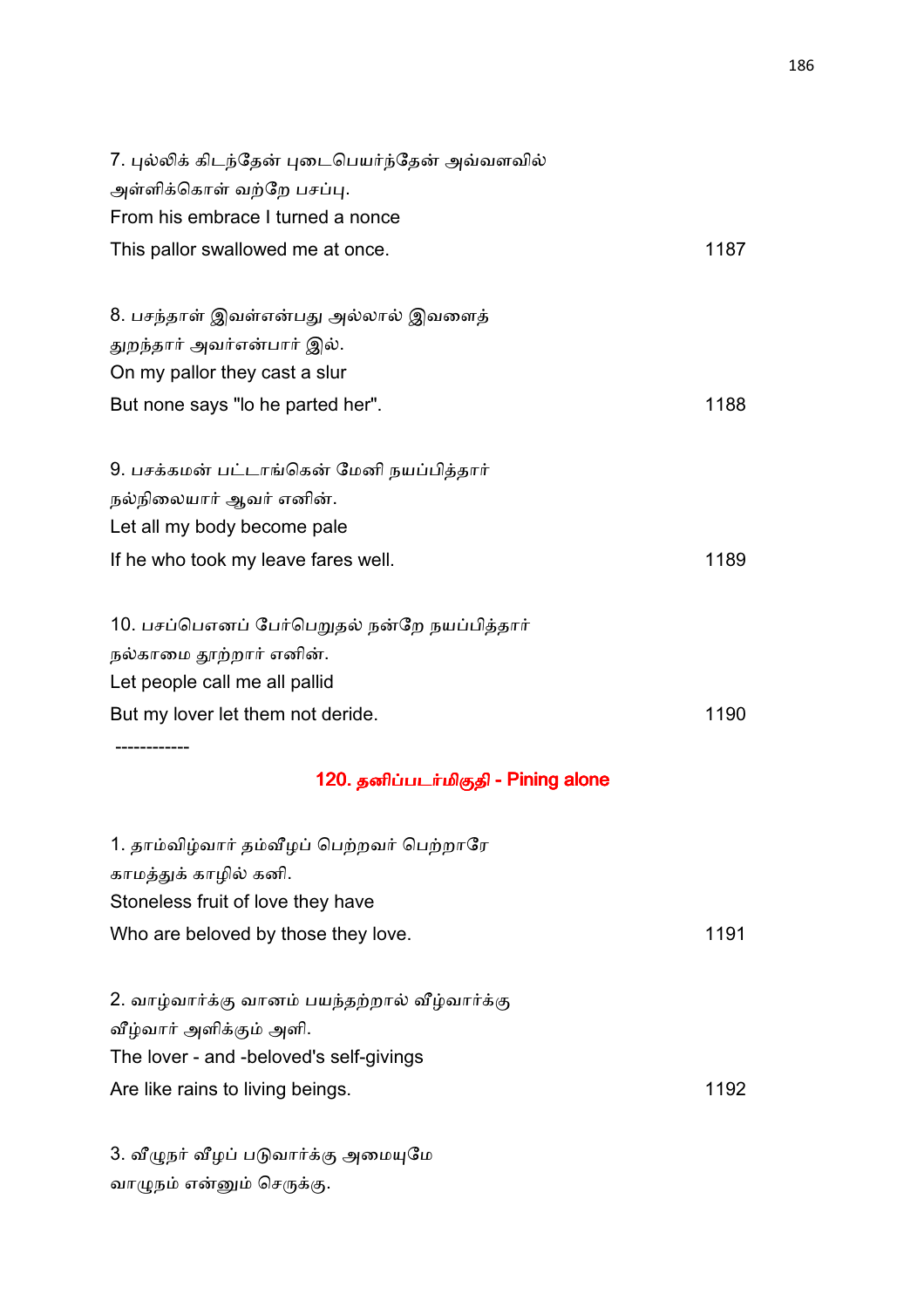7. புல்லிக் கிடந்தேன் புடைபெயர்ந்தேன் அவ்வளவில்
அள்ளிக்கொள் வற்றே பசப்பு.
From his embrace I turned a nonce
This pallor swallowed me at once. 1187

8. பசந்தாள் இவள்என்பது அல்லால் இவளைத்
துறந்தார் அவர்என்பார் இல்.
On my pallor they cast a slur
But none says "lo he parted her". 1188

9. பசக்கமன் பட்டாங்கென் மேனி நயப்பித்தார்
நல்நிலையார் ஆவர் எனின்.
Let all my body become pale
If he who took my leave fares well. 1189

10. பசப்பெனப் பேர்பெறுதல் நன்றே நயப்பித்தார்
நல்காமை தூற்றார் எனின்.
Let people call me all pallid
But my lover let them not deride. 1190

------------

## 120. தனிப்படர்மிகுதி - Pining alone

1. தாம்விழ்வார் தம்வீழப் பெற்றவர் பெற்றாரே
காமத்துக் காழில் கனி.
Stoneless fruit of love they have
Who are beloved by those they love. 1191

2. வாழ்வார்க்கு வானம் பயந்தற்றால் வீழ்வார்க்கு
வீழ்வார் அளிக்கும் அளி.
The lover - and -beloved's self-givings
Are like rains to living beings. 1192

3. வீழுநர் வீழப் படுவார்க்கு அமையுமே
வாழுநம் என்னும் செருக்கு.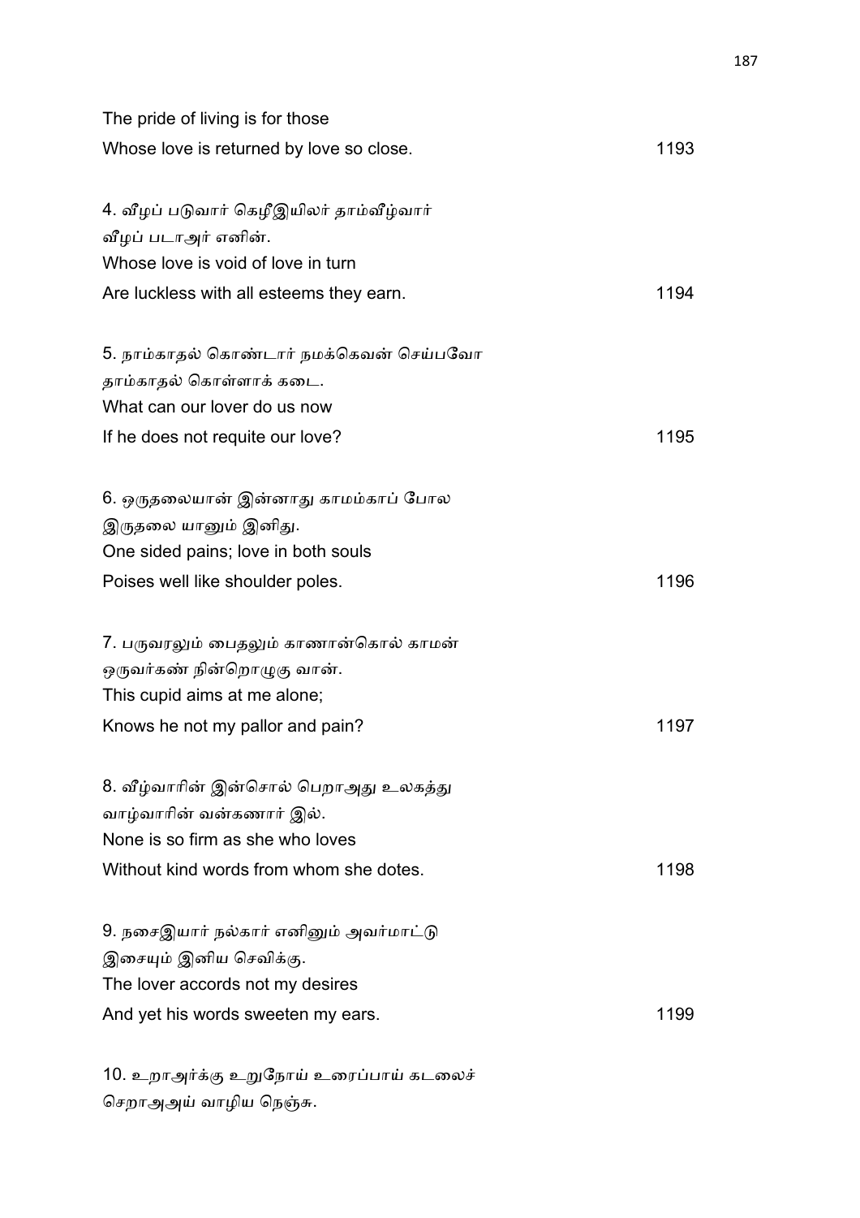The pride of living is for those
Whose love is returned by love so close. 1193

4. வீழப் படுவார் கெழீஇயிலர் தாம்வீழ்வார்
வீழப் படாஅர் எனின்.
Whose love is void of love in turn
Are luckless with all esteems they earn. 1194

5. நாம்காதல் கொண்டார் நமக்கெவன் செய்பவோ
தாம்காதல் கொள்ளாக் கடை.
What can our lover do us now
If he does not requite our love? 1195

6. ஒருதலையான் இன்னாது காமம்காப் போல
இருதலை யானும் இனிது.
One sided pains; love in both souls
Poises well like shoulder poles. 1196

7. பருவரலும் பைதலும் காணான்கொல் காமன்
ஒருவர்கண் நின்றொழுகு வான்.
This cupid aims at me alone;
Knows he not my pallor and pain? 1197

8. வீழ்வாரின் இன்சொல் பெறாஅது உலகத்து
வாழ்வாரின் வன்கணார் இல்.
None is so firm as she who loves
Without kind words from whom she dotes. 1198

9. நசைஇயார் நல்கார் எனினும் அவர்மாட்டு
இசையும் இனிய செவிக்கு.
The lover accords not my desires
And yet his words sweeten my ears. 1199

10. உறாஅர்க்கு உறுநோய் உரைப்பாய் கடலைச்
செறாஅஅய் வாழிய நெஞ்சு.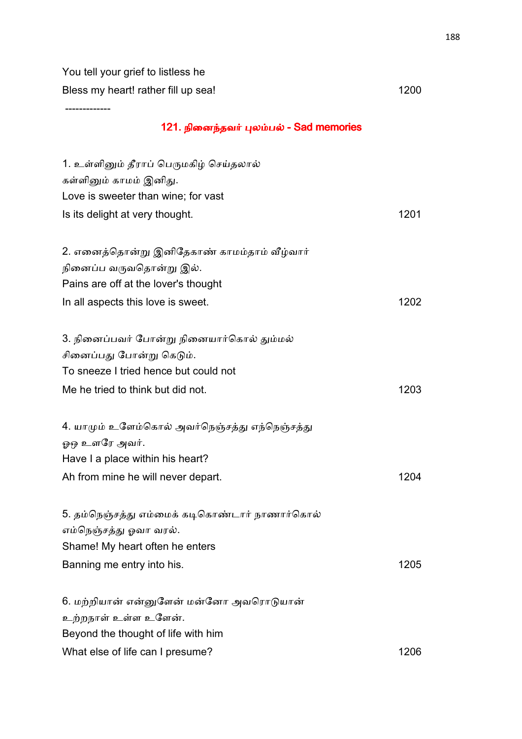You tell your grief to listless he
Bless my heart! rather fill up sea! 1200

-------------

## 121. நினைந்தவர் புலம்பல் - Sad memories

1. உள்ளினும் தீராப் பெருமகிழ் செய்தலால்
கள்ளினும் காமம் இனிது.
Love is sweeter than wine; for vast
Is its delight at very thought. 1201

2. எனைத்தொன்று இனிதேகாண் காமம்தாம் வீழ்வார்
நினைப்ப வருவதொன்று இல்.
Pains are off at the lover's thought
In all aspects this love is sweet. 1202

3. நினைப்பவர் போன்று நினையார்கொல் தும்மல்
சினைப்பது போன்று கெடும்.
To sneeze I tried hence but could not
Me he tried to think but did not. 1203

4. யாமும் உளேம்கொல் அவர்நெஞ்சத்து எந்நெஞ்சத்து
ஓஒ உளரே அவர்.
Have I a place within his heart?
Ah from mine he will never depart. 1204

5. தம்நெஞ்சத்து எம்மைக் கடிகொண்டார் நாணார்கொல்
எம்நெஞ்சத்து ஓவா வரல்.
Shame! My heart often he enters
Banning me entry into his. 1205

6. மற்றியான் என்னுளேன் மன்னோ அவரொடுயான்
உற்றநாள் உள்ள உளேன்.
Beyond the thought of life with him
What else of life can I presume? 1206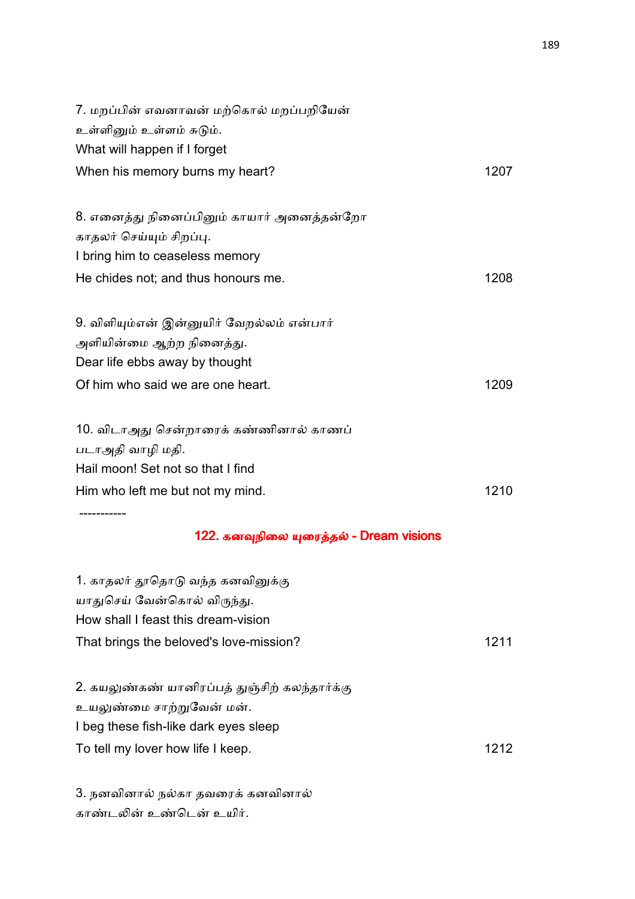7. மறப்பின் எவனாவன் மற்கொல் மறப்பறியேன்
உள்ளினும் உள்ளம் சுடும்.
What will happen if I forget
When his memory burns my heart? 1207

8. எனைத்து நினைப்பினும் காயார் அனைத்தன்றோ
காதலர் செய்யும் சிறப்பு.
I bring him to ceaseless memory
He chides not; and thus honours me. 1208

9. விளியும்என் இன்னுயிர் வேறல்லம் என்பார்
அளியின்மை ஆற்ற நினைத்து.
Dear life ebbs away by thought
Of him who said we are one heart. 1209

10. விடாஅது சென்றாரைக் கண்ணினால் காணப்
படாஅதி வாழி மதி.
Hail moon! Set not so that I find
Him who left me but not my mind. 1210

-----------

## 122. கனவுநிலை யுரைத்தல் - Dream visions

1. காதலர் தூதொடு வந்த கனவினுக்கு
யாதுசெய் வேன்கொல் விருந்து.
How shall I feast this dream-vision
That brings the beloved's love-mission? 1211

2. கயலுண்கண் யானிரப்பத் துஞ்சிற் கலந்தார்க்கு
உயலுண்மை சாற்றுவேன் மன்.
I beg these fish-like dark eyes sleep
To tell my lover how life I keep. 1212

3. நனவினால் நல்கா தவரைக் கனவினால்
காண்டலின் உண்டென் உயிர்.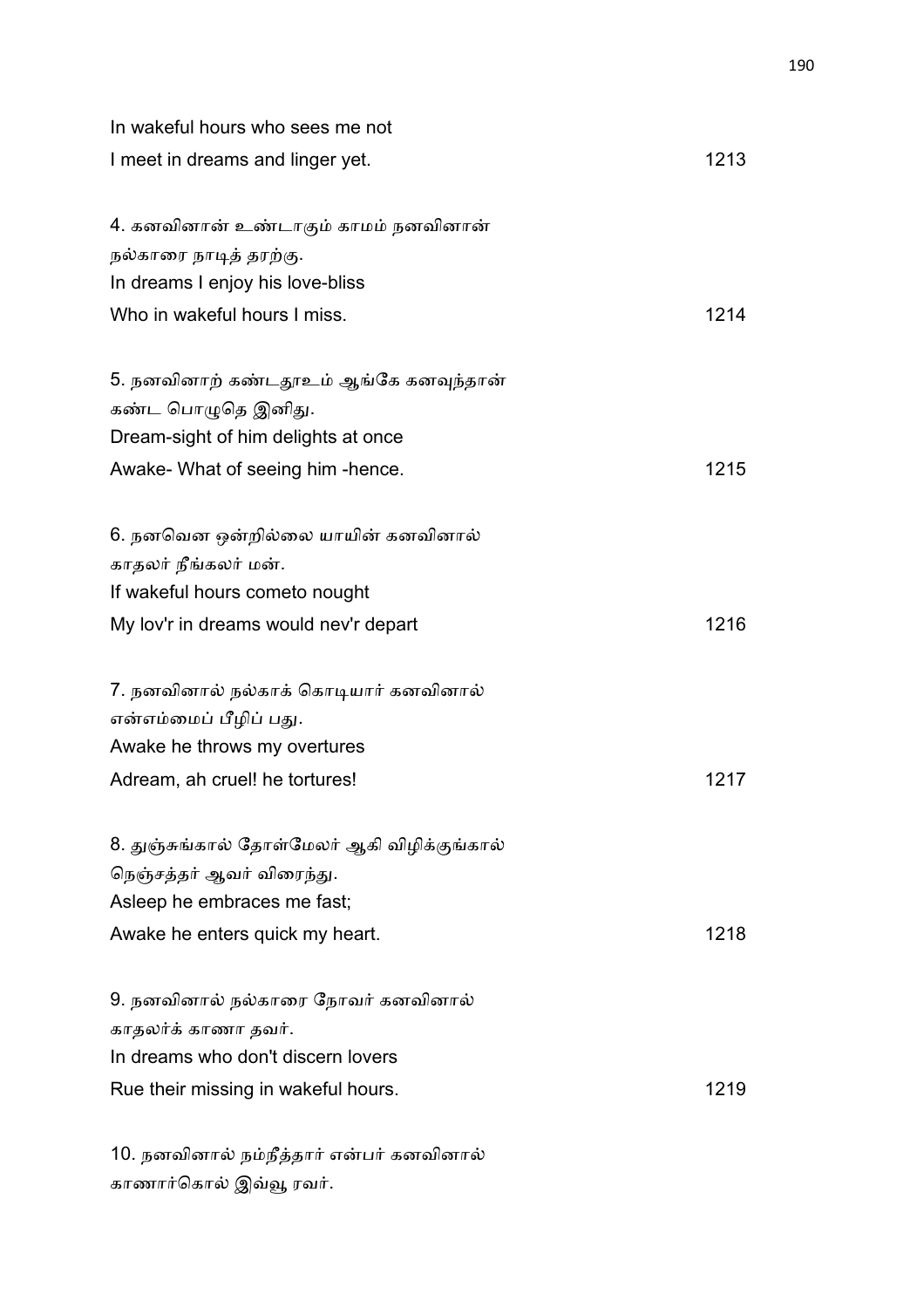In wakeful hours who sees me not
I meet in dreams and linger yet. 1213

4. கனவினான் உண்டாகும் காமம் நனவினான்
நல்காரை நாடித் தரற்கு.
In dreams I enjoy his love-bliss
Who in wakeful hours I miss. 1214

5. நனவினாற் கண்டதூஉம் ஆங்கே கனவுந்தான்
கண்ட பொழுதெ இனிது.
Dream-sight of him delights at once
Awake- What of seeing him -hence. 1215

6. நனவென ஒன்றில்லை யாயின் கனவினால்
காதலர் நீங்கலர் மன்.
If wakeful hours cometo nought
My lov'r in dreams would nev'r depart 1216

7. நனவினால் நல்காக் கொடியார் கனவினால்
என்எம்மைப் பீழிப் பது.
Awake he throws my overtures
Adream, ah cruel! he tortures! 1217

8. துஞ்சுங்கால் தோள்மேலர் ஆகி விழிக்குங்கால்
நெஞ்சத்தர் ஆவர் விரைந்து.
Asleep he embraces me fast;
Awake he enters quick my heart. 1218

9. நனவினால் நல்காரை நோவர் கனவினால்
காதலர்க் காணா தவர்.
In dreams who don't discern lovers
Rue their missing in wakeful hours. 1219

10. நனவினால் நம்நீத்தார் என்பர் கனவினால்
காணார்கொல் இவ்வூ ரவர்.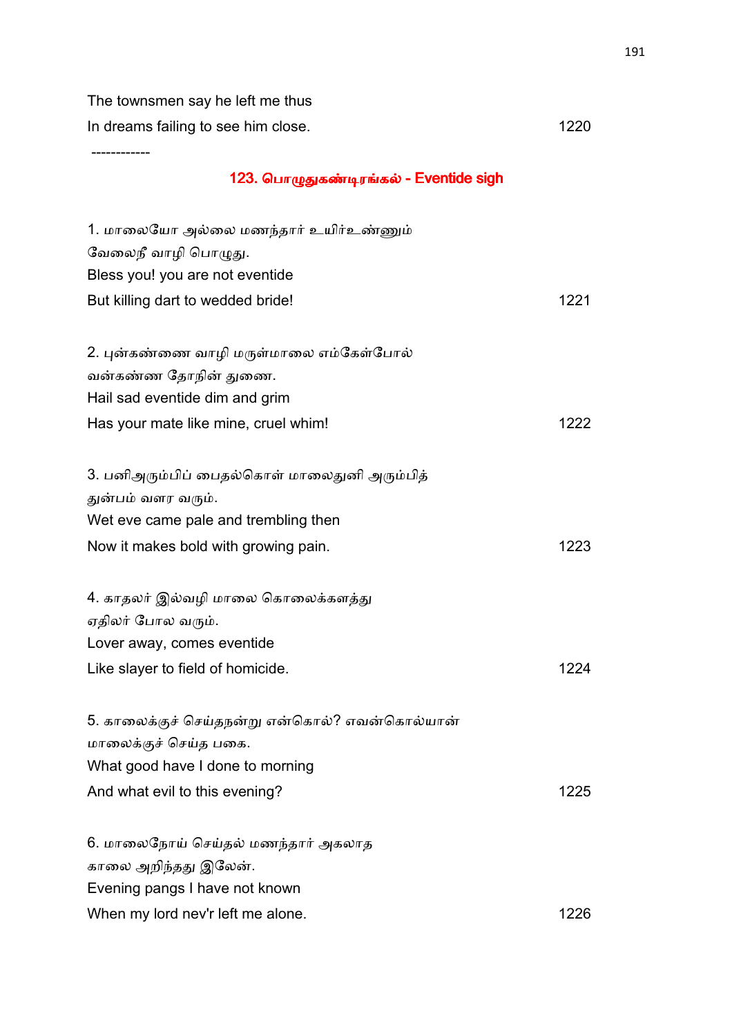The townsmen say he left me thus
In dreams failing to see him close. 1220

------------

## 123. பொழுதுகண்டிரங்கல் - Eventide sigh

1. மாலையோ அல்லை மணந்தார் உயிர்உண்ணும்
வேலைநீ வாழி பொழுது.
Bless you! you are not eventide
But killing dart to wedded bride! 1221

2. புன்கண்ணை வாழி மருள்மாலை எம்கேள்போல்
வன்கண்ண தோநின் துணை.
Hail sad eventide dim and grim
Has your mate like mine, cruel whim! 1222

3. பனிஅரும்பிப் பைதல்கொள் மாலைதுனி அரும்பித்
துன்பம் வளர வரும்.
Wet eve came pale and trembling then
Now it makes bold with growing pain. 1223

4. காதலர் இல்வழி மாலை கொலைக்களத்து
ஏதிலர் போல வரும்.
Lover away, comes eventide
Like slayer to field of homicide. 1224

5. காலைக்குச் செய்தநன்று என்கொல்? எவன்கொல்யான்
மாலைக்குச் செய்த பகை.
What good have I done to morning
And what evil to this evening? 1225

6. மாலைநோய் செய்தல் மணந்தார் அகலாத
காலை அறிந்தது இலேன்.
Evening pangs I have not known
When my lord nev'r left me alone. 1226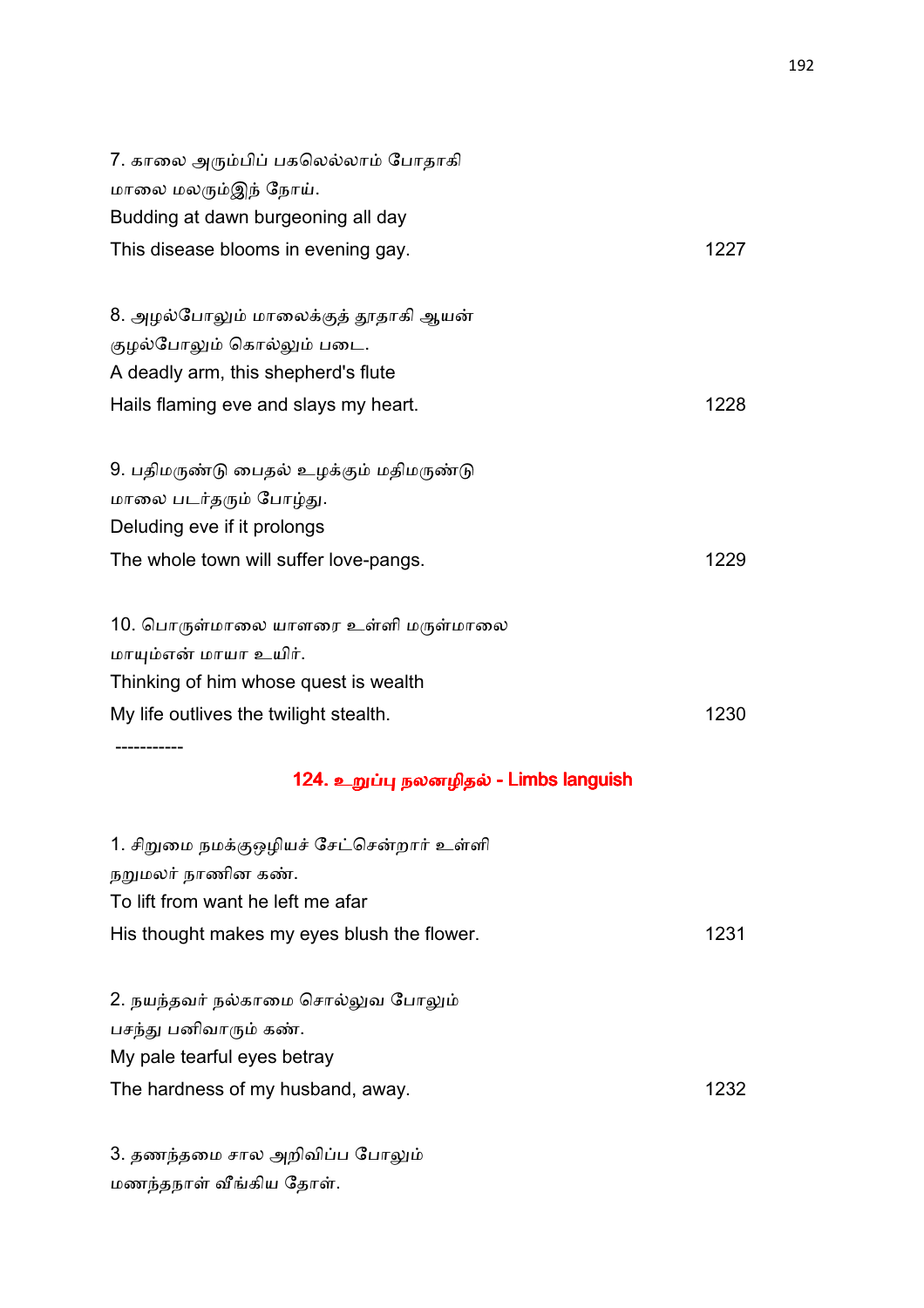7. காலை அரும்பிப் பகலெல்லாம் போதாகி
மாலை மலரும்இந் நோய்.
Budding at dawn burgeoning all day
This disease blooms in evening gay. 1227

8. அழல்போலும் மாலைக்குத் தூதாகி ஆயன்
குழல்போலும் கொல்லும் படை.
A deadly arm, this shepherd's flute
Hails flaming eve and slays my heart. 1228

9. பதிமருண்டு பைதல் உழக்கும் மதிமருண்டு
மாலை படர்தரும் போழ்து.
Deluding eve if it prolongs
The whole town will suffer love-pangs. 1229

10. பொருள்மாலை யாளரை உள்ளி மருள்மாலை
மாயும்என் மாயா உயிர்.
Thinking of him whose quest is wealth
My life outlives the twilight stealth. 1230

-----------

## 124. உறுப்பு நலனழிதல் - Limbs languish

1. சிறுமை நமக்குஒழியச் சேட்சென்றார் உள்ளி
நறுமலர் நாணின கண்.
To lift from want he left me afar
His thought makes my eyes blush the flower. 1231

2. நயந்தவர் நல்காமை சொல்லுவ போலும்
பசந்து பனிவாரும் கண்.
My pale tearful eyes betray
The hardness of my husband, away. 1232

3. தணந்தமை சால அறிவிப்ப போலும்
மணந்தநாள் வீங்கிய தோள்.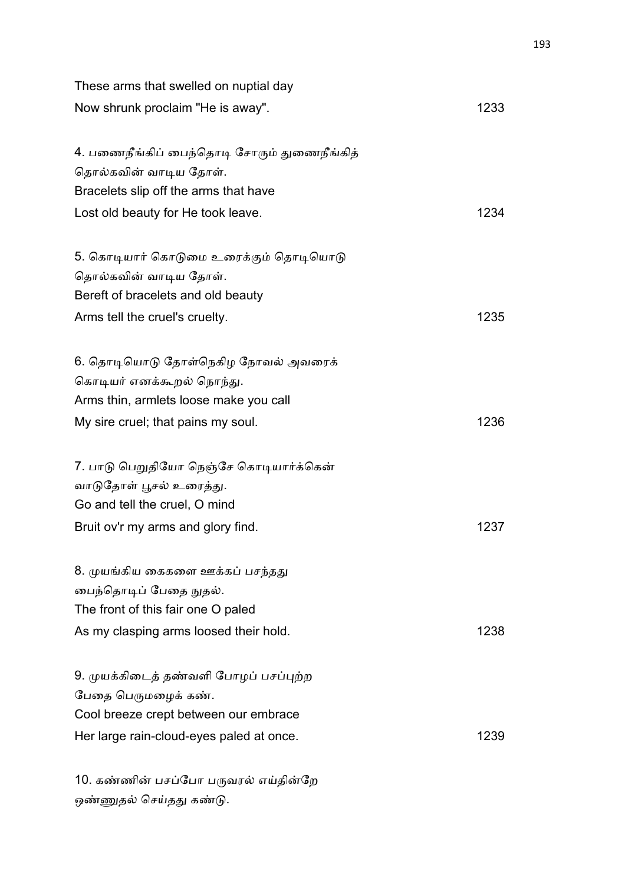These arms that swelled on nuptial day
Now shrunk proclaim "He is away". 1233

4. பணைநீங்கிப் பைந்தொடி சோரும் துணைநீங்கித்
தொல்கவின் வாடிய தோள்.
Bracelets slip off the arms that have
Lost old beauty for He took leave. 1234

5. கொடியார் கொடுமை உரைக்கும் தொடியொடு
தொல்கவின் வாடிய தோள்.
Bereft of bracelets and old beauty
Arms tell the cruel's cruelty. 1235

6. தொடியொடு தோள்நெகிழ நோவல் அவரைக்
கொடியர் எனக்கூறல் நொந்து.
Arms thin, armlets loose make you call
My sire cruel; that pains my soul. 1236

7. பாடு பெறுதியோ நெஞ்சே கொடியார்க்கென்
வாடுதோள் பூசல் உரைத்து.
Go and tell the cruel, O mind
Bruit ov'r my arms and glory find. 1237

8. முயங்கிய கைகளை ஊக்கப் பசந்தது
பைந்தொடிப் பேதை நுதல்.
The front of this fair one O paled
As my clasping arms loosed their hold. 1238

9. முயக்கிடைத் தண்வளி போழப் பசப்புற்ற
பேதை பெருமழைக் கண்.
Cool breeze crept between our embrace
Her large rain-cloud-eyes paled at once. 1239

10. கண்ணின் பசப்போ பருவரல் எய்தின்றே
ஒண்ணுதல் செய்தது கண்டு.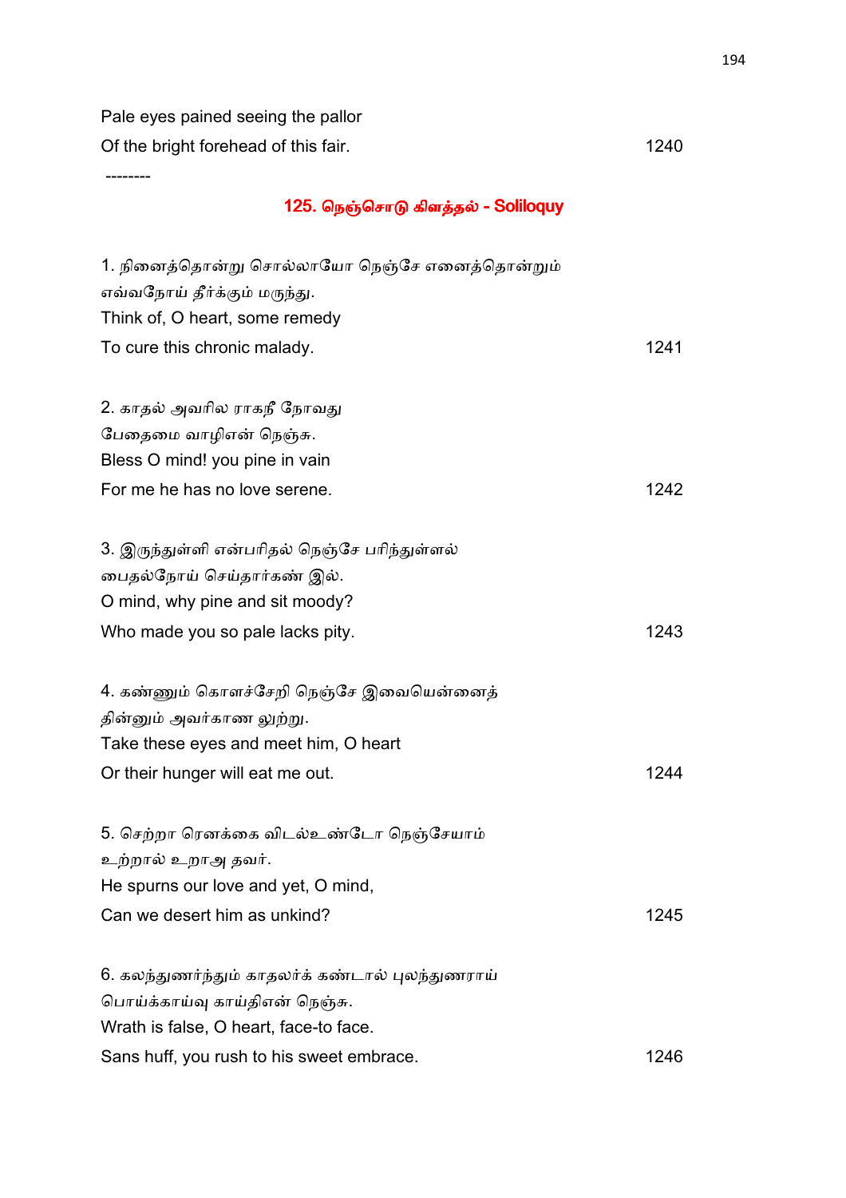Pale eyes pained seeing the pallor
Of the bright forehead of this fair. 1240

--------

## 125. நெஞ்சொடு கிளத்தல் - Soliloquy

1. நினைத்தொன்று சொல்லாயோ நெஞ்சே எனைத்தொன்றும்
எவ்வநோய் தீர்க்கும் மருந்து.
Think of, O heart, some remedy
To cure this chronic malady. 1241

2. காதல் அவரில ராகநீ நோவது
பேதைமை வாழிஎன் நெஞ்சு.
Bless O mind! you pine in vain
For me he has no love serene. 1242

3. இருந்துள்ளி என்பரிதல் நெஞ்சே பரிந்துள்ளல்
பைதல்நோய் செய்தார்கண் இல்.
O mind, why pine and sit moody?
Who made you so pale lacks pity. 1243

4. கண்ணும் கொளச்சேறி நெஞ்சே இவையென்னைத்
தின்னும் அவர்காண லுற்று.
Take these eyes and meet him, O heart
Or their hunger will eat me out. 1244

5. செற்றா ரெனக்கை விடல்உண்டோ நெஞ்சேயாம்
உற்றால் உறாஅ தவர்.
He spurns our love and yet, O mind,
Can we desert him as unkind? 1245

6. கலந்துணர்ந்தும் காதலர்க் கண்டால் புலந்துணராய்
பொய்க்காய்வு காய்திஎன் நெஞ்சு.
Wrath is false, O heart, face-to face.
Sans huff, you rush to his sweet embrace. 1246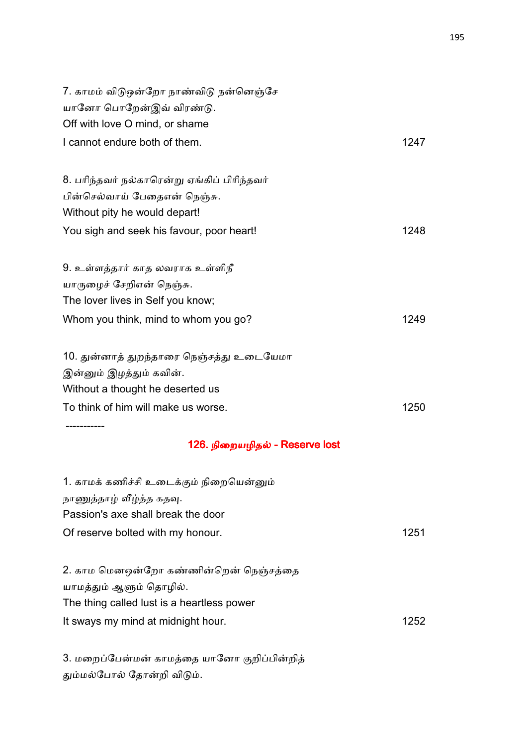7. காமம் விடுஒன்றோ நாண்விடு நன்னெஞ்சே
யானோ பொறேன்இவ் விரண்டு.
Off with love O mind, or shame
I cannot endure both of them. 1247

8. பரிந்தவர் நல்காரென்று ஏங்கிப் பிரிந்தவர்
பின்செல்வாய் பேதைஎன் நெஞ்சு.
Without pity he would depart!
You sigh and seek his favour, poor heart! 1248

9. உள்ளத்தார் காத லவராக உள்ளிநீ
யாருழைச் சேறிஎன் நெஞ்சு.
The lover lives in Self you know;
Whom you think, mind to whom you go? 1249

10. துன்னாத் துறந்தாரை நெஞ்சத்து உடையேமா
இன்னும் இழத்தும் கவின்.
Without a thought he deserted us
To think of him will make us worse. 1250

-----------

## 126. நிறையழிதல் - Reserve lost

1. காமக் கணிச்சி உடைக்கும் நிறையென்னும்
நாணுத்தாழ் வீழ்த்த கதவு.
Passion's axe shall break the door
Of reserve bolted with my honour. 1251

2. காம மெனஒன்றோ கண்ணின்றென் நெஞ்சத்தை
யாமத்தும் ஆளும் தொழில்.
The thing called lust is a heartless power
It sways my mind at midnight hour. 1252

3. மறைப்பேன்மன் காமத்தை யானோ குறிப்பின்றித்
தும்மல்போல் தோன்றி விடும்.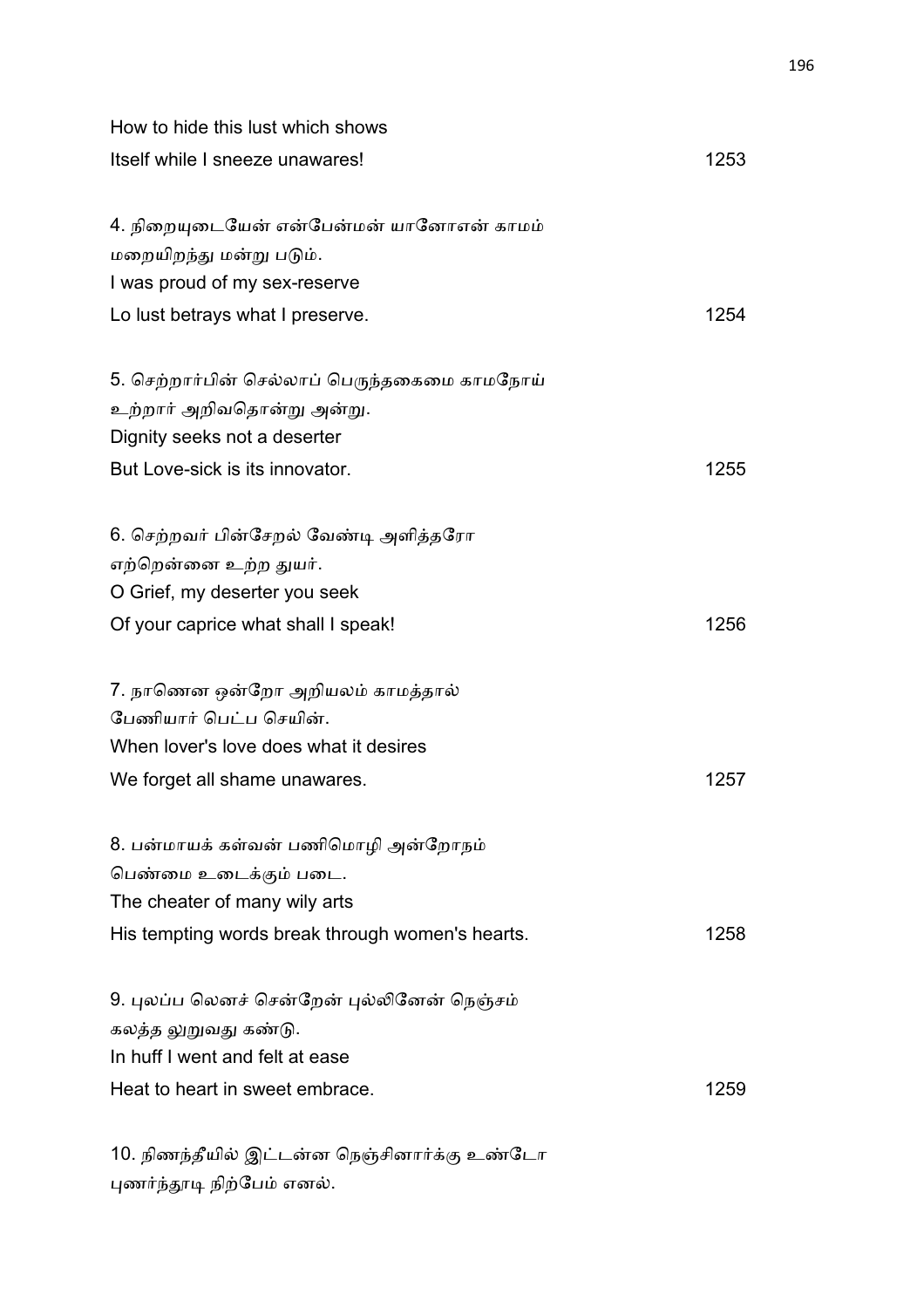How to hide this lust which shows
Itself while I sneeze unawares! 1253

4. நிறையுடையேன் என்பேன்மன் யானோஎன் காமம்
மறையிறந்து மன்று படும்.
I was proud of my sex-reserve
Lo lust betrays what I preserve. 1254

5. செற்றார்பின் செல்லாப் பெருந்தகைமை காமநோய்
உற்றார் அறிவதொன்று அன்று.
Dignity seeks not a deserter
But Love-sick is its innovator. 1255

6. செற்றவர் பின்சேறல் வேண்டி அளித்தரோ
எற்றென்னை உற்ற துயர்.
O Grief, my deserter you seek
Of your caprice what shall I speak! 1256

7. நாணென ஒன்றோ அறியலம் காமத்தால்
பேணியார் பெட்ப செயின்.
When lover's love does what it desires
We forget all shame unawares. 1257

8. பன்மாயக் கள்வன் பணிமொழி அன்றோநம்
பெண்மை உடைக்கும் படை.
The cheater of many wily arts
His tempting words break through women's hearts. 1258

9. புலப்ப லெனச் சென்றேன் புல்லினேன் நெஞ்சம்
கலத்த லுறுவது கண்டு.
In huff I went and felt at ease
Heat to heart in sweet embrace. 1259

10. நிணந்தீயில் இட்டன்ன நெஞ்சினார்க்கு உண்டோ
புணர்ந்தூடி நிற்பேம் எனல்.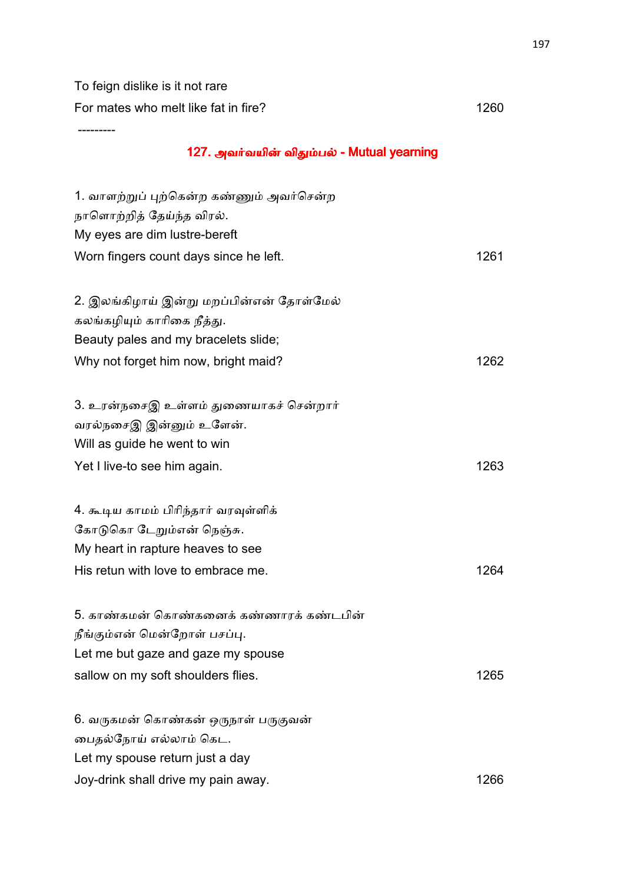To feign dislike is it not rare
For mates who melt like fat in fire? 1260

---------

## 127. அவர்வயின் விதும்பல் - Mutual yearning

1. வாளற்றுப் புற்கென்ற கண்ணும் அவர்சென்ற
நாளொற்றித் தேய்ந்த விரல்.
My eyes are dim lustre-bereft
Worn fingers count days since he left. 1261

2. இலங்கிழாய் இன்று மறப்பின்என் தோள்மேல்
கலங்கழியும் காரிகை நீத்து.
Beauty pales and my bracelets slide;
Why not forget him now, bright maid? 1262

3. உரன்நசைஇ உள்ளம் துணையாகச் சென்றார்
வரல்நசைஇ இன்னும் உளேன்.
Will as guide he went to win
Yet I live-to see him again. 1263

4. கூடிய காமம் பிரிந்தார் வரவுள்ளிக்
கோடுகொ டேறும்என் நெஞ்சு.
My heart in rapture heaves to see
His retun with love to embrace me. 1264

5. காண்கமன் கொண்கனைக் கண்ணாரக் கண்டபின்
நீங்கும்என் மென்றோள் பசப்பு.
Let me but gaze and gaze my spouse
sallow on my soft shoulders flies. 1265

6. வருகமன் கொண்கன் ஒருநாள் பருகுவன்
பைதல்நோய் எல்லாம் கெட.
Let my spouse return just a day
Joy-drink shall drive my pain away. 1266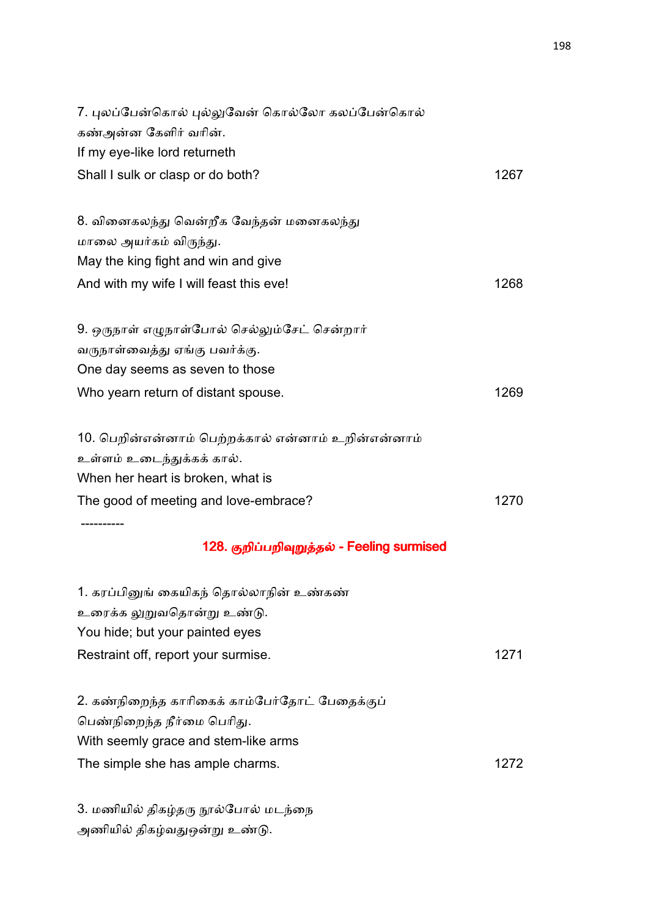7. புலப்பேன்கொல் புல்லுவேன் கொல்லோ கலப்பேன்கொல்
கண்அன்ன கேளிர் வரின்.
If my eye-like lord returneth
Shall I sulk or clasp or do both? 1267

8. வினைகலந்து வென்றீக வேந்தன் மனைகலந்து
மாலை அயர்கம் விருந்து.
May the king fight and win and give
And with my wife I will feast this eve! 1268

9. ஒருநாள் எழுநாள்போல் செல்லும்சேட் சென்றார்
வருநாள்வைத்து ஏங்கு பவர்க்கு.
One day seems as seven to those
Who yearn return of distant spouse. 1269

10. பெறின்என்னாம் பெற்றக்கால் என்னாம் உறின்என்னாம்
உள்ளம் உடைந்துக்கக் கால்.
When her heart is broken, what is
The good of meeting and love-embrace? 1270

----------

## 128. குறிப்பறிவுறுத்தல் - Feeling surmised

1. கரப்பினுங் கையிகந் தொல்லாநின் உண்கண்
உரைக்க லுறுவதொன்று உண்டு.
You hide; but your painted eyes
Restraint off, report your surmise. 1271

2. கண்நிறைந்த காரிகைக் காம்பேர்தோட் பேதைக்குப்
பெண்நிறைந்த நீர்மை பெரிது.
With seemly grace and stem-like arms
The simple she has ample charms. 1272

3. மணியில் திகழ்தரு நூல்போல் மடந்தை
அணியில் திகழ்வதுஒன்று உண்டு.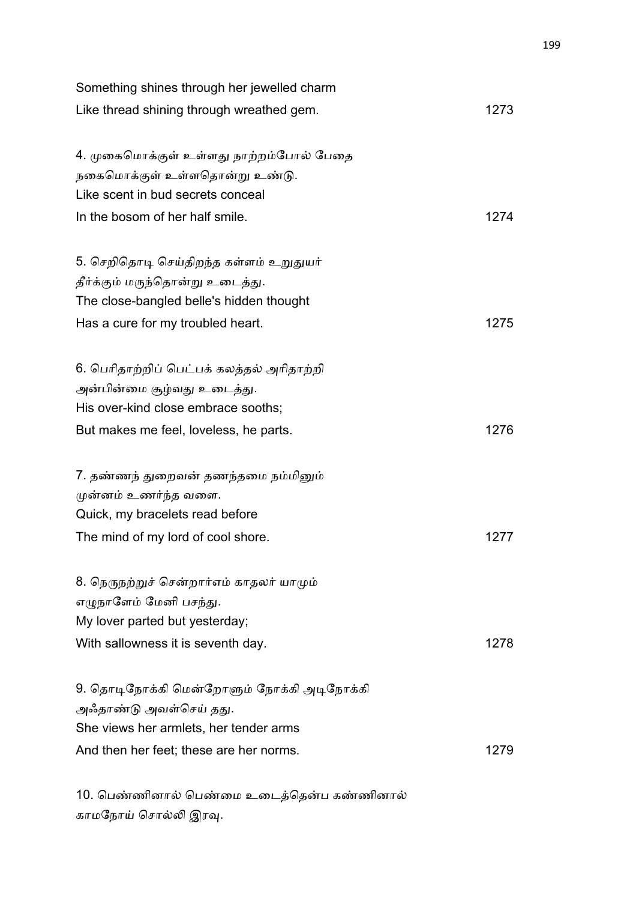Something shines through her jewelled charm
Like thread shining through wreathed gem. 1273

4. முகைமொக்குள் உள்ளது நாற்றம்போல் பேதை
நகைமொக்குள் உள்ளதொன்று உண்டு.
Like scent in bud secrets conceal
In the bosom of her half smile. 1274

5. செறிதொடி செய்திறந்த கள்ளம் உறுதுயர்
தீர்க்கும் மருந்தொன்று உடைத்து.
The close-bangled belle's hidden thought
Has a cure for my troubled heart. 1275

6. பெரிதாற்றிப் பெட்பக் கலத்தல் அரிதாற்றி
அன்பின்மை சூழ்வது உடைத்து.
His over-kind close embrace sooths;
But makes me feel, loveless, he parts. 1276

7. தண்ணந் துறைவன் தணந்தமை நம்மினும்
முன்னம் உணர்ந்த வளை.
Quick, my bracelets read before
The mind of my lord of cool shore. 1277

8. நெருநற்றுச் சென்றார்எம் காதலர் யாமும்
எழுநாளேம் மேனி பசந்து.
My lover parted but yesterday;
With sallowness it is seventh day. 1278

9. தொடிநோக்கி மென்றோளும் நோக்கி அடிநோக்கி
அஃதாண்டு அவள்செய் தது.
She views her armlets, her tender arms
And then her feet; these are her norms. 1279

10. பெண்ணினால் பெண்மை உடைத்தென்ப கண்ணினால்
காமநோய் சொல்லி இரவு.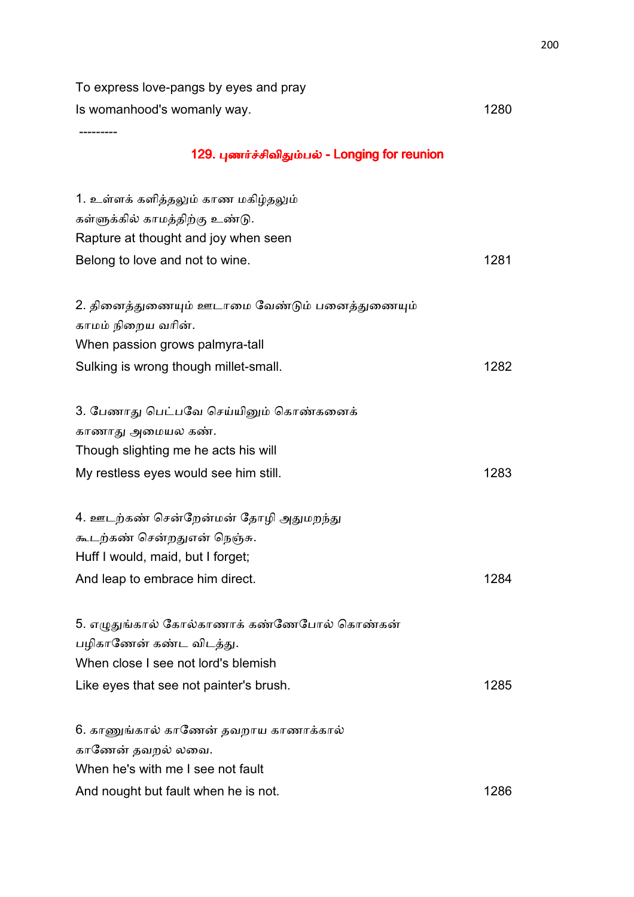To express love-pangs by eyes and pray
Is womanhood's womanly way. 1280

---------

## 129. புணர்ச்சிவிதும்பல் - Longing for reunion

1. உள்ளக் களித்தலும் காண மகிழ்தலும்
கள்ளுக்கில் காமத்திற்கு உண்டு.
Rapture at thought and joy when seen
Belong to love and not to wine. 1281

2. தினைத்துணையும் ஊடாமை வேண்டும் பனைத்துணையும்
காமம் நிறைய வரின்.
When passion grows palmyra-tall
Sulking is wrong though millet-small. 1282

3. பேணாது பெட்பவே செய்யினும் கொண்கனைக்
காணாது அமையல கண்.
Though slighting me he acts his will
My restless eyes would see him still. 1283

4. ஊடற்கண் சென்றேன்மன் தோழி அதுமறந்து
கூடற்கண் சென்றதுஎன் நெஞ்சு.
Huff I would, maid, but I forget;
And leap to embrace him direct. 1284

5. எழுதுங்கால் கோல்காணாக் கண்ணேபோல் கொண்கன்
பழிகாணேன் கண்ட விடத்து.
When close I see not lord's blemish
Like eyes that see not painter's brush. 1285

6. காணுங்கால் காணேன் தவறாய காணாக்கால்
காணேன் தவறல் லவை.
When he's with me I see not fault
And nought but fault when he is not. 1286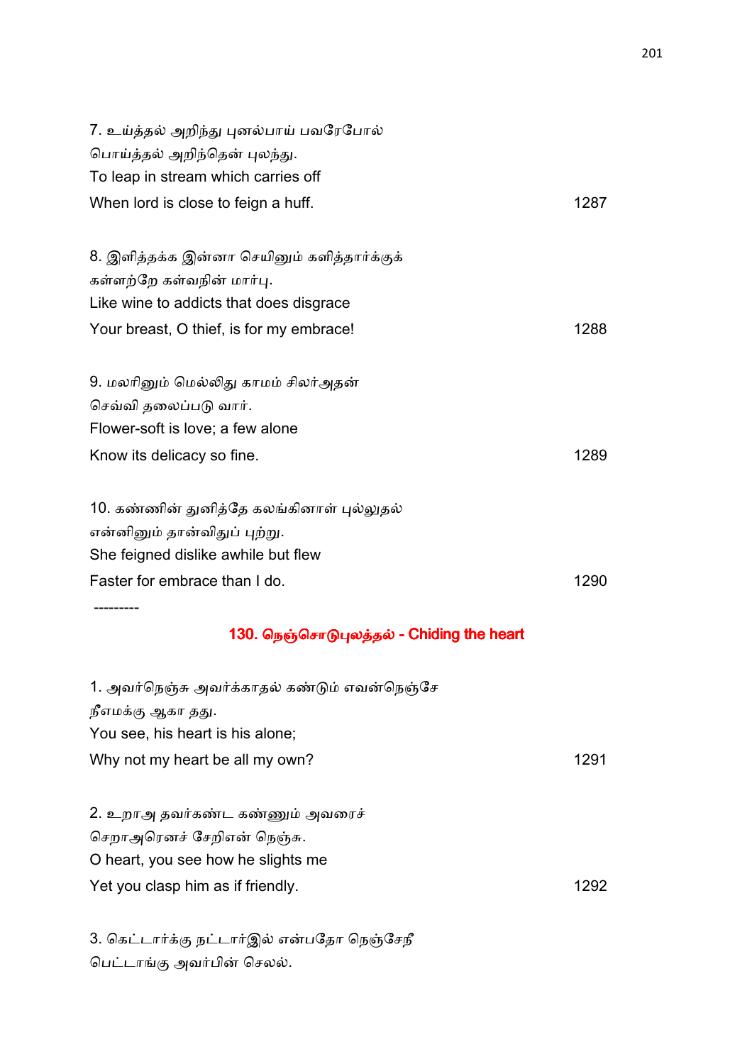7. உய்த்தல் அறிந்து புனல்பாய் பவரேபோல்
பொய்த்தல் அறிந்தென் புலந்து.
To leap in stream which carries off
When lord is close to feign a huff. 1287

8. இளித்தக்க இன்னா செயினும் களித்தார்க்குக்
கள்ளற்றே கள்வநின் மார்பு.
Like wine to addicts that does disgrace
Your breast, O thief, is for my embrace! 1288

9. மலரினும் மெல்லிது காமம் சிலர்அதன்
செவ்வி தலைப்படு வார்.
Flower-soft is love; a few alone
Know its delicacy so fine. 1289

10. கண்ணின் துனித்தே கலங்கினாள் புல்லுதல்
என்னினும் தான்விதுப் புற்று.
She feigned dislike awhile but flew
Faster for embrace than I do. 1290

---------

## 130. நெஞ்சொடுபுலத்தல் - Chiding the heart

1. அவர்நெஞ்சு அவர்க்காதல் கண்டும் எவன்நெஞ்சே
நீஎமக்கு ஆகா தது.
You see, his heart is his alone;
Why not my heart be all my own? 1291

2. உறாஅ தவர்கண்ட கண்ணும் அவரைச்
செறாஅரெனச் சேறிஎன் நெஞ்சு.
O heart, you see how he slights me
Yet you clasp him as if friendly. 1292

3. கெட்டார்க்கு நட்டார்இல் என்பதோ நெஞ்சேநீ
பெட்டாங்கு அவர்பின் செலல்.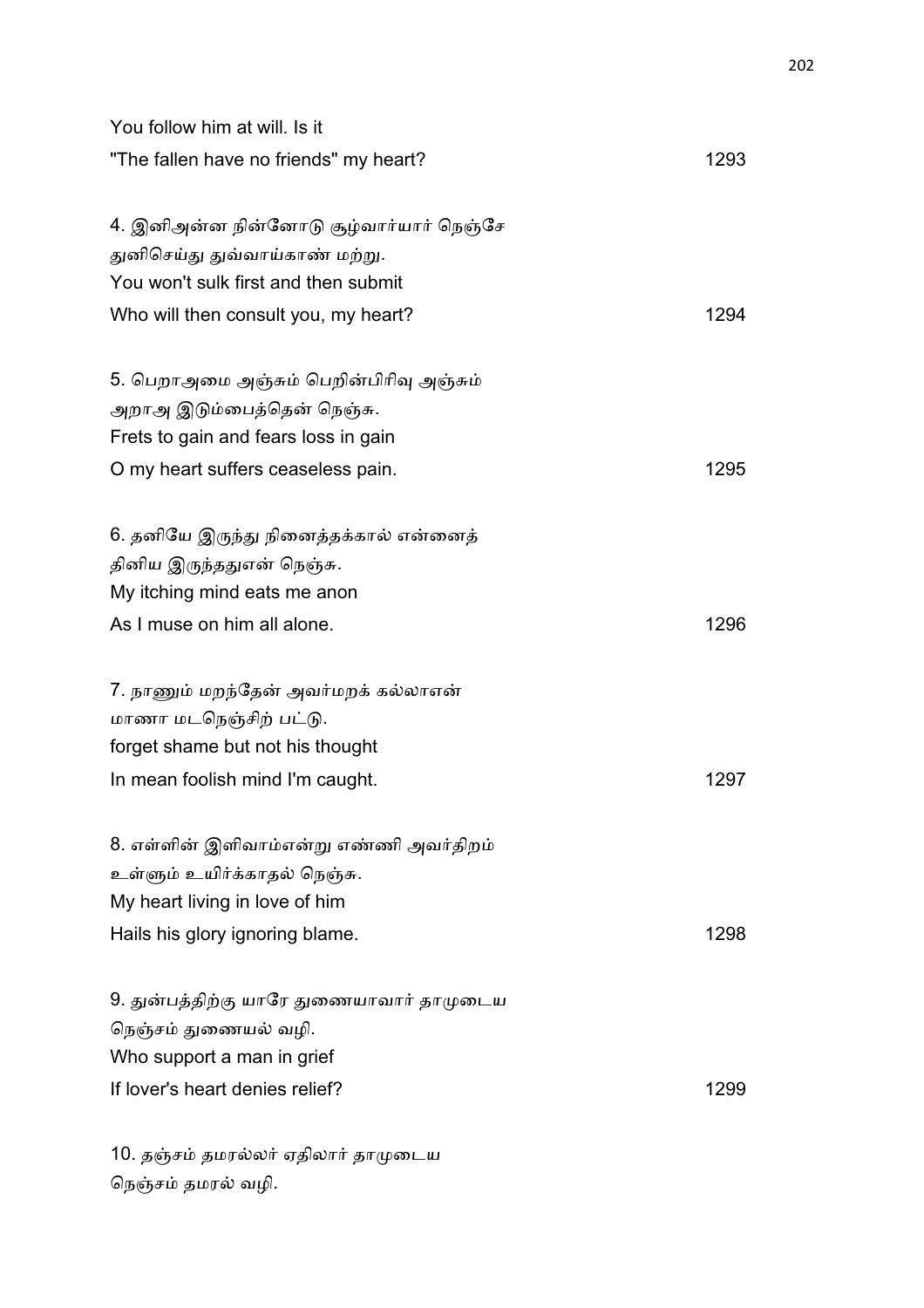You follow him at will. Is it
"The fallen have no friends" my heart? 1293

4. இனிஅன்ன நின்னோடு சூழ்வார்யார் நெஞ்சே
துனிசெய்து துவ்வாய்காண் மற்று.
You won't sulk first and then submit
Who will then consult you, my heart? 1294

5. பெறாஅமை அஞ்சும் பெறின்பிரிவு அஞ்சும்
அறாஅ இடும்பைத்தென் நெஞ்சு.
Frets to gain and fears loss in gain
O my heart suffers ceaseless pain. 1295

6. தனியே இருந்து நினைத்தக்கால் என்னைத்
தினிய இருந்ததுஎன் நெஞ்சு.
My itching mind eats me anon
As I muse on him all alone. 1296

7. நாணும் மறந்தேன் அவர்மறக் கல்லாஎன்
மாணா மடநெஞ்சிற் பட்டு.
forget shame but not his thought
In mean foolish mind I'm caught. 1297

8. எள்ளின் இளிவாம்என்று எண்ணி அவர்திறம்
உள்ளும் உயிர்க்காதல் நெஞ்சு.
My heart living in love of him
Hails his glory ignoring blame. 1298

9. துன்பத்திற்கு யாரே துணையாவார் தாமுடைய
நெஞ்சம் துணையல் வழி.
Who support a man in grief
If lover's heart denies relief? 1299

10. தஞ்சம் தமரல்லர் ஏதிலார் தாமுடைய
நெஞ்சம் தமரல் வழி.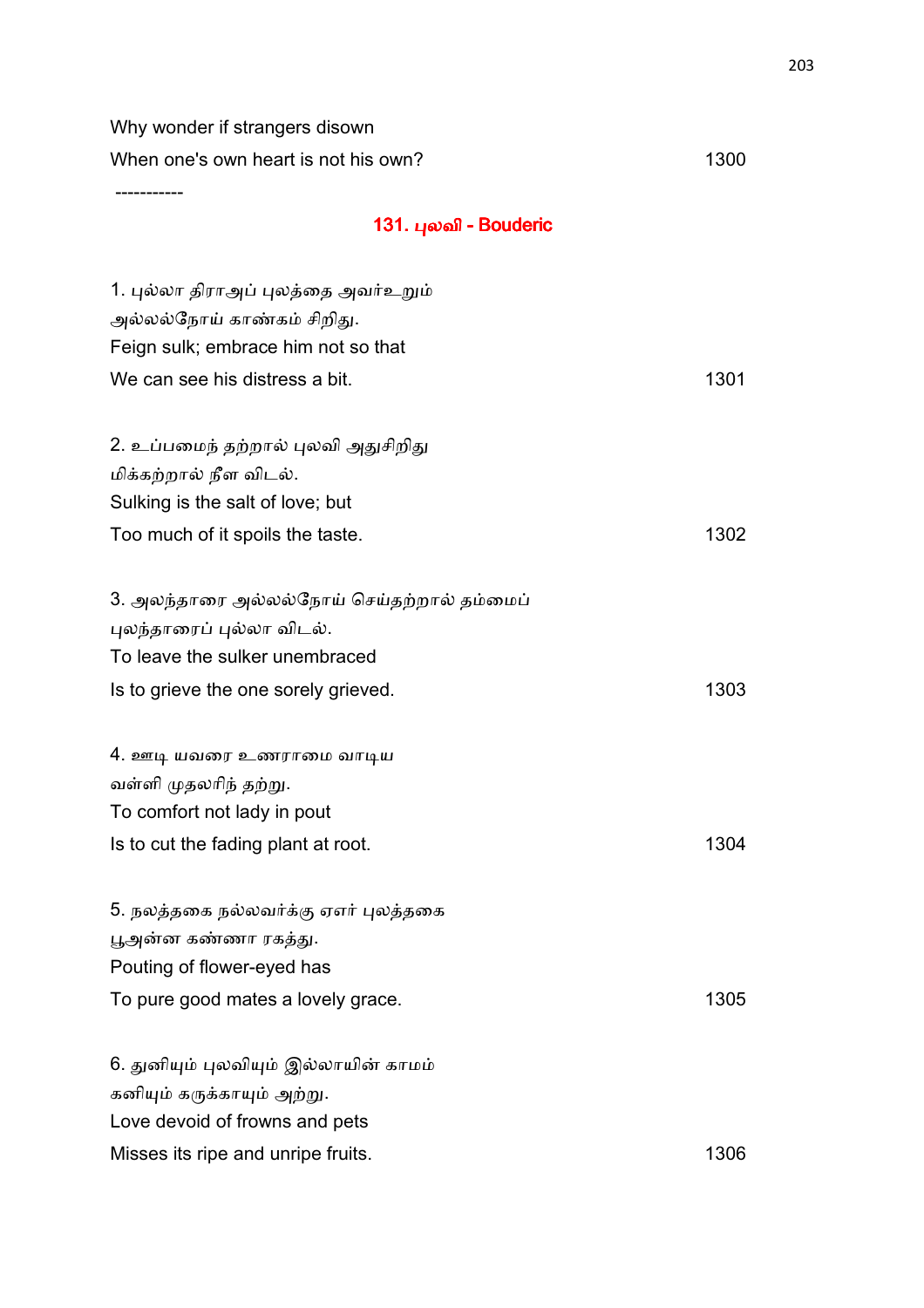Why wonder if strangers disown
When one's own heart is not his own? 1300

-----------

## 131. புலவி - Bouderic

1. புல்லா திராஅப் புலத்தை அவர்உறும்
அல்லல்நோய் காண்கம் சிறிது.
Feign sulk; embrace him not so that
We can see his distress a bit. 1301

2. உப்பமைந் தற்றால் புலவி அதுசிறிது
மிக்கற்றால் நீள விடல்.
Sulking is the salt of love; but
Too much of it spoils the taste. 1302

3. அலந்தாரை அல்லல்நோய் செய்தற்றால் தம்மைப்
புலந்தாரைப் புல்லா விடல்.
To leave the sulker unembraced
Is to grieve the one sorely grieved. 1303

4. ஊடி யவரை உணராமை வாடிய
வள்ளி முதலரிந் தற்று.
To comfort not lady in pout
Is to cut the fading plant at root. 1304

5. நலத்தகை நல்லவர்க்கு ஏஎர் புலத்தகை
பூஅன்ன கண்ணா ரகத்து.
Pouting of flower-eyed has
To pure good mates a lovely grace. 1305

6. துனியும் புலவியும் இல்லாயின் காமம்
கனியும் கருக்காயும் அற்று.
Love devoid of frowns and pets
Misses its ripe and unripe fruits. 1306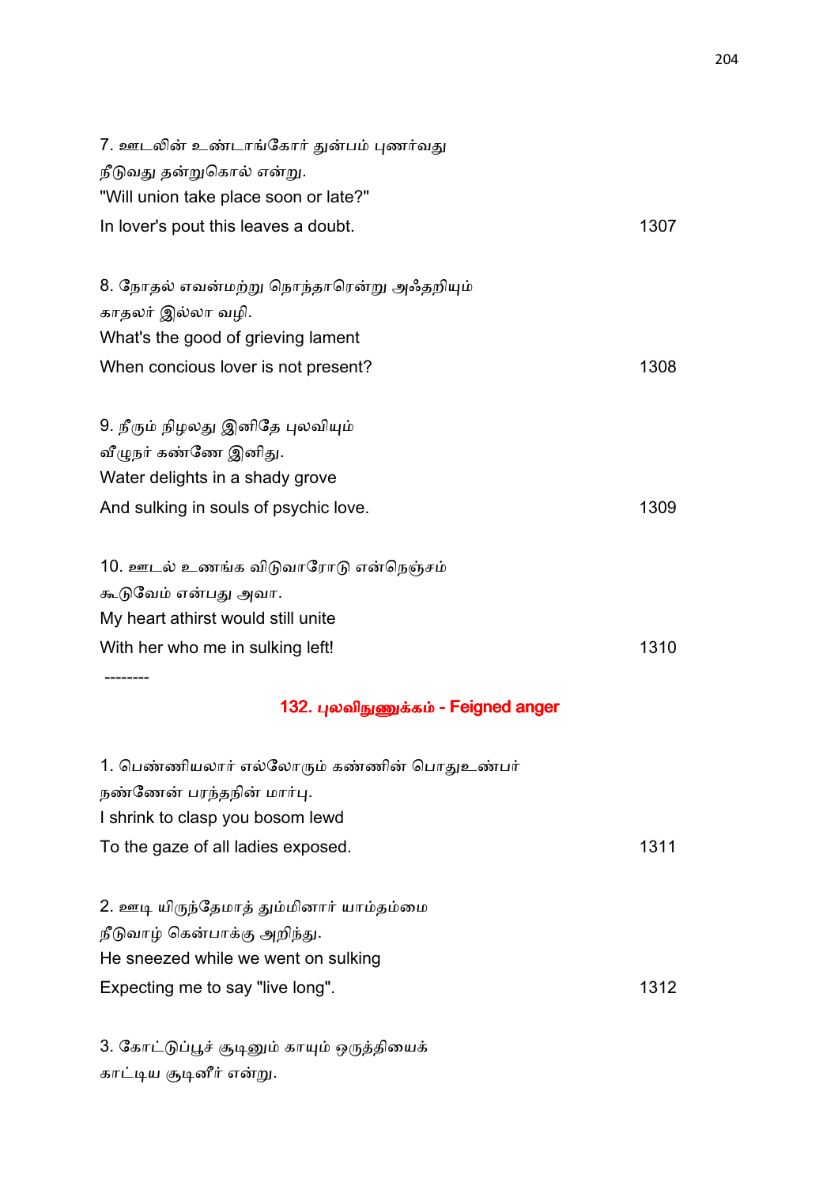7. ஊடலின் உண்டாங்கோர் துன்பம் புணர்வது
நீடுவது தன்றுகொல் என்று.
"Will union take place soon or late?"
In lover's pout this leaves a doubt. 1307

8. நோதல் எவன்மற்று நொந்தாரென்று அஃதறியும்
காதலர் இல்லா வழி.
What's the good of grieving lament
When concious lover is not present? 1308

9. நீரும் நிழலது இனிதே புலவியும்
வீழுநர் கண்ணே இனிது.
Water delights in a shady grove
And sulking in souls of psychic love. 1309

10. ஊடல் உணங்க விடுவாரோடு என்நெஞ்சம்
கூடுவேம் என்பது அவா.
My heart athirst would still unite
With her who me in sulking left! 1310

--------

## 132. புலவிநுணுக்கம் - Feigned anger

1. பெண்ணியலார் எல்லோரும் கண்ணின் பொதுஉண்பர்
நண்ணேன் பரந்தநின் மார்பு.
I shrink to clasp you bosom lewd
To the gaze of all ladies exposed. 1311

2. ஊடி யிருந்தேமாத் தும்மினார் யாம்தம்மை
நீடுவாழ் கென்பாக்கு அறிந்து.
He sneezed while we went on sulking
Expecting me to say "live long". 1312

3. கோட்டுப்பூச் சூடினும் காயும் ஒருத்தியைக்
காட்டிய சூடினீர் என்று.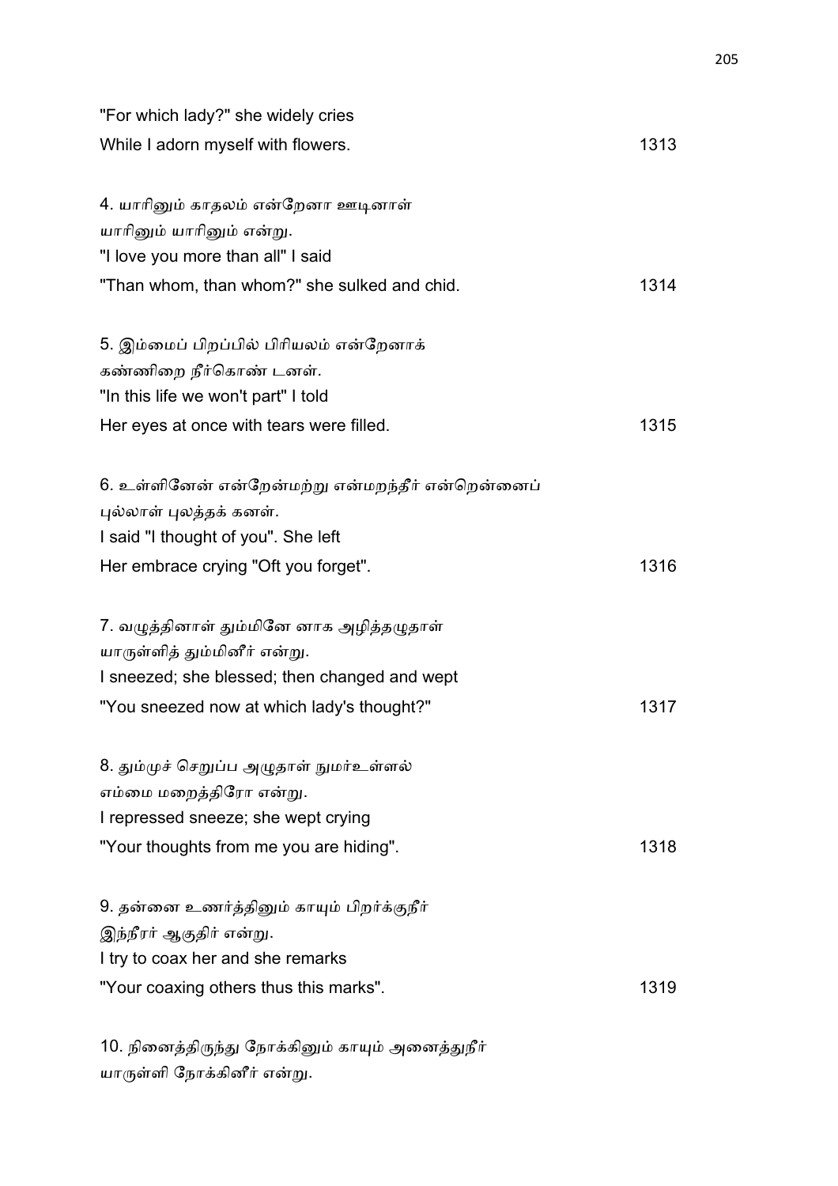"For which lady?" she widely cries
While I adorn myself with flowers. 1313

4. யாரினும் காதலம் என்றேனா ஊடினாள்
யாரினும் யாரினும் என்று.
"I love you more than all" I said
"Than whom, than whom?" she sulked and chid. 1314

5. இம்மைப் பிறப்பில் பிரியலம் என்றேனாக்
கண்ணிறை நீர்கொண் டனள்.
"In this life we won't part" I told
Her eyes at once with tears were filled. 1315

6. உள்ளினேன் என்றேன்மற்று என்மறந்தீர் என்றென்னைப்
புல்லாள் புலத்தக் கனள்.
I said "I thought of you". She left
Her embrace crying "Oft you forget". 1316

7. வழுத்தினாள் தும்மினே னாக அழித்தழுதாள்
யாருள்ளித் தும்மினீர் என்று.
I sneezed; she blessed; then changed and wept
"You sneezed now at which lady's thought?" 1317

8. தும்முச் செறுப்ப அழுதாள் நுமர்உள்ளல்
எம்மை மறைத்திரோ என்று.
I repressed sneeze; she wept crying
"Your thoughts from me you are hiding". 1318

9. தன்னை உணர்த்தினும் காயும் பிறர்க்குநீர்
இந்நீரர் ஆகுதிர் என்று.
I try to coax her and she remarks
"Your coaxing others thus this marks". 1319

10. நினைத்திருந்து நோக்கினும் காயும் அனைத்துநீர்
யாருள்ளி நோக்கினீர் என்று.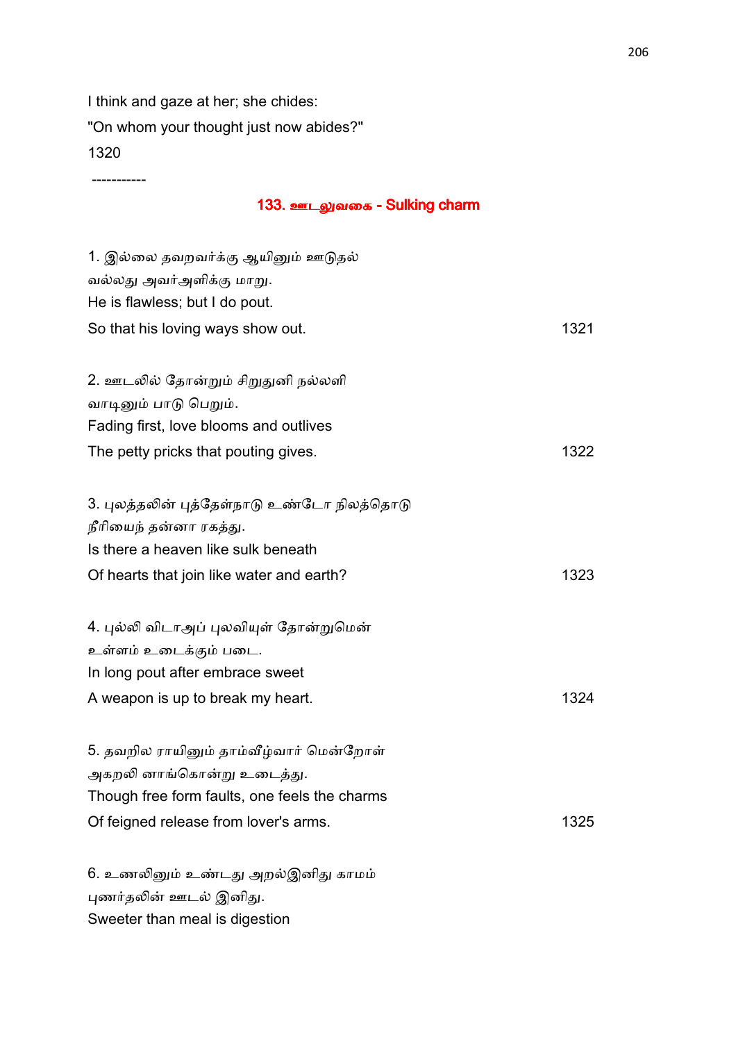I think and gaze at her; she chides:
"On whom your thought just now abides?"
1320

-----------

## 133. ஊடலுவகை - Sulking charm

1. இல்லை தவறவர்க்கு ஆயினும் ஊடுதல்
வல்லது அவர்அளிக்கு மாறு.
He is flawless; but I do pout.
So that his loving ways show out. 1321

2. ஊடலில் தோன்றும் சிறுதுனி நல்லளி
வாடினும் பாடு பெறும்.
Fading first, love blooms and outlives
The petty pricks that pouting gives. 1322

3. புலத்தலின் புத்தேள்நாடு உண்டோ நிலத்தொடு
நீரியைந் தன்னா ரகத்து.
Is there a heaven like sulk beneath
Of hearts that join like water and earth? 1323

4. புல்லி விடாஅப் புலவியுள் தோன்றுமென்
உள்ளம் உடைக்கும் படை.
In long pout after embrace sweet
A weapon is up to break my heart. 1324

5. தவறில ராயினும் தாம்வீழ்வார் மென்றோள்
அகறலி னாங்கொன்று உடைத்து.
Though free form faults, one feels the charms
Of feigned release from lover's arms. 1325

6. உணலினும் உண்டது அறல்இனிது காமம்
புணர்தலின் ஊடல் இனிது.
Sweeter than meal is digestion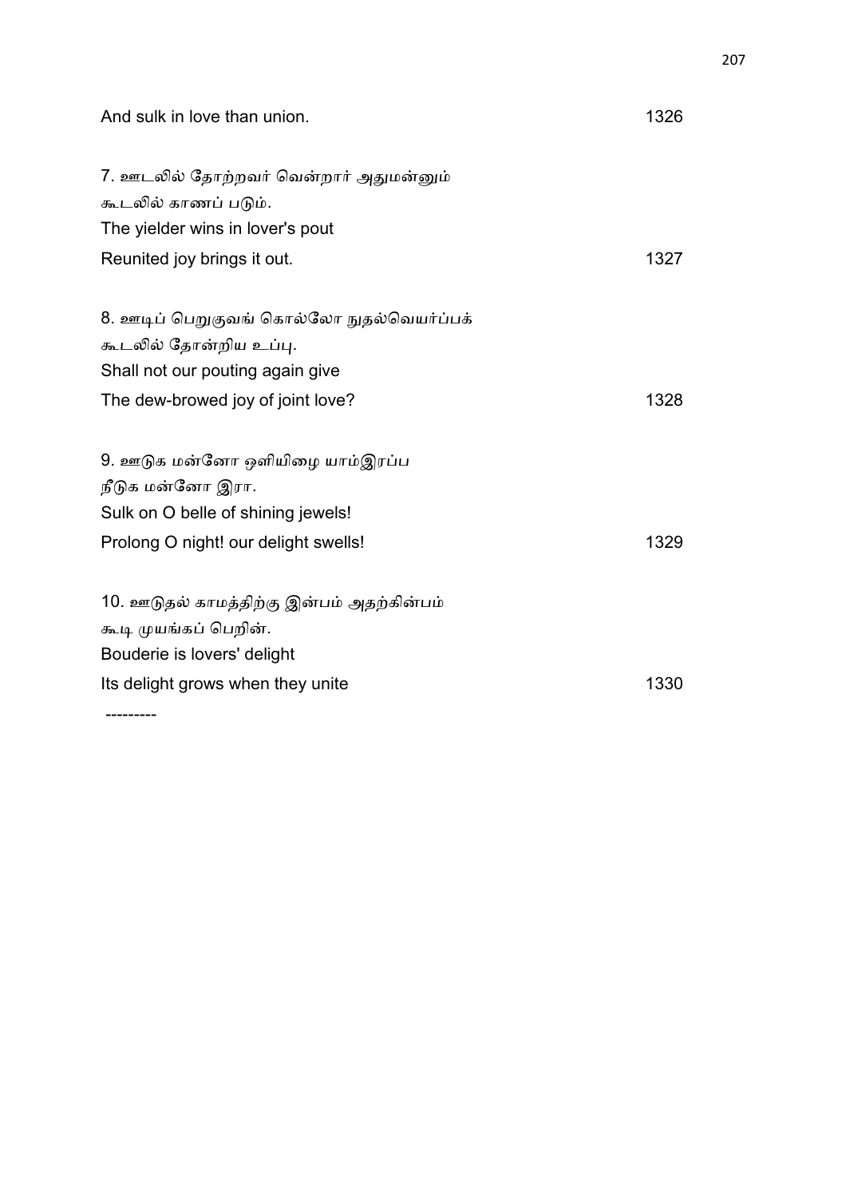And sulk in love than union. 1326

7. ஊடலில் தோற்றவர் வென்றார் அதுமன்னும்
கூடலில் காணப் படும்.
The yielder wins in lover's pout
Reunited joy brings it out. 1327

8. ஊடிப் பெறுகுவங் கொல்லோ நுதல்வெயர்ப்பக்
கூடலில் தோன்றிய உப்பு.
Shall not our pouting again give
The dew-browed joy of joint love? 1328

9. ஊடுக மன்னோ ஒளியிழை யாம்இரப்ப
நீடுக மன்னோ இரா.
Sulk on O belle of shining jewels!
Prolong O night! our delight swells! 1329

10. ஊடுதல் காமத்திற்கு இன்பம் அதற்கின்பம்
கூடி முயங்கப் பெறின்.
Bouderie is lovers' delight
Its delight grows when they unite 1330

---------